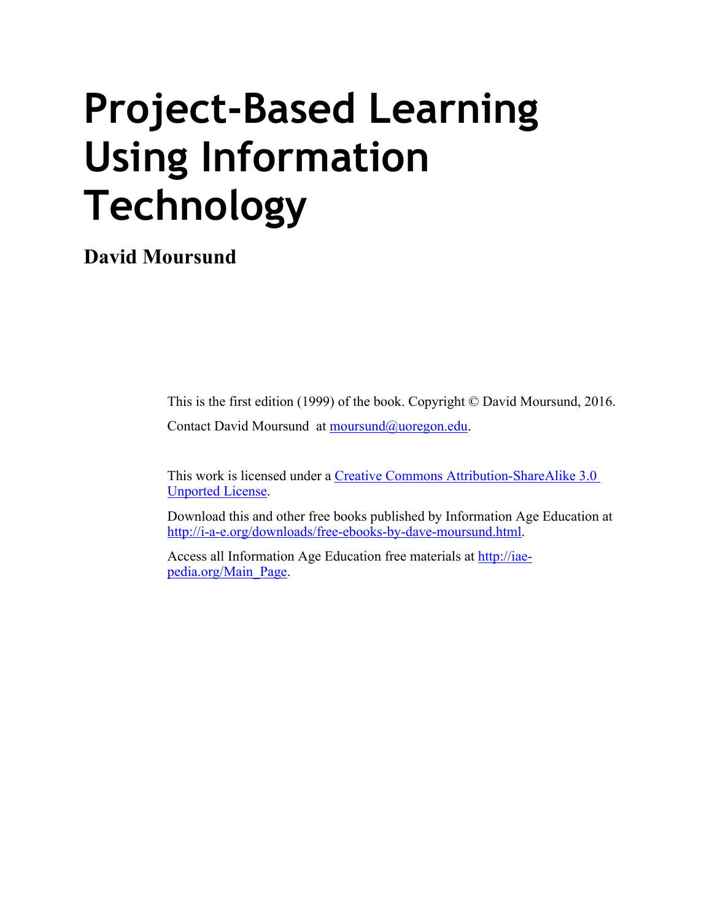# Project-Based Learning Using Information Technology

**David Moursund**

This is the first edition (1999) of the book. Copyright © David Moursund, 2016.

Contact David Moursund at moursund@uoregon.edu.

This work is licensed under a Creative Commons Attribution-ShareAlike 3.0 Unported License.

Download this and other free books published by Information Age Education at http://i-a-e.org/downloads/free-ebooks-by-dave-moursund.html.

Access all Information Age Education free materials at http://iae-pedia.org/Main_Page.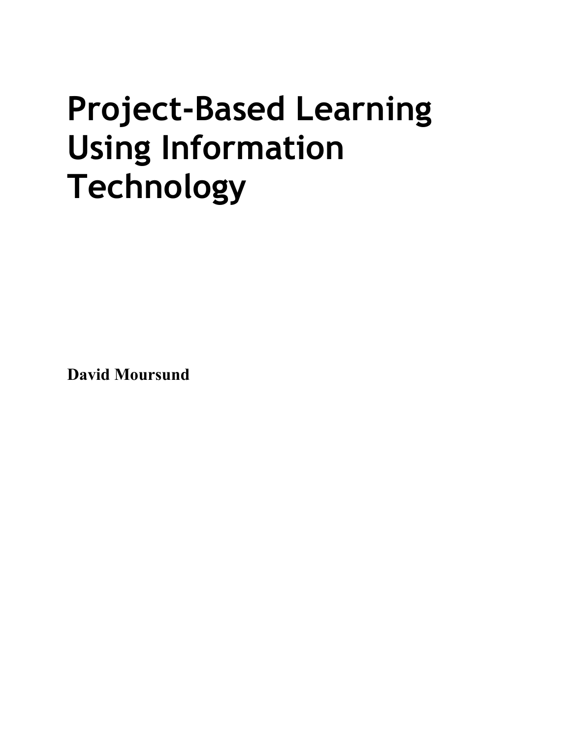# Project-Based Learning Using Information Technology

**David Moursund**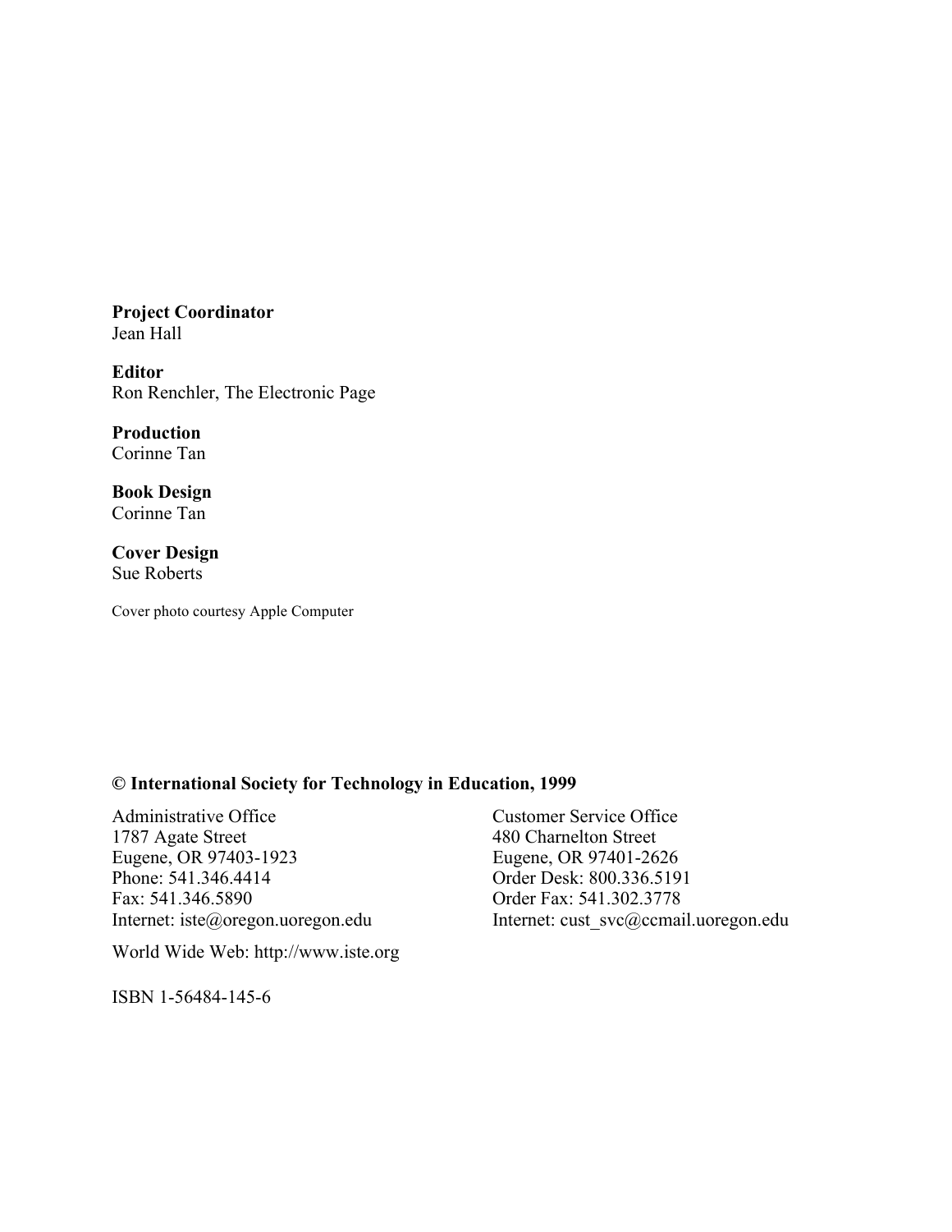**Project Coordinator**
Jean Hall

**Editor**
Ron Renchler, The Electronic Page

**Production**
Corinne Tan

**Book Design**
Corinne Tan

**Cover Design**
Sue Roberts

Cover photo courtesy Apple Computer

**© International Society for Technology in Education, 1999**

Administrative Office
1787 Agate Street
Eugene, OR 97403-1923
Phone: 541.346.4414
Fax: 541.346.5890
Internet: iste@oregon.uoregon.edu

World Wide Web: http://www.iste.org

Customer Service Office
480 Charnelton Street
Eugene, OR 97401-2626
Order Desk: 800.336.5191
Order Fax: 541.302.3778
Internet: cust_svc@ccmail.uoregon.edu

ISBN 1-56484-145-6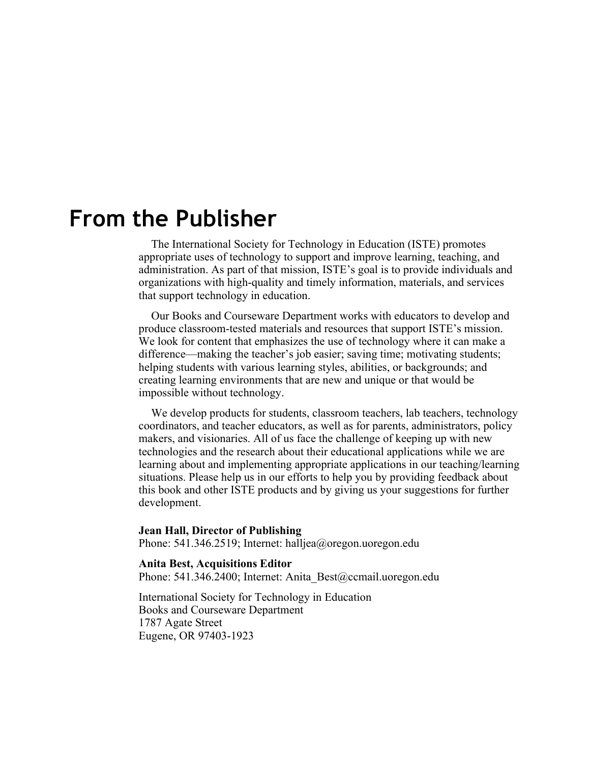# From the Publisher

The International Society for Technology in Education (ISTE) promotes appropriate uses of technology to support and improve learning, teaching, and administration. As part of that mission, ISTE's goal is to provide individuals and organizations with high-quality and timely information, materials, and services that support technology in education.

Our Books and Courseware Department works with educators to develop and produce classroom-tested materials and resources that support ISTE's mission. We look for content that emphasizes the use of technology where it can make a difference—making the teacher's job easier; saving time; motivating students; helping students with various learning styles, abilities, or backgrounds; and creating learning environments that are new and unique or that would be impossible without technology.

We develop products for students, classroom teachers, lab teachers, technology coordinators, and teacher educators, as well as for parents, administrators, policy makers, and visionaries. All of us face the challenge of keeping up with new technologies and the research about their educational applications while we are learning about and implementing appropriate applications in our teaching/learning situations. Please help us in our efforts to help you by providing feedback about this book and other ISTE products and by giving us your suggestions for further development.

**Jean Hall, Director of Publishing**
Phone: 541.346.2519; Internet: halljea@oregon.uoregon.edu

**Anita Best, Acquisitions Editor**
Phone: 541.346.2400; Internet: Anita_Best@ccmail.uoregon.edu

International Society for Technology in Education
Books and Courseware Department
1787 Agate Street
Eugene, OR 97403-1923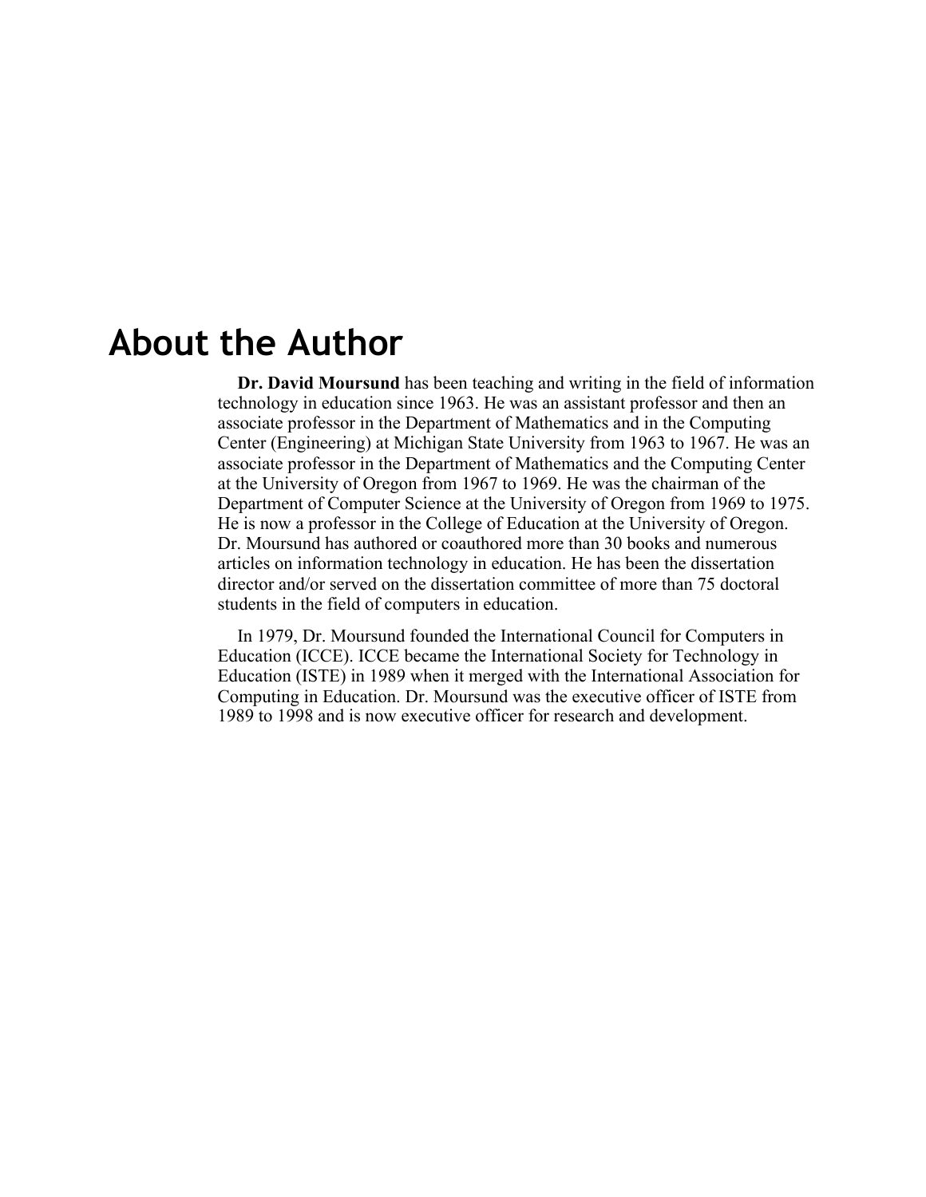# About the Author

**Dr. David Moursund** has been teaching and writing in the field of information technology in education since 1963. He was an assistant professor and then an associate professor in the Department of Mathematics and in the Computing Center (Engineering) at Michigan State University from 1963 to 1967. He was an associate professor in the Department of Mathematics and the Computing Center at the University of Oregon from 1967 to 1969. He was the chairman of the Department of Computer Science at the University of Oregon from 1969 to 1975. He is now a professor in the College of Education at the University of Oregon. Dr. Moursund has authored or coauthored more than 30 books and numerous articles on information technology in education. He has been the dissertation director and/or served on the dissertation committee of more than 75 doctoral students in the field of computers in education.

In 1979, Dr. Moursund founded the International Council for Computers in Education (ICCE). ICCE became the International Society for Technology in Education (ISTE) in 1989 when it merged with the International Association for Computing in Education. Dr. Moursund was the executive officer of ISTE from 1989 to 1998 and is now executive officer for research and development.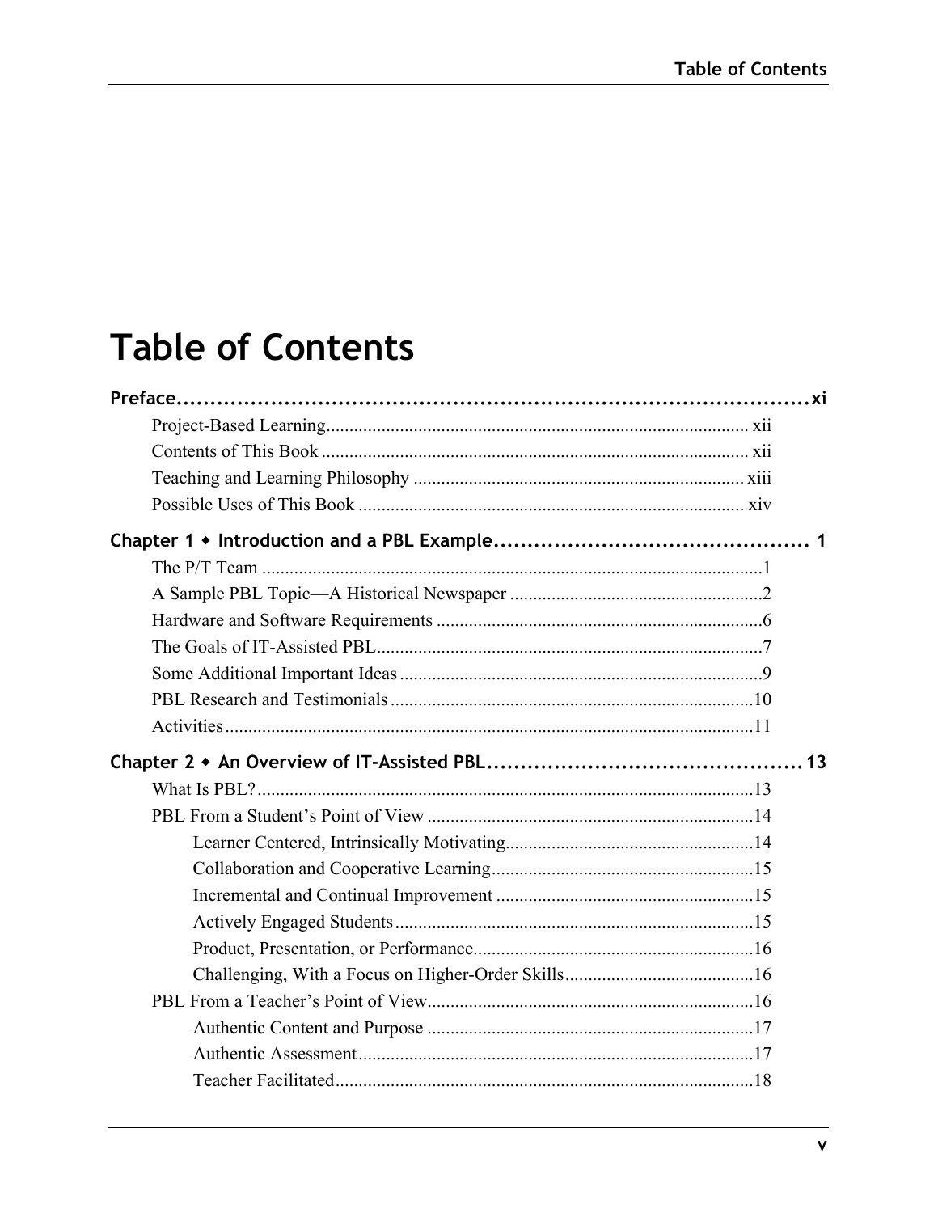# Table of Contents

**Preface** .......... xi

- Project-Based Learning .......... xii
- Contents of This Book .......... xii
- Teaching and Learning Philosophy .......... xiii
- Possible Uses of This Book .......... xiv

**Chapter 1 ◆ Introduction and a PBL Example** .......... 1

- The P/T Team .......... 1
- A Sample PBL Topic—A Historical Newspaper .......... 2
- Hardware and Software Requirements .......... 6
- The Goals of IT-Assisted PBL .......... 7
- Some Additional Important Ideas .......... 9
- PBL Research and Testimonials .......... 10
- Activities .......... 11

**Chapter 2 ◆ An Overview of IT-Assisted PBL** .......... 13

- What Is PBL? .......... 13
- PBL From a Student's Point of View .......... 14
  - Learner Centered, Intrinsically Motivating .......... 14
  - Collaboration and Cooperative Learning .......... 15
  - Incremental and Continual Improvement .......... 15
  - Actively Engaged Students .......... 15
  - Product, Presentation, or Performance .......... 16
  - Challenging, With a Focus on Higher-Order Skills .......... 16
- PBL From a Teacher's Point of View .......... 16
  - Authentic Content and Purpose .......... 17
  - Authentic Assessment .......... 17
  - Teacher Facilitated .......... 18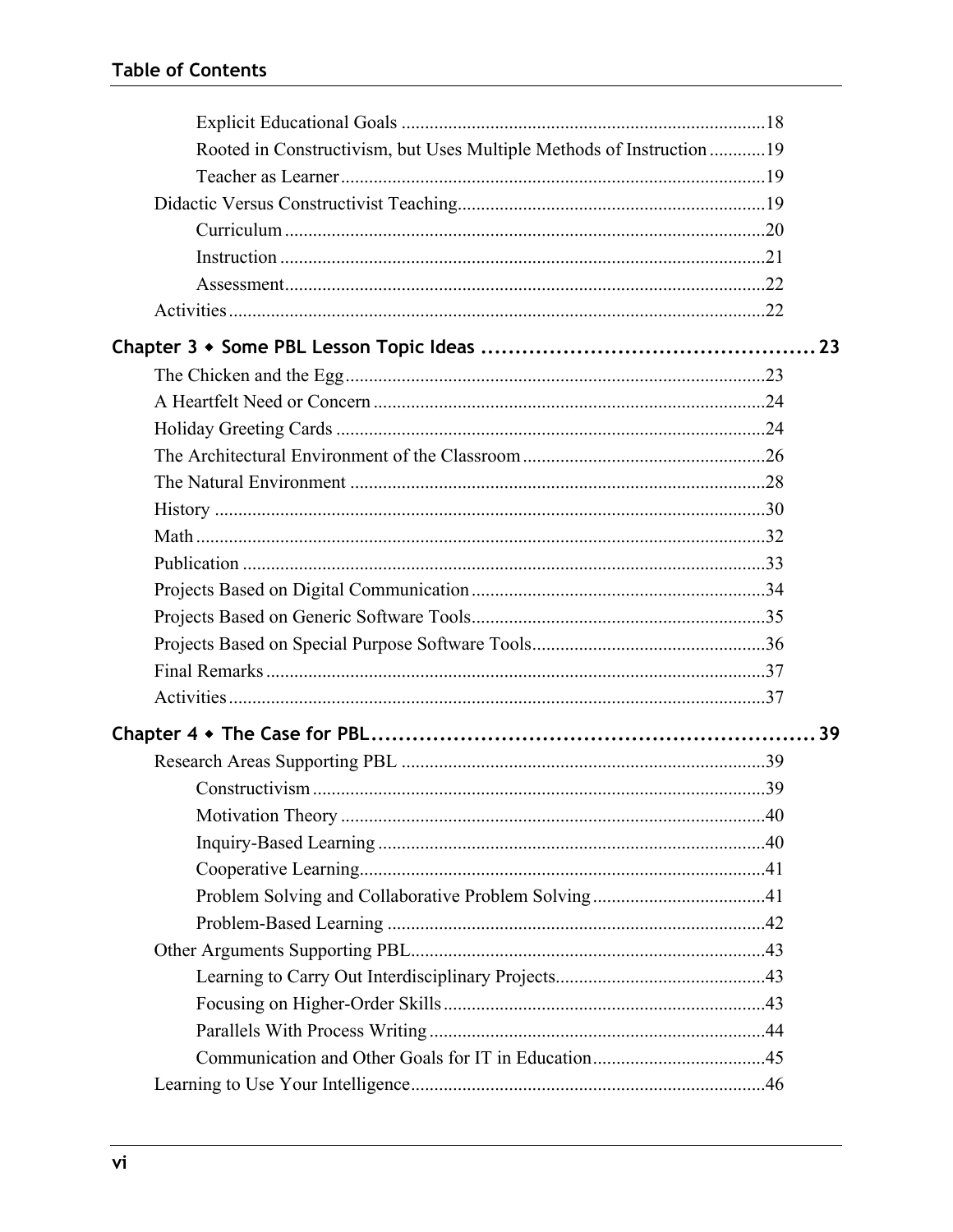Explicit Educational Goals ..........18
Rooted in Constructivism, but Uses Multiple Methods of Instruction ..........19
Teacher as Learner ..........19
Didactic Versus Constructivist Teaching..........19
Curriculum ..........20
Instruction ..........21
Assessment..........22
Activities..........22

**Chapter 3 ◆ Some PBL Lesson Topic Ideas .......... 23**

The Chicken and the Egg..........23
A Heartfelt Need or Concern ..........24
Holiday Greeting Cards ..........24
The Architectural Environment of the Classroom..........26
The Natural Environment ..........28
History ..........30
Math ..........32
Publication ..........33
Projects Based on Digital Communication..........34
Projects Based on Generic Software Tools..........35
Projects Based on Special Purpose Software Tools..........36
Final Remarks..........37
Activities..........37

**Chapter 4 ◆ The Case for PBL.......... 39**

Research Areas Supporting PBL ..........39
Constructivism ..........39
Motivation Theory ..........40
Inquiry-Based Learning ..........40
Cooperative Learning..........41
Problem Solving and Collaborative Problem Solving ..........41
Problem-Based Learning ..........42
Other Arguments Supporting PBL..........43
Learning to Carry Out Interdisciplinary Projects..........43
Focusing on Higher-Order Skills ..........43
Parallels With Process Writing ..........44
Communication and Other Goals for IT in Education..........45
Learning to Use Your Intelligence..........46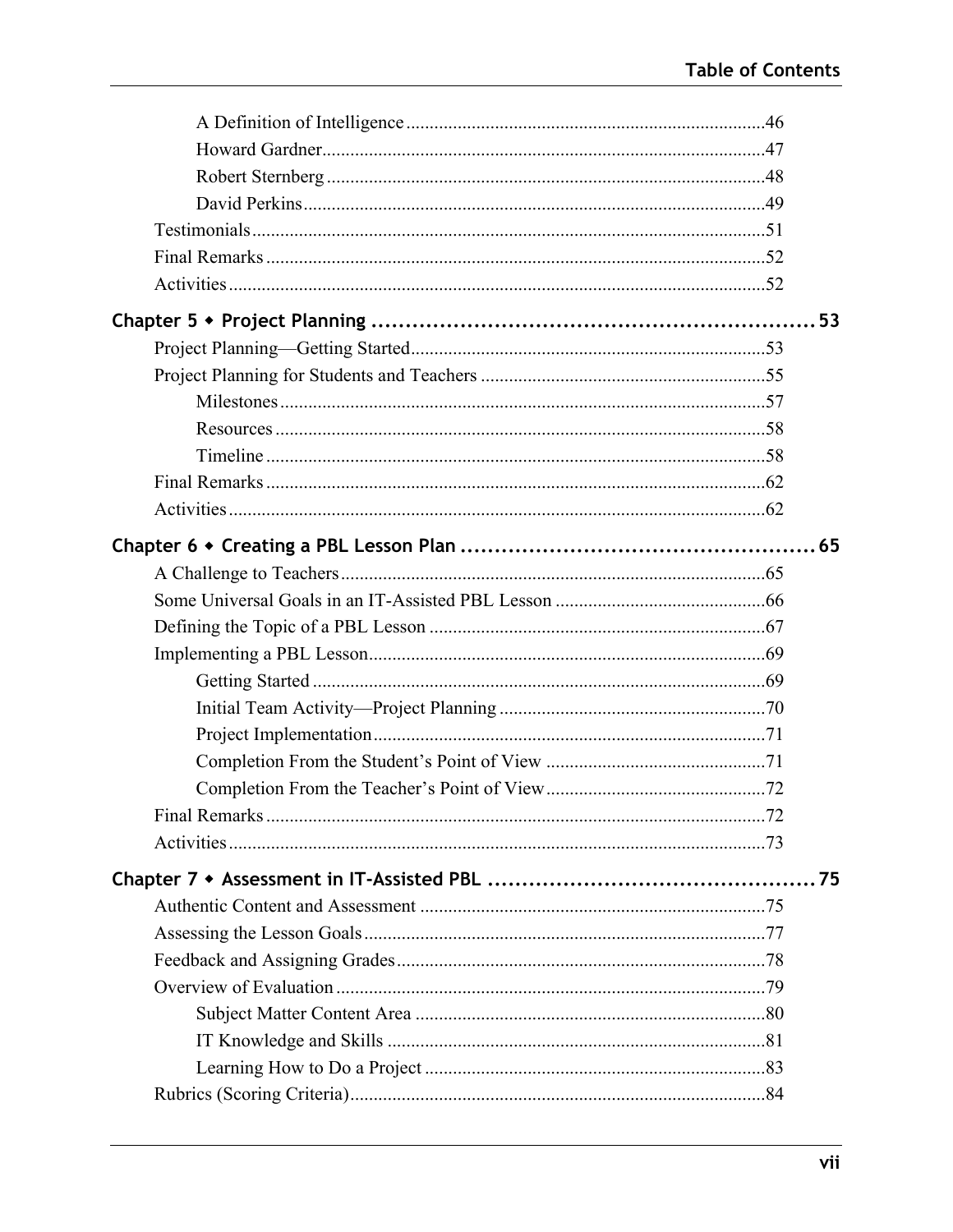A Definition of Intelligence ............................................................................46
Howard Gardner..............................................................................................47
Robert Sternberg .............................................................................................48
David Perkins..................................................................................................49

Testimonials.............................................................................................................51
Final Remarks ..........................................................................................................52
Activities..................................................................................................................52

**Chapter 5 ◆ Project Planning ................................................................ 53**

Project Planning—Getting Started...........................................................................53
Project Planning for Students and Teachers ............................................................55
Milestones.......................................................................................................57
Resources ........................................................................................................58
Timeline ..........................................................................................................58

Final Remarks ..........................................................................................................62
Activities..................................................................................................................62

**Chapter 6 ◆ Creating a PBL Lesson Plan ................................................... 65**

A Challenge to Teachers..........................................................................................65
Some Universal Goals in an IT-Assisted PBL Lesson ............................................66
Defining the Topic of a PBL Lesson .......................................................................67
Implementing a PBL Lesson....................................................................................69
Getting Started ................................................................................................69
Initial Team Activity—Project Planning .........................................................70
Project Implementation...................................................................................71
Completion From the Student's Point of View ..............................................71
Completion From the Teacher's Point of View...............................................72

Final Remarks ..........................................................................................................72
Activities..................................................................................................................73

**Chapter 7 ◆ Assessment in IT-Assisted PBL ............................................... 75**

Authentic Content and Assessment .........................................................................75
Assessing the Lesson Goals.....................................................................................77
Feedback and Assigning Grades..............................................................................78
Overview of Evaluation ...........................................................................................79
Subject Matter Content Area ..........................................................................80
IT Knowledge and Skills ................................................................................81
Learning How to Do a Project ........................................................................83

Rubrics (Scoring Criteria)........................................................................................84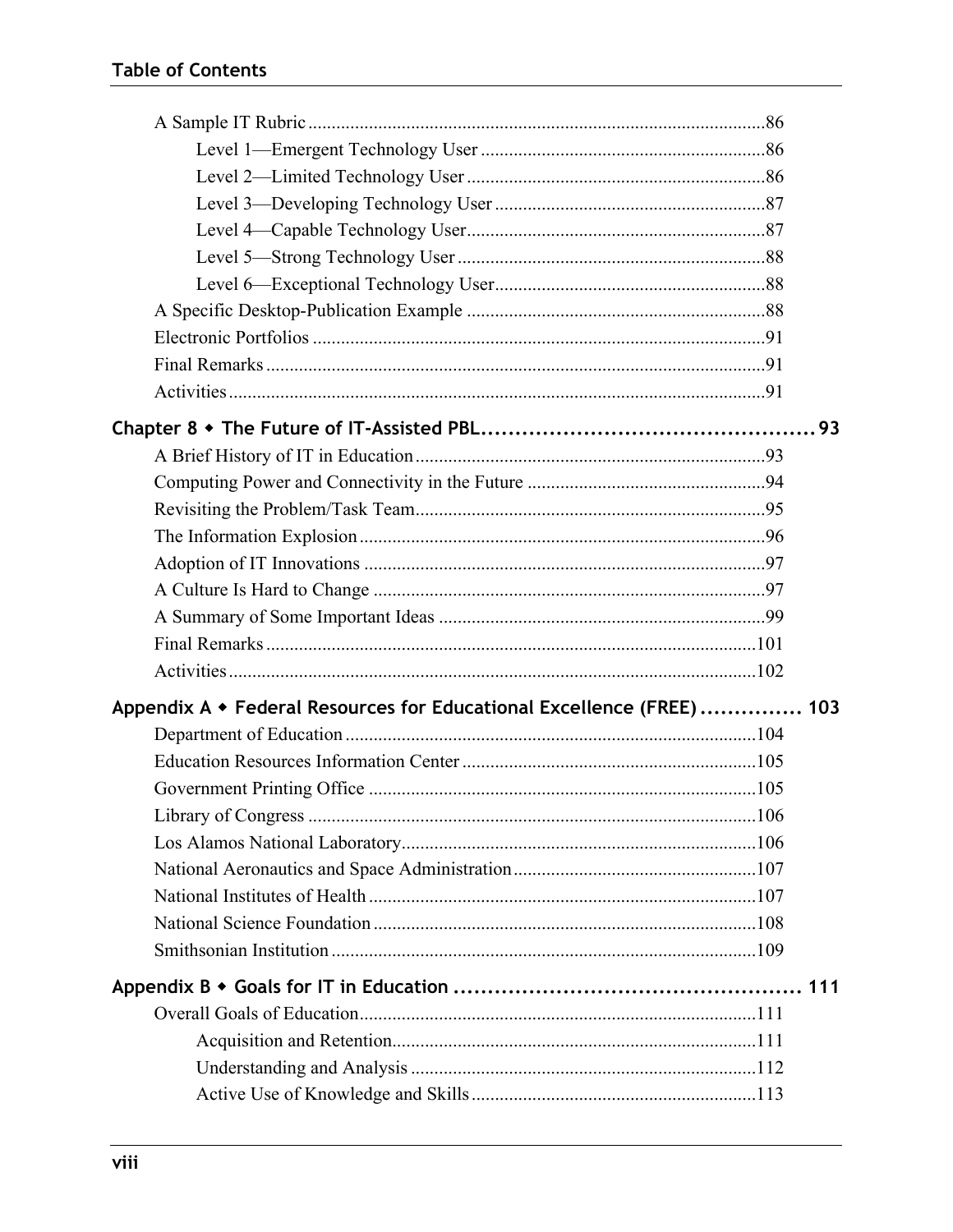A Sample IT Rubric ........................................................................................86

Level 1—Emergent Technology User ..........................................................86

Level 2—Limited Technology User .............................................................86

Level 3—Developing Technology User .......................................................87

Level 4—Capable Technology User.............................................................87

Level 5—Strong Technology User ...............................................................88

Level 6—Exceptional Technology User.......................................................88

A Specific Desktop-Publication Example ........................................................88

Electronic Portfolios ........................................................................................91

Final Remarks ..................................................................................................91

Activities ..........................................................................................................91

**Chapter 8 ◆ The Future of IT-Assisted PBL ................................................ 93**

A Brief History of IT in Education ..................................................................93

Computing Power and Connectivity in the Future ...........................................94

Revisiting the Problem/Task Team...................................................................95

The Information Explosion ..............................................................................96

Adoption of IT Innovations .............................................................................97

A Culture Is Hard to Change ...........................................................................97

A Summary of Some Important Ideas .............................................................99

Final Remarks ................................................................................................101

Activities ........................................................................................................102

**Appendix A ◆ Federal Resources for Educational Excellence (FREE) ............... 103**

Department of Education ...............................................................................104

Education Resources Information Center ......................................................105

Government Printing Office ..........................................................................105

Library of Congress .......................................................................................106

Los Alamos National Laboratory...................................................................106

National Aeronautics and Space Administration ...........................................107

National Institutes of Health ..........................................................................107

National Science Foundation .........................................................................108

Smithsonian Institution ..................................................................................109

**Appendix B ◆ Goals for IT in Education .................................................... 111**

Overall Goals of Education............................................................................111

Acquisition and Retention.........................................................................111

Understanding and Analysis .....................................................................112

Active Use of Knowledge and Skills ........................................................113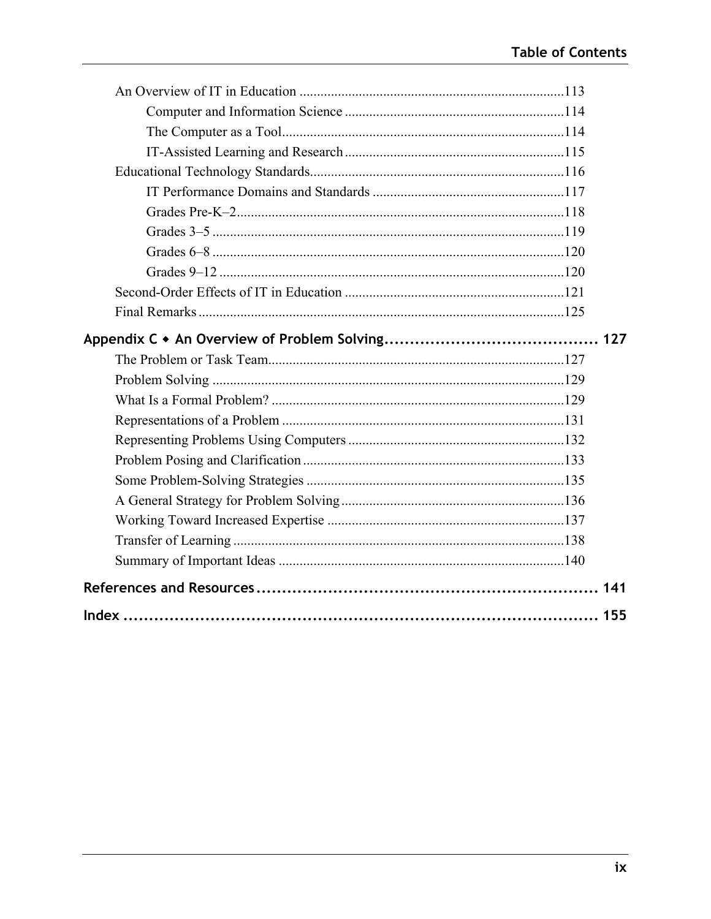An Overview of IT in Education ..........113
Computer and Information Science ..........114
The Computer as a Tool..........114
IT-Assisted Learning and Research ..........115
Educational Technology Standards..........116
IT Performance Domains and Standards ..........117
Grades Pre-K–2..........118
Grades 3–5 ..........119
Grades 6–8 ..........120
Grades 9–12 ..........120
Second-Order Effects of IT in Education ..........121
Final Remarks..........125

**Appendix C ◆ An Overview of Problem Solving.......... 127**

The Problem or Task Team..........127
Problem Solving ..........129
What Is a Formal Problem? ..........129
Representations of a Problem ..........131
Representing Problems Using Computers ..........132
Problem Posing and Clarification..........133
Some Problem-Solving Strategies ..........135
A General Strategy for Problem Solving..........136
Working Toward Increased Expertise ..........137
Transfer of Learning ..........138
Summary of Important Ideas ..........140

**References and Resources.......... 141**

**Index .......... 155**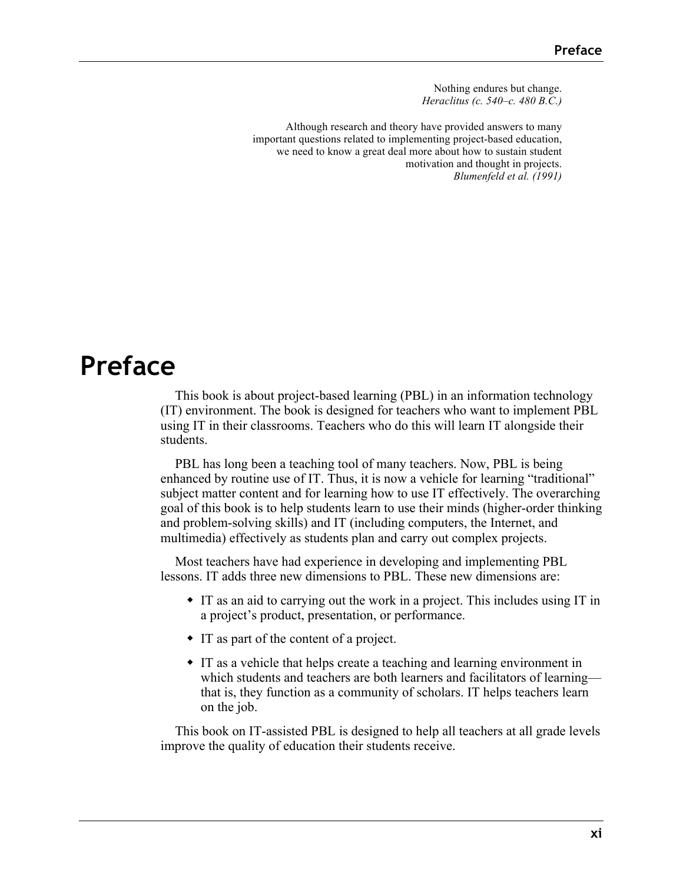Nothing endures but change.
*Heraclitus (c. 540–c. 480 B.C.)*

Although research and theory have provided answers to many important questions related to implementing project-based education, we need to know a great deal more about how to sustain student motivation and thought in projects.
*Blumenfeld et al. (1991)*

# Preface

This book is about project-based learning (PBL) in an information technology (IT) environment. The book is designed for teachers who want to implement PBL using IT in their classrooms. Teachers who do this will learn IT alongside their students.

PBL has long been a teaching tool of many teachers. Now, PBL is being enhanced by routine use of IT. Thus, it is now a vehicle for learning "traditional" subject matter content and for learning how to use IT effectively. The overarching goal of this book is to help students learn to use their minds (higher-order thinking and problem-solving skills) and IT (including computers, the Internet, and multimedia) effectively as students plan and carry out complex projects.

Most teachers have had experience in developing and implementing PBL lessons. IT adds three new dimensions to PBL. These new dimensions are:

- IT as an aid to carrying out the work in a project. This includes using IT in a project's product, presentation, or performance.
- IT as part of the content of a project.
- IT as a vehicle that helps create a teaching and learning environment in which students and teachers are both learners and facilitators of learning—that is, they function as a community of scholars. IT helps teachers learn on the job.

This book on IT-assisted PBL is designed to help all teachers at all grade levels improve the quality of education their students receive.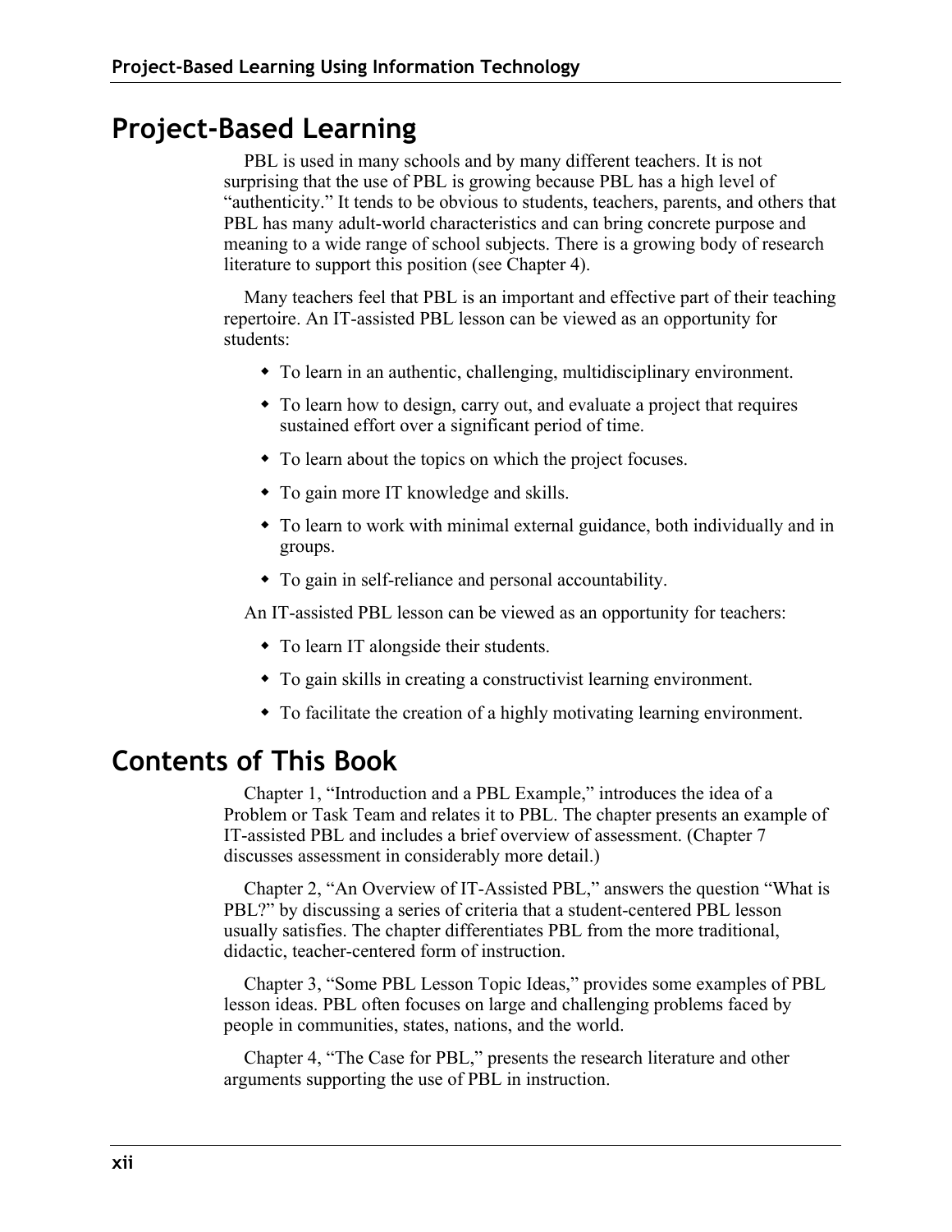## Project-Based Learning

PBL is used in many schools and by many different teachers. It is not surprising that the use of PBL is growing because PBL has a high level of "authenticity." It tends to be obvious to students, teachers, parents, and others that PBL has many adult-world characteristics and can bring concrete purpose and meaning to a wide range of school subjects. There is a growing body of research literature to support this position (see Chapter 4).

Many teachers feel that PBL is an important and effective part of their teaching repertoire. An IT-assisted PBL lesson can be viewed as an opportunity for students:

- To learn in an authentic, challenging, multidisciplinary environment.
- To learn how to design, carry out, and evaluate a project that requires sustained effort over a significant period of time.
- To learn about the topics on which the project focuses.
- To gain more IT knowledge and skills.
- To learn to work with minimal external guidance, both individually and in groups.
- To gain in self-reliance and personal accountability.

An IT-assisted PBL lesson can be viewed as an opportunity for teachers:

- To learn IT alongside their students.
- To gain skills in creating a constructivist learning environment.
- To facilitate the creation of a highly motivating learning environment.

## Contents of This Book

Chapter 1, "Introduction and a PBL Example," introduces the idea of a Problem or Task Team and relates it to PBL. The chapter presents an example of IT-assisted PBL and includes a brief overview of assessment. (Chapter 7 discusses assessment in considerably more detail.)

Chapter 2, "An Overview of IT-Assisted PBL," answers the question "What is PBL?" by discussing a series of criteria that a student-centered PBL lesson usually satisfies. The chapter differentiates PBL from the more traditional, didactic, teacher-centered form of instruction.

Chapter 3, "Some PBL Lesson Topic Ideas," provides some examples of PBL lesson ideas. PBL often focuses on large and challenging problems faced by people in communities, states, nations, and the world.

Chapter 4, "The Case for PBL," presents the research literature and other arguments supporting the use of PBL in instruction.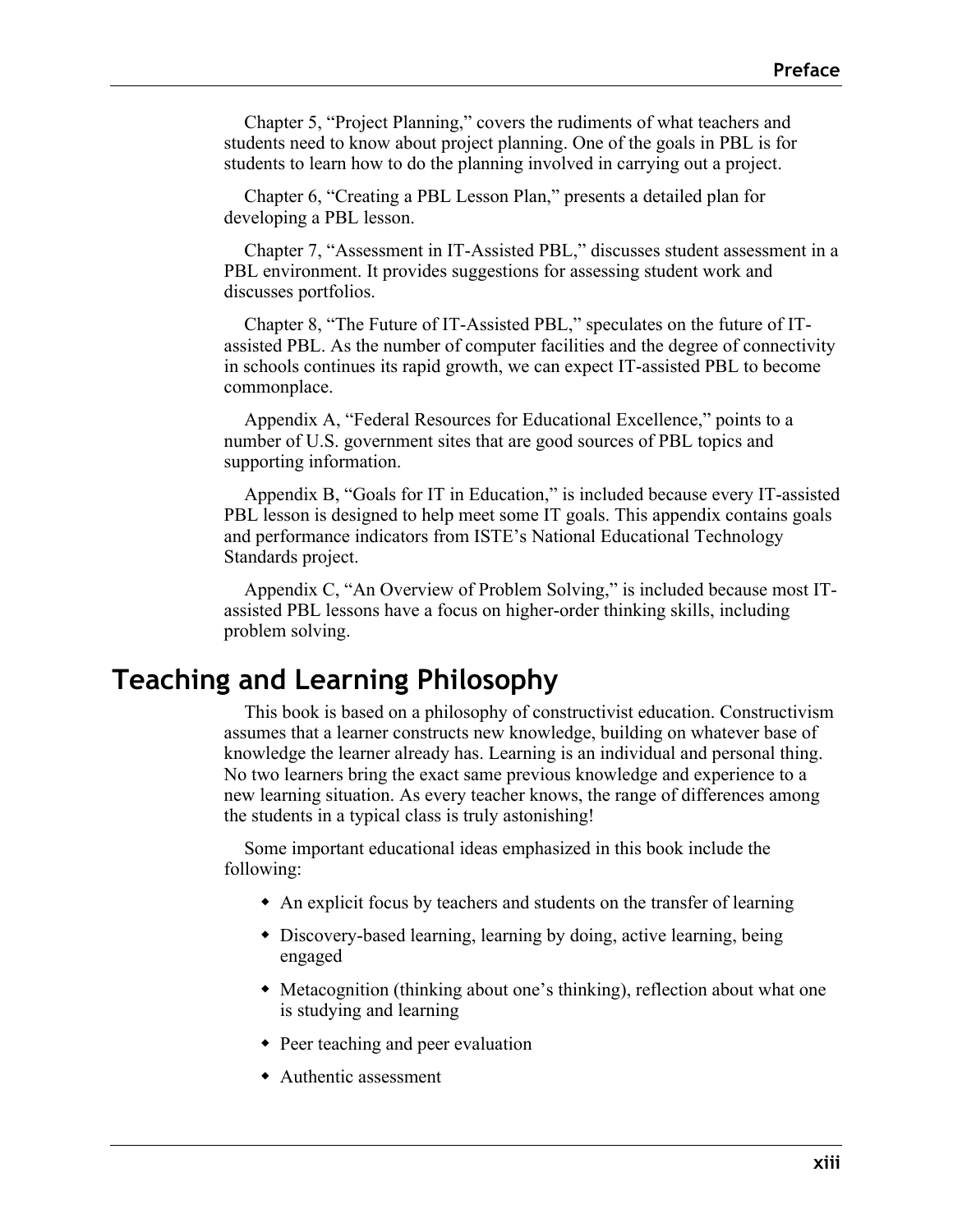Chapter 5, "Project Planning," covers the rudiments of what teachers and students need to know about project planning. One of the goals in PBL is for students to learn how to do the planning involved in carrying out a project.

Chapter 6, "Creating a PBL Lesson Plan," presents a detailed plan for developing a PBL lesson.

Chapter 7, "Assessment in IT-Assisted PBL," discusses student assessment in a PBL environment. It provides suggestions for assessing student work and discusses portfolios.

Chapter 8, "The Future of IT-Assisted PBL," speculates on the future of IT-assisted PBL. As the number of computer facilities and the degree of connectivity in schools continues its rapid growth, we can expect IT-assisted PBL to become commonplace.

Appendix A, "Federal Resources for Educational Excellence," points to a number of U.S. government sites that are good sources of PBL topics and supporting information.

Appendix B, "Goals for IT in Education," is included because every IT-assisted PBL lesson is designed to help meet some IT goals. This appendix contains goals and performance indicators from ISTE's National Educational Technology Standards project.

Appendix C, "An Overview of Problem Solving," is included because most IT-assisted PBL lessons have a focus on higher-order thinking skills, including problem solving.

## Teaching and Learning Philosophy

This book is based on a philosophy of constructivist education. Constructivism assumes that a learner constructs new knowledge, building on whatever base of knowledge the learner already has. Learning is an individual and personal thing. No two learners bring the exact same previous knowledge and experience to a new learning situation. As every teacher knows, the range of differences among the students in a typical class is truly astonishing!

Some important educational ideas emphasized in this book include the following:

- An explicit focus by teachers and students on the transfer of learning
- Discovery-based learning, learning by doing, active learning, being engaged
- Metacognition (thinking about one's thinking), reflection about what one is studying and learning
- Peer teaching and peer evaluation
- Authentic assessment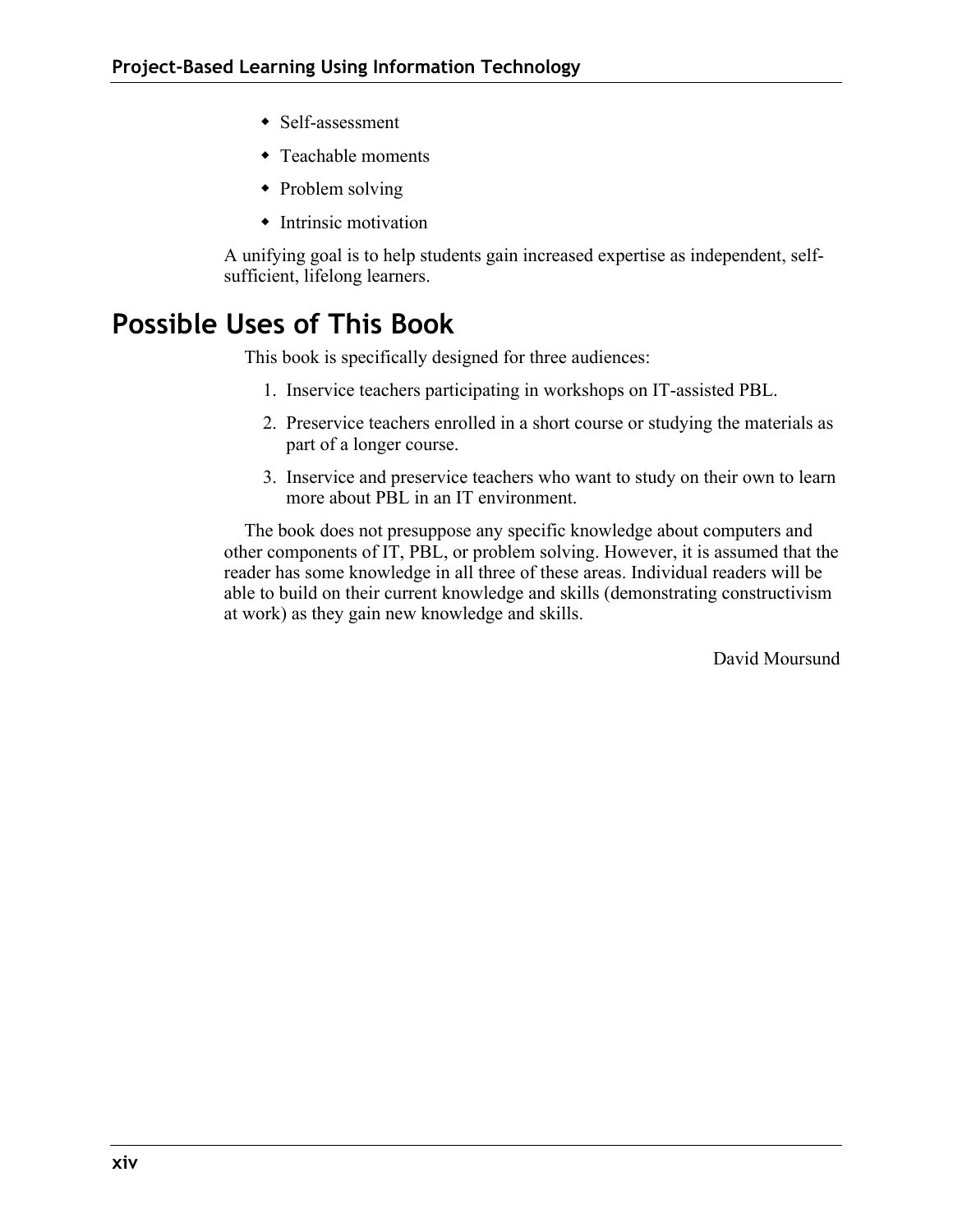- Self-assessment
- Teachable moments
- Problem solving
- Intrinsic motivation

A unifying goal is to help students gain increased expertise as independent, self-sufficient, lifelong learners.

## Possible Uses of This Book

This book is specifically designed for three audiences:

1. Inservice teachers participating in workshops on IT-assisted PBL.
2. Preservice teachers enrolled in a short course or studying the materials as part of a longer course.
3. Inservice and preservice teachers who want to study on their own to learn more about PBL in an IT environment.

The book does not presuppose any specific knowledge about computers and other components of IT, PBL, or problem solving. However, it is assumed that the reader has some knowledge in all three of these areas. Individual readers will be able to build on their current knowledge and skills (demonstrating constructivism at work) as they gain new knowledge and skills.

David Moursund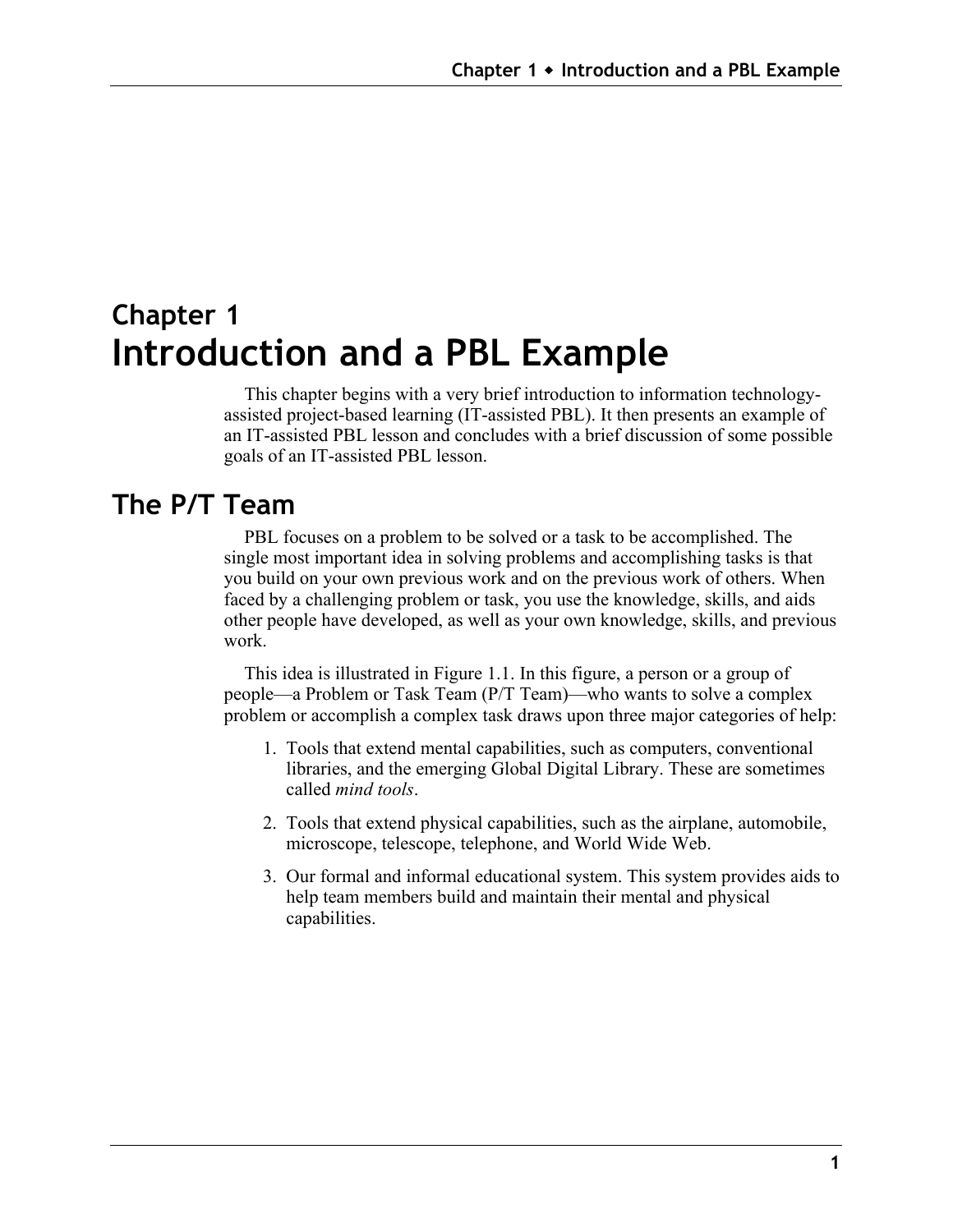# Chapter 1
# Introduction and a PBL Example

This chapter begins with a very brief introduction to information technology-assisted project-based learning (IT-assisted PBL). It then presents an example of an IT-assisted PBL lesson and concludes with a brief discussion of some possible goals of an IT-assisted PBL lesson.

## The P/T Team

PBL focuses on a problem to be solved or a task to be accomplished. The single most important idea in solving problems and accomplishing tasks is that you build on your own previous work and on the previous work of others. When faced by a challenging problem or task, you use the knowledge, skills, and aids other people have developed, as well as your own knowledge, skills, and previous work.

This idea is illustrated in Figure 1.1. In this figure, a person or a group of people—a Problem or Task Team (P/T Team)—who wants to solve a complex problem or accomplish a complex task draws upon three major categories of help:

1. Tools that extend mental capabilities, such as computers, conventional libraries, and the emerging Global Digital Library. These are sometimes called *mind tools*.
2. Tools that extend physical capabilities, such as the airplane, automobile, microscope, telescope, telephone, and World Wide Web.
3. Our formal and informal educational system. This system provides aids to help team members build and maintain their mental and physical capabilities.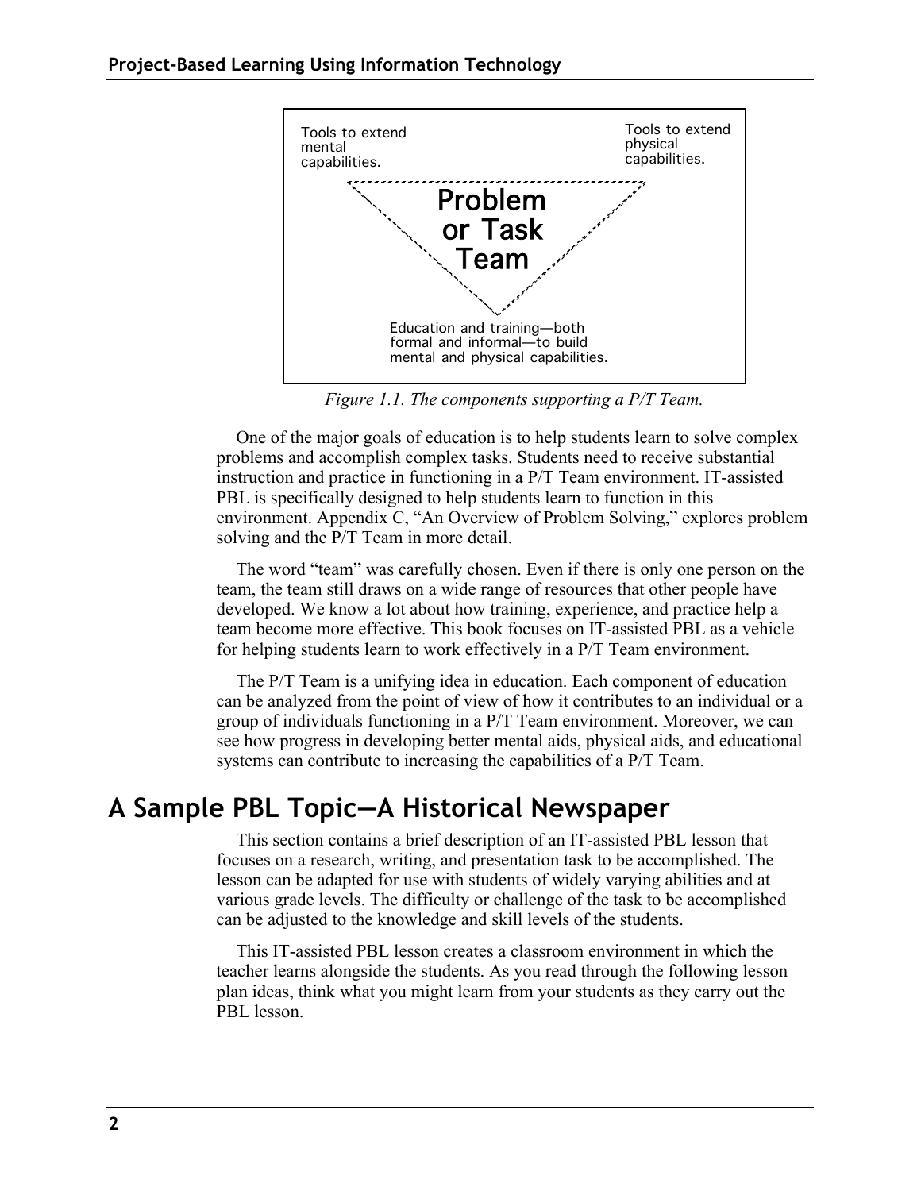Tools to extend mental capabilities.

Tools to extend physical capabilities.

Problem or Task Team

Education and training—both formal and informal—to build mental and physical capabilities.

*Figure 1.1. The components supporting a P/T Team.*

One of the major goals of education is to help students learn to solve complex problems and accomplish complex tasks. Students need to receive substantial instruction and practice in functioning in a P/T Team environment. IT-assisted PBL is specifically designed to help students learn to function in this environment. Appendix C, "An Overview of Problem Solving," explores problem solving and the P/T Team in more detail.

The word "team" was carefully chosen. Even if there is only one person on the team, the team still draws on a wide range of resources that other people have developed. We know a lot about how training, experience, and practice help a team become more effective. This book focuses on IT-assisted PBL as a vehicle for helping students learn to work effectively in a P/T Team environment.

The P/T Team is a unifying idea in education. Each component of education can be analyzed from the point of view of how it contributes to an individual or a group of individuals functioning in a P/T Team environment. Moreover, we can see how progress in developing better mental aids, physical aids, and educational systems can contribute to increasing the capabilities of a P/T Team.

## A Sample PBL Topic—A Historical Newspaper

This section contains a brief description of an IT-assisted PBL lesson that focuses on a research, writing, and presentation task to be accomplished. The lesson can be adapted for use with students of widely varying abilities and at various grade levels. The difficulty or challenge of the task to be accomplished can be adjusted to the knowledge and skill levels of the students.

This IT-assisted PBL lesson creates a classroom environment in which the teacher learns alongside the students. As you read through the following lesson plan ideas, think what you might learn from your students as they carry out the PBL lesson.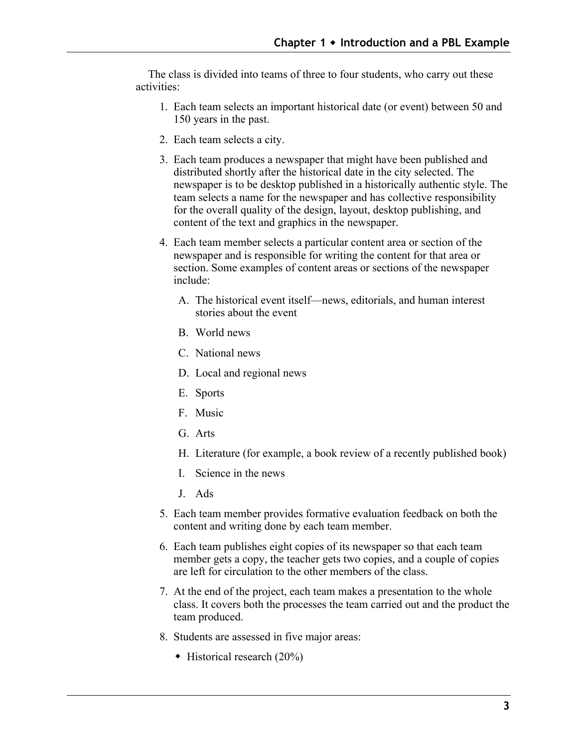The class is divided into teams of three to four students, who carry out these activities:

1. Each team selects an important historical date (or event) between 50 and 150 years in the past.
2. Each team selects a city.
3. Each team produces a newspaper that might have been published and distributed shortly after the historical date in the city selected. The newspaper is to be desktop published in a historically authentic style. The team selects a name for the newspaper and has collective responsibility for the overall quality of the design, layout, desktop publishing, and content of the text and graphics in the newspaper.
4. Each team member selects a particular content area or section of the newspaper and is responsible for writing the content for that area or section. Some examples of content areas or sections of the newspaper include:
   - A. The historical event itself—news, editorials, and human interest stories about the event
   - B. World news
   - C. National news
   - D. Local and regional news
   - E. Sports
   - F. Music
   - G. Arts
   - H. Literature (for example, a book review of a recently published book)
   - I. Science in the news
   - J. Ads
5. Each team member provides formative evaluation feedback on both the content and writing done by each team member.
6. Each team publishes eight copies of its newspaper so that each team member gets a copy, the teacher gets two copies, and a couple of copies are left for circulation to the other members of the class.
7. At the end of the project, each team makes a presentation to the whole class. It covers both the processes the team carried out and the product the team produced.
8. Students are assessed in five major areas:
   - Historical research (20%)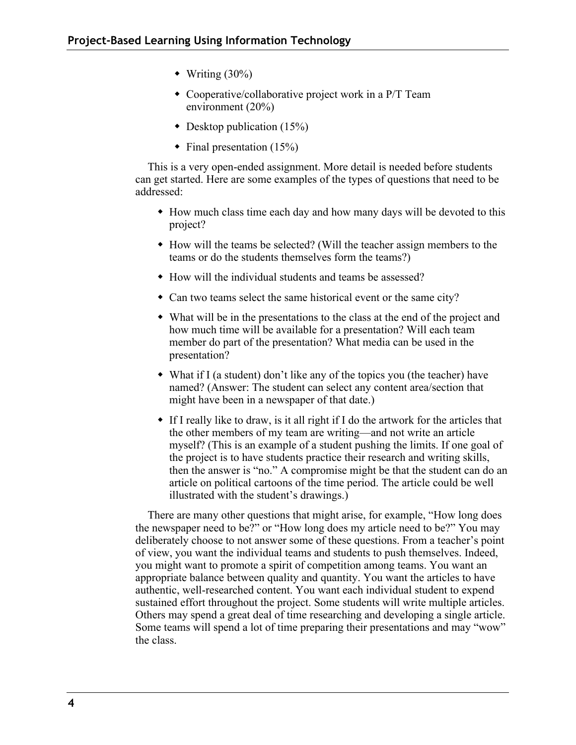- Writing (30%)
- Cooperative/collaborative project work in a P/T Team environment (20%)
- Desktop publication (15%)
- Final presentation (15%)

This is a very open-ended assignment. More detail is needed before students can get started. Here are some examples of the types of questions that need to be addressed:

- How much class time each day and how many days will be devoted to this project?
- How will the teams be selected? (Will the teacher assign members to the teams or do the students themselves form the teams?)
- How will the individual students and teams be assessed?
- Can two teams select the same historical event or the same city?
- What will be in the presentations to the class at the end of the project and how much time will be available for a presentation? Will each team member do part of the presentation? What media can be used in the presentation?
- What if I (a student) don't like any of the topics you (the teacher) have named? (Answer: The student can select any content area/section that might have been in a newspaper of that date.)
- If I really like to draw, is it all right if I do the artwork for the articles that the other members of my team are writing—and not write an article myself? (This is an example of a student pushing the limits. If one goal of the project is to have students practice their research and writing skills, then the answer is "no." A compromise might be that the student can do an article on political cartoons of the time period. The article could be well illustrated with the student's drawings.)

There are many other questions that might arise, for example, "How long does the newspaper need to be?" or "How long does my article need to be?" You may deliberately choose to not answer some of these questions. From a teacher's point of view, you want the individual teams and students to push themselves. Indeed, you might want to promote a spirit of competition among teams. You want an appropriate balance between quality and quantity. You want the articles to have authentic, well-researched content. You want each individual student to expend sustained effort throughout the project. Some students will write multiple articles. Others may spend a great deal of time researching and developing a single article. Some teams will spend a lot of time preparing their presentations and may "wow" the class.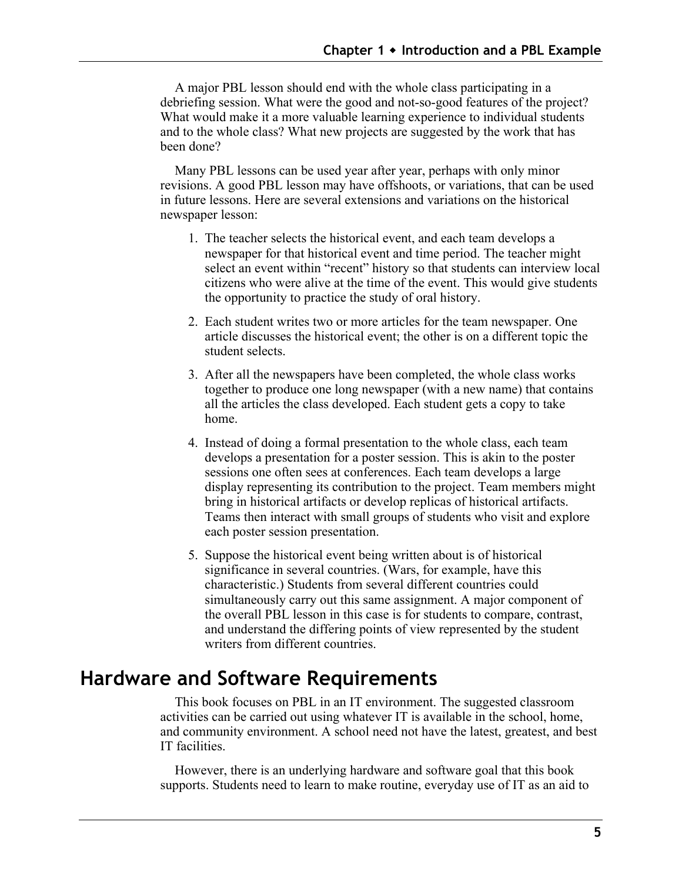A major PBL lesson should end with the whole class participating in a debriefing session. What were the good and not-so-good features of the project? What would make it a more valuable learning experience to individual students and to the whole class? What new projects are suggested by the work that has been done?

Many PBL lessons can be used year after year, perhaps with only minor revisions. A good PBL lesson may have offshoots, or variations, that can be used in future lessons. Here are several extensions and variations on the historical newspaper lesson:

1. The teacher selects the historical event, and each team develops a newspaper for that historical event and time period. The teacher might select an event within "recent" history so that students can interview local citizens who were alive at the time of the event. This would give students the opportunity to practice the study of oral history.
2. Each student writes two or more articles for the team newspaper. One article discusses the historical event; the other is on a different topic the student selects.
3. After all the newspapers have been completed, the whole class works together to produce one long newspaper (with a new name) that contains all the articles the class developed. Each student gets a copy to take home.
4. Instead of doing a formal presentation to the whole class, each team develops a presentation for a poster session. This is akin to the poster sessions one often sees at conferences. Each team develops a large display representing its contribution to the project. Team members might bring in historical artifacts or develop replicas of historical artifacts. Teams then interact with small groups of students who visit and explore each poster session presentation.
5. Suppose the historical event being written about is of historical significance in several countries. (Wars, for example, have this characteristic.) Students from several different countries could simultaneously carry out this same assignment. A major component of the overall PBL lesson in this case is for students to compare, contrast, and understand the differing points of view represented by the student writers from different countries.

## Hardware and Software Requirements

This book focuses on PBL in an IT environment. The suggested classroom activities can be carried out using whatever IT is available in the school, home, and community environment. A school need not have the latest, greatest, and best IT facilities.

However, there is an underlying hardware and software goal that this book supports. Students need to learn to make routine, everyday use of IT as an aid to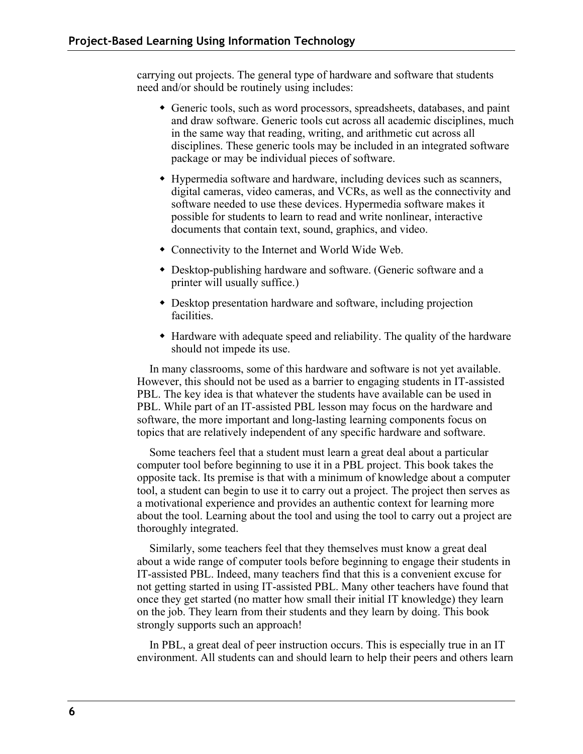carrying out projects. The general type of hardware and software that students need and/or should be routinely using includes:

- Generic tools, such as word processors, spreadsheets, databases, and paint and draw software. Generic tools cut across all academic disciplines, much in the same way that reading, writing, and arithmetic cut across all disciplines. These generic tools may be included in an integrated software package or may be individual pieces of software.
- Hypermedia software and hardware, including devices such as scanners, digital cameras, video cameras, and VCRs, as well as the connectivity and software needed to use these devices. Hypermedia software makes it possible for students to learn to read and write nonlinear, interactive documents that contain text, sound, graphics, and video.
- Connectivity to the Internet and World Wide Web.
- Desktop-publishing hardware and software. (Generic software and a printer will usually suffice.)
- Desktop presentation hardware and software, including projection facilities.
- Hardware with adequate speed and reliability. The quality of the hardware should not impede its use.

In many classrooms, some of this hardware and software is not yet available. However, this should not be used as a barrier to engaging students in IT-assisted PBL. The key idea is that whatever the students have available can be used in PBL. While part of an IT-assisted PBL lesson may focus on the hardware and software, the more important and long-lasting learning components focus on topics that are relatively independent of any specific hardware and software.

Some teachers feel that a student must learn a great deal about a particular computer tool before beginning to use it in a PBL project. This book takes the opposite tack. Its premise is that with a minimum of knowledge about a computer tool, a student can begin to use it to carry out a project. The project then serves as a motivational experience and provides an authentic context for learning more about the tool. Learning about the tool and using the tool to carry out a project are thoroughly integrated.

Similarly, some teachers feel that they themselves must know a great deal about a wide range of computer tools before beginning to engage their students in IT-assisted PBL. Indeed, many teachers find that this is a convenient excuse for not getting started in using IT-assisted PBL. Many other teachers have found that once they get started (no matter how small their initial IT knowledge) they learn on the job. They learn from their students and they learn by doing. This book strongly supports such an approach!

In PBL, a great deal of peer instruction occurs. This is especially true in an IT environment. All students can and should learn to help their peers and others learn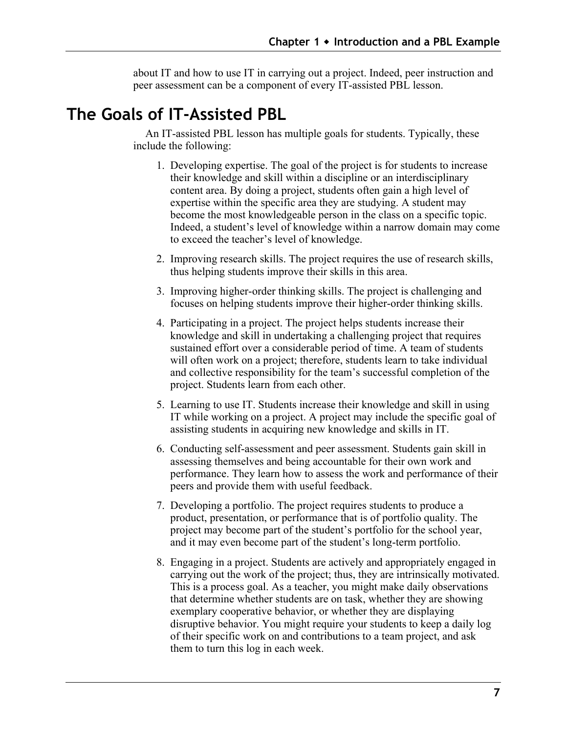about IT and how to use IT in carrying out a project. Indeed, peer instruction and peer assessment can be a component of every IT-assisted PBL lesson.

## The Goals of IT-Assisted PBL

An IT-assisted PBL lesson has multiple goals for students. Typically, these include the following:

1. Developing expertise. The goal of the project is for students to increase their knowledge and skill within a discipline or an interdisciplinary content area. By doing a project, students often gain a high level of expertise within the specific area they are studying. A student may become the most knowledgeable person in the class on a specific topic. Indeed, a student's level of knowledge within a narrow domain may come to exceed the teacher's level of knowledge.

2. Improving research skills. The project requires the use of research skills, thus helping students improve their skills in this area.

3. Improving higher-order thinking skills. The project is challenging and focuses on helping students improve their higher-order thinking skills.

4. Participating in a project. The project helps students increase their knowledge and skill in undertaking a challenging project that requires sustained effort over a considerable period of time. A team of students will often work on a project; therefore, students learn to take individual and collective responsibility for the team's successful completion of the project. Students learn from each other.

5. Learning to use IT. Students increase their knowledge and skill in using IT while working on a project. A project may include the specific goal of assisting students in acquiring new knowledge and skills in IT.

6. Conducting self-assessment and peer assessment. Students gain skill in assessing themselves and being accountable for their own work and performance. They learn how to assess the work and performance of their peers and provide them with useful feedback.

7. Developing a portfolio. The project requires students to produce a product, presentation, or performance that is of portfolio quality. The project may become part of the student's portfolio for the school year, and it may even become part of the student's long-term portfolio.

8. Engaging in a project. Students are actively and appropriately engaged in carrying out the work of the project; thus, they are intrinsically motivated. This is a process goal. As a teacher, you might make daily observations that determine whether students are on task, whether they are showing exemplary cooperative behavior, or whether they are displaying disruptive behavior. You might require your students to keep a daily log of their specific work on and contributions to a team project, and ask them to turn this log in each week.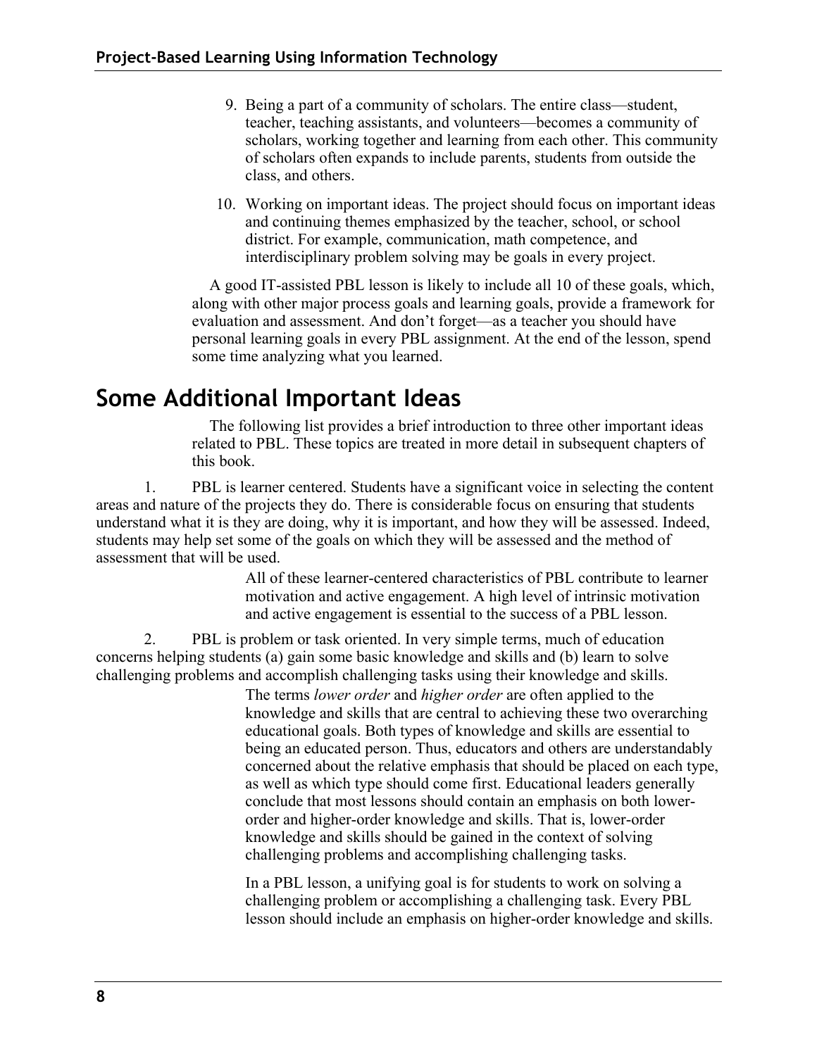9. Being a part of a community of scholars. The entire class—student, teacher, teaching assistants, and volunteers—becomes a community of scholars, working together and learning from each other. This community of scholars often expands to include parents, students from outside the class, and others.

10. Working on important ideas. The project should focus on important ideas and continuing themes emphasized by the teacher, school, or school district. For example, communication, math competence, and interdisciplinary problem solving may be goals in every project.

A good IT-assisted PBL lesson is likely to include all 10 of these goals, which, along with other major process goals and learning goals, provide a framework for evaluation and assessment. And don't forget—as a teacher you should have personal learning goals in every PBL assignment. At the end of the lesson, spend some time analyzing what you learned.

## Some Additional Important Ideas

The following list provides a brief introduction to three other important ideas related to PBL. These topics are treated in more detail in subsequent chapters of this book.

1. PBL is learner centered. Students have a significant voice in selecting the content areas and nature of the projects they do. There is considerable focus on ensuring that students understand what it is they are doing, why it is important, and how they will be assessed. Indeed, students may help set some of the goals on which they will be assessed and the method of assessment that will be used.

   All of these learner-centered characteristics of PBL contribute to learner motivation and active engagement. A high level of intrinsic motivation and active engagement is essential to the success of a PBL lesson.

2. PBL is problem or task oriented. In very simple terms, much of education concerns helping students (a) gain some basic knowledge and skills and (b) learn to solve challenging problems and accomplish challenging tasks using their knowledge and skills.

   The terms *lower order* and *higher order* are often applied to the knowledge and skills that are central to achieving these two overarching educational goals. Both types of knowledge and skills are essential to being an educated person. Thus, educators and others are understandably concerned about the relative emphasis that should be placed on each type, as well as which type should come first. Educational leaders generally conclude that most lessons should contain an emphasis on both lower-order and higher-order knowledge and skills. That is, lower-order knowledge and skills should be gained in the context of solving challenging problems and accomplishing challenging tasks.

   In a PBL lesson, a unifying goal is for students to work on solving a challenging problem or accomplishing a challenging task. Every PBL lesson should include an emphasis on higher-order knowledge and skills.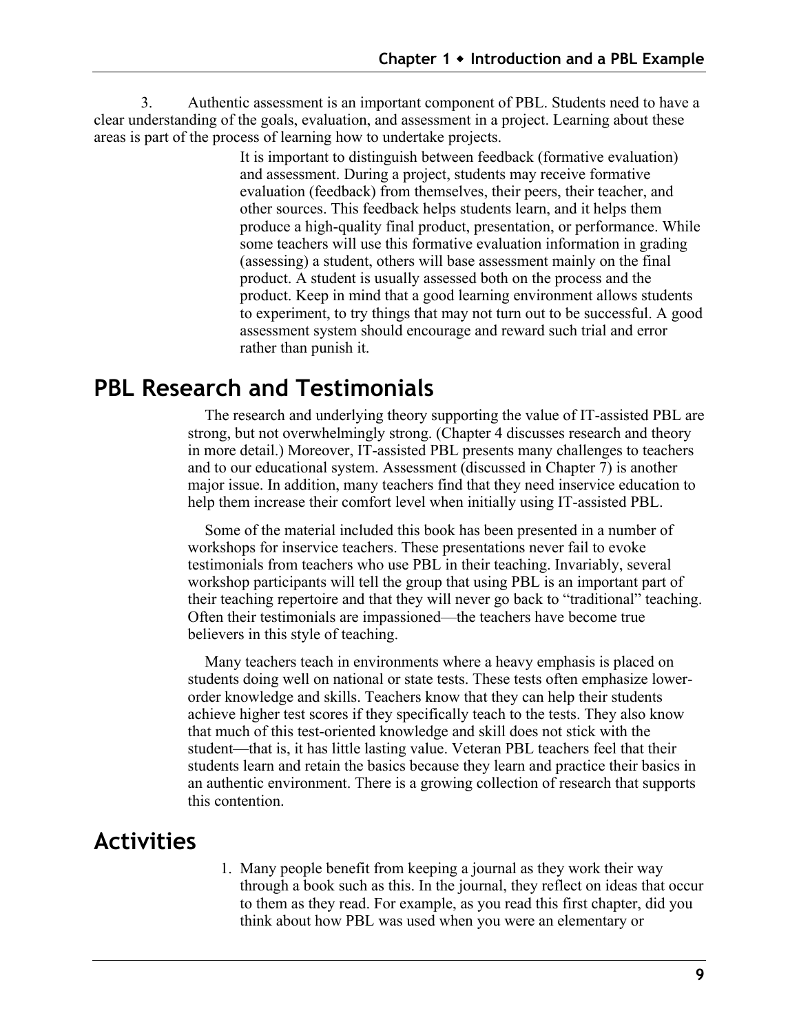3. Authentic assessment is an important component of PBL. Students need to have a clear understanding of the goals, evaluation, and assessment in a project. Learning about these areas is part of the process of learning how to undertake projects.

It is important to distinguish between feedback (formative evaluation) and assessment. During a project, students may receive formative evaluation (feedback) from themselves, their peers, their teacher, and other sources. This feedback helps students learn, and it helps them produce a high-quality final product, presentation, or performance. While some teachers will use this formative evaluation information in grading (assessing) a student, others will base assessment mainly on the final product. A student is usually assessed both on the process and the product. Keep in mind that a good learning environment allows students to experiment, to try things that may not turn out to be successful. A good assessment system should encourage and reward such trial and error rather than punish it.

## PBL Research and Testimonials

The research and underlying theory supporting the value of IT-assisted PBL are strong, but not overwhelmingly strong. (Chapter 4 discusses research and theory in more detail.) Moreover, IT-assisted PBL presents many challenges to teachers and to our educational system. Assessment (discussed in Chapter 7) is another major issue. In addition, many teachers find that they need inservice education to help them increase their comfort level when initially using IT-assisted PBL.

Some of the material included this book has been presented in a number of workshops for inservice teachers. These presentations never fail to evoke testimonials from teachers who use PBL in their teaching. Invariably, several workshop participants will tell the group that using PBL is an important part of their teaching repertoire and that they will never go back to "traditional" teaching. Often their testimonials are impassioned—the teachers have become true believers in this style of teaching.

Many teachers teach in environments where a heavy emphasis is placed on students doing well on national or state tests. These tests often emphasize lower-order knowledge and skills. Teachers know that they can help their students achieve higher test scores if they specifically teach to the tests. They also know that much of this test-oriented knowledge and skill does not stick with the student—that is, it has little lasting value. Veteran PBL teachers feel that their students learn and retain the basics because they learn and practice their basics in an authentic environment. There is a growing collection of research that supports this contention.

## Activities

1. Many people benefit from keeping a journal as they work their way through a book such as this. In the journal, they reflect on ideas that occur to them as they read. For example, as you read this first chapter, did you think about how PBL was used when you were an elementary or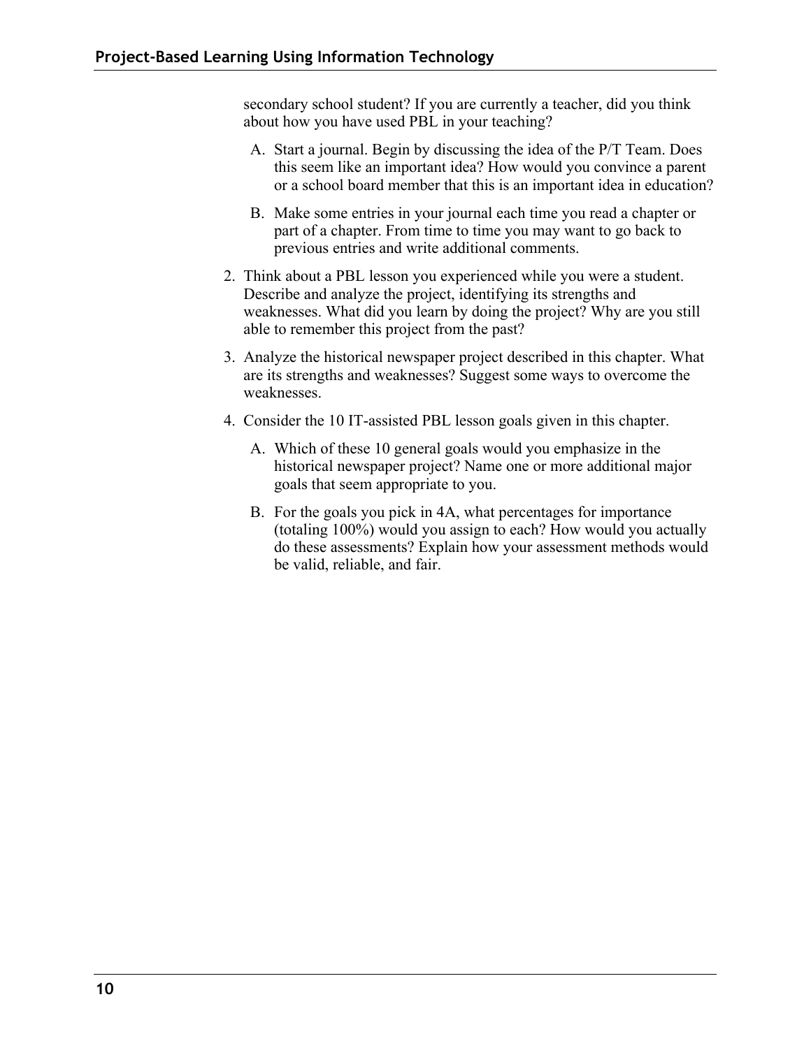secondary school student? If you are currently a teacher, did you think about how you have used PBL in your teaching?

A. Start a journal. Begin by discussing the idea of the P/T Team. Does this seem like an important idea? How would you convince a parent or a school board member that this is an important idea in education?

B. Make some entries in your journal each time you read a chapter or part of a chapter. From time to time you may want to go back to previous entries and write additional comments.

2. Think about a PBL lesson you experienced while you were a student. Describe and analyze the project, identifying its strengths and weaknesses. What did you learn by doing the project? Why are you still able to remember this project from the past?

3. Analyze the historical newspaper project described in this chapter. What are its strengths and weaknesses? Suggest some ways to overcome the weaknesses.

4. Consider the 10 IT-assisted PBL lesson goals given in this chapter.

   A. Which of these 10 general goals would you emphasize in the historical newspaper project? Name one or more additional major goals that seem appropriate to you.

   B. For the goals you pick in 4A, what percentages for importance (totaling 100%) would you assign to each? How would you actually do these assessments? Explain how your assessment methods would be valid, reliable, and fair.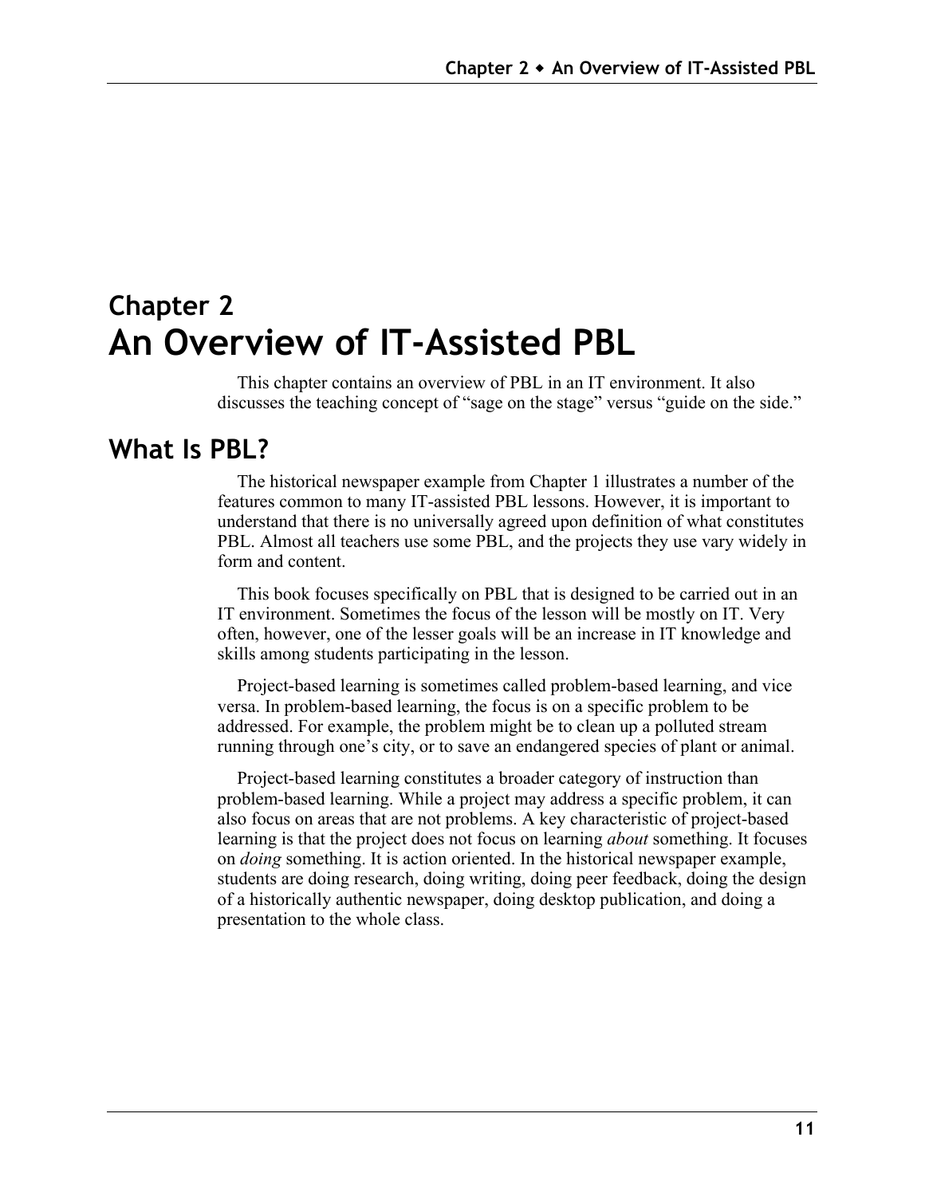# Chapter 2
# An Overview of IT-Assisted PBL

This chapter contains an overview of PBL in an IT environment. It also discusses the teaching concept of "sage on the stage" versus "guide on the side."

## What Is PBL?

The historical newspaper example from Chapter 1 illustrates a number of the features common to many IT-assisted PBL lessons. However, it is important to understand that there is no universally agreed upon definition of what constitutes PBL. Almost all teachers use some PBL, and the projects they use vary widely in form and content.

This book focuses specifically on PBL that is designed to be carried out in an IT environment. Sometimes the focus of the lesson will be mostly on IT. Very often, however, one of the lesser goals will be an increase in IT knowledge and skills among students participating in the lesson.

Project-based learning is sometimes called problem-based learning, and vice versa. In problem-based learning, the focus is on a specific problem to be addressed. For example, the problem might be to clean up a polluted stream running through one's city, or to save an endangered species of plant or animal.

Project-based learning constitutes a broader category of instruction than problem-based learning. While a project may address a specific problem, it can also focus on areas that are not problems. A key characteristic of project-based learning is that the project does not focus on learning *about* something. It focuses on *doing* something. It is action oriented. In the historical newspaper example, students are doing research, doing writing, doing peer feedback, doing the design of a historically authentic newspaper, doing desktop publication, and doing a presentation to the whole class.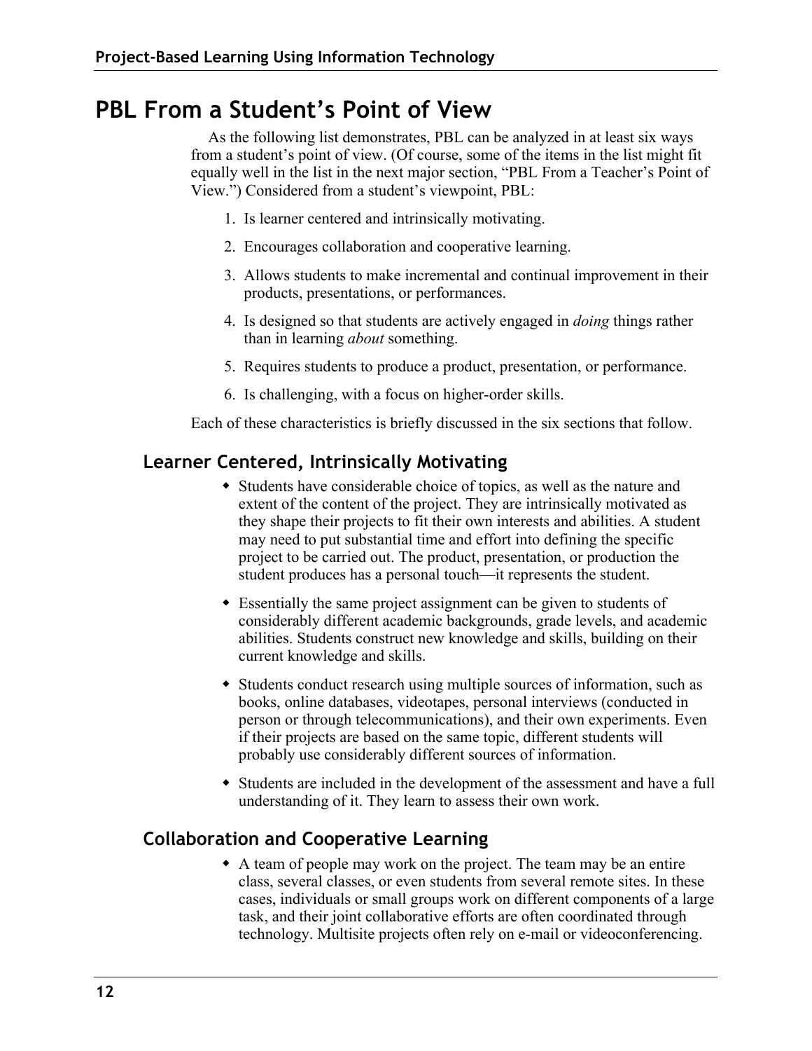# PBL From a Student's Point of View

As the following list demonstrates, PBL can be analyzed in at least six ways from a student's point of view. (Of course, some of the items in the list might fit equally well in the list in the next major section, "PBL From a Teacher's Point of View.") Considered from a student's viewpoint, PBL:

1. Is learner centered and intrinsically motivating.
2. Encourages collaboration and cooperative learning.
3. Allows students to make incremental and continual improvement in their products, presentations, or performances.
4. Is designed so that students are actively engaged in *doing* things rather than in learning *about* something.
5. Requires students to produce a product, presentation, or performance.
6. Is challenging, with a focus on higher-order skills.

Each of these characteristics is briefly discussed in the six sections that follow.

## Learner Centered, Intrinsically Motivating

- Students have considerable choice of topics, as well as the nature and extent of the content of the project. They are intrinsically motivated as they shape their projects to fit their own interests and abilities. A student may need to put substantial time and effort into defining the specific project to be carried out. The product, presentation, or production the student produces has a personal touch—it represents the student.
- Essentially the same project assignment can be given to students of considerably different academic backgrounds, grade levels, and academic abilities. Students construct new knowledge and skills, building on their current knowledge and skills.
- Students conduct research using multiple sources of information, such as books, online databases, videotapes, personal interviews (conducted in person or through telecommunications), and their own experiments. Even if their projects are based on the same topic, different students will probably use considerably different sources of information.
- Students are included in the development of the assessment and have a full understanding of it. They learn to assess their own work.

## Collaboration and Cooperative Learning

- A team of people may work on the project. The team may be an entire class, several classes, or even students from several remote sites. In these cases, individuals or small groups work on different components of a large task, and their joint collaborative efforts are often coordinated through technology. Multisite projects often rely on e-mail or videoconferencing.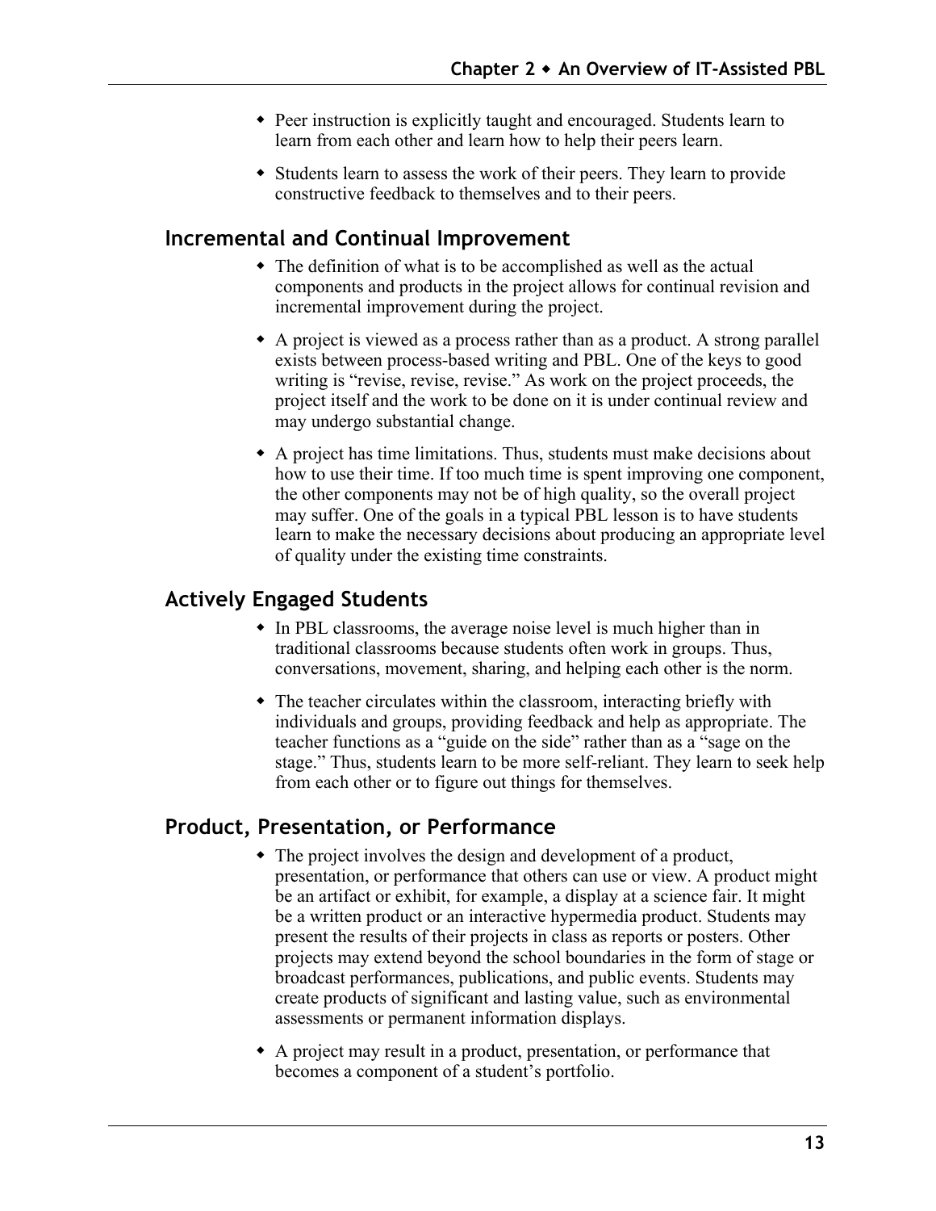- Peer instruction is explicitly taught and encouraged. Students learn to learn from each other and learn how to help their peers learn.
- Students learn to assess the work of their peers. They learn to provide constructive feedback to themselves and to their peers.

## Incremental and Continual Improvement

- The definition of what is to be accomplished as well as the actual components and products in the project allows for continual revision and incremental improvement during the project.
- A project is viewed as a process rather than as a product. A strong parallel exists between process-based writing and PBL. One of the keys to good writing is "revise, revise, revise." As work on the project proceeds, the project itself and the work to be done on it is under continual review and may undergo substantial change.
- A project has time limitations. Thus, students must make decisions about how to use their time. If too much time is spent improving one component, the other components may not be of high quality, so the overall project may suffer. One of the goals in a typical PBL lesson is to have students learn to make the necessary decisions about producing an appropriate level of quality under the existing time constraints.

## Actively Engaged Students

- In PBL classrooms, the average noise level is much higher than in traditional classrooms because students often work in groups. Thus, conversations, movement, sharing, and helping each other is the norm.
- The teacher circulates within the classroom, interacting briefly with individuals and groups, providing feedback and help as appropriate. The teacher functions as a "guide on the side" rather than as a "sage on the stage." Thus, students learn to be more self-reliant. They learn to seek help from each other or to figure out things for themselves.

## Product, Presentation, or Performance

- The project involves the design and development of a product, presentation, or performance that others can use or view. A product might be an artifact or exhibit, for example, a display at a science fair. It might be a written product or an interactive hypermedia product. Students may present the results of their projects in class as reports or posters. Other projects may extend beyond the school boundaries in the form of stage or broadcast performances, publications, and public events. Students may create products of significant and lasting value, such as environmental assessments or permanent information displays.
- A project may result in a product, presentation, or performance that becomes a component of a student's portfolio.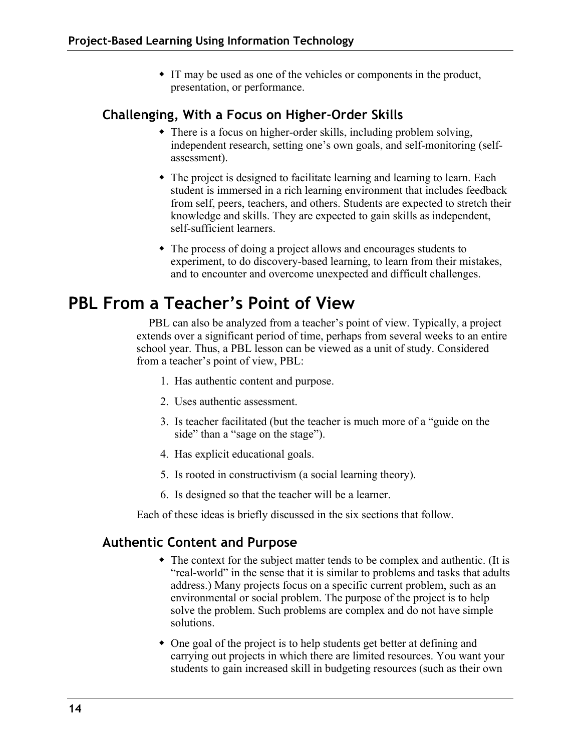- IT may be used as one of the vehicles or components in the product, presentation, or performance.

### Challenging, With a Focus on Higher-Order Skills

- There is a focus on higher-order skills, including problem solving, independent research, setting one's own goals, and self-monitoring (self-assessment).
- The project is designed to facilitate learning and learning to learn. Each student is immersed in a rich learning environment that includes feedback from self, peers, teachers, and others. Students are expected to stretch their knowledge and skills. They are expected to gain skills as independent, self-sufficient learners.
- The process of doing a project allows and encourages students to experiment, to do discovery-based learning, to learn from their mistakes, and to encounter and overcome unexpected and difficult challenges.

## PBL From a Teacher's Point of View

PBL can also be analyzed from a teacher's point of view. Typically, a project extends over a significant period of time, perhaps from several weeks to an entire school year. Thus, a PBL lesson can be viewed as a unit of study. Considered from a teacher's point of view, PBL:

1. Has authentic content and purpose.
2. Uses authentic assessment.
3. Is teacher facilitated (but the teacher is much more of a "guide on the side" than a "sage on the stage").
4. Has explicit educational goals.
5. Is rooted in constructivism (a social learning theory).
6. Is designed so that the teacher will be a learner.

Each of these ideas is briefly discussed in the six sections that follow.

### Authentic Content and Purpose

- The context for the subject matter tends to be complex and authentic. (It is "real-world" in the sense that it is similar to problems and tasks that adults address.) Many projects focus on a specific current problem, such as an environmental or social problem. The purpose of the project is to help solve the problem. Such problems are complex and do not have simple solutions.
- One goal of the project is to help students get better at defining and carrying out projects in which there are limited resources. You want your students to gain increased skill in budgeting resources (such as their own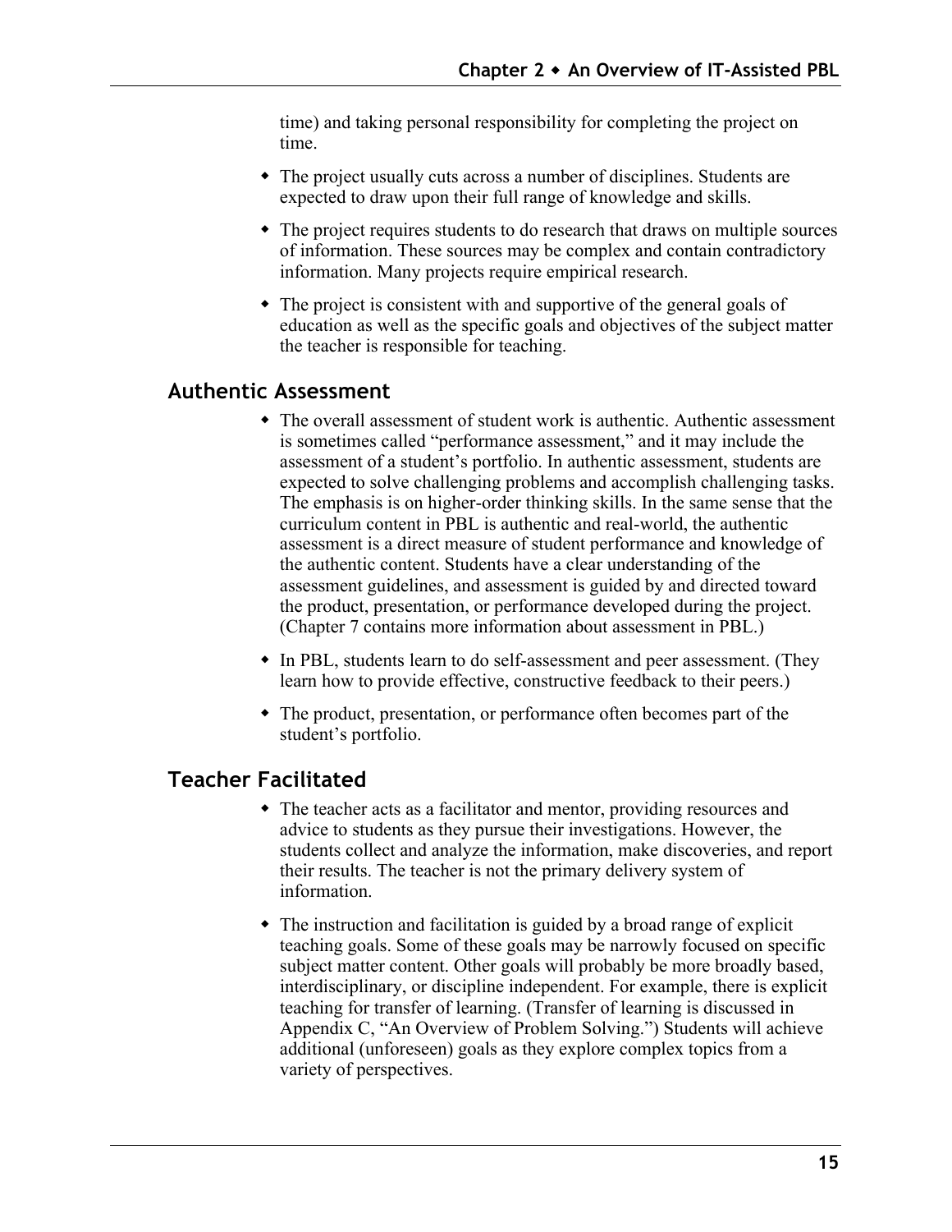time) and taking personal responsibility for completing the project on time.

- The project usually cuts across a number of disciplines. Students are expected to draw upon their full range of knowledge and skills.
- The project requires students to do research that draws on multiple sources of information. These sources may be complex and contain contradictory information. Many projects require empirical research.
- The project is consistent with and supportive of the general goals of education as well as the specific goals and objectives of the subject matter the teacher is responsible for teaching.

## Authentic Assessment

- The overall assessment of student work is authentic. Authentic assessment is sometimes called "performance assessment," and it may include the assessment of a student's portfolio. In authentic assessment, students are expected to solve challenging problems and accomplish challenging tasks. The emphasis is on higher-order thinking skills. In the same sense that the curriculum content in PBL is authentic and real-world, the authentic assessment is a direct measure of student performance and knowledge of the authentic content. Students have a clear understanding of the assessment guidelines, and assessment is guided by and directed toward the product, presentation, or performance developed during the project. (Chapter 7 contains more information about assessment in PBL.)
- In PBL, students learn to do self-assessment and peer assessment. (They learn how to provide effective, constructive feedback to their peers.)
- The product, presentation, or performance often becomes part of the student's portfolio.

## Teacher Facilitated

- The teacher acts as a facilitator and mentor, providing resources and advice to students as they pursue their investigations. However, the students collect and analyze the information, make discoveries, and report their results. The teacher is not the primary delivery system of information.
- The instruction and facilitation is guided by a broad range of explicit teaching goals. Some of these goals may be narrowly focused on specific subject matter content. Other goals will probably be more broadly based, interdisciplinary, or discipline independent. For example, there is explicit teaching for transfer of learning. (Transfer of learning is discussed in Appendix C, "An Overview of Problem Solving.") Students will achieve additional (unforeseen) goals as they explore complex topics from a variety of perspectives.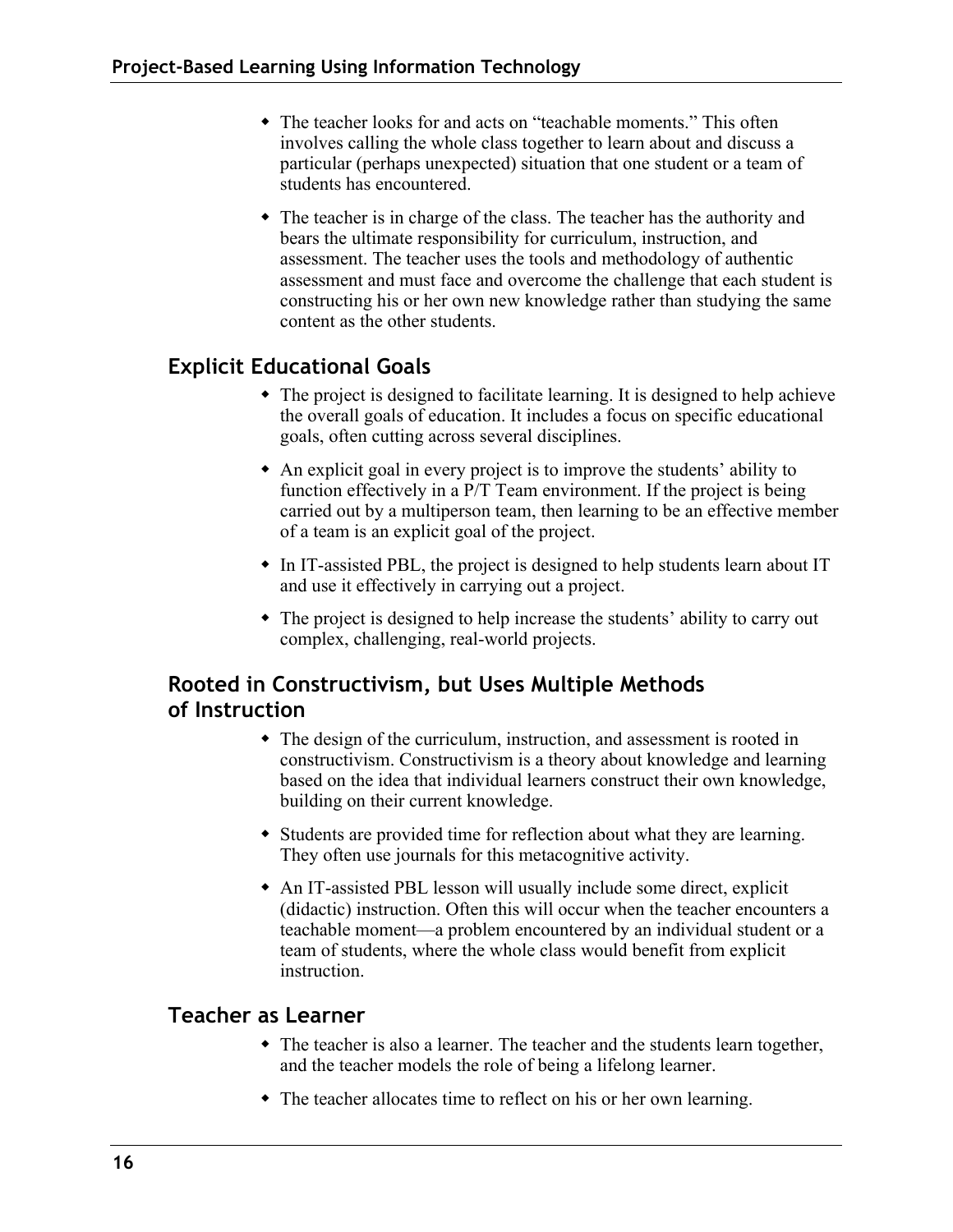- The teacher looks for and acts on "teachable moments." This often involves calling the whole class together to learn about and discuss a particular (perhaps unexpected) situation that one student or a team of students has encountered.

- The teacher is in charge of the class. The teacher has the authority and bears the ultimate responsibility for curriculum, instruction, and assessment. The teacher uses the tools and methodology of authentic assessment and must face and overcome the challenge that each student is constructing his or her own new knowledge rather than studying the same content as the other students.

## Explicit Educational Goals

- The project is designed to facilitate learning. It is designed to help achieve the overall goals of education. It includes a focus on specific educational goals, often cutting across several disciplines.

- An explicit goal in every project is to improve the students' ability to function effectively in a P/T Team environment. If the project is being carried out by a multiperson team, then learning to be an effective member of a team is an explicit goal of the project.

- In IT-assisted PBL, the project is designed to help students learn about IT and use it effectively in carrying out a project.

- The project is designed to help increase the students' ability to carry out complex, challenging, real-world projects.

## Rooted in Constructivism, but Uses Multiple Methods of Instruction

- The design of the curriculum, instruction, and assessment is rooted in constructivism. Constructivism is a theory about knowledge and learning based on the idea that individual learners construct their own knowledge, building on their current knowledge.

- Students are provided time for reflection about what they are learning. They often use journals for this metacognitive activity.

- An IT-assisted PBL lesson will usually include some direct, explicit (didactic) instruction. Often this will occur when the teacher encounters a teachable moment—a problem encountered by an individual student or a team of students, where the whole class would benefit from explicit instruction.

## Teacher as Learner

- The teacher is also a learner. The teacher and the students learn together, and the teacher models the role of being a lifelong learner.

- The teacher allocates time to reflect on his or her own learning.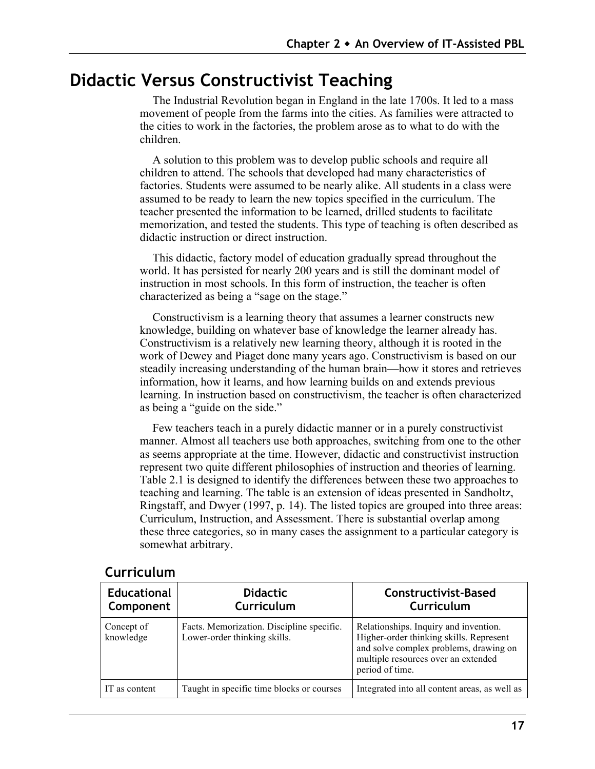# Didactic Versus Constructivist Teaching

The Industrial Revolution began in England in the late 1700s. It led to a mass movement of people from the farms into the cities. As families were attracted to the cities to work in the factories, the problem arose as to what to do with the children.

A solution to this problem was to develop public schools and require all children to attend. The schools that developed had many characteristics of factories. Students were assumed to be nearly alike. All students in a class were assumed to be ready to learn the new topics specified in the curriculum. The teacher presented the information to be learned, drilled students to facilitate memorization, and tested the students. This type of teaching is often described as didactic instruction or direct instruction.

This didactic, factory model of education gradually spread throughout the world. It has persisted for nearly 200 years and is still the dominant model of instruction in most schools. In this form of instruction, the teacher is often characterized as being a "sage on the stage."

Constructivism is a learning theory that assumes a learner constructs new knowledge, building on whatever base of knowledge the learner already has. Constructivism is a relatively new learning theory, although it is rooted in the work of Dewey and Piaget done many years ago. Constructivism is based on our steadily increasing understanding of the human brain—how it stores and retrieves information, how it learns, and how learning builds on and extends previous learning. In instruction based on constructivism, the teacher is often characterized as being a "guide on the side."

Few teachers teach in a purely didactic manner or in a purely constructivist manner. Almost all teachers use both approaches, switching from one to the other as seems appropriate at the time. However, didactic and constructivist instruction represent two quite different philosophies of instruction and theories of learning. Table 2.1 is designed to identify the differences between these two approaches to teaching and learning. The table is an extension of ideas presented in Sandholtz, Ringstaff, and Dwyer (1997, p. 14). The listed topics are grouped into three areas: Curriculum, Instruction, and Assessment. There is substantial overlap among these three categories, so in many cases the assignment to a particular category is somewhat arbitrary.

## Curriculum

| Educational Component | Didactic Curriculum | Constructivist-Based Curriculum |
|---|---|---|
| Concept of knowledge | Facts. Memorization. Discipline specific. Lower-order thinking skills. | Relationships. Inquiry and invention. Higher-order thinking skills. Represent and solve complex problems, drawing on multiple resources over an extended period of time. |
| IT as content | Taught in specific time blocks or courses | Integrated into all content areas, as well as |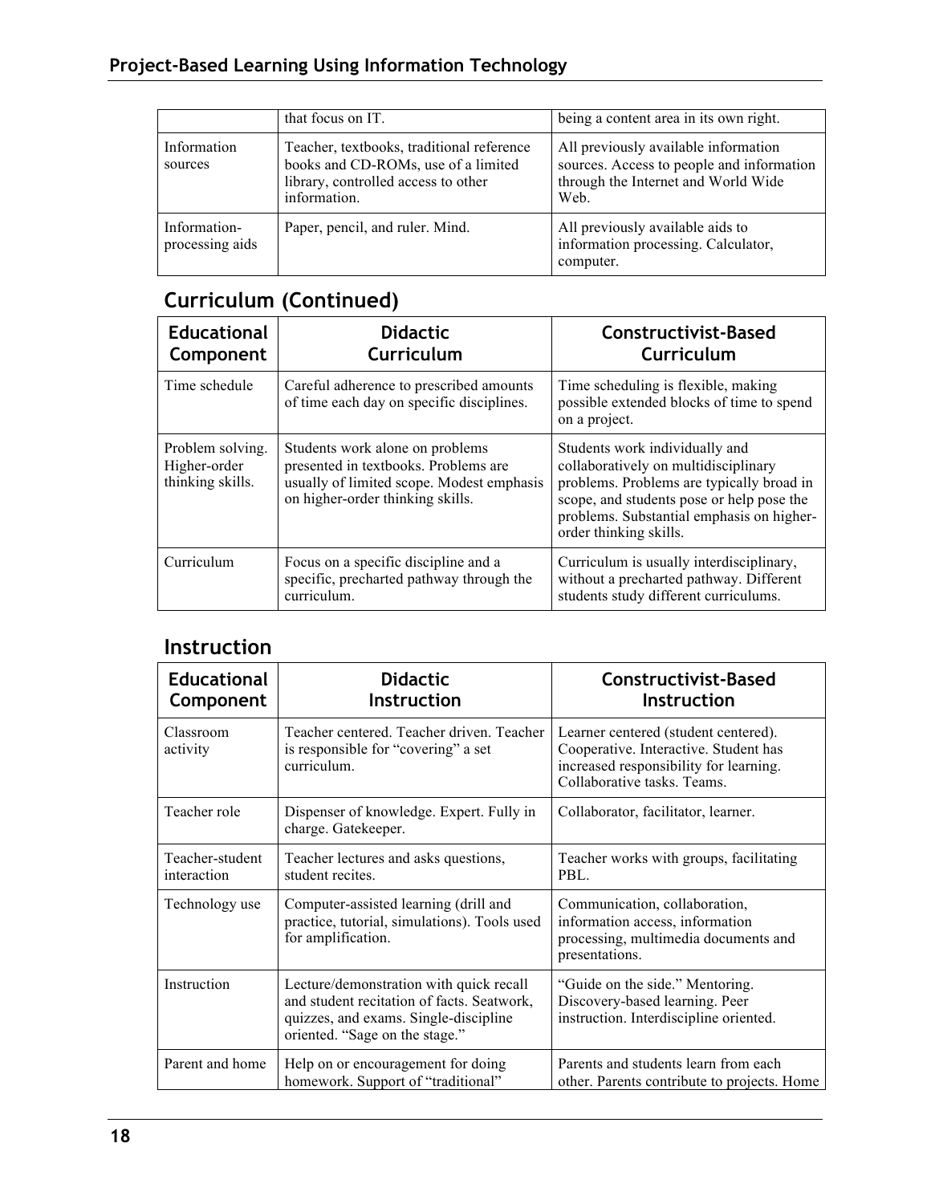| | | |
|---|---|---|
| | that focus on IT. | being a content area in its own right. |
| Information sources | Teacher, textbooks, traditional reference books and CD-ROMs, use of a limited library, controlled access to other information. | All previously available information sources. Access to people and information through the Internet and World Wide Web. |
| Information-processing aids | Paper, pencil, and ruler. Mind. | All previously available aids to information processing. Calculator, computer. |

## Curriculum (Continued)

| Educational Component | Didactic Curriculum | Constructivist-Based Curriculum |
|---|---|---|
| Time schedule | Careful adherence to prescribed amounts of time each day on specific disciplines. | Time scheduling is flexible, making possible extended blocks of time to spend on a project. |
| Problem solving. Higher-order thinking skills. | Students work alone on problems presented in textbooks. Problems are usually of limited scope. Modest emphasis on higher-order thinking skills. | Students work individually and collaboratively on multidisciplinary problems. Problems are typically broad in scope, and students pose or help pose the problems. Substantial emphasis on higher-order thinking skills. |
| Curriculum | Focus on a specific discipline and a specific, precharted pathway through the curriculum. | Curriculum is usually interdisciplinary, without a precharted pathway. Different students study different curriculums. |

## Instruction

| Educational Component | Didactic Instruction | Constructivist-Based Instruction |
|---|---|---|
| Classroom activity | Teacher centered. Teacher driven. Teacher is responsible for "covering" a set curriculum. | Learner centered (student centered). Cooperative. Interactive. Student has increased responsibility for learning. Collaborative tasks. Teams. |
| Teacher role | Dispenser of knowledge. Expert. Fully in charge. Gatekeeper. | Collaborator, facilitator, learner. |
| Teacher-student interaction | Teacher lectures and asks questions, student recites. | Teacher works with groups, facilitating PBL. |
| Technology use | Computer-assisted learning (drill and practice, tutorial, simulations). Tools used for amplification. | Communication, collaboration, information access, information processing, multimedia documents and presentations. |
| Instruction | Lecture/demonstration with quick recall and student recitation of facts. Seatwork, quizzes, and exams. Single-discipline oriented. "Sage on the stage." | "Guide on the side." Mentoring. Discovery-based learning. Peer instruction. Interdiscipline oriented. |
| Parent and home | Help on or encouragement for doing homework. Support of "traditional" | Parents and students learn from each other. Parents contribute to projects. Home |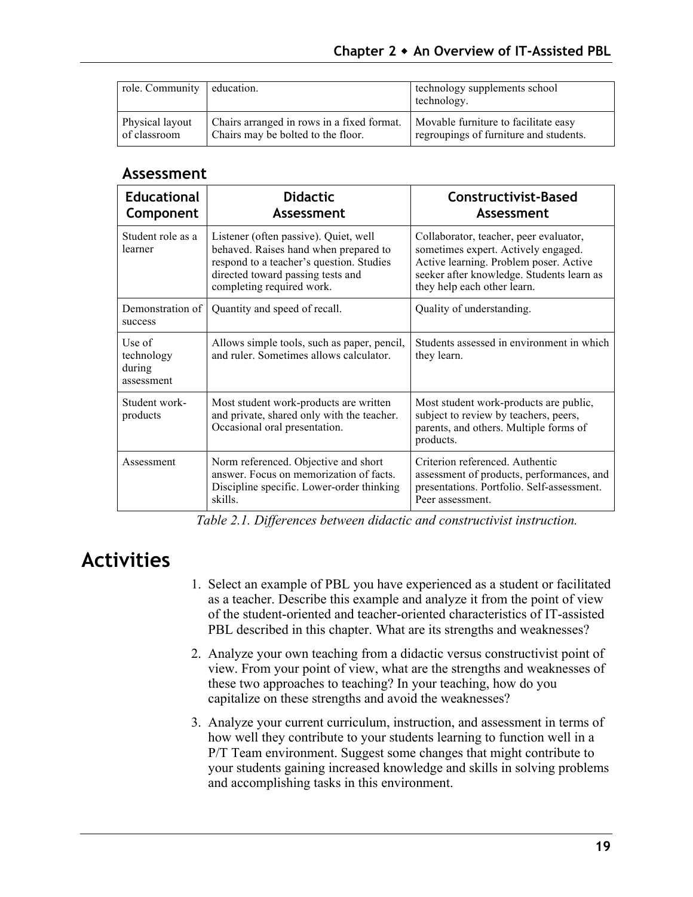| role. Community | education. | technology supplements school technology. |
| --- | --- | --- |
| Physical layout of classroom | Chairs arranged in rows in a fixed format. Chairs may be bolted to the floor. | Movable furniture to facilitate easy regroupings of furniture and students. |

### Assessment

| Educational Component | Didactic Assessment | Constructivist-Based Assessment |
| --- | --- | --- |
| Student role as a learner | Listener (often passive). Quiet, well behaved. Raises hand when prepared to respond to a teacher's question. Studies directed toward passing tests and completing required work. | Collaborator, teacher, peer evaluator, sometimes expert. Actively engaged. Active learning. Problem poser. Active seeker after knowledge. Students learn as they help each other learn. |
| Demonstration of success | Quantity and speed of recall. | Quality of understanding. |
| Use of technology during assessment | Allows simple tools, such as paper, pencil, and ruler. Sometimes allows calculator. | Students assessed in environment in which they learn. |
| Student work-products | Most student work-products are written and private, shared only with the teacher. Occasional oral presentation. | Most student work-products are public, subject to review by teachers, peers, parents, and others. Multiple forms of products. |
| Assessment | Norm referenced. Objective and short answer. Focus on memorization of facts. Discipline specific. Lower-order thinking skills. | Criterion referenced. Authentic assessment of products, performances, and presentations. Portfolio. Self-assessment. Peer assessment. |

*Table 2.1. Differences between didactic and constructivist instruction.*

## Activities

1. Select an example of PBL you have experienced as a student or facilitated as a teacher. Describe this example and analyze it from the point of view of the student-oriented and teacher-oriented characteristics of IT-assisted PBL described in this chapter. What are its strengths and weaknesses?

2. Analyze your own teaching from a didactic versus constructivist point of view. From your point of view, what are the strengths and weaknesses of these two approaches to teaching? In your teaching, how do you capitalize on these strengths and avoid the weaknesses?

3. Analyze your current curriculum, instruction, and assessment in terms of how well they contribute to your students learning to function well in a P/T Team environment. Suggest some changes that might contribute to your students gaining increased knowledge and skills in solving problems and accomplishing tasks in this environment.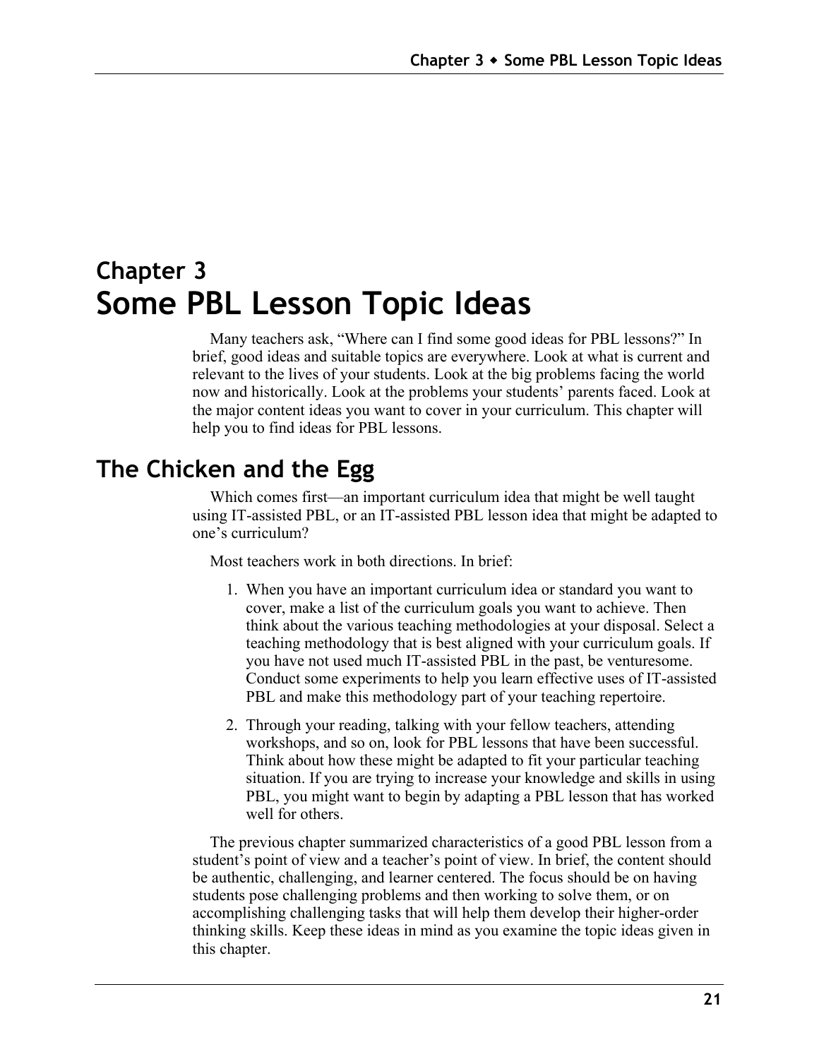# Chapter 3
# Some PBL Lesson Topic Ideas

Many teachers ask, "Where can I find some good ideas for PBL lessons?" In brief, good ideas and suitable topics are everywhere. Look at what is current and relevant to the lives of your students. Look at the big problems facing the world now and historically. Look at the problems your students' parents faced. Look at the major content ideas you want to cover in your curriculum. This chapter will help you to find ideas for PBL lessons.

## The Chicken and the Egg

Which comes first—an important curriculum idea that might be well taught using IT-assisted PBL, or an IT-assisted PBL lesson idea that might be adapted to one's curriculum?

Most teachers work in both directions. In brief:

1. When you have an important curriculum idea or standard you want to cover, make a list of the curriculum goals you want to achieve. Then think about the various teaching methodologies at your disposal. Select a teaching methodology that is best aligned with your curriculum goals. If you have not used much IT-assisted PBL in the past, be venturesome. Conduct some experiments to help you learn effective uses of IT-assisted PBL and make this methodology part of your teaching repertoire.

2. Through your reading, talking with your fellow teachers, attending workshops, and so on, look for PBL lessons that have been successful. Think about how these might be adapted to fit your particular teaching situation. If you are trying to increase your knowledge and skills in using PBL, you might want to begin by adapting a PBL lesson that has worked well for others.

The previous chapter summarized characteristics of a good PBL lesson from a student's point of view and a teacher's point of view. In brief, the content should be authentic, challenging, and learner centered. The focus should be on having students pose challenging problems and then working to solve them, or on accomplishing challenging tasks that will help them develop their higher-order thinking skills. Keep these ideas in mind as you examine the topic ideas given in this chapter.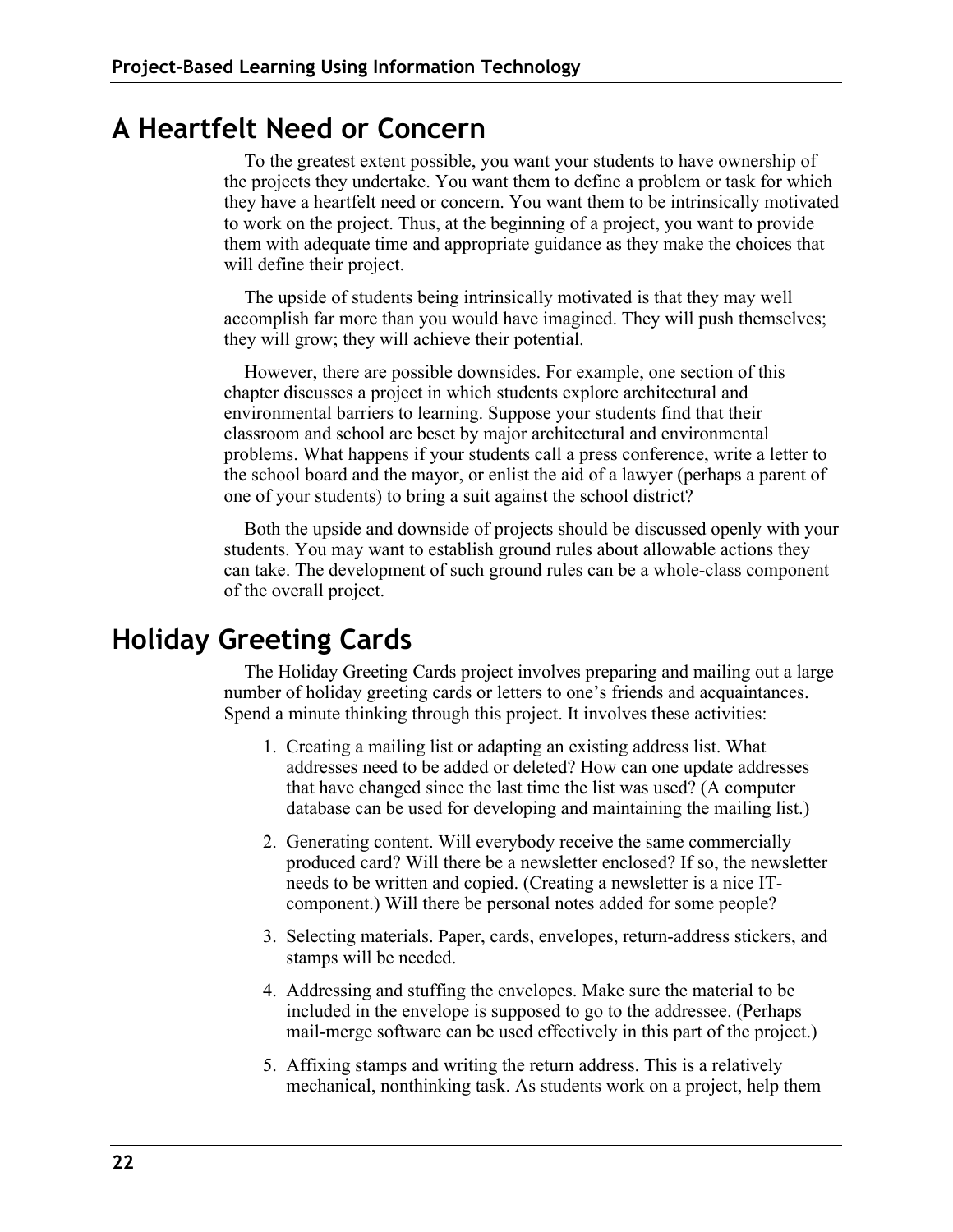## A Heartfelt Need or Concern

To the greatest extent possible, you want your students to have ownership of the projects they undertake. You want them to define a problem or task for which they have a heartfelt need or concern. You want them to be intrinsically motivated to work on the project. Thus, at the beginning of a project, you want to provide them with adequate time and appropriate guidance as they make the choices that will define their project.

The upside of students being intrinsically motivated is that they may well accomplish far more than you would have imagined. They will push themselves; they will grow; they will achieve their potential.

However, there are possible downsides. For example, one section of this chapter discusses a project in which students explore architectural and environmental barriers to learning. Suppose your students find that their classroom and school are beset by major architectural and environmental problems. What happens if your students call a press conference, write a letter to the school board and the mayor, or enlist the aid of a lawyer (perhaps a parent of one of your students) to bring a suit against the school district?

Both the upside and downside of projects should be discussed openly with your students. You may want to establish ground rules about allowable actions they can take. The development of such ground rules can be a whole-class component of the overall project.

## Holiday Greeting Cards

The Holiday Greeting Cards project involves preparing and mailing out a large number of holiday greeting cards or letters to one's friends and acquaintances. Spend a minute thinking through this project. It involves these activities:

1. Creating a mailing list or adapting an existing address list. What addresses need to be added or deleted? How can one update addresses that have changed since the last time the list was used? (A computer database can be used for developing and maintaining the mailing list.)

2. Generating content. Will everybody receive the same commercially produced card? Will there be a newsletter enclosed? If so, the newsletter needs to be written and copied. (Creating a newsletter is a nice IT-component.) Will there be personal notes added for some people?

3. Selecting materials. Paper, cards, envelopes, return-address stickers, and stamps will be needed.

4. Addressing and stuffing the envelopes. Make sure the material to be included in the envelope is supposed to go to the addressee. (Perhaps mail-merge software can be used effectively in this part of the project.)

5. Affixing stamps and writing the return address. This is a relatively mechanical, nonthinking task. As students work on a project, help them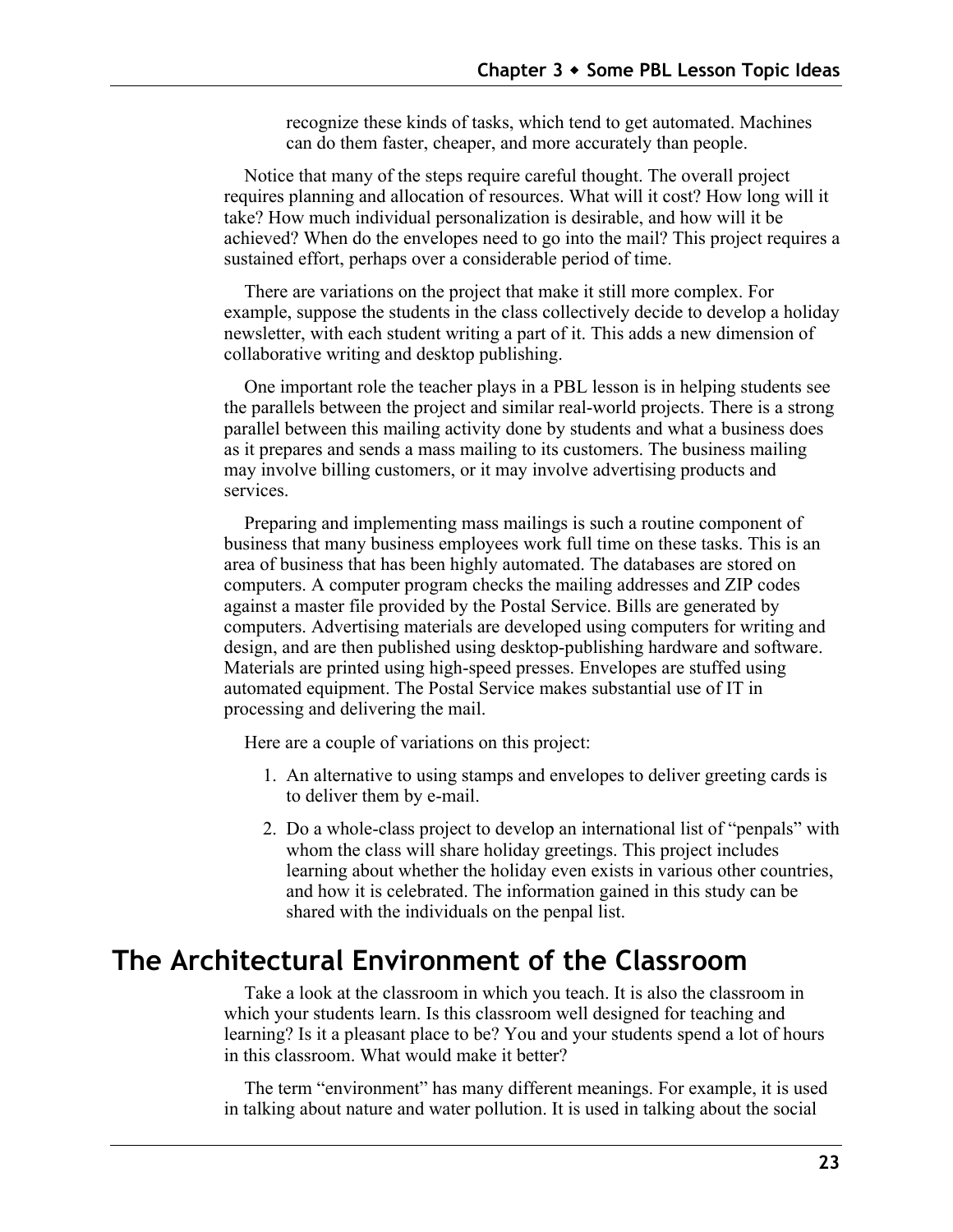recognize these kinds of tasks, which tend to get automated. Machines can do them faster, cheaper, and more accurately than people.

Notice that many of the steps require careful thought. The overall project requires planning and allocation of resources. What will it cost? How long will it take? How much individual personalization is desirable, and how will it be achieved? When do the envelopes need to go into the mail? This project requires a sustained effort, perhaps over a considerable period of time.

There are variations on the project that make it still more complex. For example, suppose the students in the class collectively decide to develop a holiday newsletter, with each student writing a part of it. This adds a new dimension of collaborative writing and desktop publishing.

One important role the teacher plays in a PBL lesson is in helping students see the parallels between the project and similar real-world projects. There is a strong parallel between this mailing activity done by students and what a business does as it prepares and sends a mass mailing to its customers. The business mailing may involve billing customers, or it may involve advertising products and services.

Preparing and implementing mass mailings is such a routine component of business that many business employees work full time on these tasks. This is an area of business that has been highly automated. The databases are stored on computers. A computer program checks the mailing addresses and ZIP codes against a master file provided by the Postal Service. Bills are generated by computers. Advertising materials are developed using computers for writing and design, and are then published using desktop-publishing hardware and software. Materials are printed using high-speed presses. Envelopes are stuffed using automated equipment. The Postal Service makes substantial use of IT in processing and delivering the mail.

Here are a couple of variations on this project:

1. An alternative to using stamps and envelopes to deliver greeting cards is to deliver them by e-mail.
2. Do a whole-class project to develop an international list of "penpals" with whom the class will share holiday greetings. This project includes learning about whether the holiday even exists in various other countries, and how it is celebrated. The information gained in this study can be shared with the individuals on the penpal list.

## The Architectural Environment of the Classroom

Take a look at the classroom in which you teach. It is also the classroom in which your students learn. Is this classroom well designed for teaching and learning? Is it a pleasant place to be? You and your students spend a lot of hours in this classroom. What would make it better?

The term "environment" has many different meanings. For example, it is used in talking about nature and water pollution. It is used in talking about the social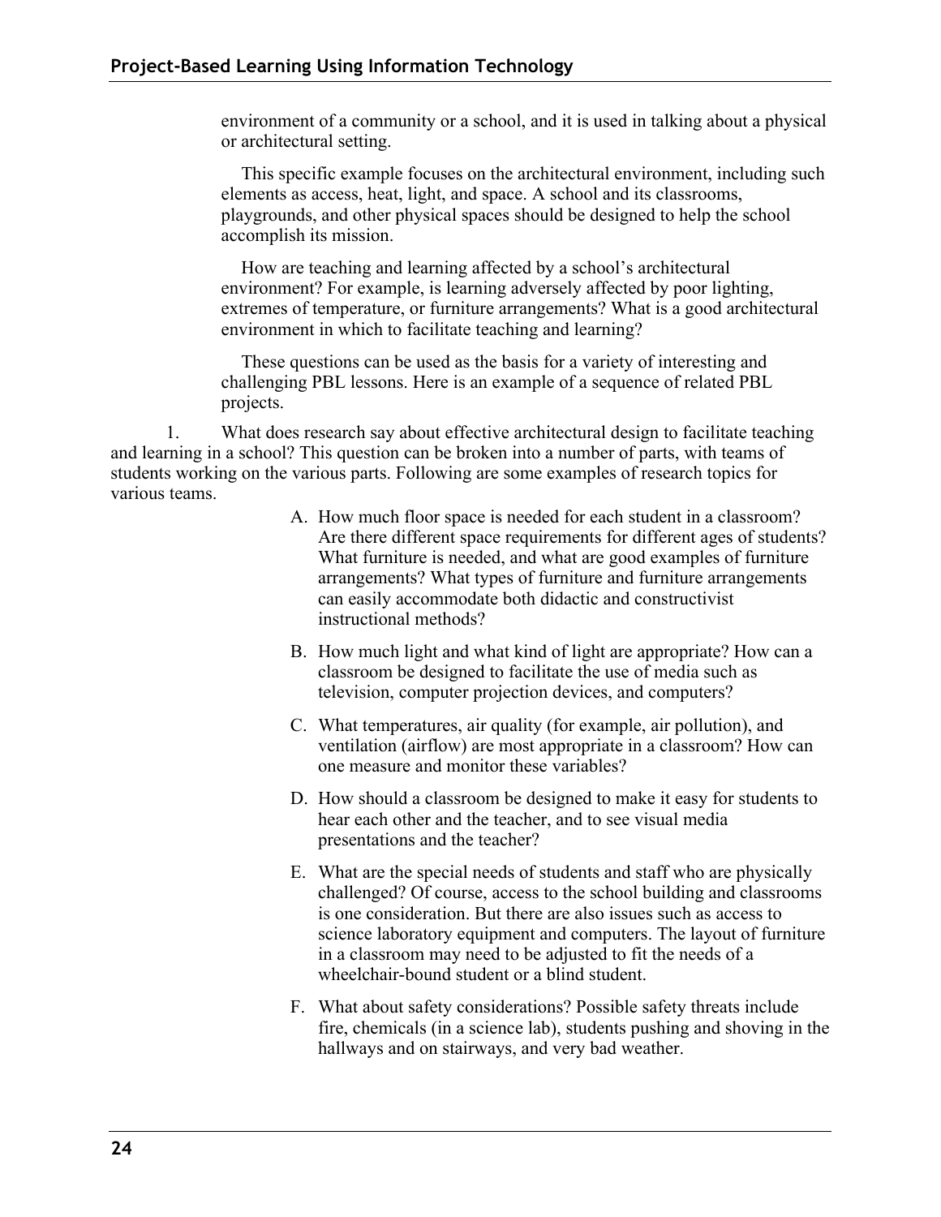environment of a community or a school, and it is used in talking about a physical or architectural setting.

This specific example focuses on the architectural environment, including such elements as access, heat, light, and space. A school and its classrooms, playgrounds, and other physical spaces should be designed to help the school accomplish its mission.

How are teaching and learning affected by a school's architectural environment? For example, is learning adversely affected by poor lighting, extremes of temperature, or furniture arrangements? What is a good architectural environment in which to facilitate teaching and learning?

These questions can be used as the basis for a variety of interesting and challenging PBL lessons. Here is an example of a sequence of related PBL projects.

1. What does research say about effective architectural design to facilitate teaching and learning in a school? This question can be broken into a number of parts, with teams of students working on the various parts. Following are some examples of research topics for various teams.

   A. How much floor space is needed for each student in a classroom? Are there different space requirements for different ages of students? What furniture is needed, and what are good examples of furniture arrangements? What types of furniture and furniture arrangements can easily accommodate both didactic and constructivist instructional methods?

   B. How much light and what kind of light are appropriate? How can a classroom be designed to facilitate the use of media such as television, computer projection devices, and computers?

   C. What temperatures, air quality (for example, air pollution), and ventilation (airflow) are most appropriate in a classroom? How can one measure and monitor these variables?

   D. How should a classroom be designed to make it easy for students to hear each other and the teacher, and to see visual media presentations and the teacher?

   E. What are the special needs of students and staff who are physically challenged? Of course, access to the school building and classrooms is one consideration. But there are also issues such as access to science laboratory equipment and computers. The layout of furniture in a classroom may need to be adjusted to fit the needs of a wheelchair-bound student or a blind student.

   F. What about safety considerations? Possible safety threats include fire, chemicals (in a science lab), students pushing and shoving in the hallways and on stairways, and very bad weather.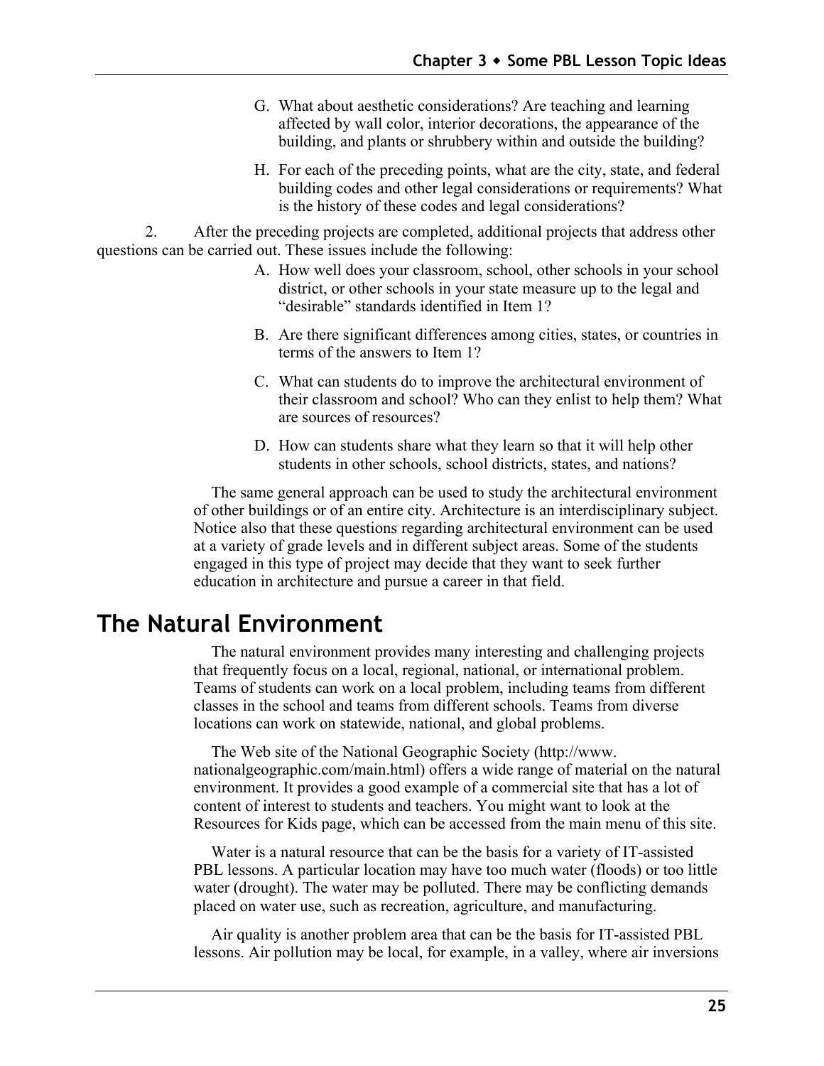G. What about aesthetic considerations? Are teaching and learning affected by wall color, interior decorations, the appearance of the building, and plants or shrubbery within and outside the building?

H. For each of the preceding points, what are the city, state, and federal building codes and other legal considerations or requirements? What is the history of these codes and legal considerations?

2. After the preceding projects are completed, additional projects that address other questions can be carried out. These issues include the following:

A. How well does your classroom, school, other schools in your school district, or other schools in your state measure up to the legal and "desirable" standards identified in Item 1?

B. Are there significant differences among cities, states, or countries in terms of the answers to Item 1?

C. What can students do to improve the architectural environment of their classroom and school? Who can they enlist to help them? What are sources of resources?

D. How can students share what they learn so that it will help other students in other schools, school districts, states, and nations?

The same general approach can be used to study the architectural environment of other buildings or of an entire city. Architecture is an interdisciplinary subject. Notice also that these questions regarding architectural environment can be used at a variety of grade levels and in different subject areas. Some of the students engaged in this type of project may decide that they want to seek further education in architecture and pursue a career in that field.

## The Natural Environment

The natural environment provides many interesting and challenging projects that frequently focus on a local, regional, national, or international problem. Teams of students can work on a local problem, including teams from different classes in the school and teams from different schools. Teams from diverse locations can work on statewide, national, and global problems.

The Web site of the National Geographic Society (http://www.nationalgeographic.com/main.html) offers a wide range of material on the natural environment. It provides a good example of a commercial site that has a lot of content of interest to students and teachers. You might want to look at the Resources for Kids page, which can be accessed from the main menu of this site.

Water is a natural resource that can be the basis for a variety of IT-assisted PBL lessons. A particular location may have too much water (floods) or too little water (drought). The water may be polluted. There may be conflicting demands placed on water use, such as recreation, agriculture, and manufacturing.

Air quality is another problem area that can be the basis for IT-assisted PBL lessons. Air pollution may be local, for example, in a valley, where air inversions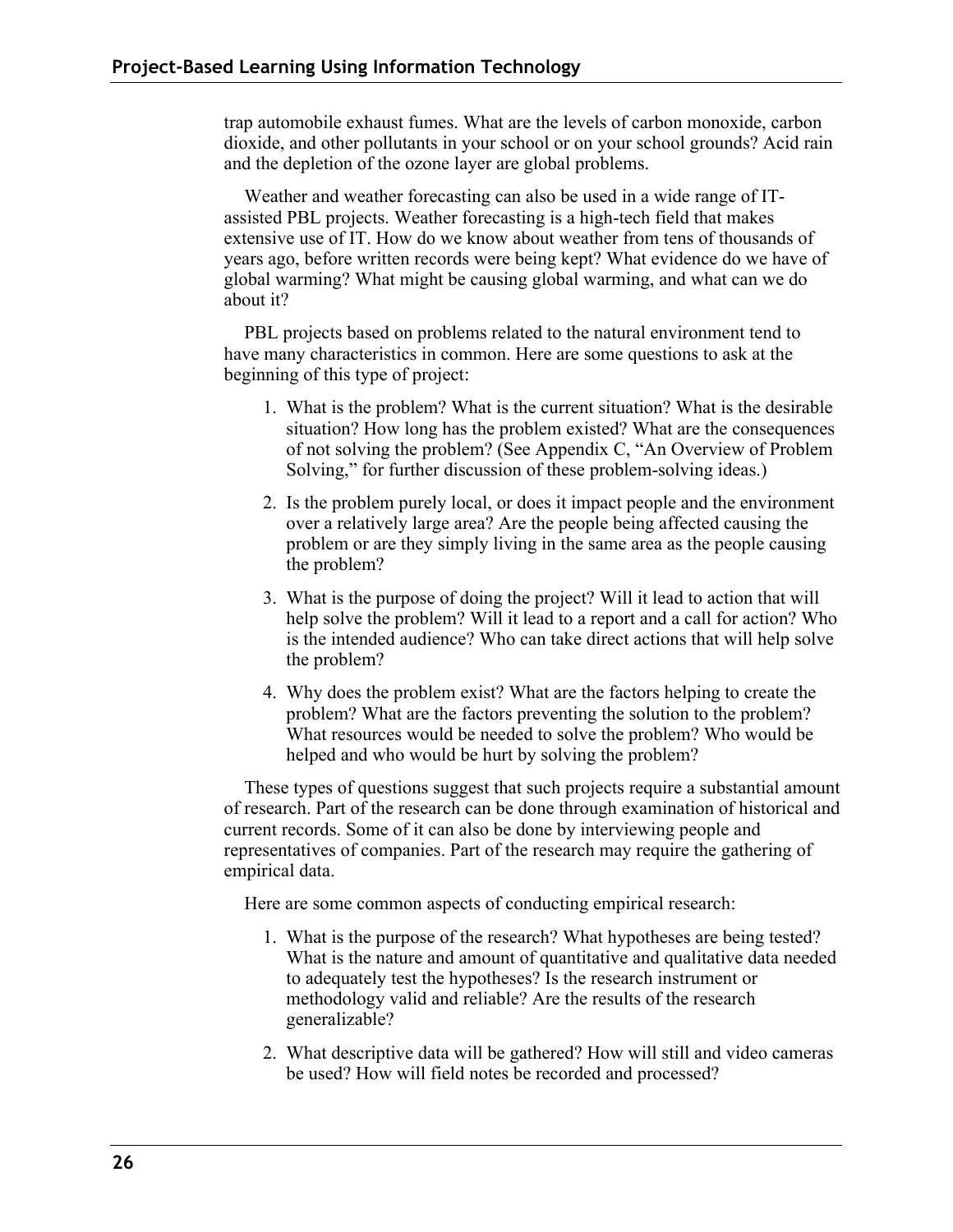trap automobile exhaust fumes. What are the levels of carbon monoxide, carbon dioxide, and other pollutants in your school or on your school grounds? Acid rain and the depletion of the ozone layer are global problems.

Weather and weather forecasting can also be used in a wide range of IT-assisted PBL projects. Weather forecasting is a high-tech field that makes extensive use of IT. How do we know about weather from tens of thousands of years ago, before written records were being kept? What evidence do we have of global warming? What might be causing global warming, and what can we do about it?

PBL projects based on problems related to the natural environment tend to have many characteristics in common. Here are some questions to ask at the beginning of this type of project:

1. What is the problem? What is the current situation? What is the desirable situation? How long has the problem existed? What are the consequences of not solving the problem? (See Appendix C, "An Overview of Problem Solving," for further discussion of these problem-solving ideas.)

2. Is the problem purely local, or does it impact people and the environment over a relatively large area? Are the people being affected causing the problem or are they simply living in the same area as the people causing the problem?

3. What is the purpose of doing the project? Will it lead to action that will help solve the problem? Will it lead to a report and a call for action? Who is the intended audience? Who can take direct actions that will help solve the problem?

4. Why does the problem exist? What are the factors helping to create the problem? What are the factors preventing the solution to the problem? What resources would be needed to solve the problem? Who would be helped and who would be hurt by solving the problem?

These types of questions suggest that such projects require a substantial amount of research. Part of the research can be done through examination of historical and current records. Some of it can also be done by interviewing people and representatives of companies. Part of the research may require the gathering of empirical data.

Here are some common aspects of conducting empirical research:

1. What is the purpose of the research? What hypotheses are being tested? What is the nature and amount of quantitative and qualitative data needed to adequately test the hypotheses? Is the research instrument or methodology valid and reliable? Are the results of the research generalizable?

2. What descriptive data will be gathered? How will still and video cameras be used? How will field notes be recorded and processed?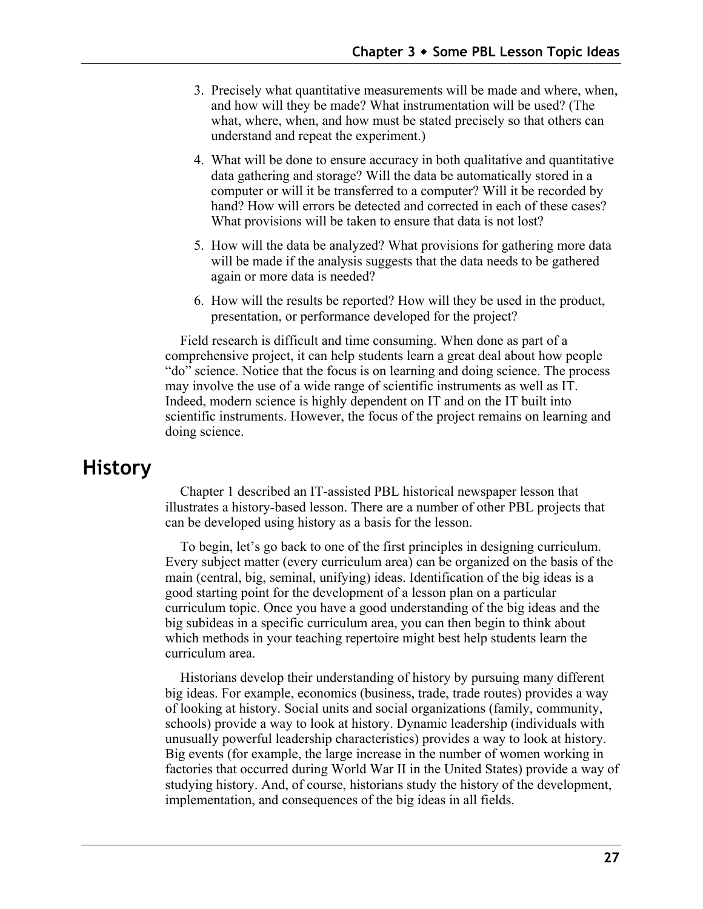3. Precisely what quantitative measurements will be made and where, when, and how will they be made? What instrumentation will be used? (The what, where, when, and how must be stated precisely so that others can understand and repeat the experiment.)

4. What will be done to ensure accuracy in both qualitative and quantitative data gathering and storage? Will the data be automatically stored in a computer or will it be transferred to a computer? Will it be recorded by hand? How will errors be detected and corrected in each of these cases? What provisions will be taken to ensure that data is not lost?

5. How will the data be analyzed? What provisions for gathering more data will be made if the analysis suggests that the data needs to be gathered again or more data is needed?

6. How will the results be reported? How will they be used in the product, presentation, or performance developed for the project?

Field research is difficult and time consuming. When done as part of a comprehensive project, it can help students learn a great deal about how people "do" science. Notice that the focus is on learning and doing science. The process may involve the use of a wide range of scientific instruments as well as IT. Indeed, modern science is highly dependent on IT and on the IT built into scientific instruments. However, the focus of the project remains on learning and doing science.

## History

Chapter 1 described an IT-assisted PBL historical newspaper lesson that illustrates a history-based lesson. There are a number of other PBL projects that can be developed using history as a basis for the lesson.

To begin, let's go back to one of the first principles in designing curriculum. Every subject matter (every curriculum area) can be organized on the basis of the main (central, big, seminal, unifying) ideas. Identification of the big ideas is a good starting point for the development of a lesson plan on a particular curriculum topic. Once you have a good understanding of the big ideas and the big subideas in a specific curriculum area, you can then begin to think about which methods in your teaching repertoire might best help students learn the curriculum area.

Historians develop their understanding of history by pursuing many different big ideas. For example, economics (business, trade, trade routes) provides a way of looking at history. Social units and social organizations (family, community, schools) provide a way to look at history. Dynamic leadership (individuals with unusually powerful leadership characteristics) provides a way to look at history. Big events (for example, the large increase in the number of women working in factories that occurred during World War II in the United States) provide a way of studying history. And, of course, historians study the history of the development, implementation, and consequences of the big ideas in all fields.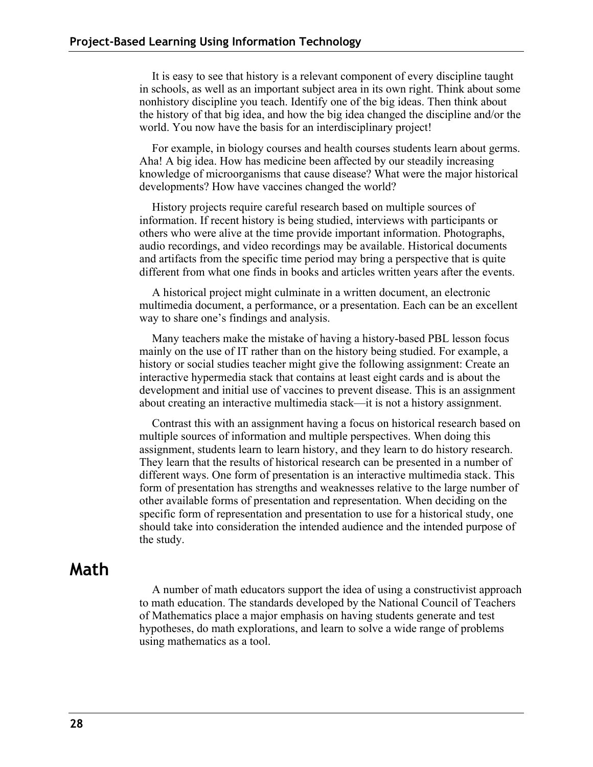It is easy to see that history is a relevant component of every discipline taught in schools, as well as an important subject area in its own right. Think about some nonhistory discipline you teach. Identify one of the big ideas. Then think about the history of that big idea, and how the big idea changed the discipline and/or the world. You now have the basis for an interdisciplinary project!

For example, in biology courses and health courses students learn about germs. Aha! A big idea. How has medicine been affected by our steadily increasing knowledge of microorganisms that cause disease? What were the major historical developments? How have vaccines changed the world?

History projects require careful research based on multiple sources of information. If recent history is being studied, interviews with participants or others who were alive at the time provide important information. Photographs, audio recordings, and video recordings may be available. Historical documents and artifacts from the specific time period may bring a perspective that is quite different from what one finds in books and articles written years after the events.

A historical project might culminate in a written document, an electronic multimedia document, a performance, or a presentation. Each can be an excellent way to share one's findings and analysis.

Many teachers make the mistake of having a history-based PBL lesson focus mainly on the use of IT rather than on the history being studied. For example, a history or social studies teacher might give the following assignment: Create an interactive hypermedia stack that contains at least eight cards and is about the development and initial use of vaccines to prevent disease. This is an assignment about creating an interactive multimedia stack—it is not a history assignment.

Contrast this with an assignment having a focus on historical research based on multiple sources of information and multiple perspectives. When doing this assignment, students learn to learn history, and they learn to do history research. They learn that the results of historical research can be presented in a number of different ways. One form of presentation is an interactive multimedia stack. This form of presentation has strengths and weaknesses relative to the large number of other available forms of presentation and representation. When deciding on the specific form of representation and presentation to use for a historical study, one should take into consideration the intended audience and the intended purpose of the study.

## Math

A number of math educators support the idea of using a constructivist approach to math education. The standards developed by the National Council of Teachers of Mathematics place a major emphasis on having students generate and test hypotheses, do math explorations, and learn to solve a wide range of problems using mathematics as a tool.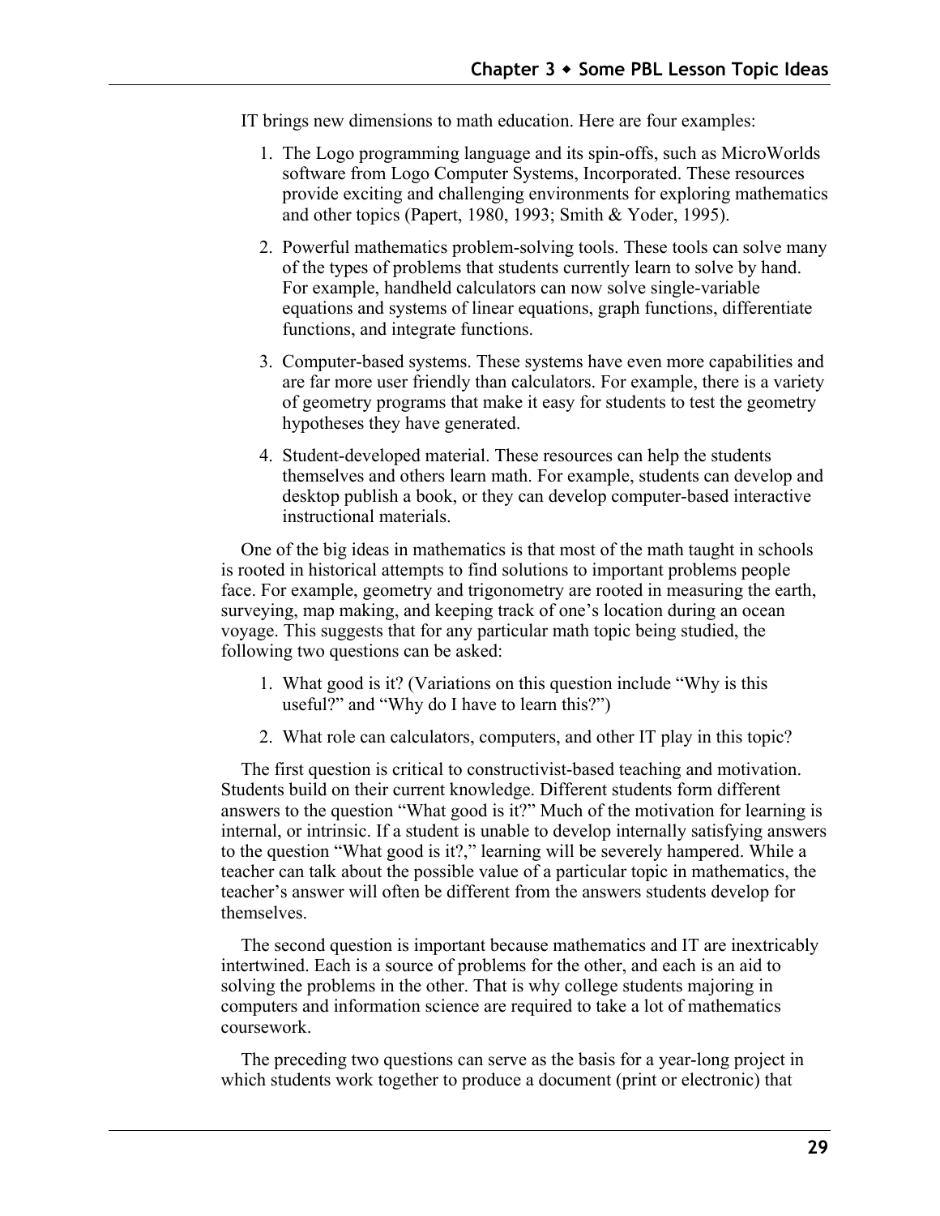IT brings new dimensions to math education. Here are four examples:

1. The Logo programming language and its spin-offs, such as MicroWorlds software from Logo Computer Systems, Incorporated. These resources provide exciting and challenging environments for exploring mathematics and other topics (Papert, 1980, 1993; Smith & Yoder, 1995).
2. Powerful mathematics problem-solving tools. These tools can solve many of the types of problems that students currently learn to solve by hand. For example, handheld calculators can now solve single-variable equations and systems of linear equations, graph functions, differentiate functions, and integrate functions.
3. Computer-based systems. These systems have even more capabilities and are far more user friendly than calculators. For example, there is a variety of geometry programs that make it easy for students to test the geometry hypotheses they have generated.
4. Student-developed material. These resources can help the students themselves and others learn math. For example, students can develop and desktop publish a book, or they can develop computer-based interactive instructional materials.

One of the big ideas in mathematics is that most of the math taught in schools is rooted in historical attempts to find solutions to important problems people face. For example, geometry and trigonometry are rooted in measuring the earth, surveying, map making, and keeping track of one's location during an ocean voyage. This suggests that for any particular math topic being studied, the following two questions can be asked:

1. What good is it? (Variations on this question include "Why is this useful?" and "Why do I have to learn this?")
2. What role can calculators, computers, and other IT play in this topic?

The first question is critical to constructivist-based teaching and motivation. Students build on their current knowledge. Different students form different answers to the question "What good is it?" Much of the motivation for learning is internal, or intrinsic. If a student is unable to develop internally satisfying answers to the question "What good is it?," learning will be severely hampered. While a teacher can talk about the possible value of a particular topic in mathematics, the teacher's answer will often be different from the answers students develop for themselves.

The second question is important because mathematics and IT are inextricably intertwined. Each is a source of problems for the other, and each is an aid to solving the problems in the other. That is why college students majoring in computers and information science are required to take a lot of mathematics coursework.

The preceding two questions can serve as the basis for a year-long project in which students work together to produce a document (print or electronic) that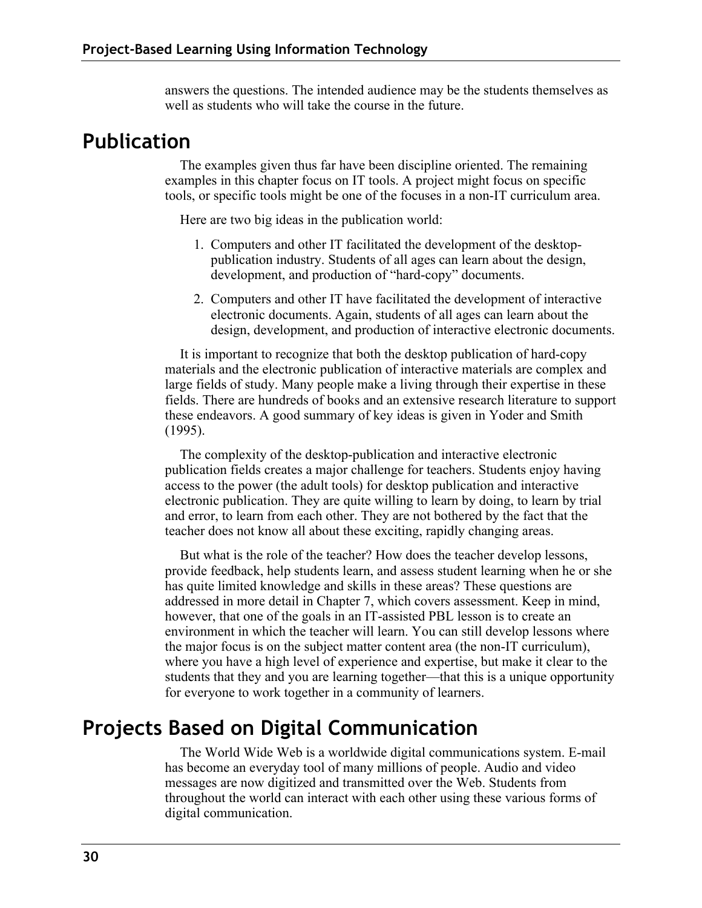answers the questions. The intended audience may be the students themselves as well as students who will take the course in the future.

## Publication

The examples given thus far have been discipline oriented. The remaining examples in this chapter focus on IT tools. A project might focus on specific tools, or specific tools might be one of the focuses in a non-IT curriculum area.

Here are two big ideas in the publication world:

1. Computers and other IT facilitated the development of the desktop-publication industry. Students of all ages can learn about the design, development, and production of "hard-copy" documents.
2. Computers and other IT have facilitated the development of interactive electronic documents. Again, students of all ages can learn about the design, development, and production of interactive electronic documents.

It is important to recognize that both the desktop publication of hard-copy materials and the electronic publication of interactive materials are complex and large fields of study. Many people make a living through their expertise in these fields. There are hundreds of books and an extensive research literature to support these endeavors. A good summary of key ideas is given in Yoder and Smith (1995).

The complexity of the desktop-publication and interactive electronic publication fields creates a major challenge for teachers. Students enjoy having access to the power (the adult tools) for desktop publication and interactive electronic publication. They are quite willing to learn by doing, to learn by trial and error, to learn from each other. They are not bothered by the fact that the teacher does not know all about these exciting, rapidly changing areas.

But what is the role of the teacher? How does the teacher develop lessons, provide feedback, help students learn, and assess student learning when he or she has quite limited knowledge and skills in these areas? These questions are addressed in more detail in Chapter 7, which covers assessment. Keep in mind, however, that one of the goals in an IT-assisted PBL lesson is to create an environment in which the teacher will learn. You can still develop lessons where the major focus is on the subject matter content area (the non-IT curriculum), where you have a high level of experience and expertise, but make it clear to the students that they and you are learning together—that this is a unique opportunity for everyone to work together in a community of learners.

## Projects Based on Digital Communication

The World Wide Web is a worldwide digital communications system. E-mail has become an everyday tool of many millions of people. Audio and video messages are now digitized and transmitted over the Web. Students from throughout the world can interact with each other using these various forms of digital communication.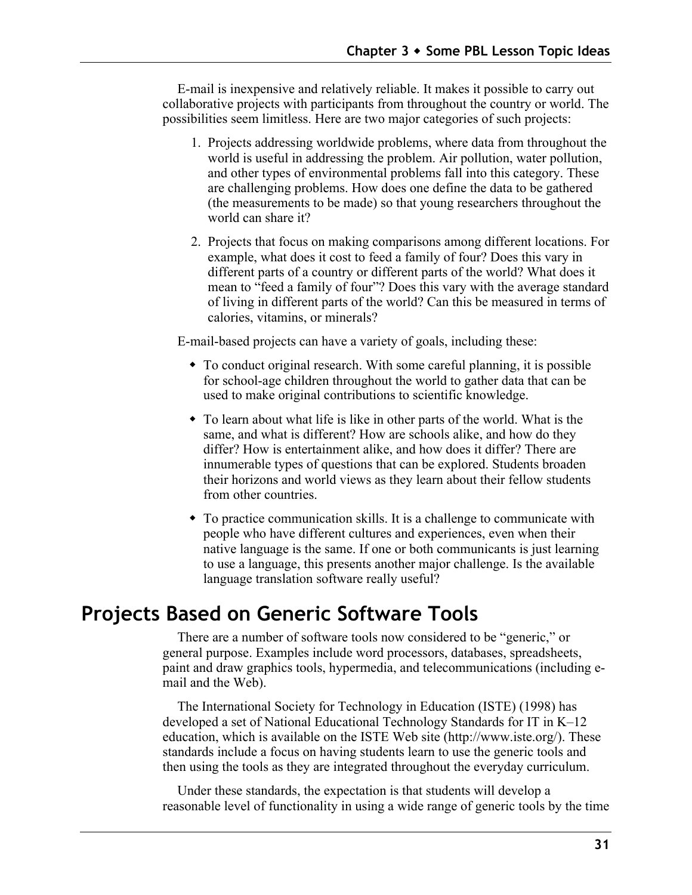E-mail is inexpensive and relatively reliable. It makes it possible to carry out collaborative projects with participants from throughout the country or world. The possibilities seem limitless. Here are two major categories of such projects:

1. Projects addressing worldwide problems, where data from throughout the world is useful in addressing the problem. Air pollution, water pollution, and other types of environmental problems fall into this category. These are challenging problems. How does one define the data to be gathered (the measurements to be made) so that young researchers throughout the world can share it?

2. Projects that focus on making comparisons among different locations. For example, what does it cost to feed a family of four? Does this vary in different parts of a country or different parts of the world? What does it mean to "feed a family of four"? Does this vary with the average standard of living in different parts of the world? Can this be measured in terms of calories, vitamins, or minerals?

E-mail-based projects can have a variety of goals, including these:

- To conduct original research. With some careful planning, it is possible for school-age children throughout the world to gather data that can be used to make original contributions to scientific knowledge.
- To learn about what life is like in other parts of the world. What is the same, and what is different? How are schools alike, and how do they differ? How is entertainment alike, and how does it differ? There are innumerable types of questions that can be explored. Students broaden their horizons and world views as they learn about their fellow students from other countries.
- To practice communication skills. It is a challenge to communicate with people who have different cultures and experiences, even when their native language is the same. If one or both communicants is just learning to use a language, this presents another major challenge. Is the available language translation software really useful?

## Projects Based on Generic Software Tools

There are a number of software tools now considered to be "generic," or general purpose. Examples include word processors, databases, spreadsheets, paint and draw graphics tools, hypermedia, and telecommunications (including e-mail and the Web).

The International Society for Technology in Education (ISTE) (1998) has developed a set of National Educational Technology Standards for IT in K–12 education, which is available on the ISTE Web site (http://www.iste.org/). These standards include a focus on having students learn to use the generic tools and then using the tools as they are integrated throughout the everyday curriculum.

Under these standards, the expectation is that students will develop a reasonable level of functionality in using a wide range of generic tools by the time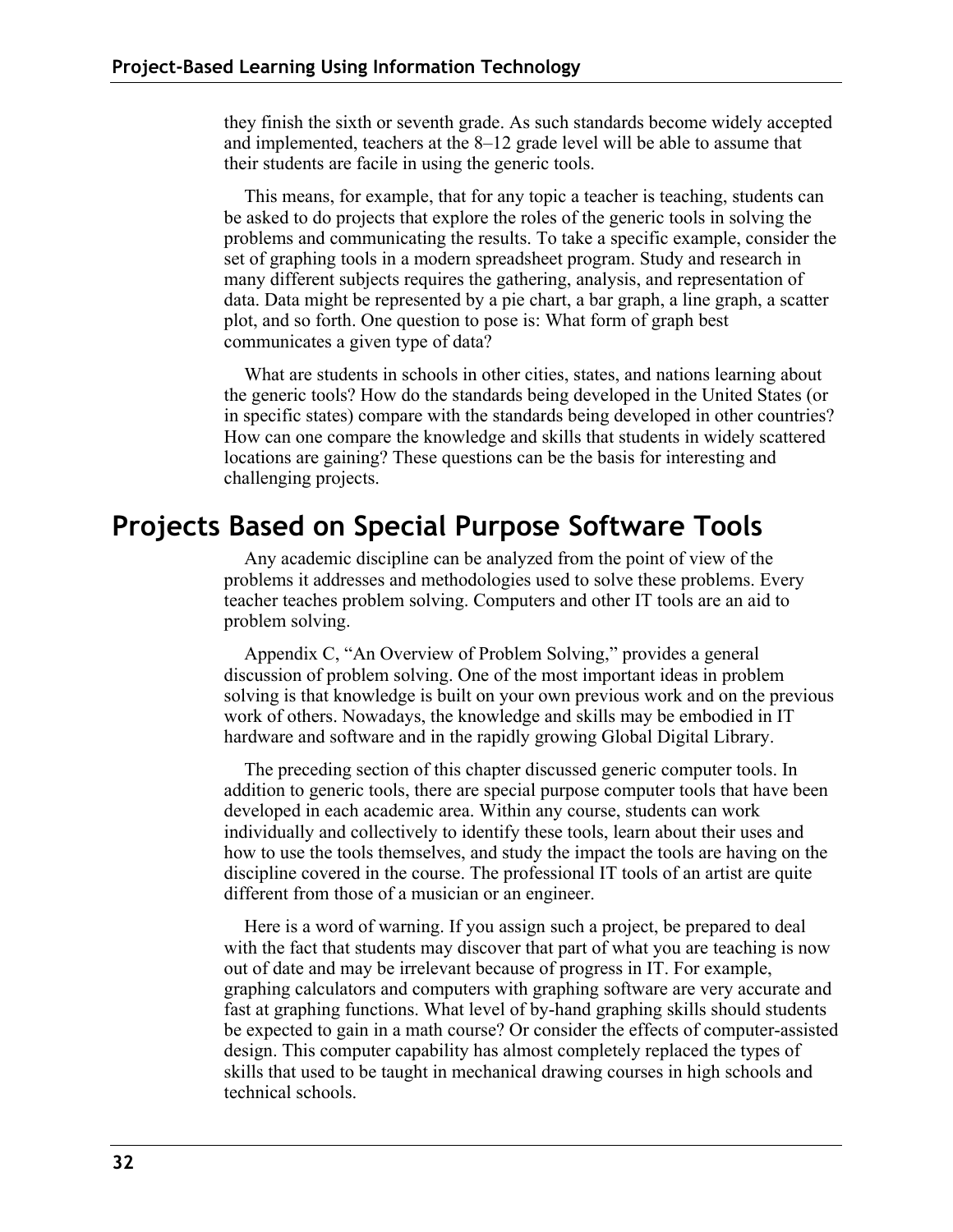they finish the sixth or seventh grade. As such standards become widely accepted and implemented, teachers at the 8–12 grade level will be able to assume that their students are facile in using the generic tools.

This means, for example, that for any topic a teacher is teaching, students can be asked to do projects that explore the roles of the generic tools in solving the problems and communicating the results. To take a specific example, consider the set of graphing tools in a modern spreadsheet program. Study and research in many different subjects requires the gathering, analysis, and representation of data. Data might be represented by a pie chart, a bar graph, a line graph, a scatter plot, and so forth. One question to pose is: What form of graph best communicates a given type of data?

What are students in schools in other cities, states, and nations learning about the generic tools? How do the standards being developed in the United States (or in specific states) compare with the standards being developed in other countries? How can one compare the knowledge and skills that students in widely scattered locations are gaining? These questions can be the basis for interesting and challenging projects.

## Projects Based on Special Purpose Software Tools

Any academic discipline can be analyzed from the point of view of the problems it addresses and methodologies used to solve these problems. Every teacher teaches problem solving. Computers and other IT tools are an aid to problem solving.

Appendix C, "An Overview of Problem Solving," provides a general discussion of problem solving. One of the most important ideas in problem solving is that knowledge is built on your own previous work and on the previous work of others. Nowadays, the knowledge and skills may be embodied in IT hardware and software and in the rapidly growing Global Digital Library.

The preceding section of this chapter discussed generic computer tools. In addition to generic tools, there are special purpose computer tools that have been developed in each academic area. Within any course, students can work individually and collectively to identify these tools, learn about their uses and how to use the tools themselves, and study the impact the tools are having on the discipline covered in the course. The professional IT tools of an artist are quite different from those of a musician or an engineer.

Here is a word of warning. If you assign such a project, be prepared to deal with the fact that students may discover that part of what you are teaching is now out of date and may be irrelevant because of progress in IT. For example, graphing calculators and computers with graphing software are very accurate and fast at graphing functions. What level of by-hand graphing skills should students be expected to gain in a math course? Or consider the effects of computer-assisted design. This computer capability has almost completely replaced the types of skills that used to be taught in mechanical drawing courses in high schools and technical schools.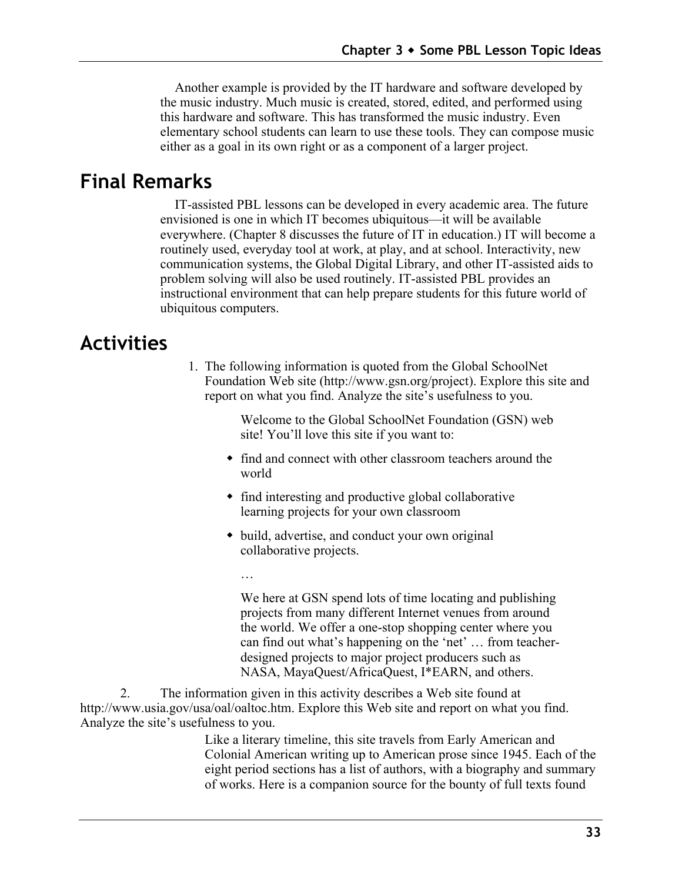Another example is provided by the IT hardware and software developed by the music industry. Much music is created, stored, edited, and performed using this hardware and software. This has transformed the music industry. Even elementary school students can learn to use these tools. They can compose music either as a goal in its own right or as a component of a larger project.

## Final Remarks

IT-assisted PBL lessons can be developed in every academic area. The future envisioned is one in which IT becomes ubiquitous—it will be available everywhere. (Chapter 8 discusses the future of IT in education.) IT will become a routinely used, everyday tool at work, at play, and at school. Interactivity, new communication systems, the Global Digital Library, and other IT-assisted aids to problem solving will also be used routinely. IT-assisted PBL provides an instructional environment that can help prepare students for this future world of ubiquitous computers.

## Activities

1. The following information is quoted from the Global SchoolNet Foundation Web site (http://www.gsn.org/project). Explore this site and report on what you find. Analyze the site's usefulness to you.

   > Welcome to the Global SchoolNet Foundation (GSN) web site! You'll love this site if you want to:
   >
   > - find and connect with other classroom teachers around the world
   > - find interesting and productive global collaborative learning projects for your own classroom
   > - build, advertise, and conduct your own original collaborative projects.
   >
   > …
   >
   > We here at GSN spend lots of time locating and publishing projects from many different Internet venues from around the world. We offer a one-stop shopping center where you can find out what's happening on the 'net' … from teacher-designed projects to major project producers such as NASA, MayaQuest/AfricaQuest, I*EARN, and others.

2. The information given in this activity describes a Web site found at http://www.usia.gov/usa/oal/oaltoc.htm. Explore this Web site and report on what you find. Analyze the site's usefulness to you.

   > Like a literary timeline, this site travels from Early American and Colonial American writing up to American prose since 1945. Each of the eight period sections has a list of authors, with a biography and summary of works. Here is a companion source for the bounty of full texts found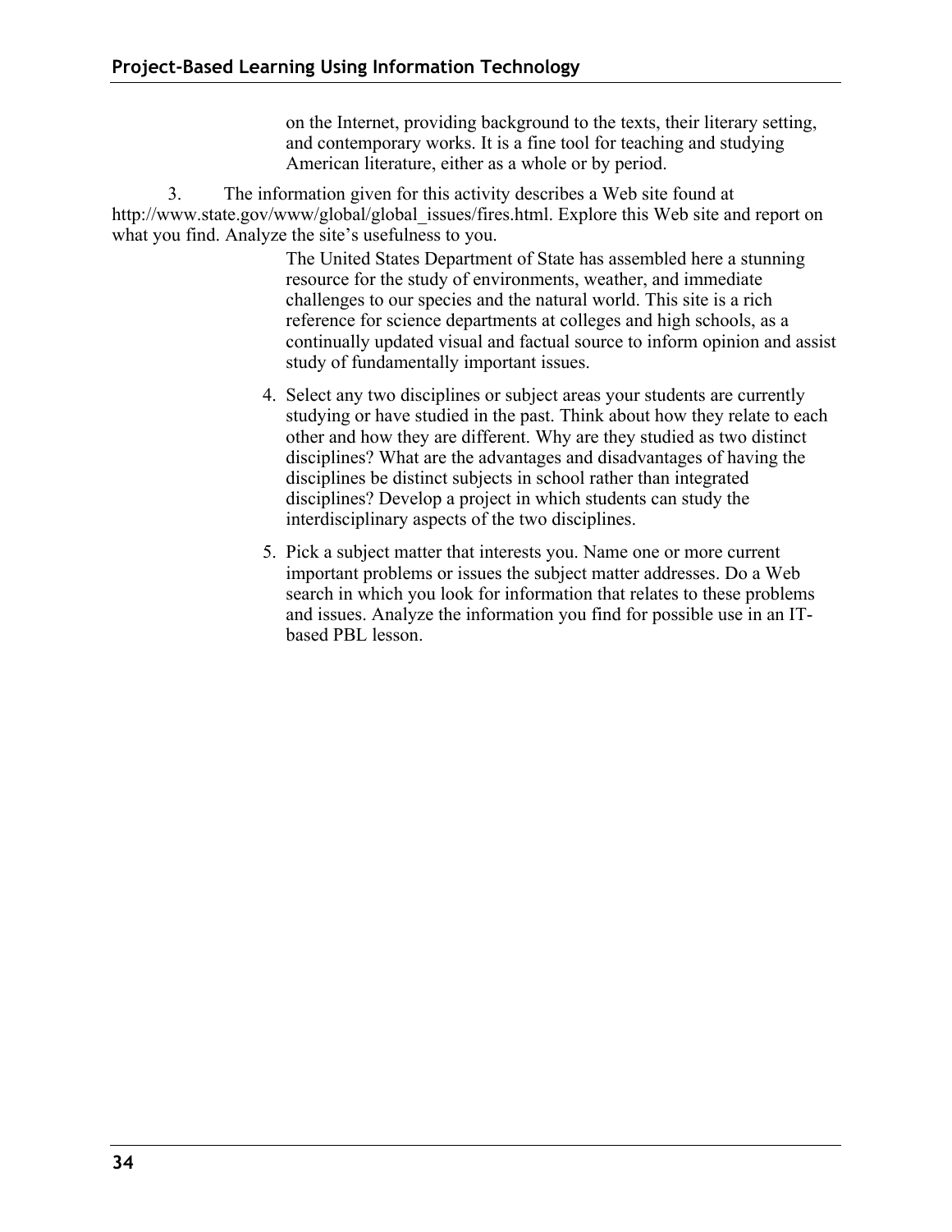on the Internet, providing background to the texts, their literary setting, and contemporary works. It is a fine tool for teaching and studying American literature, either as a whole or by period.

3. The information given for this activity describes a Web site found at http://www.state.gov/www/global/global_issues/fires.html. Explore this Web site and report on what you find. Analyze the site's usefulness to you.

   The United States Department of State has assembled here a stunning resource for the study of environments, weather, and immediate challenges to our species and the natural world. This site is a rich reference for science departments at colleges and high schools, as a continually updated visual and factual source to inform opinion and assist study of fundamentally important issues.

4. Select any two disciplines or subject areas your students are currently studying or have studied in the past. Think about how they relate to each other and how they are different. Why are they studied as two distinct disciplines? What are the advantages and disadvantages of having the disciplines be distinct subjects in school rather than integrated disciplines? Develop a project in which students can study the interdisciplinary aspects of the two disciplines.

5. Pick a subject matter that interests you. Name one or more current important problems or issues the subject matter addresses. Do a Web search in which you look for information that relates to these problems and issues. Analyze the information you find for possible use in an IT-based PBL lesson.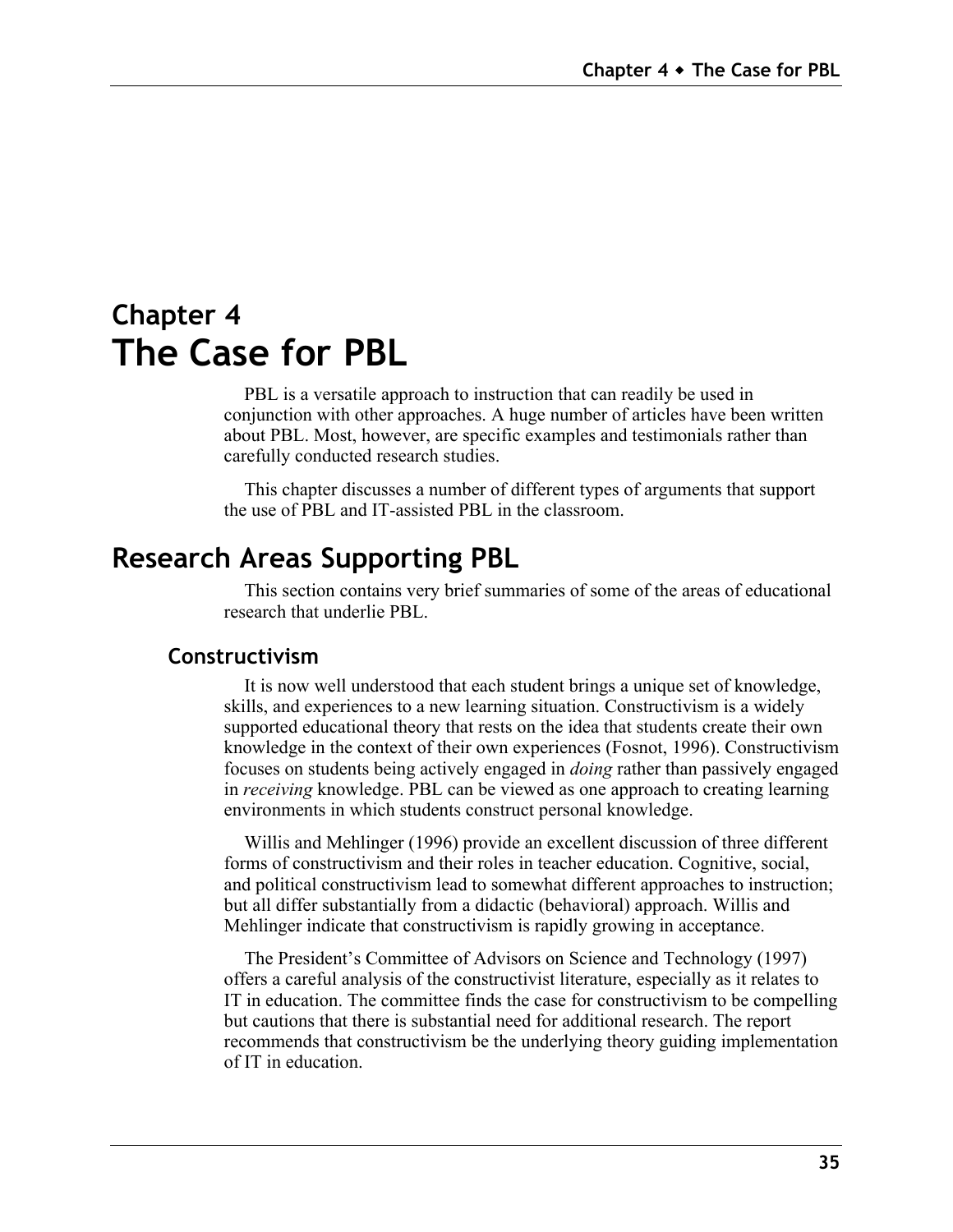# Chapter 4
# The Case for PBL

PBL is a versatile approach to instruction that can readily be used in conjunction with other approaches. A huge number of articles have been written about PBL. Most, however, are specific examples and testimonials rather than carefully conducted research studies.

This chapter discusses a number of different types of arguments that support the use of PBL and IT-assisted PBL in the classroom.

## Research Areas Supporting PBL

This section contains very brief summaries of some of the areas of educational research that underlie PBL.

### Constructivism

It is now well understood that each student brings a unique set of knowledge, skills, and experiences to a new learning situation. Constructivism is a widely supported educational theory that rests on the idea that students create their own knowledge in the context of their own experiences (Fosnot, 1996). Constructivism focuses on students being actively engaged in *doing* rather than passively engaged in *receiving* knowledge. PBL can be viewed as one approach to creating learning environments in which students construct personal knowledge.

Willis and Mehlinger (1996) provide an excellent discussion of three different forms of constructivism and their roles in teacher education. Cognitive, social, and political constructivism lead to somewhat different approaches to instruction; but all differ substantially from a didactic (behavioral) approach. Willis and Mehlinger indicate that constructivism is rapidly growing in acceptance.

The President's Committee of Advisors on Science and Technology (1997) offers a careful analysis of the constructivist literature, especially as it relates to IT in education. The committee finds the case for constructivism to be compelling but cautions that there is substantial need for additional research. The report recommends that constructivism be the underlying theory guiding implementation of IT in education.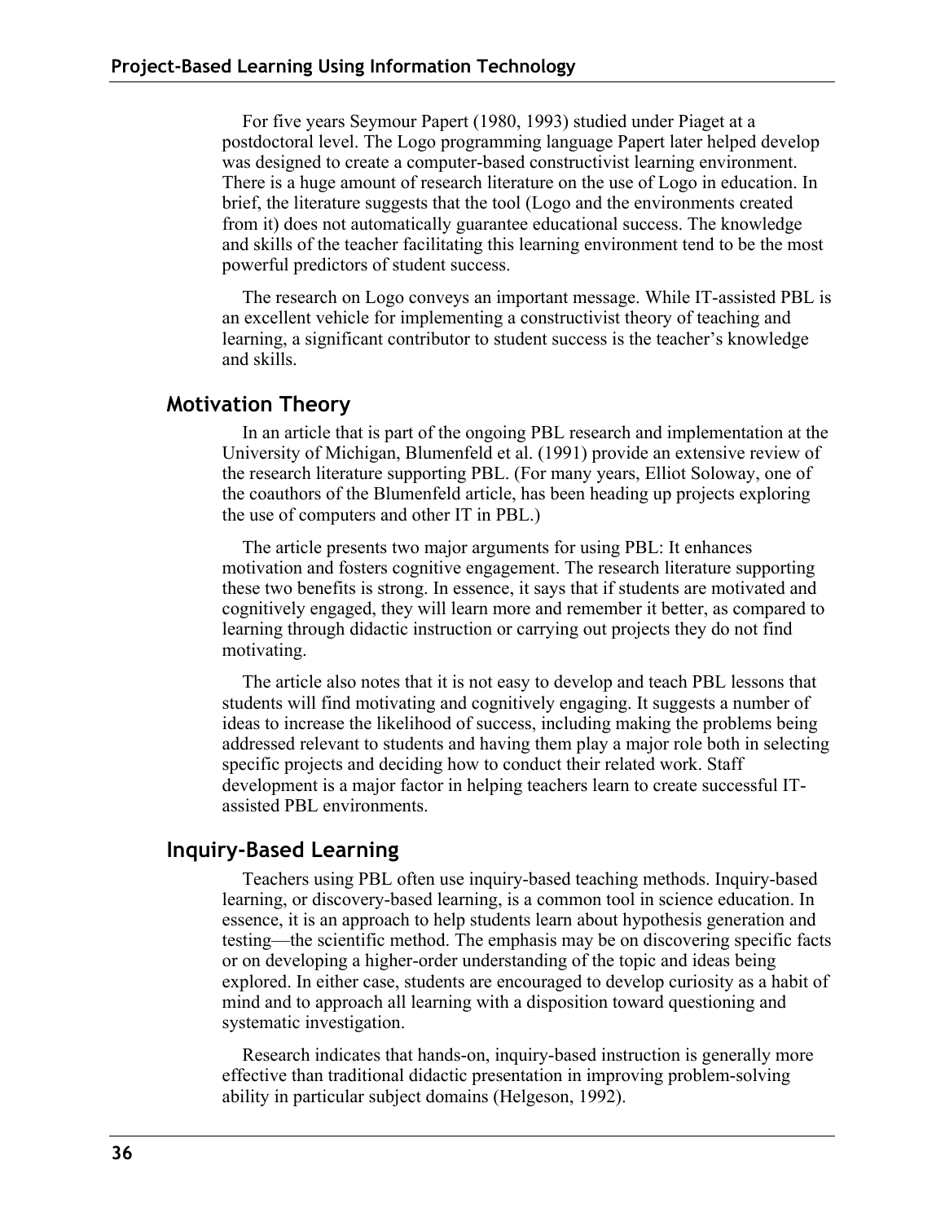For five years Seymour Papert (1980, 1993) studied under Piaget at a postdoctoral level. The Logo programming language Papert later helped develop was designed to create a computer-based constructivist learning environment. There is a huge amount of research literature on the use of Logo in education. In brief, the literature suggests that the tool (Logo and the environments created from it) does not automatically guarantee educational success. The knowledge and skills of the teacher facilitating this learning environment tend to be the most powerful predictors of student success.

The research on Logo conveys an important message. While IT-assisted PBL is an excellent vehicle for implementing a constructivist theory of teaching and learning, a significant contributor to student success is the teacher's knowledge and skills.

## Motivation Theory

In an article that is part of the ongoing PBL research and implementation at the University of Michigan, Blumenfeld et al. (1991) provide an extensive review of the research literature supporting PBL. (For many years, Elliot Soloway, one of the coauthors of the Blumenfeld article, has been heading up projects exploring the use of computers and other IT in PBL.)

The article presents two major arguments for using PBL: It enhances motivation and fosters cognitive engagement. The research literature supporting these two benefits is strong. In essence, it says that if students are motivated and cognitively engaged, they will learn more and remember it better, as compared to learning through didactic instruction or carrying out projects they do not find motivating.

The article also notes that it is not easy to develop and teach PBL lessons that students will find motivating and cognitively engaging. It suggests a number of ideas to increase the likelihood of success, including making the problems being addressed relevant to students and having them play a major role both in selecting specific projects and deciding how to conduct their related work. Staff development is a major factor in helping teachers learn to create successful IT-assisted PBL environments.

## Inquiry-Based Learning

Teachers using PBL often use inquiry-based teaching methods. Inquiry-based learning, or discovery-based learning, is a common tool in science education. In essence, it is an approach to help students learn about hypothesis generation and testing—the scientific method. The emphasis may be on discovering specific facts or on developing a higher-order understanding of the topic and ideas being explored. In either case, students are encouraged to develop curiosity as a habit of mind and to approach all learning with a disposition toward questioning and systematic investigation.

Research indicates that hands-on, inquiry-based instruction is generally more effective than traditional didactic presentation in improving problem-solving ability in particular subject domains (Helgeson, 1992).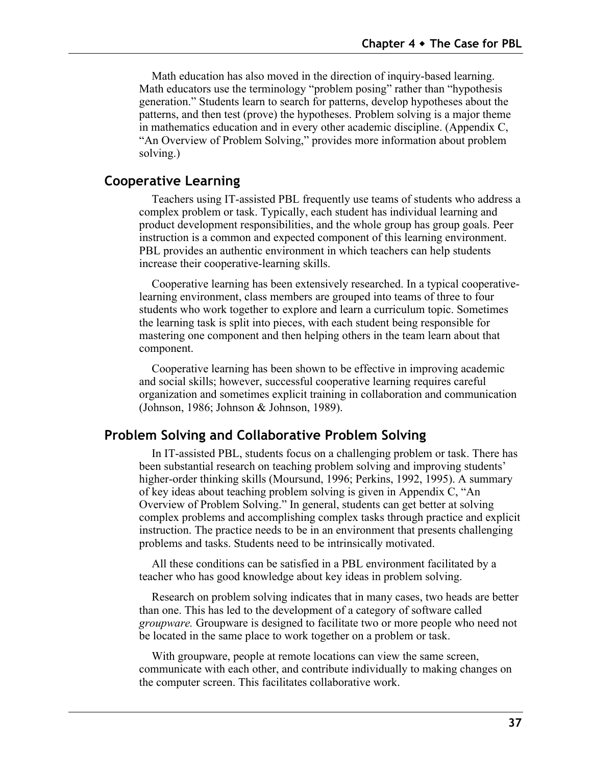Math education has also moved in the direction of inquiry-based learning. Math educators use the terminology "problem posing" rather than "hypothesis generation." Students learn to search for patterns, develop hypotheses about the patterns, and then test (prove) the hypotheses. Problem solving is a major theme in mathematics education and in every other academic discipline. (Appendix C, "An Overview of Problem Solving," provides more information about problem solving.)

## Cooperative Learning

Teachers using IT-assisted PBL frequently use teams of students who address a complex problem or task. Typically, each student has individual learning and product development responsibilities, and the whole group has group goals. Peer instruction is a common and expected component of this learning environment. PBL provides an authentic environment in which teachers can help students increase their cooperative-learning skills.

Cooperative learning has been extensively researched. In a typical cooperative-learning environment, class members are grouped into teams of three to four students who work together to explore and learn a curriculum topic. Sometimes the learning task is split into pieces, with each student being responsible for mastering one component and then helping others in the team learn about that component.

Cooperative learning has been shown to be effective in improving academic and social skills; however, successful cooperative learning requires careful organization and sometimes explicit training in collaboration and communication (Johnson, 1986; Johnson & Johnson, 1989).

## Problem Solving and Collaborative Problem Solving

In IT-assisted PBL, students focus on a challenging problem or task. There has been substantial research on teaching problem solving and improving students' higher-order thinking skills (Moursund, 1996; Perkins, 1992, 1995). A summary of key ideas about teaching problem solving is given in Appendix C, "An Overview of Problem Solving." In general, students can get better at solving complex problems and accomplishing complex tasks through practice and explicit instruction. The practice needs to be in an environment that presents challenging problems and tasks. Students need to be intrinsically motivated.

All these conditions can be satisfied in a PBL environment facilitated by a teacher who has good knowledge about key ideas in problem solving.

Research on problem solving indicates that in many cases, two heads are better than one. This has led to the development of a category of software called *groupware.* Groupware is designed to facilitate two or more people who need not be located in the same place to work together on a problem or task.

With groupware, people at remote locations can view the same screen, communicate with each other, and contribute individually to making changes on the computer screen. This facilitates collaborative work.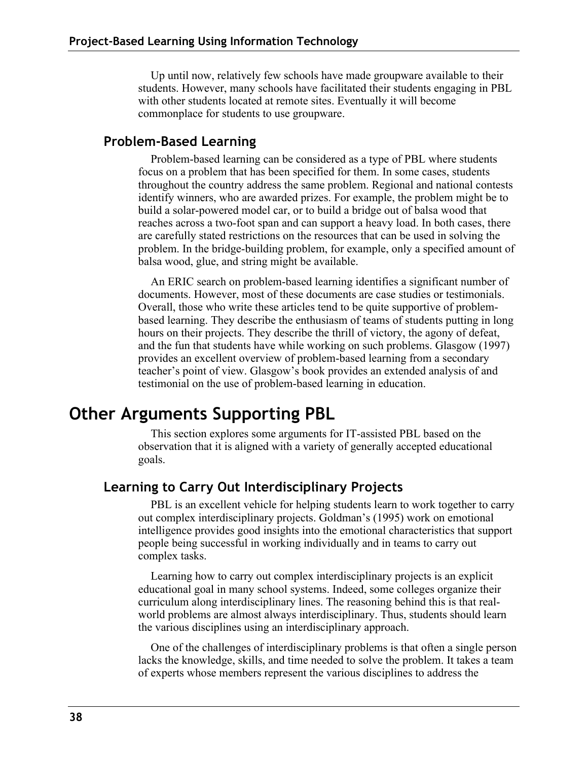Up until now, relatively few schools have made groupware available to their students. However, many schools have facilitated their students engaging in PBL with other students located at remote sites. Eventually it will become commonplace for students to use groupware.

### Problem-Based Learning

Problem-based learning can be considered as a type of PBL where students focus on a problem that has been specified for them. In some cases, students throughout the country address the same problem. Regional and national contests identify winners, who are awarded prizes. For example, the problem might be to build a solar-powered model car, or to build a bridge out of balsa wood that reaches across a two-foot span and can support a heavy load. In both cases, there are carefully stated restrictions on the resources that can be used in solving the problem. In the bridge-building problem, for example, only a specified amount of balsa wood, glue, and string might be available.

An ERIC search on problem-based learning identifies a significant number of documents. However, most of these documents are case studies or testimonials. Overall, those who write these articles tend to be quite supportive of problem-based learning. They describe the enthusiasm of teams of students putting in long hours on their projects. They describe the thrill of victory, the agony of defeat, and the fun that students have while working on such problems. Glasgow (1997) provides an excellent overview of problem-based learning from a secondary teacher's point of view. Glasgow's book provides an extended analysis of and testimonial on the use of problem-based learning in education.

## Other Arguments Supporting PBL

This section explores some arguments for IT-assisted PBL based on the observation that it is aligned with a variety of generally accepted educational goals.

### Learning to Carry Out Interdisciplinary Projects

PBL is an excellent vehicle for helping students learn to work together to carry out complex interdisciplinary projects. Goldman's (1995) work on emotional intelligence provides good insights into the emotional characteristics that support people being successful in working individually and in teams to carry out complex tasks.

Learning how to carry out complex interdisciplinary projects is an explicit educational goal in many school systems. Indeed, some colleges organize their curriculum along interdisciplinary lines. The reasoning behind this is that real-world problems are almost always interdisciplinary. Thus, students should learn the various disciplines using an interdisciplinary approach.

One of the challenges of interdisciplinary problems is that often a single person lacks the knowledge, skills, and time needed to solve the problem. It takes a team of experts whose members represent the various disciplines to address the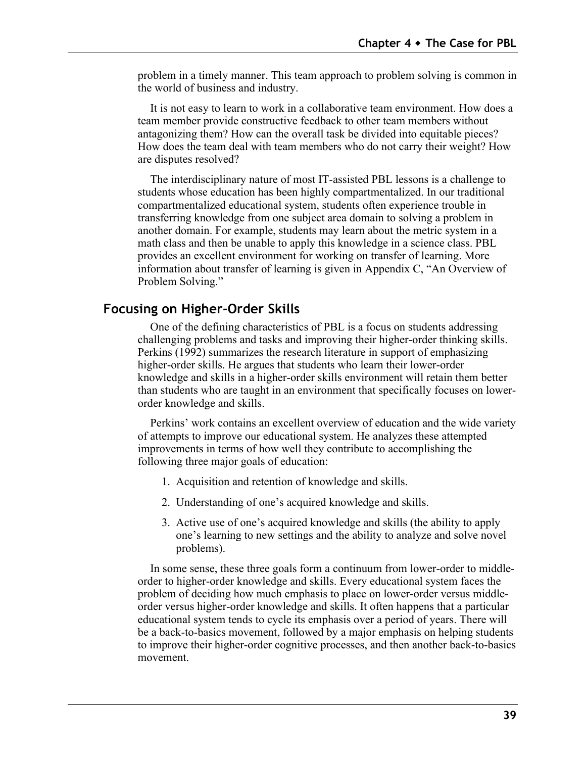problem in a timely manner. This team approach to problem solving is common in the world of business and industry.

It is not easy to learn to work in a collaborative team environment. How does a team member provide constructive feedback to other team members without antagonizing them? How can the overall task be divided into equitable pieces? How does the team deal with team members who do not carry their weight? How are disputes resolved?

The interdisciplinary nature of most IT-assisted PBL lessons is a challenge to students whose education has been highly compartmentalized. In our traditional compartmentalized educational system, students often experience trouble in transferring knowledge from one subject area domain to solving a problem in another domain. For example, students may learn about the metric system in a math class and then be unable to apply this knowledge in a science class. PBL provides an excellent environment for working on transfer of learning. More information about transfer of learning is given in Appendix C, "An Overview of Problem Solving."

## Focusing on Higher-Order Skills

One of the defining characteristics of PBL is a focus on students addressing challenging problems and tasks and improving their higher-order thinking skills. Perkins (1992) summarizes the research literature in support of emphasizing higher-order skills. He argues that students who learn their lower-order knowledge and skills in a higher-order skills environment will retain them better than students who are taught in an environment that specifically focuses on lower-order knowledge and skills.

Perkins' work contains an excellent overview of education and the wide variety of attempts to improve our educational system. He analyzes these attempted improvements in terms of how well they contribute to accomplishing the following three major goals of education:

1. Acquisition and retention of knowledge and skills.
2. Understanding of one's acquired knowledge and skills.
3. Active use of one's acquired knowledge and skills (the ability to apply one's learning to new settings and the ability to analyze and solve novel problems).

In some sense, these three goals form a continuum from lower-order to middle-order to higher-order knowledge and skills. Every educational system faces the problem of deciding how much emphasis to place on lower-order versus middle-order versus higher-order knowledge and skills. It often happens that a particular educational system tends to cycle its emphasis over a period of years. There will be a back-to-basics movement, followed by a major emphasis on helping students to improve their higher-order cognitive processes, and then another back-to-basics movement.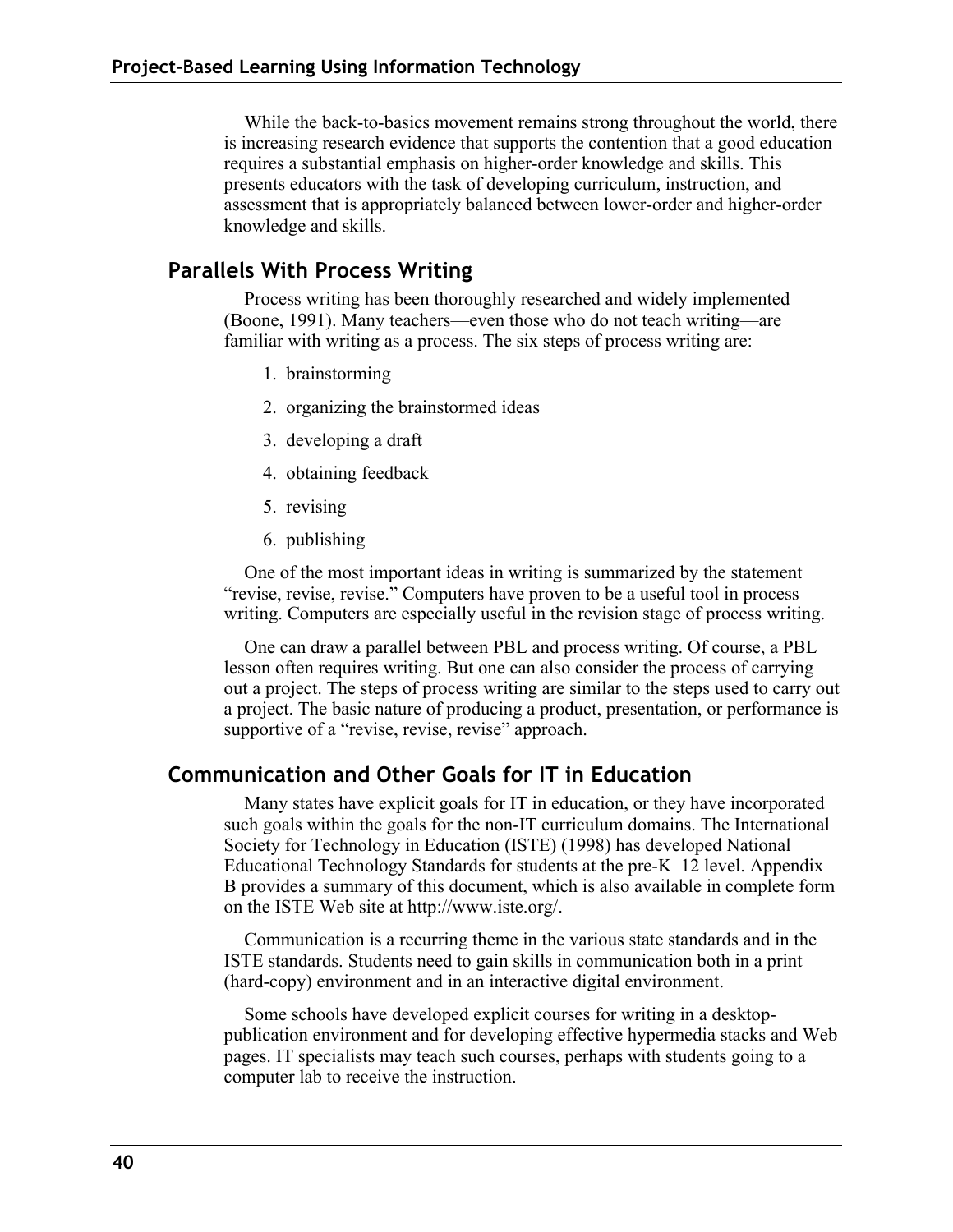While the back-to-basics movement remains strong throughout the world, there is increasing research evidence that supports the contention that a good education requires a substantial emphasis on higher-order knowledge and skills. This presents educators with the task of developing curriculum, instruction, and assessment that is appropriately balanced between lower-order and higher-order knowledge and skills.

## Parallels With Process Writing

Process writing has been thoroughly researched and widely implemented (Boone, 1991). Many teachers—even those who do not teach writing—are familiar with writing as a process. The six steps of process writing are:

1. brainstorming
2. organizing the brainstormed ideas
3. developing a draft
4. obtaining feedback
5. revising
6. publishing

One of the most important ideas in writing is summarized by the statement "revise, revise, revise." Computers have proven to be a useful tool in process writing. Computers are especially useful in the revision stage of process writing.

One can draw a parallel between PBL and process writing. Of course, a PBL lesson often requires writing. But one can also consider the process of carrying out a project. The steps of process writing are similar to the steps used to carry out a project. The basic nature of producing a product, presentation, or performance is supportive of a "revise, revise, revise" approach.

## Communication and Other Goals for IT in Education

Many states have explicit goals for IT in education, or they have incorporated such goals within the goals for the non-IT curriculum domains. The International Society for Technology in Education (ISTE) (1998) has developed National Educational Technology Standards for students at the pre-K–12 level. Appendix B provides a summary of this document, which is also available in complete form on the ISTE Web site at http://www.iste.org/.

Communication is a recurring theme in the various state standards and in the ISTE standards. Students need to gain skills in communication both in a print (hard-copy) environment and in an interactive digital environment.

Some schools have developed explicit courses for writing in a desktop-publication environment and for developing effective hypermedia stacks and Web pages. IT specialists may teach such courses, perhaps with students going to a computer lab to receive the instruction.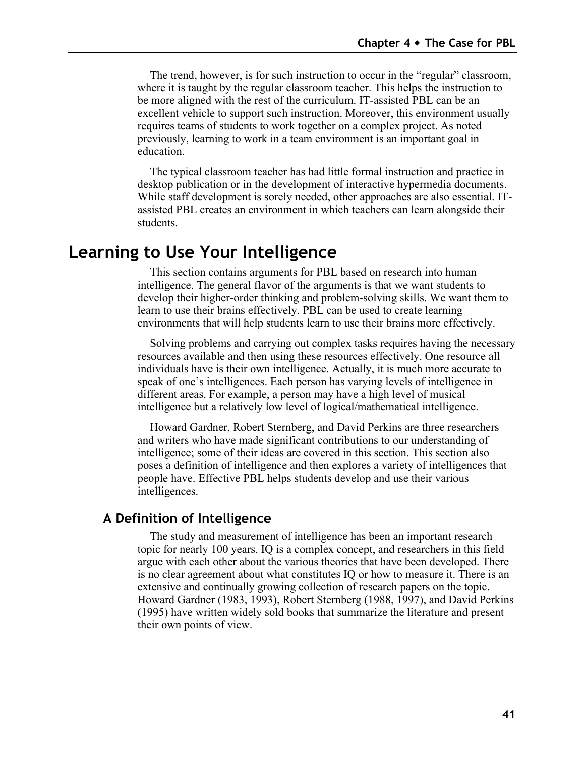The trend, however, is for such instruction to occur in the “regular” classroom, where it is taught by the regular classroom teacher. This helps the instruction to be more aligned with the rest of the curriculum. IT-assisted PBL can be an excellent vehicle to support such instruction. Moreover, this environment usually requires teams of students to work together on a complex project. As noted previously, learning to work in a team environment is an important goal in education.

The typical classroom teacher has had little formal instruction and practice in desktop publication or in the development of interactive hypermedia documents. While staff development is sorely needed, other approaches are also essential. IT-assisted PBL creates an environment in which teachers can learn alongside their students.

# Learning to Use Your Intelligence

This section contains arguments for PBL based on research into human intelligence. The general flavor of the arguments is that we want students to develop their higher-order thinking and problem-solving skills. We want them to learn to use their brains effectively. PBL can be used to create learning environments that will help students learn to use their brains more effectively.

Solving problems and carrying out complex tasks requires having the necessary resources available and then using these resources effectively. One resource all individuals have is their own intelligence. Actually, it is much more accurate to speak of one’s intelligences. Each person has varying levels of intelligence in different areas. For example, a person may have a high level of musical intelligence but a relatively low level of logical/mathematical intelligence.

Howard Gardner, Robert Sternberg, and David Perkins are three researchers and writers who have made significant contributions to our understanding of intelligence; some of their ideas are covered in this section. This section also poses a definition of intelligence and then explores a variety of intelligences that people have. Effective PBL helps students develop and use their various intelligences.

## A Definition of Intelligence

The study and measurement of intelligence has been an important research topic for nearly 100 years. IQ is a complex concept, and researchers in this field argue with each other about the various theories that have been developed. There is no clear agreement about what constitutes IQ or how to measure it. There is an extensive and continually growing collection of research papers on the topic. Howard Gardner (1983, 1993), Robert Sternberg (1988, 1997), and David Perkins (1995) have written widely sold books that summarize the literature and present their own points of view.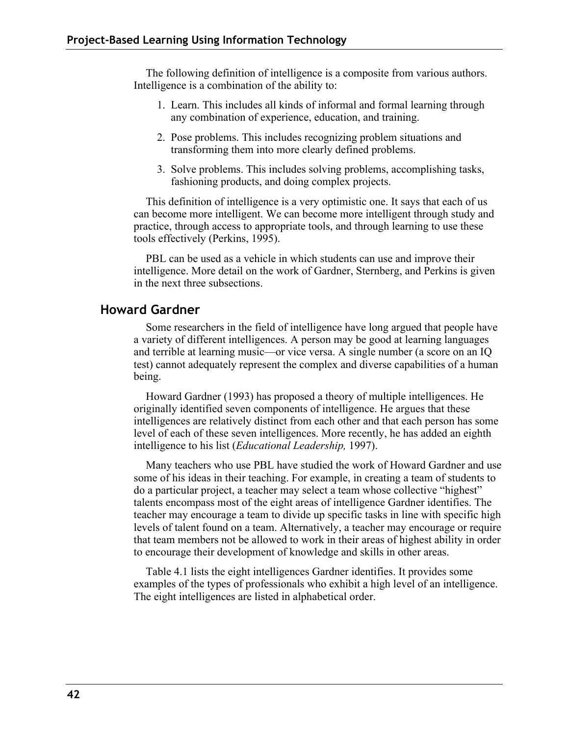The following definition of intelligence is a composite from various authors. Intelligence is a combination of the ability to:

1. Learn. This includes all kinds of informal and formal learning through any combination of experience, education, and training.
2. Pose problems. This includes recognizing problem situations and transforming them into more clearly defined problems.
3. Solve problems. This includes solving problems, accomplishing tasks, fashioning products, and doing complex projects.

This definition of intelligence is a very optimistic one. It says that each of us can become more intelligent. We can become more intelligent through study and practice, through access to appropriate tools, and through learning to use these tools effectively (Perkins, 1995).

PBL can be used as a vehicle in which students can use and improve their intelligence. More detail on the work of Gardner, Sternberg, and Perkins is given in the next three subsections.

## Howard Gardner

Some researchers in the field of intelligence have long argued that people have a variety of different intelligences. A person may be good at learning languages and terrible at learning music—or vice versa. A single number (a score on an IQ test) cannot adequately represent the complex and diverse capabilities of a human being.

Howard Gardner (1993) has proposed a theory of multiple intelligences. He originally identified seven components of intelligence. He argues that these intelligences are relatively distinct from each other and that each person has some level of each of these seven intelligences. More recently, he has added an eighth intelligence to his list (*Educational Leadership,* 1997).

Many teachers who use PBL have studied the work of Howard Gardner and use some of his ideas in their teaching. For example, in creating a team of students to do a particular project, a teacher may select a team whose collective "highest" talents encompass most of the eight areas of intelligence Gardner identifies. The teacher may encourage a team to divide up specific tasks in line with specific high levels of talent found on a team. Alternatively, a teacher may encourage or require that team members not be allowed to work in their areas of highest ability in order to encourage their development of knowledge and skills in other areas.

Table 4.1 lists the eight intelligences Gardner identifies. It provides some examples of the types of professionals who exhibit a high level of an intelligence. The eight intelligences are listed in alphabetical order.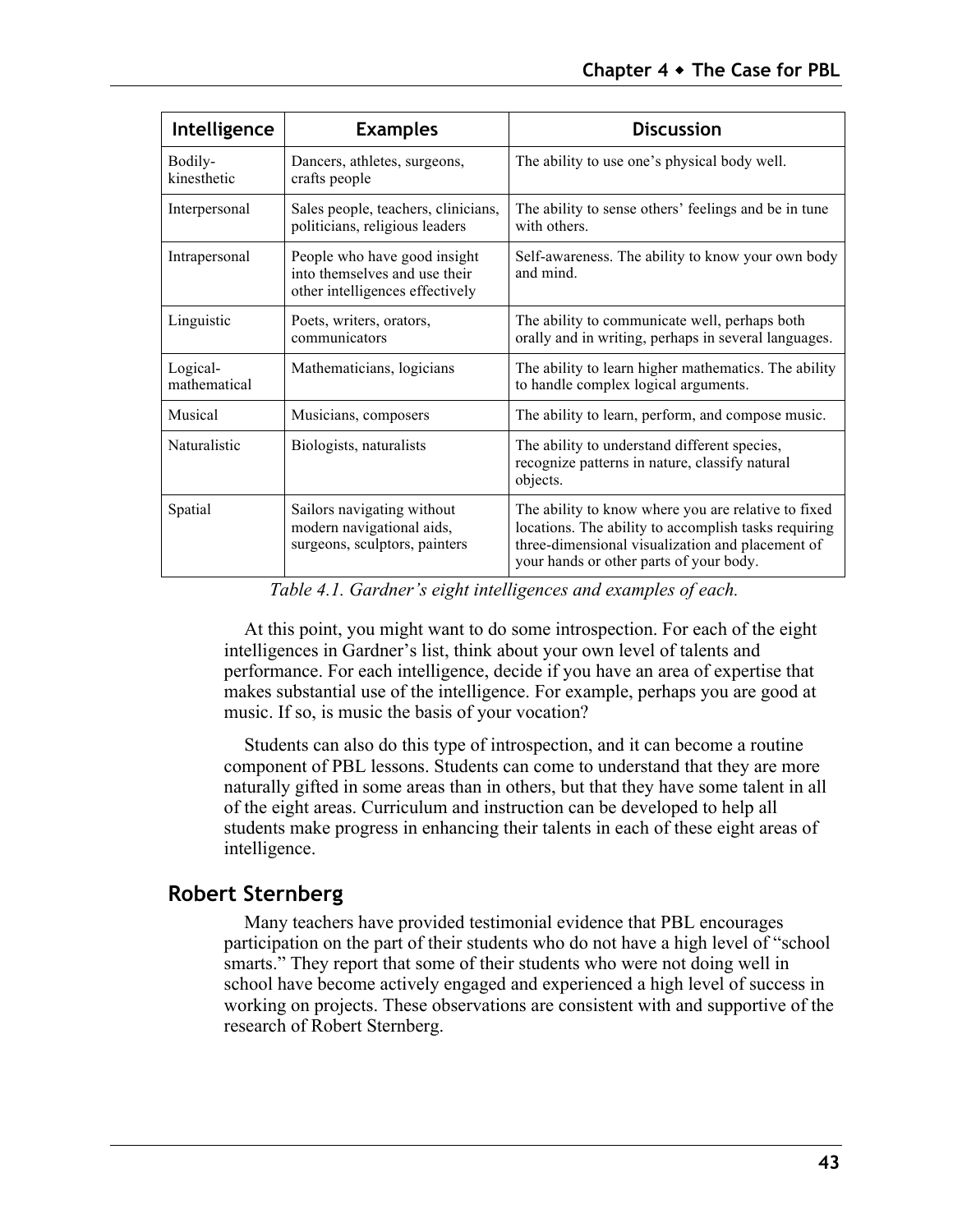| Intelligence | Examples | Discussion |
|---|---|---|
| Bodily-kinesthetic | Dancers, athletes, surgeons, crafts people | The ability to use one's physical body well. |
| Interpersonal | Sales people, teachers, clinicians, politicians, religious leaders | The ability to sense others' feelings and be in tune with others. |
| Intrapersonal | People who have good insight into themselves and use their other intelligences effectively | Self-awareness. The ability to know your own body and mind. |
| Linguistic | Poets, writers, orators, communicators | The ability to communicate well, perhaps both orally and in writing, perhaps in several languages. |
| Logical-mathematical | Mathematicians, logicians | The ability to learn higher mathematics. The ability to handle complex logical arguments. |
| Musical | Musicians, composers | The ability to learn, perform, and compose music. |
| Naturalistic | Biologists, naturalists | The ability to understand different species, recognize patterns in nature, classify natural objects. |
| Spatial | Sailors navigating without modern navigational aids, surgeons, sculptors, painters | The ability to know where you are relative to fixed locations. The ability to accomplish tasks requiring three-dimensional visualization and placement of your hands or other parts of your body. |

*Table 4.1. Gardner's eight intelligences and examples of each.*

At this point, you might want to do some introspection. For each of the eight intelligences in Gardner's list, think about your own level of talents and performance. For each intelligence, decide if you have an area of expertise that makes substantial use of the intelligence. For example, perhaps you are good at music. If so, is music the basis of your vocation?

Students can also do this type of introspection, and it can become a routine component of PBL lessons. Students can come to understand that they are more naturally gifted in some areas than in others, but that they have some talent in all of the eight areas. Curriculum and instruction can be developed to help all students make progress in enhancing their talents in each of these eight areas of intelligence.

## Robert Sternberg

Many teachers have provided testimonial evidence that PBL encourages participation on the part of their students who do not have a high level of "school smarts." They report that some of their students who were not doing well in school have become actively engaged and experienced a high level of success in working on projects. These observations are consistent with and supportive of the research of Robert Sternberg.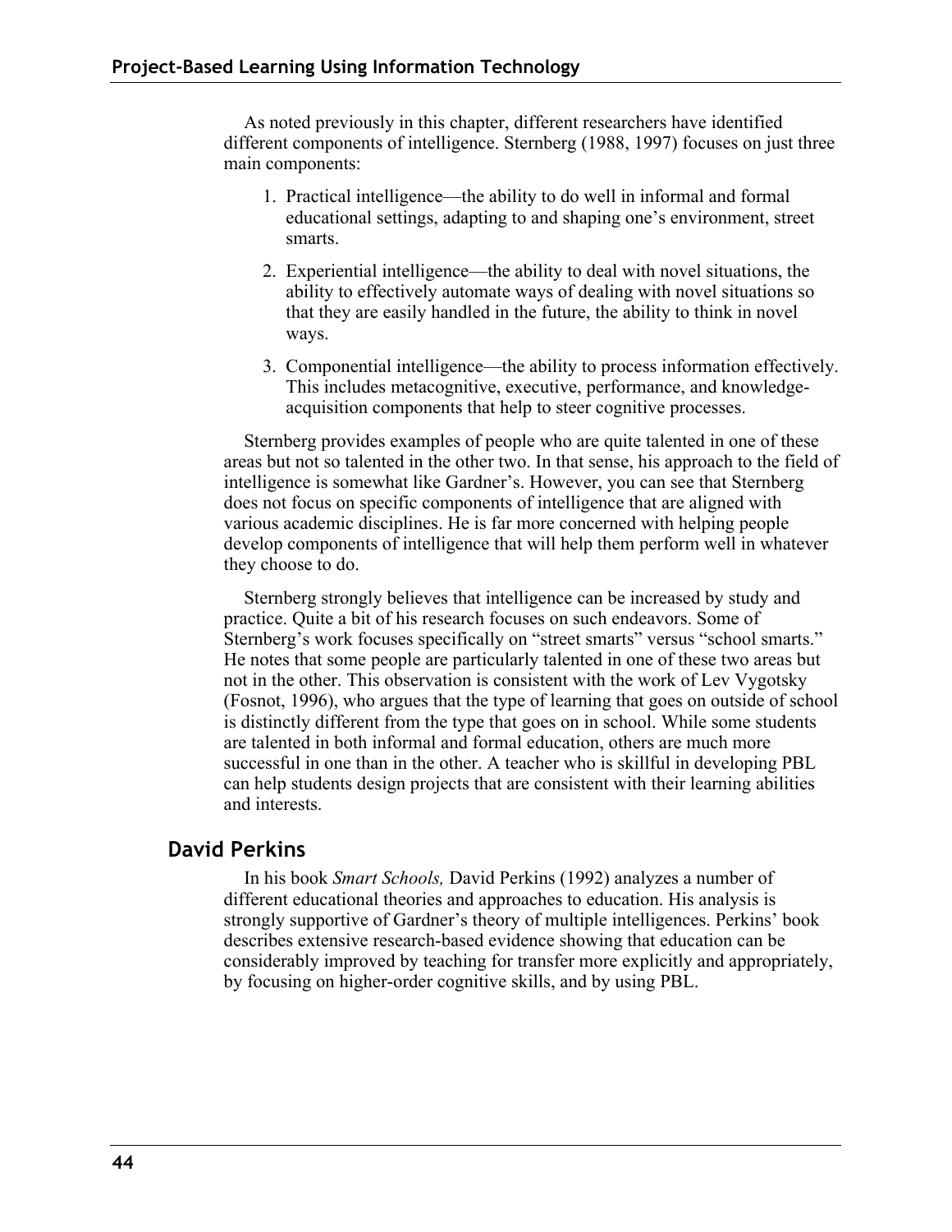As noted previously in this chapter, different researchers have identified different components of intelligence. Sternberg (1988, 1997) focuses on just three main components:

1. Practical intelligence—the ability to do well in informal and formal educational settings, adapting to and shaping one's environment, street smarts.
2. Experiential intelligence—the ability to deal with novel situations, the ability to effectively automate ways of dealing with novel situations so that they are easily handled in the future, the ability to think in novel ways.
3. Componential intelligence—the ability to process information effectively. This includes metacognitive, executive, performance, and knowledge-acquisition components that help to steer cognitive processes.

Sternberg provides examples of people who are quite talented in one of these areas but not so talented in the other two. In that sense, his approach to the field of intelligence is somewhat like Gardner's. However, you can see that Sternberg does not focus on specific components of intelligence that are aligned with various academic disciplines. He is far more concerned with helping people develop components of intelligence that will help them perform well in whatever they choose to do.

Sternberg strongly believes that intelligence can be increased by study and practice. Quite a bit of his research focuses on such endeavors. Some of Sternberg's work focuses specifically on "street smarts" versus "school smarts." He notes that some people are particularly talented in one of these two areas but not in the other. This observation is consistent with the work of Lev Vygotsky (Fosnot, 1996), who argues that the type of learning that goes on outside of school is distinctly different from the type that goes on in school. While some students are talented in both informal and formal education, others are much more successful in one than in the other. A teacher who is skillful in developing PBL can help students design projects that are consistent with their learning abilities and interests.

## David Perkins

In his book *Smart Schools,* David Perkins (1992) analyzes a number of different educational theories and approaches to education. His analysis is strongly supportive of Gardner's theory of multiple intelligences. Perkins' book describes extensive research-based evidence showing that education can be considerably improved by teaching for transfer more explicitly and appropriately, by focusing on higher-order cognitive skills, and by using PBL.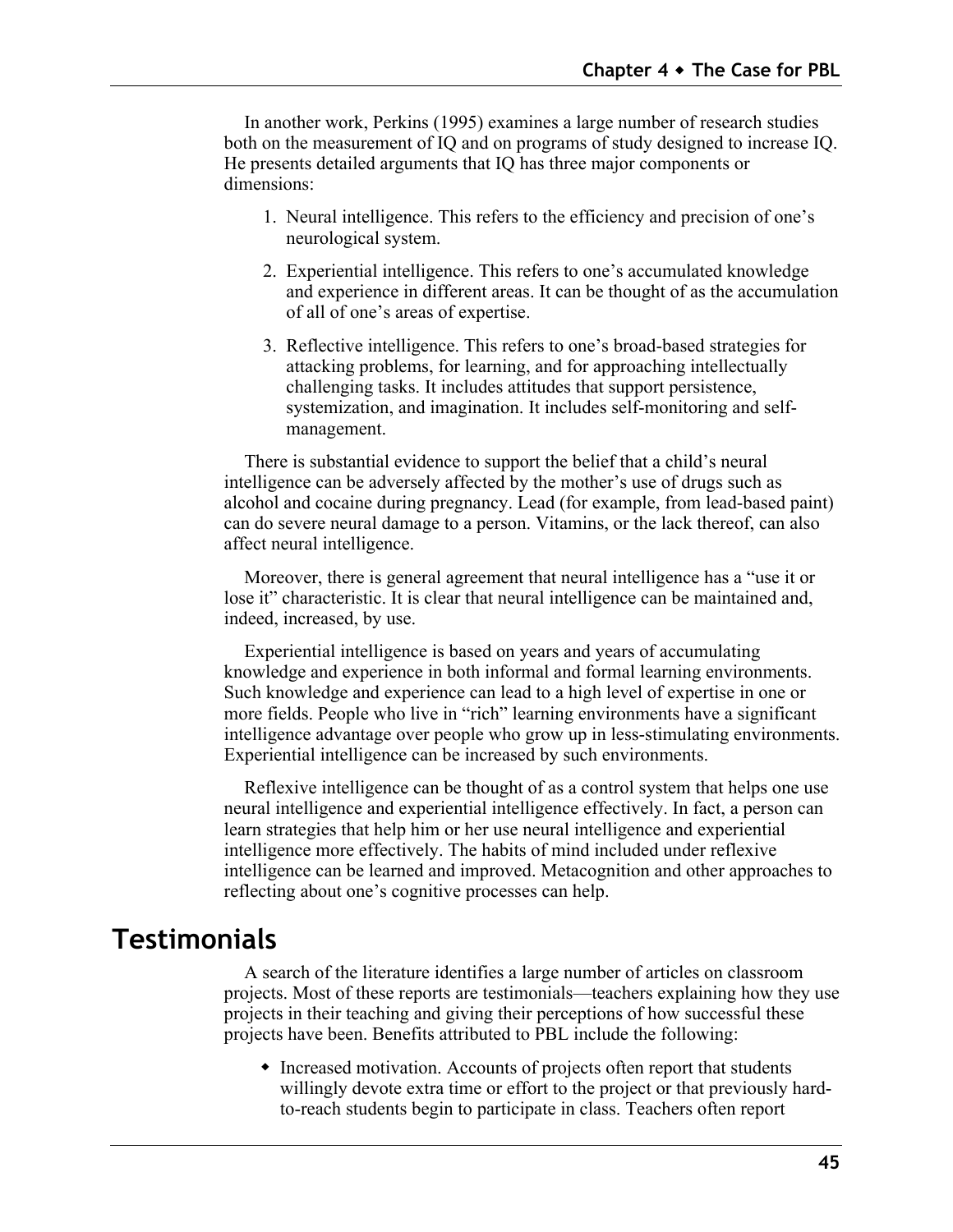In another work, Perkins (1995) examines a large number of research studies both on the measurement of IQ and on programs of study designed to increase IQ. He presents detailed arguments that IQ has three major components or dimensions:

1. Neural intelligence. This refers to the efficiency and precision of one's neurological system.
2. Experiential intelligence. This refers to one's accumulated knowledge and experience in different areas. It can be thought of as the accumulation of all of one's areas of expertise.
3. Reflective intelligence. This refers to one's broad-based strategies for attacking problems, for learning, and for approaching intellectually challenging tasks. It includes attitudes that support persistence, systemization, and imagination. It includes self-monitoring and self-management.

There is substantial evidence to support the belief that a child's neural intelligence can be adversely affected by the mother's use of drugs such as alcohol and cocaine during pregnancy. Lead (for example, from lead-based paint) can do severe neural damage to a person. Vitamins, or the lack thereof, can also affect neural intelligence.

Moreover, there is general agreement that neural intelligence has a "use it or lose it" characteristic. It is clear that neural intelligence can be maintained and, indeed, increased, by use.

Experiential intelligence is based on years and years of accumulating knowledge and experience in both informal and formal learning environments. Such knowledge and experience can lead to a high level of expertise in one or more fields. People who live in "rich" learning environments have a significant intelligence advantage over people who grow up in less-stimulating environments. Experiential intelligence can be increased by such environments.

Reflexive intelligence can be thought of as a control system that helps one use neural intelligence and experiential intelligence effectively. In fact, a person can learn strategies that help him or her use neural intelligence and experiential intelligence more effectively. The habits of mind included under reflexive intelligence can be learned and improved. Metacognition and other approaches to reflecting about one's cognitive processes can help.

## Testimonials

A search of the literature identifies a large number of articles on classroom projects. Most of these reports are testimonials—teachers explaining how they use projects in their teaching and giving their perceptions of how successful these projects have been. Benefits attributed to PBL include the following:

- Increased motivation. Accounts of projects often report that students willingly devote extra time or effort to the project or that previously hard-to-reach students begin to participate in class. Teachers often report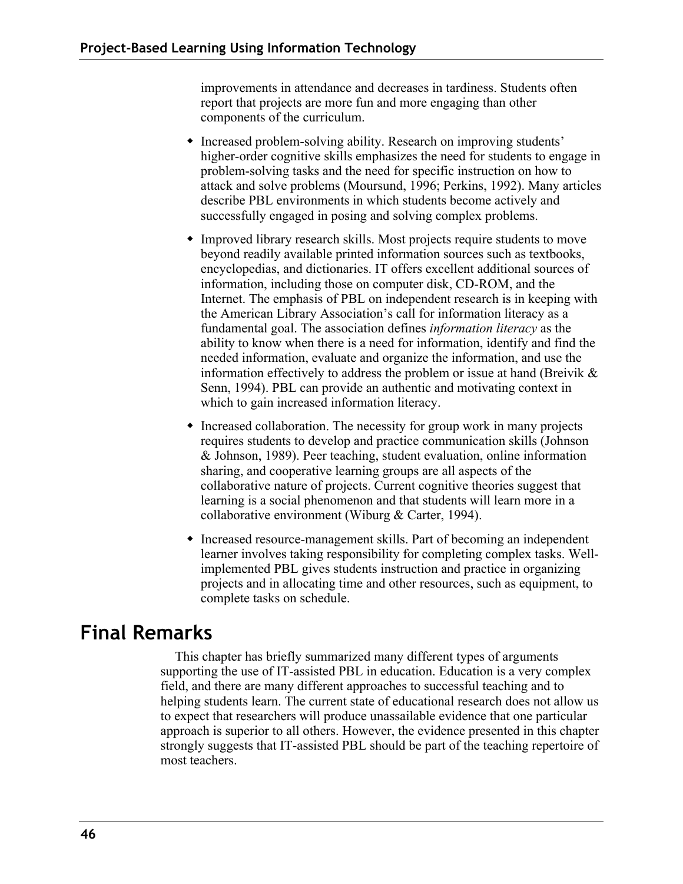improvements in attendance and decreases in tardiness. Students often report that projects are more fun and more engaging than other components of the curriculum.

- Increased problem-solving ability. Research on improving students' higher-order cognitive skills emphasizes the need for students to engage in problem-solving tasks and the need for specific instruction on how to attack and solve problems (Moursund, 1996; Perkins, 1992). Many articles describe PBL environments in which students become actively and successfully engaged in posing and solving complex problems.
- Improved library research skills. Most projects require students to move beyond readily available printed information sources such as textbooks, encyclopedias, and dictionaries. IT offers excellent additional sources of information, including those on computer disk, CD-ROM, and the Internet. The emphasis of PBL on independent research is in keeping with the American Library Association's call for information literacy as a fundamental goal. The association defines *information literacy* as the ability to know when there is a need for information, identify and find the needed information, evaluate and organize the information, and use the information effectively to address the problem or issue at hand (Breivik & Senn, 1994). PBL can provide an authentic and motivating context in which to gain increased information literacy.
- Increased collaboration. The necessity for group work in many projects requires students to develop and practice communication skills (Johnson & Johnson, 1989). Peer teaching, student evaluation, online information sharing, and cooperative learning groups are all aspects of the collaborative nature of projects. Current cognitive theories suggest that learning is a social phenomenon and that students will learn more in a collaborative environment (Wiburg & Carter, 1994).
- Increased resource-management skills. Part of becoming an independent learner involves taking responsibility for completing complex tasks. Well-implemented PBL gives students instruction and practice in organizing projects and in allocating time and other resources, such as equipment, to complete tasks on schedule.

# Final Remarks

This chapter has briefly summarized many different types of arguments supporting the use of IT-assisted PBL in education. Education is a very complex field, and there are many different approaches to successful teaching and to helping students learn. The current state of educational research does not allow us to expect that researchers will produce unassailable evidence that one particular approach is superior to all others. However, the evidence presented in this chapter strongly suggests that IT-assisted PBL should be part of the teaching repertoire of most teachers.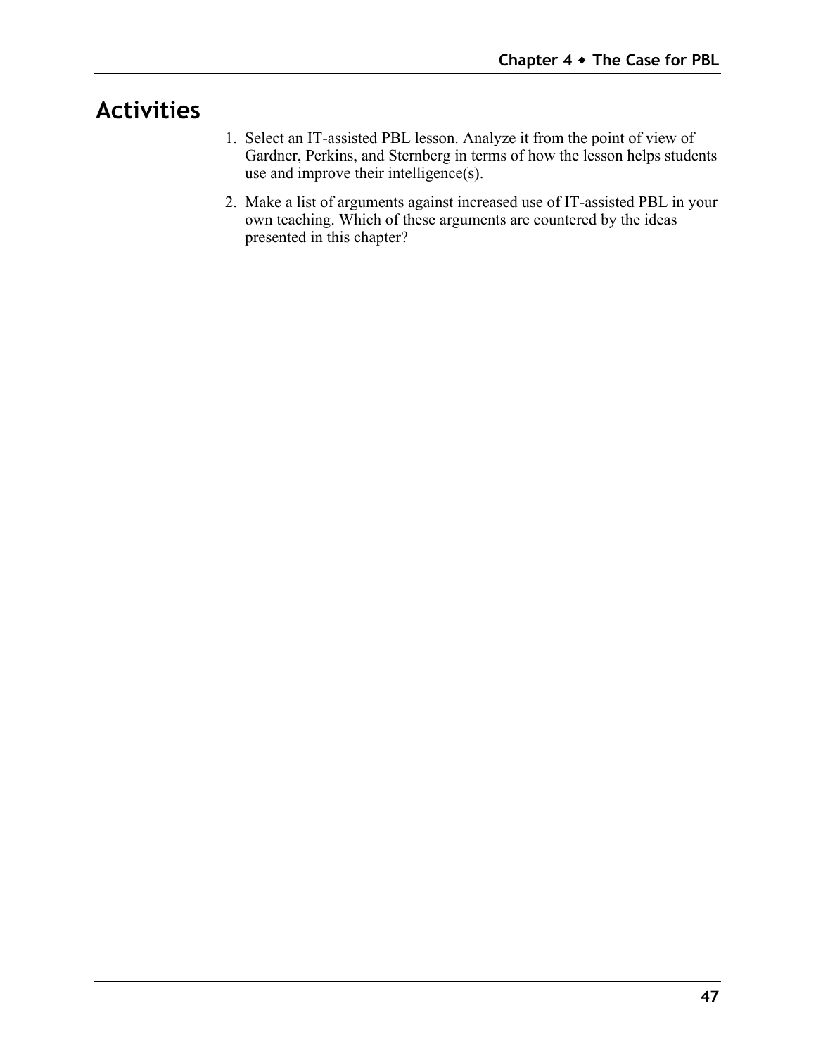## Activities

1. Select an IT-assisted PBL lesson. Analyze it from the point of view of Gardner, Perkins, and Sternberg in terms of how the lesson helps students use and improve their intelligence(s).
2. Make a list of arguments against increased use of IT-assisted PBL in your own teaching. Which of these arguments are countered by the ideas presented in this chapter?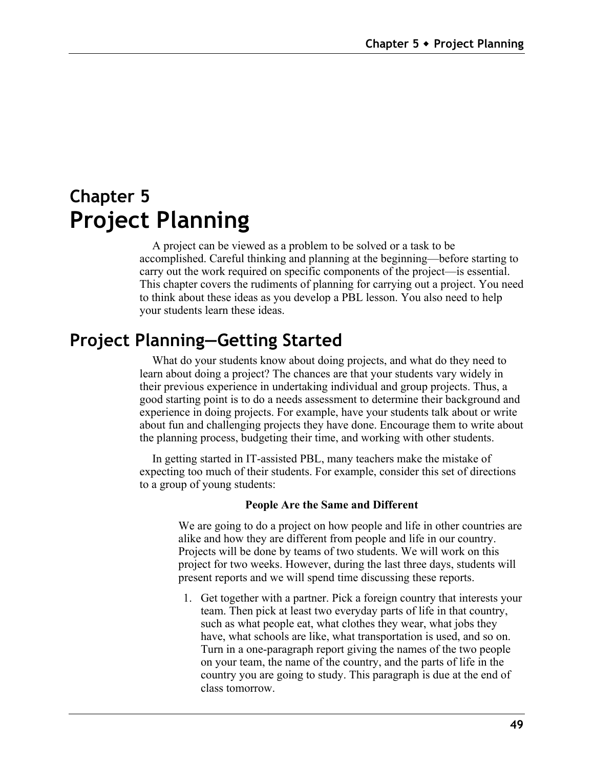# Chapter 5
# Project Planning

A project can be viewed as a problem to be solved or a task to be accomplished. Careful thinking and planning at the beginning—before starting to carry out the work required on specific components of the project—is essential. This chapter covers the rudiments of planning for carrying out a project. You need to think about these ideas as you develop a PBL lesson. You also need to help your students learn these ideas.

## Project Planning—Getting Started

What do your students know about doing projects, and what do they need to learn about doing a project? The chances are that your students vary widely in their previous experience in undertaking individual and group projects. Thus, a good starting point is to do a needs assessment to determine their background and experience in doing projects. For example, have your students talk about or write about fun and challenging projects they have done. Encourage them to write about the planning process, budgeting their time, and working with other students.

In getting started in IT-assisted PBL, many teachers make the mistake of expecting too much of their students. For example, consider this set of directions to a group of young students:

> **People Are the Same and Different**
>
> We are going to do a project on how people and life in other countries are alike and how they are different from people and life in our country. Projects will be done by teams of two students. We will work on this project for two weeks. However, during the last three days, students will present reports and we will spend time discussing these reports.
>
> 1. Get together with a partner. Pick a foreign country that interests your team. Then pick at least two everyday parts of life in that country, such as what people eat, what clothes they wear, what jobs they have, what schools are like, what transportation is used, and so on. Turn in a one-paragraph report giving the names of the two people on your team, the name of the country, and the parts of life in the country you are going to study. This paragraph is due at the end of class tomorrow.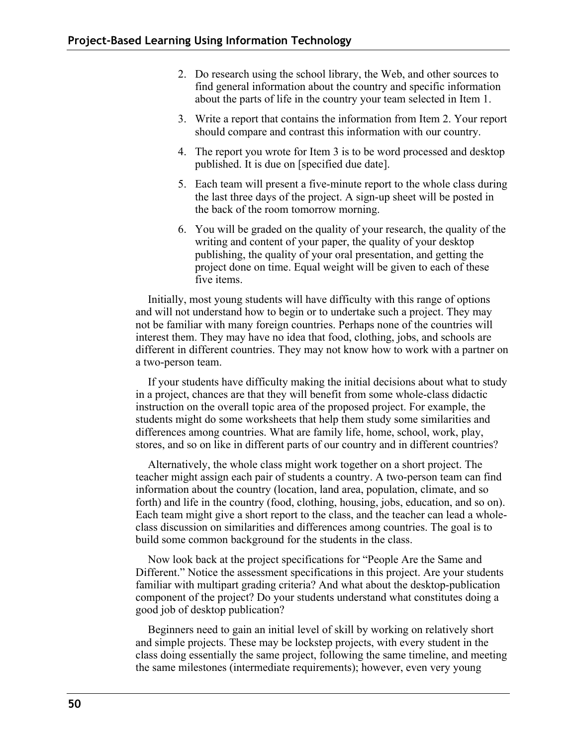2. Do research using the school library, the Web, and other sources to find general information about the country and specific information about the parts of life in the country your team selected in Item 1.
3. Write a report that contains the information from Item 2. Your report should compare and contrast this information with our country.
4. The report you wrote for Item 3 is to be word processed and desktop published. It is due on [specified due date].
5. Each team will present a five-minute report to the whole class during the last three days of the project. A sign-up sheet will be posted in the back of the room tomorrow morning.
6. You will be graded on the quality of your research, the quality of the writing and content of your paper, the quality of your desktop publishing, the quality of your oral presentation, and getting the project done on time. Equal weight will be given to each of these five items.

Initially, most young students will have difficulty with this range of options and will not understand how to begin or to undertake such a project. They may not be familiar with many foreign countries. Perhaps none of the countries will interest them. They may have no idea that food, clothing, jobs, and schools are different in different countries. They may not know how to work with a partner on a two-person team.

If your students have difficulty making the initial decisions about what to study in a project, chances are that they will benefit from some whole-class didactic instruction on the overall topic area of the proposed project. For example, the students might do some worksheets that help them study some similarities and differences among countries. What are family life, home, school, work, play, stores, and so on like in different parts of our country and in different countries?

Alternatively, the whole class might work together on a short project. The teacher might assign each pair of students a country. A two-person team can find information about the country (location, land area, population, climate, and so forth) and life in the country (food, clothing, housing, jobs, education, and so on). Each team might give a short report to the class, and the teacher can lead a whole-class discussion on similarities and differences among countries. The goal is to build some common background for the students in the class.

Now look back at the project specifications for "People Are the Same and Different." Notice the assessment specifications in this project. Are your students familiar with multipart grading criteria? And what about the desktop-publication component of the project? Do your students understand what constitutes doing a good job of desktop publication?

Beginners need to gain an initial level of skill by working on relatively short and simple projects. These may be lockstep projects, with every student in the class doing essentially the same project, following the same timeline, and meeting the same milestones (intermediate requirements); however, even very young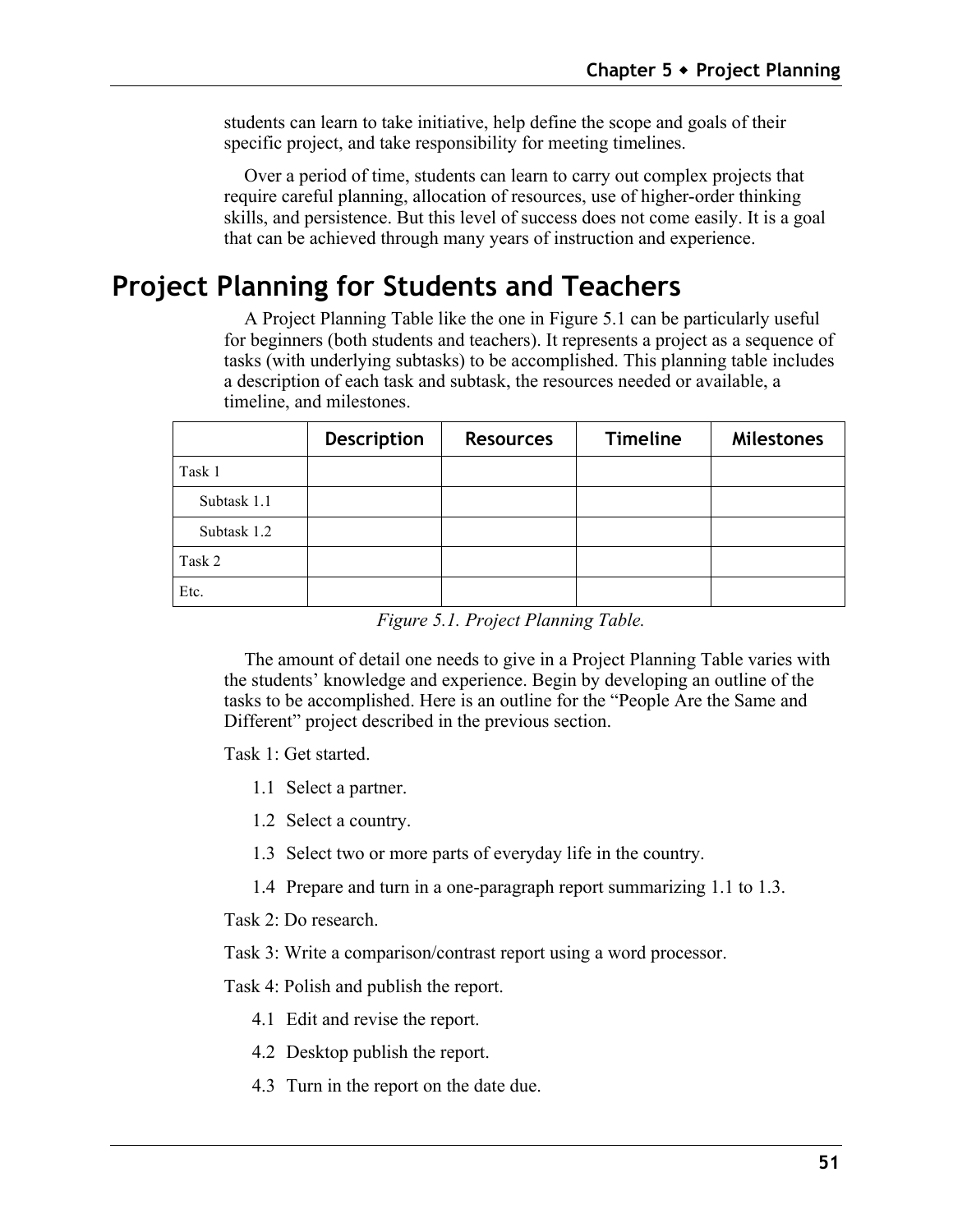students can learn to take initiative, help define the scope and goals of their specific project, and take responsibility for meeting timelines.

Over a period of time, students can learn to carry out complex projects that require careful planning, allocation of resources, use of higher-order thinking skills, and persistence. But this level of success does not come easily. It is a goal that can be achieved through many years of instruction and experience.

## Project Planning for Students and Teachers

A Project Planning Table like the one in Figure 5.1 can be particularly useful for beginners (both students and teachers). It represents a project as a sequence of tasks (with underlying subtasks) to be accomplished. This planning table includes a description of each task and subtask, the resources needed or available, a timeline, and milestones.

| | Description | Resources | Timeline | Milestones |
|---|---|---|---|---|
| Task 1 | | | | |
| Subtask 1.1 | | | | |
| Subtask 1.2 | | | | |
| Task 2 | | | | |
| Etc. | | | | |

*Figure 5.1. Project Planning Table.*

The amount of detail one needs to give in a Project Planning Table varies with the students' knowledge and experience. Begin by developing an outline of the tasks to be accomplished. Here is an outline for the "People Are the Same and Different" project described in the previous section.

Task 1: Get started.

- 1.1 Select a partner.
- 1.2 Select a country.
- 1.3 Select two or more parts of everyday life in the country.
- 1.4 Prepare and turn in a one-paragraph report summarizing 1.1 to 1.3.

Task 2: Do research.

Task 3: Write a comparison/contrast report using a word processor.

Task 4: Polish and publish the report.

- 4.1 Edit and revise the report.
- 4.2 Desktop publish the report.
- 4.3 Turn in the report on the date due.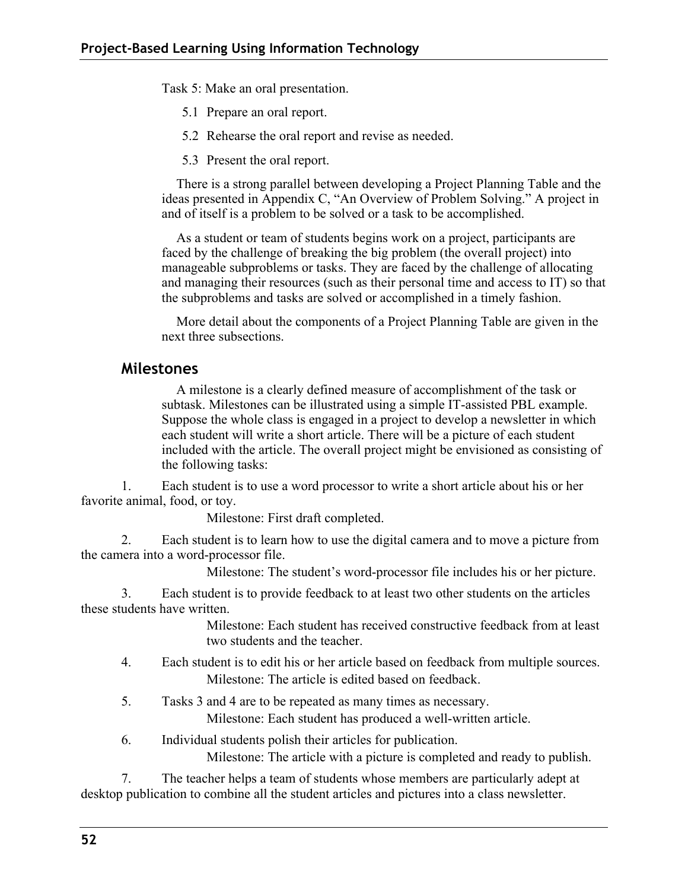Task 5: Make an oral presentation.

5.1 Prepare an oral report.

5.2 Rehearse the oral report and revise as needed.

5.3 Present the oral report.

There is a strong parallel between developing a Project Planning Table and the ideas presented in Appendix C, "An Overview of Problem Solving." A project in and of itself is a problem to be solved or a task to be accomplished.

As a student or team of students begins work on a project, participants are faced by the challenge of breaking the big problem (the overall project) into manageable subproblems or tasks. They are faced by the challenge of allocating and managing their resources (such as their personal time and access to IT) so that the subproblems and tasks are solved or accomplished in a timely fashion.

More detail about the components of a Project Planning Table are given in the next three subsections.

## Milestones

A milestone is a clearly defined measure of accomplishment of the task or subtask. Milestones can be illustrated using a simple IT-assisted PBL example. Suppose the whole class is engaged in a project to develop a newsletter in which each student will write a short article. There will be a picture of each student included with the article. The overall project might be envisioned as consisting of the following tasks:

1. Each student is to use a word processor to write a short article about his or her favorite animal, food, or toy.

   Milestone: First draft completed.

2. Each student is to learn how to use the digital camera and to move a picture from the camera into a word-processor file.

   Milestone: The student's word-processor file includes his or her picture.

3. Each student is to provide feedback to at least two other students on the articles these students have written.

   Milestone: Each student has received constructive feedback from at least two students and the teacher.

4. Each student is to edit his or her article based on feedback from multiple sources.

   Milestone: The article is edited based on feedback.

5. Tasks 3 and 4 are to be repeated as many times as necessary.

   Milestone: Each student has produced a well-written article.

6. Individual students polish their articles for publication.

   Milestone: The article with a picture is completed and ready to publish.

7. The teacher helps a team of students whose members are particularly adept at desktop publication to combine all the student articles and pictures into a class newsletter.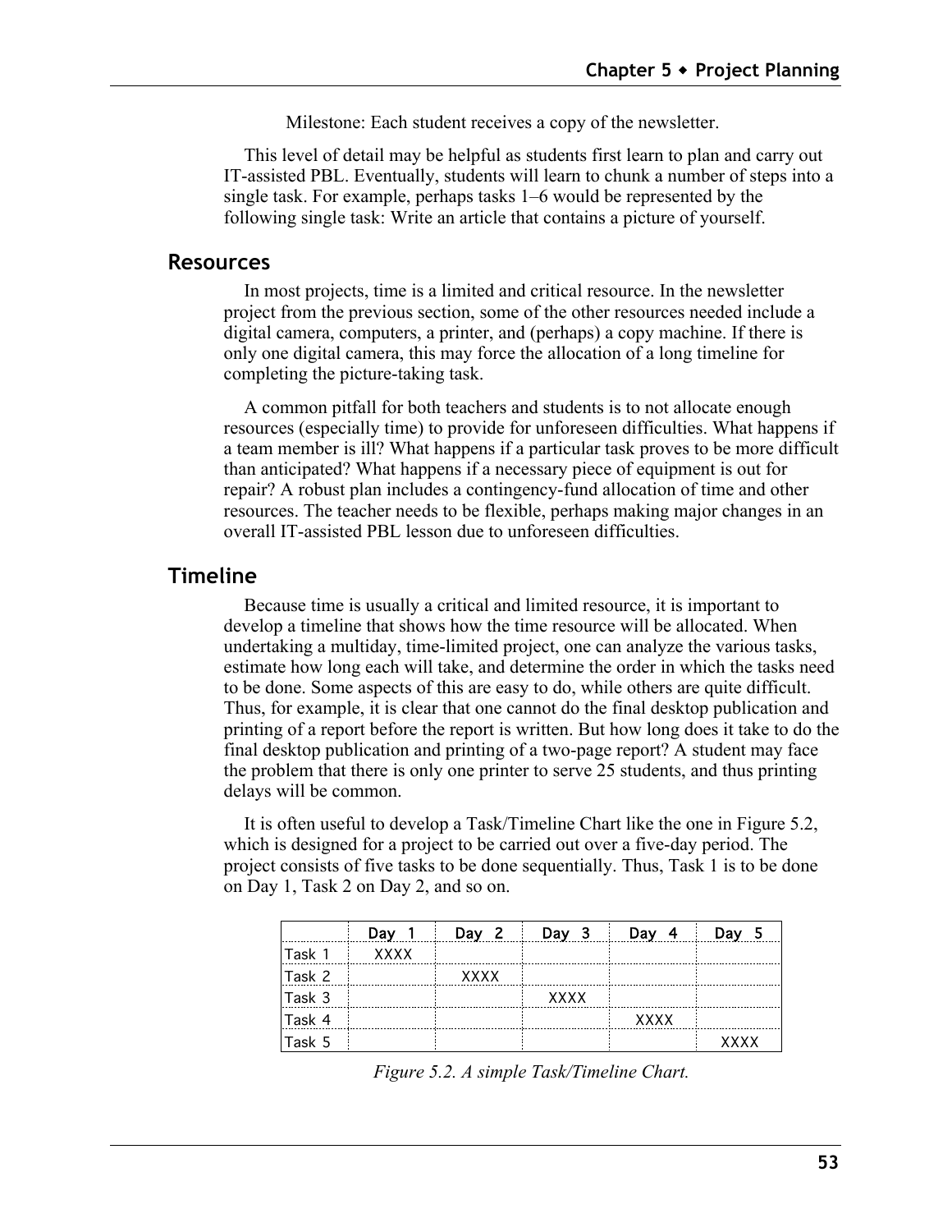Milestone: Each student receives a copy of the newsletter.

This level of detail may be helpful as students first learn to plan and carry out IT-assisted PBL. Eventually, students will learn to chunk a number of steps into a single task. For example, perhaps tasks 1–6 would be represented by the following single task: Write an article that contains a picture of yourself.

## Resources

In most projects, time is a limited and critical resource. In the newsletter project from the previous section, some of the other resources needed include a digital camera, computers, a printer, and (perhaps) a copy machine. If there is only one digital camera, this may force the allocation of a long timeline for completing the picture-taking task.

A common pitfall for both teachers and students is to not allocate enough resources (especially time) to provide for unforeseen difficulties. What happens if a team member is ill? What happens if a particular task proves to be more difficult than anticipated? What happens if a necessary piece of equipment is out for repair? A robust plan includes a contingency-fund allocation of time and other resources. The teacher needs to be flexible, perhaps making major changes in an overall IT-assisted PBL lesson due to unforeseen difficulties.

## Timeline

Because time is usually a critical and limited resource, it is important to develop a timeline that shows how the time resource will be allocated. When undertaking a multiday, time-limited project, one can analyze the various tasks, estimate how long each will take, and determine the order in which the tasks need to be done. Some aspects of this are easy to do, while others are quite difficult. Thus, for example, it is clear that one cannot do the final desktop publication and printing of a report before the report is written. But how long does it take to do the final desktop publication and printing of a two-page report? A student may face the problem that there is only one printer to serve 25 students, and thus printing delays will be common.

It is often useful to develop a Task/Timeline Chart like the one in Figure 5.2, which is designed for a project to be carried out over a five-day period. The project consists of five tasks to be done sequentially. Thus, Task 1 is to be done on Day 1, Task 2 on Day 2, and so on.

| | Day 1 | Day 2 | Day 3 | Day 4 | Day 5 |
|---|---|---|---|---|---|
| Task 1 | XXXX | | | | |
| Task 2 | | XXXX | | | |
| Task 3 | | | XXXX | | |
| Task 4 | | | | XXXX | |
| Task 5 | | | | | XXXX |

*Figure 5.2. A simple Task/Timeline Chart.*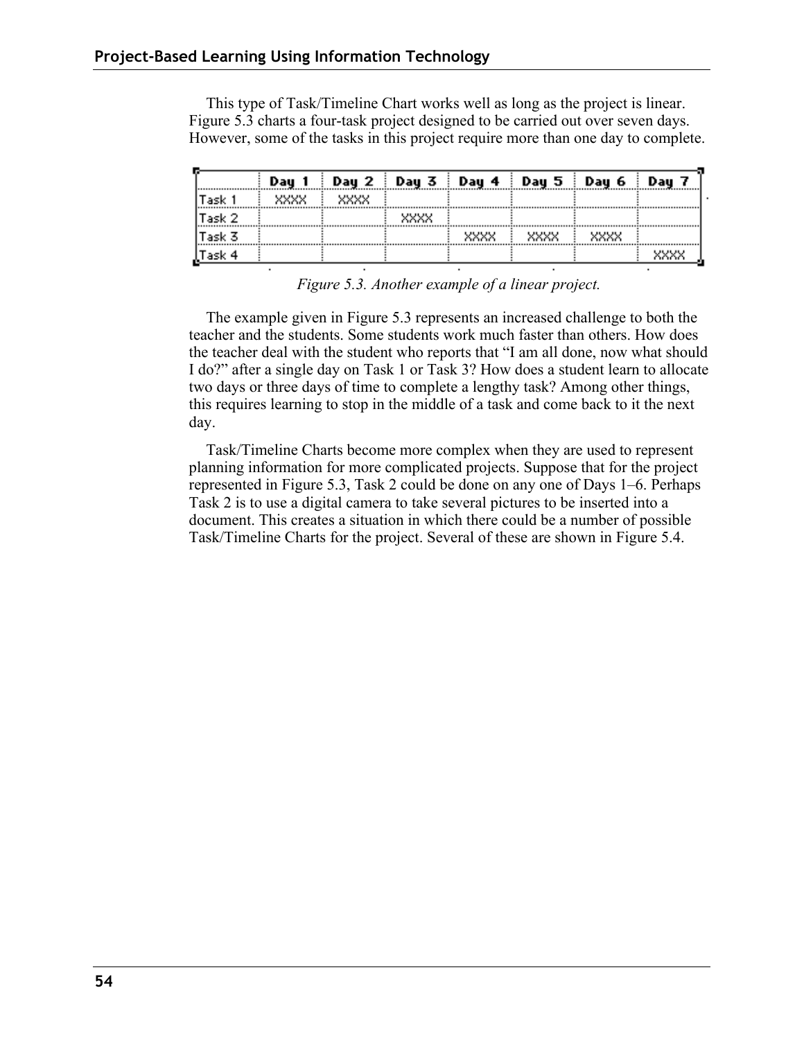This type of Task/Timeline Chart works well as long as the project is linear. Figure 5.3 charts a four-task project designed to be carried out over seven days. However, some of the tasks in this project require more than one day to complete.

| | Day 1 | Day 2 | Day 3 | Day 4 | Day 5 | Day 6 | Day 7 |
|---|---|---|---|---|---|---|---|
| Task 1 | XXXX | XXXX | | | | | |
| Task 2 | | | XXXX | | | | |
| Task 3 | | | | XXXX | XXXX | XXXX | |
| Task 4 | | | | | | | XXXX |

*Figure 5.3. Another example of a linear project.*

The example given in Figure 5.3 represents an increased challenge to both the teacher and the students. Some students work much faster than others. How does the teacher deal with the student who reports that "I am all done, now what should I do?" after a single day on Task 1 or Task 3? How does a student learn to allocate two days or three days of time to complete a lengthy task? Among other things, this requires learning to stop in the middle of a task and come back to it the next day.

Task/Timeline Charts become more complex when they are used to represent planning information for more complicated projects. Suppose that for the project represented in Figure 5.3, Task 2 could be done on any one of Days 1–6. Perhaps Task 2 is to use a digital camera to take several pictures to be inserted into a document. This creates a situation in which there could be a number of possible Task/Timeline Charts for the project. Several of these are shown in Figure 5.4.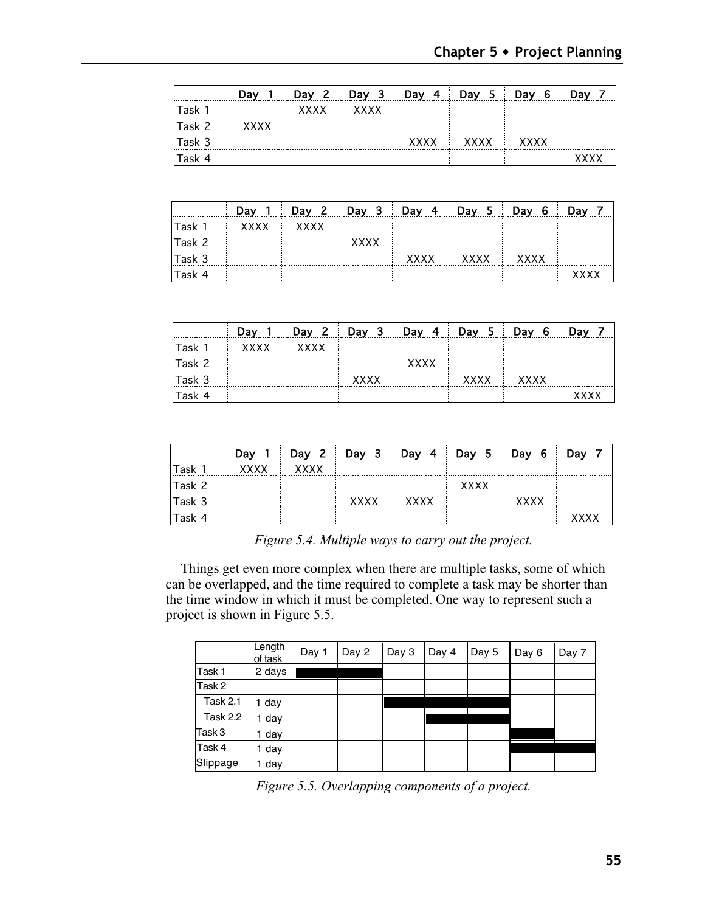| | Day 1 | Day 2 | Day 3 | Day 4 | Day 5 | Day 6 | Day 7 |
|---|---|---|---|---|---|---|---|
| Task 1 | | XXXX | XXXX | | | | |
| Task 2 | XXXX | | | | | | |
| Task 3 | | | | XXXX | XXXX | XXXX | |
| Task 4 | | | | | | | XXXX |

| | Day 1 | Day 2 | Day 3 | Day 4 | Day 5 | Day 6 | Day 7 |
|---|---|---|---|---|---|---|---|
| Task 1 | XXXX | XXXX | | | | | |
| Task 2 | | | XXXX | | | | |
| Task 3 | | | | XXXX | XXXX | XXXX | |
| Task 4 | | | | | | | XXXX |

| | Day 1 | Day 2 | Day 3 | Day 4 | Day 5 | Day 6 | Day 7 |
|---|---|---|---|---|---|---|---|
| Task 1 | XXXX | XXXX | | | | | |
| Task 2 | | | | XXXX | | | |
| Task 3 | | | XXXX | | XXXX | XXXX | |
| Task 4 | | | | | | | XXXX |

| | Day 1 | Day 2 | Day 3 | Day 4 | Day 5 | Day 6 | Day 7 |
|---|---|---|---|---|---|---|---|
| Task 1 | XXXX | XXXX | | | | | |
| Task 2 | | | | | XXXX | | |
| Task 3 | | | XXXX | XXXX | | XXXX | |
| Task 4 | | | | | | | XXXX |

*Figure 5.4. Multiple ways to carry out the project.*

Things get even more complex when there are multiple tasks, some of which can be overlapped, and the time required to complete a task may be shorter than the time window in which it must be completed. One way to represent such a project is shown in Figure 5.5.

| | Length of task | Day 1 | Day 2 | Day 3 | Day 4 | Day 5 | Day 6 | Day 7 |
|---|---|---|---|---|---|---|---|---|
| Task 1 | 2 days | ████ | ████ | | | | | |
| Task 2 | | | | | | | | |
| Task 2.1 | 1 day | | | ████ | ████ | ████ | | |
| Task 2.2 | 1 day | | | | ████ | ████ | | |
| Task 3 | 1 day | | | | | | ████ | |
| Task 4 | 1 day | | | | | | ████ | ████ |
| Slippage | 1 day | | | | | | | |

*Figure 5.5. Overlapping components of a project.*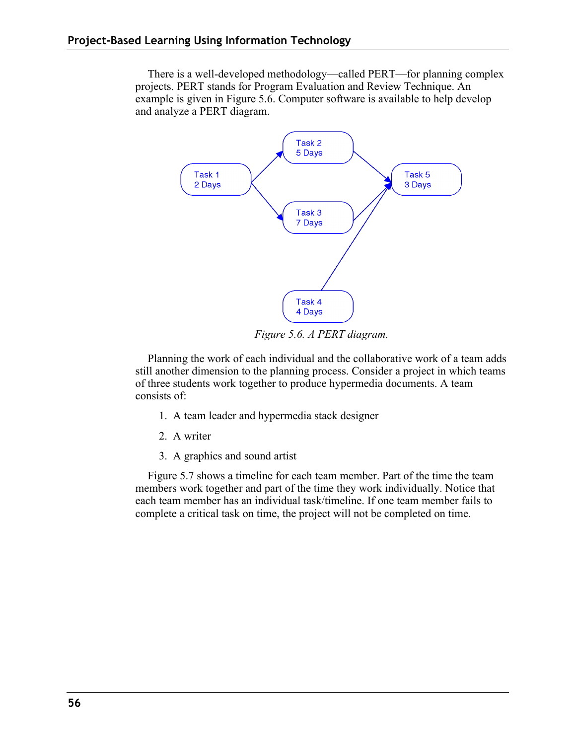There is a well-developed methodology—called PERT—for planning complex projects. PERT stands for Program Evaluation and Review Technique. An example is given in Figure 5.6. Computer software is available to help develop and analyze a PERT diagram.

Task 1
2 Days

Task 2
5 Days

Task 3
7 Days

Task 4
4 Days

Task 5
3 Days

*Figure 5.6. A PERT diagram.*

Planning the work of each individual and the collaborative work of a team adds still another dimension to the planning process. Consider a project in which teams of three students work together to produce hypermedia documents. A team consists of:

1. A team leader and hypermedia stack designer
2. A writer
3. A graphics and sound artist

Figure 5.7 shows a timeline for each team member. Part of the time the team members work together and part of the time they work individually. Notice that each team member has an individual task/timeline. If one team member fails to complete a critical task on time, the project will not be completed on time.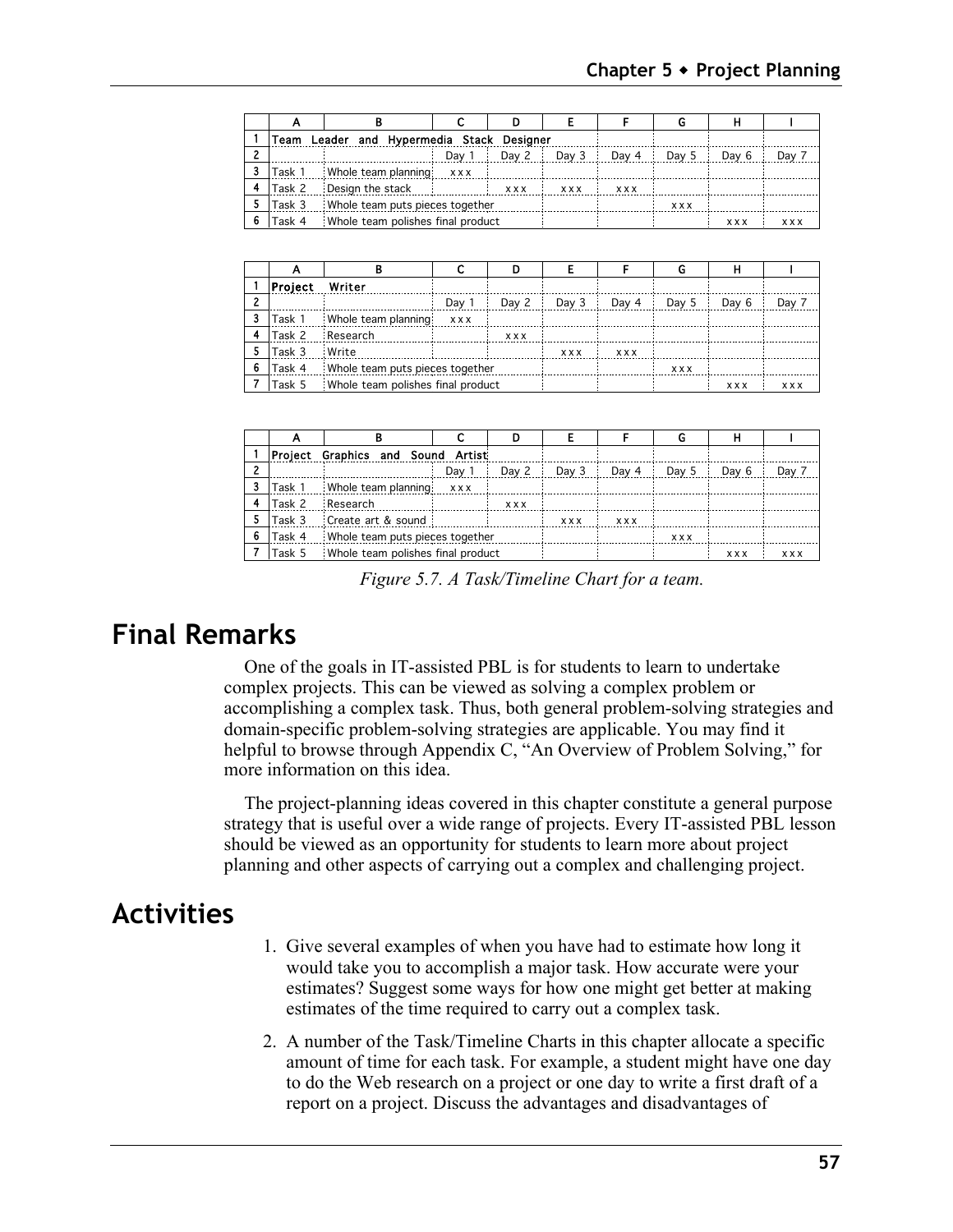| | A | B | C | D | E | F | G | H | I |
|---|---|---|---|---|---|---|---|---|---|
| 1 | **Team Leader and Hypermedia Stack Designer** | | | | | | | | |
| 2 | | | Day 1 | Day 2 | Day 3 | Day 4 | Day 5 | Day 6 | Day 7 |
| 3 | Task 1 | Whole team planning | x x x | | | | | | |
| 4 | Task 2 | Design the stack | | x x x | x x x | x x x | | | |
| 5 | Task 3 | Whole team puts pieces together | | | | | x x x | | |
| 6 | Task 4 | Whole team polishes final product | | | | | | x x x | x x x |

| | A | B | C | D | E | F | G | H | I |
|---|---|---|---|---|---|---|---|---|---|
| 1 | **Project Writer** | | | | | | | | |
| 2 | | | Day 1 | Day 2 | Day 3 | Day 4 | Day 5 | Day 6 | Day 7 |
| 3 | Task 1 | Whole team planning | x x x | | | | | | |
| 4 | Task 2 | Research | | x x x | | | | | |
| 5 | Task 3 | Write | | | x x x | x x x | | | |
| 6 | Task 4 | Whole team puts pieces together | | | | | x x x | | |
| 7 | Task 5 | Whole team polishes final product | | | | | | x x x | x x x |

| | A | B | C | D | E | F | G | H | I |
|---|---|---|---|---|---|---|---|---|---|
| 1 | **Project Graphics and Sound Artist** | | | | | | | | |
| 2 | | | Day 1 | Day 2 | Day 3 | Day 4 | Day 5 | Day 6 | Day 7 |
| 3 | Task 1 | Whole team planning | x x x | | | | | | |
| 4 | Task 2 | Research | | x x x | | | | | |
| 5 | Task 3 | Create art & sound | | | x x x | x x x | | | |
| 6 | Task 4 | Whole team puts pieces together | | | | | x x x | | |
| 7 | Task 5 | Whole team polishes final product | | | | | | x x x | x x x |

*Figure 5.7. A Task/Timeline Chart for a team.*

# Final Remarks

One of the goals in IT-assisted PBL is for students to learn to undertake complex projects. This can be viewed as solving a complex problem or accomplishing a complex task. Thus, both general problem-solving strategies and domain-specific problem-solving strategies are applicable. You may find it helpful to browse through Appendix C, "An Overview of Problem Solving," for more information on this idea.

The project-planning ideas covered in this chapter constitute a general purpose strategy that is useful over a wide range of projects. Every IT-assisted PBL lesson should be viewed as an opportunity for students to learn more about project planning and other aspects of carrying out a complex and challenging project.

# Activities

1. Give several examples of when you have had to estimate how long it would take you to accomplish a major task. How accurate were your estimates? Suggest some ways for how one might get better at making estimates of the time required to carry out a complex task.

2. A number of the Task/Timeline Charts in this chapter allocate a specific amount of time for each task. For example, a student might have one day to do the Web research on a project or one day to write a first draft of a report on a project. Discuss the advantages and disadvantages of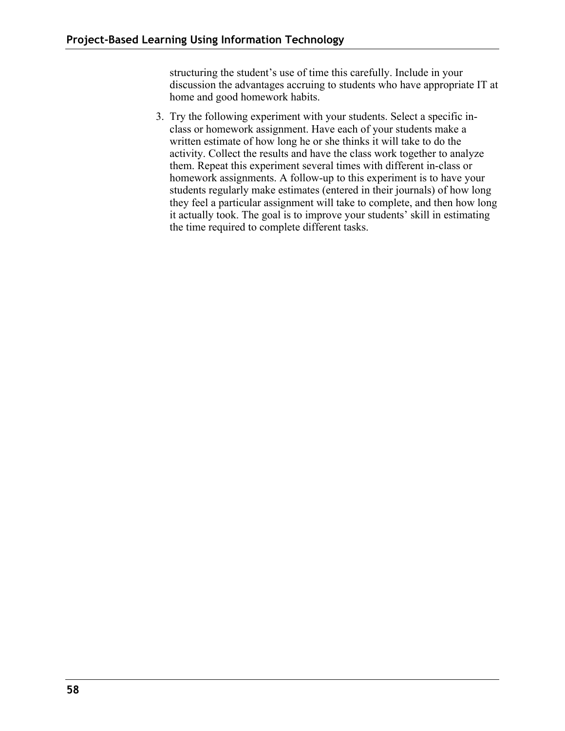structuring the student's use of time this carefully. Include in your discussion the advantages accruing to students who have appropriate IT at home and good homework habits.

3. Try the following experiment with your students. Select a specific in-class or homework assignment. Have each of your students make a written estimate of how long he or she thinks it will take to do the activity. Collect the results and have the class work together to analyze them. Repeat this experiment several times with different in-class or homework assignments. A follow-up to this experiment is to have your students regularly make estimates (entered in their journals) of how long they feel a particular assignment will take to complete, and then how long it actually took. The goal is to improve your students' skill in estimating the time required to complete different tasks.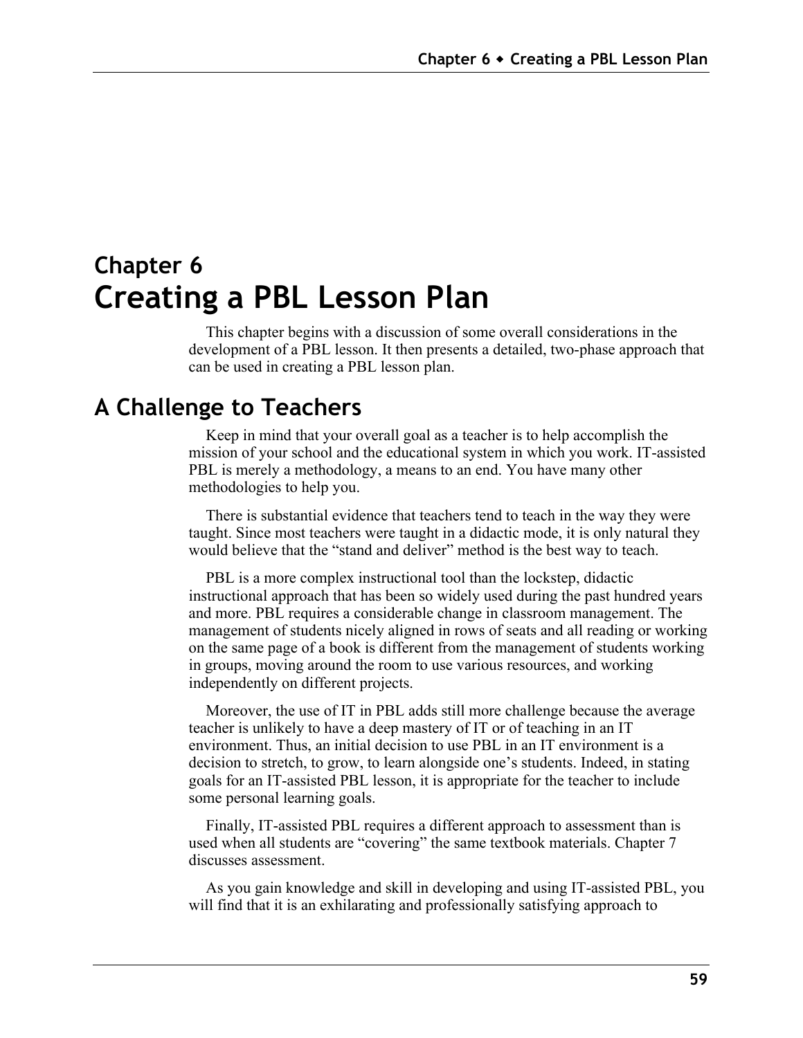# Chapter 6
# Creating a PBL Lesson Plan

This chapter begins with a discussion of some overall considerations in the development of a PBL lesson. It then presents a detailed, two-phase approach that can be used in creating a PBL lesson plan.

## A Challenge to Teachers

Keep in mind that your overall goal as a teacher is to help accomplish the mission of your school and the educational system in which you work. IT-assisted PBL is merely a methodology, a means to an end. You have many other methodologies to help you.

There is substantial evidence that teachers tend to teach in the way they were taught. Since most teachers were taught in a didactic mode, it is only natural they would believe that the "stand and deliver" method is the best way to teach.

PBL is a more complex instructional tool than the lockstep, didactic instructional approach that has been so widely used during the past hundred years and more. PBL requires a considerable change in classroom management. The management of students nicely aligned in rows of seats and all reading or working on the same page of a book is different from the management of students working in groups, moving around the room to use various resources, and working independently on different projects.

Moreover, the use of IT in PBL adds still more challenge because the average teacher is unlikely to have a deep mastery of IT or of teaching in an IT environment. Thus, an initial decision to use PBL in an IT environment is a decision to stretch, to grow, to learn alongside one's students. Indeed, in stating goals for an IT-assisted PBL lesson, it is appropriate for the teacher to include some personal learning goals.

Finally, IT-assisted PBL requires a different approach to assessment than is used when all students are "covering" the same textbook materials. Chapter 7 discusses assessment.

As you gain knowledge and skill in developing and using IT-assisted PBL, you will find that it is an exhilarating and professionally satisfying approach to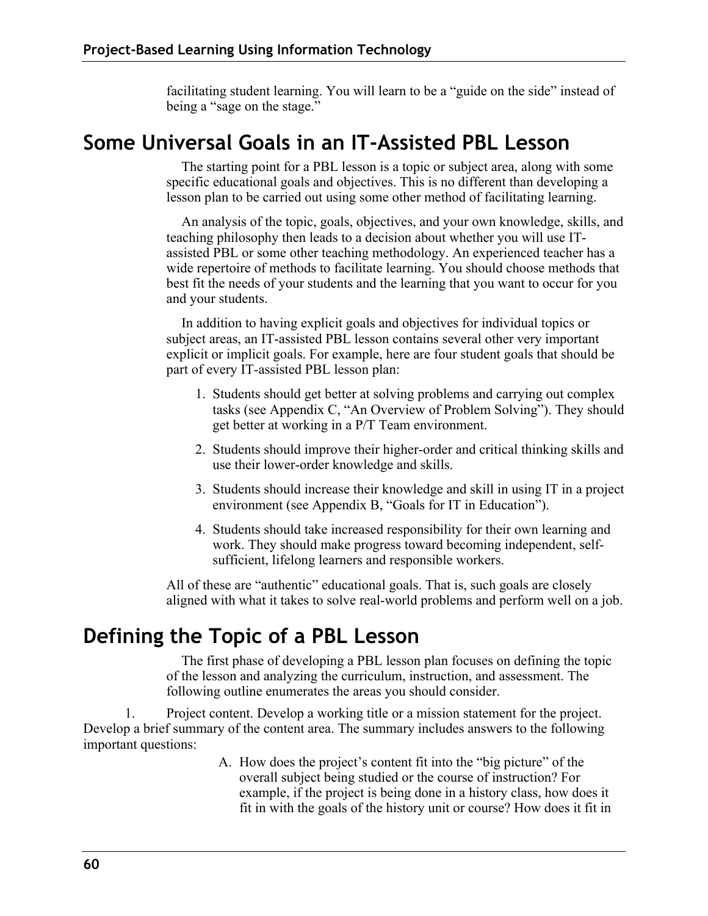facilitating student learning. You will learn to be a “guide on the side” instead of being a “sage on the stage.”

## Some Universal Goals in an IT-Assisted PBL Lesson

The starting point for a PBL lesson is a topic or subject area, along with some specific educational goals and objectives. This is no different than developing a lesson plan to be carried out using some other method of facilitating learning.

An analysis of the topic, goals, objectives, and your own knowledge, skills, and teaching philosophy then leads to a decision about whether you will use IT-assisted PBL or some other teaching methodology. An experienced teacher has a wide repertoire of methods to facilitate learning. You should choose methods that best fit the needs of your students and the learning that you want to occur for you and your students.

In addition to having explicit goals and objectives for individual topics or subject areas, an IT-assisted PBL lesson contains several other very important explicit or implicit goals. For example, here are four student goals that should be part of every IT-assisted PBL lesson plan:

1. Students should get better at solving problems and carrying out complex tasks (see Appendix C, “An Overview of Problem Solving”). They should get better at working in a P/T Team environment.
2. Students should improve their higher-order and critical thinking skills and use their lower-order knowledge and skills.
3. Students should increase their knowledge and skill in using IT in a project environment (see Appendix B, “Goals for IT in Education”).
4. Students should take increased responsibility for their own learning and work. They should make progress toward becoming independent, self-sufficient, lifelong learners and responsible workers.

All of these are “authentic” educational goals. That is, such goals are closely aligned with what it takes to solve real-world problems and perform well on a job.

## Defining the Topic of a PBL Lesson

The first phase of developing a PBL lesson plan focuses on defining the topic of the lesson and analyzing the curriculum, instruction, and assessment. The following outline enumerates the areas you should consider.

1. Project content. Develop a working title or a mission statement for the project. Develop a brief summary of the content area. The summary includes answers to the following important questions:

   A. How does the project’s content fit into the “big picture” of the overall subject being studied or the course of instruction? For example, if the project is being done in a history class, how does it fit in with the goals of the history unit or course? How does it fit in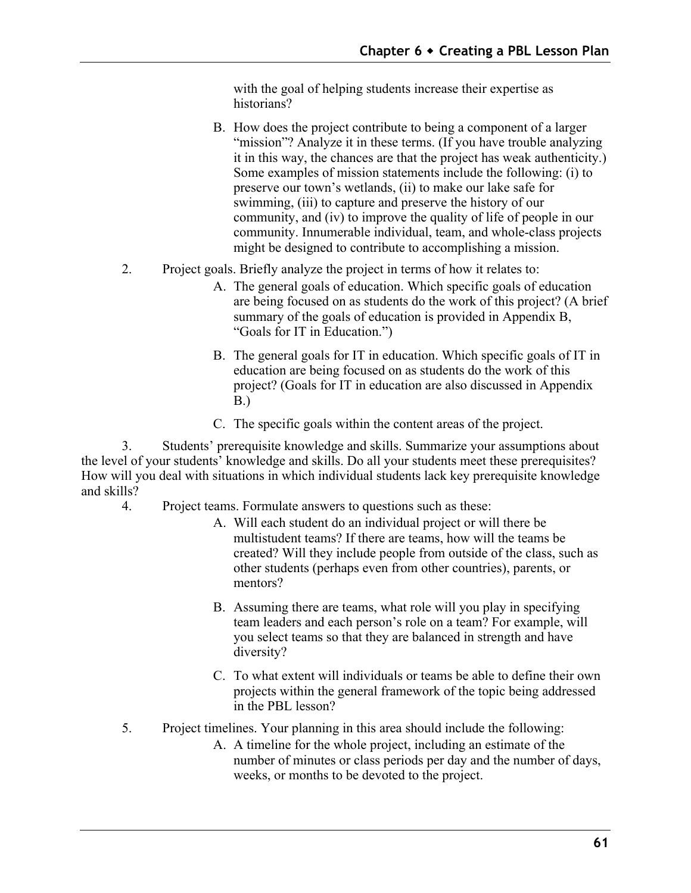with the goal of helping students increase their expertise as historians?

B. How does the project contribute to being a component of a larger "mission"? Analyze it in these terms. (If you have trouble analyzing it in this way, the chances are that the project has weak authenticity.) Some examples of mission statements include the following: (i) to preserve our town's wetlands, (ii) to make our lake safe for swimming, (iii) to capture and preserve the history of our community, and (iv) to improve the quality of life of people in our community. Innumerable individual, team, and whole-class projects might be designed to contribute to accomplishing a mission.

2. Project goals. Briefly analyze the project in terms of how it relates to:

A. The general goals of education. Which specific goals of education are being focused on as students do the work of this project? (A brief summary of the goals of education is provided in Appendix B, "Goals for IT in Education.")

B. The general goals for IT in education. Which specific goals of IT in education are being focused on as students do the work of this project? (Goals for IT in education are also discussed in Appendix B.)

C. The specific goals within the content areas of the project.

3. Students' prerequisite knowledge and skills. Summarize your assumptions about the level of your students' knowledge and skills. Do all your students meet these prerequisites? How will you deal with situations in which individual students lack key prerequisite knowledge and skills?

4. Project teams. Formulate answers to questions such as these:

A. Will each student do an individual project or will there be multistudent teams? If there are teams, how will the teams be created? Will they include people from outside of the class, such as other students (perhaps even from other countries), parents, or mentors?

B. Assuming there are teams, what role will you play in specifying team leaders and each person's role on a team? For example, will you select teams so that they are balanced in strength and have diversity?

C. To what extent will individuals or teams be able to define their own projects within the general framework of the topic being addressed in the PBL lesson?

5. Project timelines. Your planning in this area should include the following:

A. A timeline for the whole project, including an estimate of the number of minutes or class periods per day and the number of days, weeks, or months to be devoted to the project.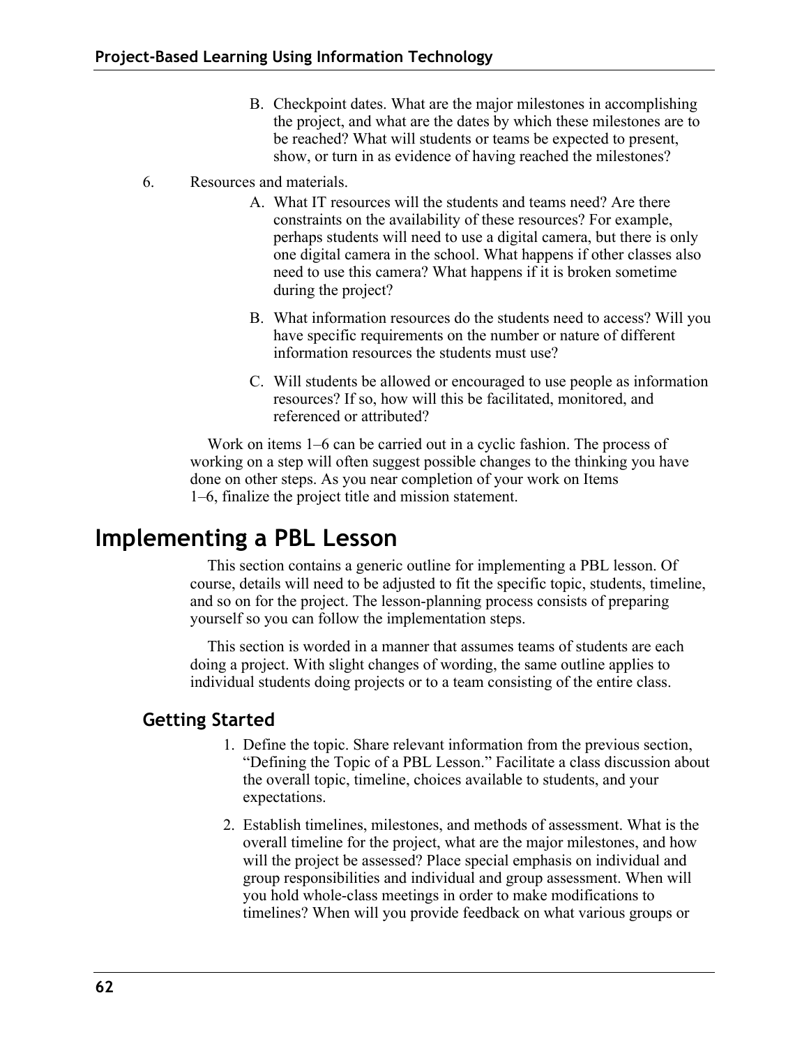B. Checkpoint dates. What are the major milestones in accomplishing the project, and what are the dates by which these milestones are to be reached? What will students or teams be expected to present, show, or turn in as evidence of having reached the milestones?

6. Resources and materials.

   A. What IT resources will the students and teams need? Are there constraints on the availability of these resources? For example, perhaps students will need to use a digital camera, but there is only one digital camera in the school. What happens if other classes also need to use this camera? What happens if it is broken sometime during the project?

   B. What information resources do the students need to access? Will you have specific requirements on the number or nature of different information resources the students must use?

   C. Will students be allowed or encouraged to use people as information resources? If so, how will this be facilitated, monitored, and referenced or attributed?

Work on items 1–6 can be carried out in a cyclic fashion. The process of working on a step will often suggest possible changes to the thinking you have done on other steps. As you near completion of your work on Items 1–6, finalize the project title and mission statement.

# Implementing a PBL Lesson

This section contains a generic outline for implementing a PBL lesson. Of course, details will need to be adjusted to fit the specific topic, students, timeline, and so on for the project. The lesson-planning process consists of preparing yourself so you can follow the implementation steps.

This section is worded in a manner that assumes teams of students are each doing a project. With slight changes of wording, the same outline applies to individual students doing projects or to a team consisting of the entire class.

## Getting Started

1. Define the topic. Share relevant information from the previous section, "Defining the Topic of a PBL Lesson." Facilitate a class discussion about the overall topic, timeline, choices available to students, and your expectations.

2. Establish timelines, milestones, and methods of assessment. What is the overall timeline for the project, what are the major milestones, and how will the project be assessed? Place special emphasis on individual and group responsibilities and individual and group assessment. When will you hold whole-class meetings in order to make modifications to timelines? When will you provide feedback on what various groups or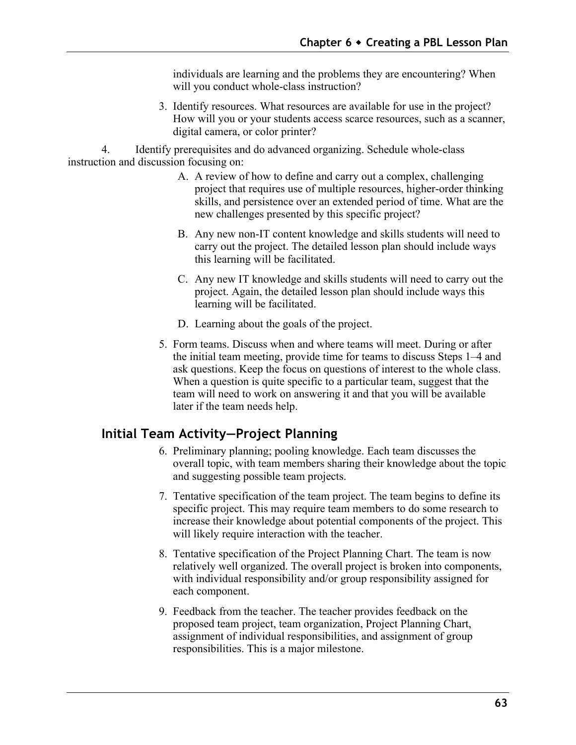individuals are learning and the problems they are encountering? When will you conduct whole-class instruction?

3. Identify resources. What resources are available for use in the project? How will you or your students access scarce resources, such as a scanner, digital camera, or color printer?

4. Identify prerequisites and do advanced organizing. Schedule whole-class instruction and discussion focusing on:

   A. A review of how to define and carry out a complex, challenging project that requires use of multiple resources, higher-order thinking skills, and persistence over an extended period of time. What are the new challenges presented by this specific project?

   B. Any new non-IT content knowledge and skills students will need to carry out the project. The detailed lesson plan should include ways this learning will be facilitated.

   C. Any new IT knowledge and skills students will need to carry out the project. Again, the detailed lesson plan should include ways this learning will be facilitated.

   D. Learning about the goals of the project.

5. Form teams. Discuss when and where teams will meet. During or after the initial team meeting, provide time for teams to discuss Steps 1–4 and ask questions. Keep the focus on questions of interest to the whole class. When a question is quite specific to a particular team, suggest that the team will need to work on answering it and that you will be available later if the team needs help.

## Initial Team Activity—Project Planning

6. Preliminary planning; pooling knowledge. Each team discusses the overall topic, with team members sharing their knowledge about the topic and suggesting possible team projects.

7. Tentative specification of the team project. The team begins to define its specific project. This may require team members to do some research to increase their knowledge about potential components of the project. This will likely require interaction with the teacher.

8. Tentative specification of the Project Planning Chart. The team is now relatively well organized. The overall project is broken into components, with individual responsibility and/or group responsibility assigned for each component.

9. Feedback from the teacher. The teacher provides feedback on the proposed team project, team organization, Project Planning Chart, assignment of individual responsibilities, and assignment of group responsibilities. This is a major milestone.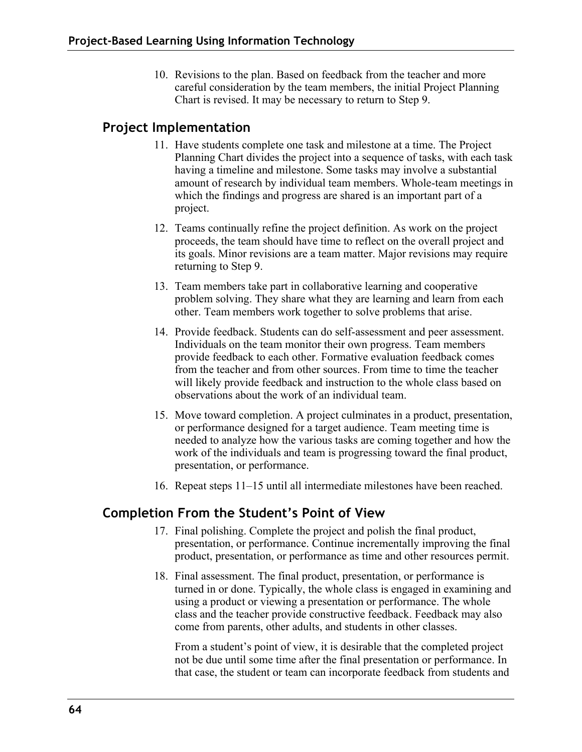10. Revisions to the plan. Based on feedback from the teacher and more careful consideration by the team members, the initial Project Planning Chart is revised. It may be necessary to return to Step 9.

## Project Implementation

11. Have students complete one task and milestone at a time. The Project Planning Chart divides the project into a sequence of tasks, with each task having a timeline and milestone. Some tasks may involve a substantial amount of research by individual team members. Whole-team meetings in which the findings and progress are shared is an important part of a project.

12. Teams continually refine the project definition. As work on the project proceeds, the team should have time to reflect on the overall project and its goals. Minor revisions are a team matter. Major revisions may require returning to Step 9.

13. Team members take part in collaborative learning and cooperative problem solving. They share what they are learning and learn from each other. Team members work together to solve problems that arise.

14. Provide feedback. Students can do self-assessment and peer assessment. Individuals on the team monitor their own progress. Team members provide feedback to each other. Formative evaluation feedback comes from the teacher and from other sources. From time to time the teacher will likely provide feedback and instruction to the whole class based on observations about the work of an individual team.

15. Move toward completion. A project culminates in a product, presentation, or performance designed for a target audience. Team meeting time is needed to analyze how the various tasks are coming together and how the work of the individuals and team is progressing toward the final product, presentation, or performance.

16. Repeat steps 11–15 until all intermediate milestones have been reached.

## Completion From the Student's Point of View

17. Final polishing. Complete the project and polish the final product, presentation, or performance. Continue incrementally improving the final product, presentation, or performance as time and other resources permit.

18. Final assessment. The final product, presentation, or performance is turned in or done. Typically, the whole class is engaged in examining and using a product or viewing a presentation or performance. The whole class and the teacher provide constructive feedback. Feedback may also come from parents, other adults, and students in other classes.

    From a student's point of view, it is desirable that the completed project not be due until some time after the final presentation or performance. In that case, the student or team can incorporate feedback from students and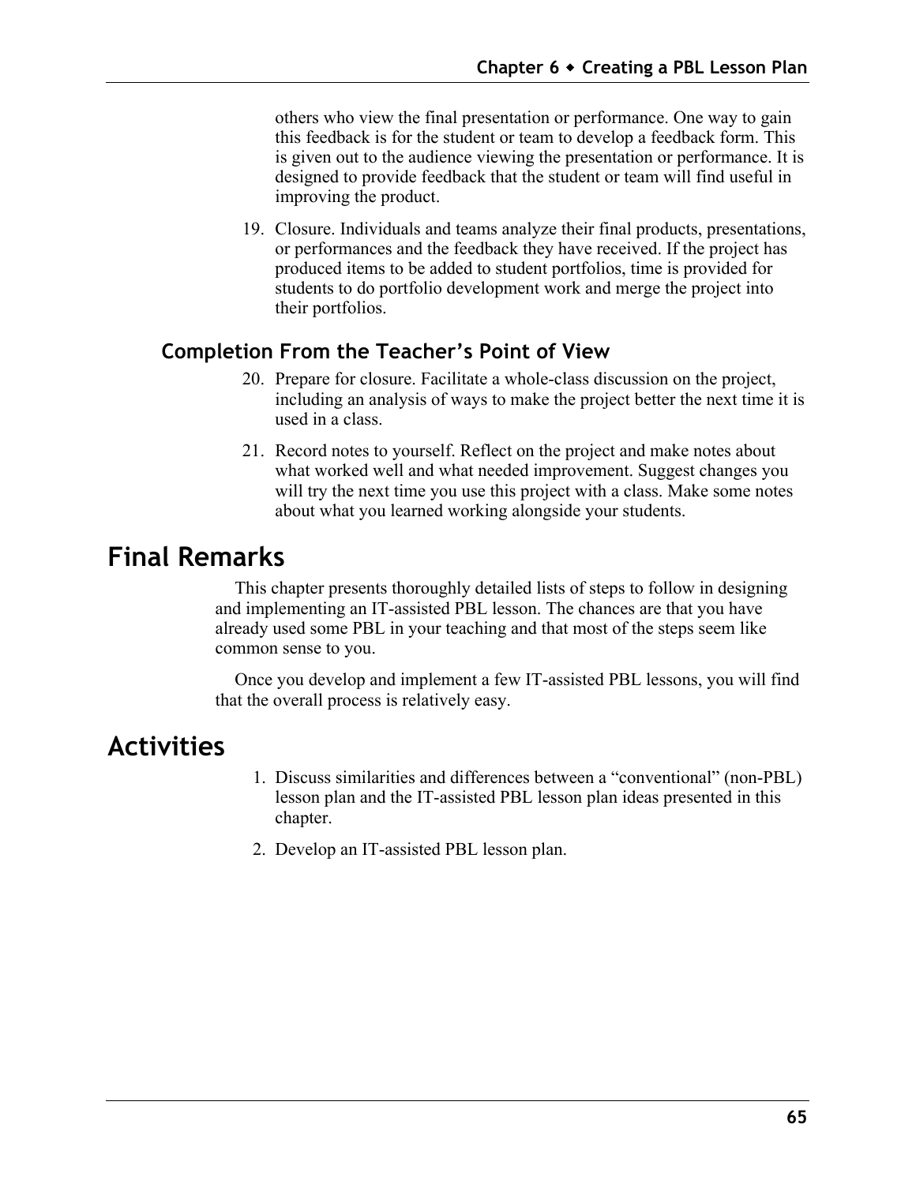others who view the final presentation or performance. One way to gain this feedback is for the student or team to develop a feedback form. This is given out to the audience viewing the presentation or performance. It is designed to provide feedback that the student or team will find useful in improving the product.

19. Closure. Individuals and teams analyze their final products, presentations, or performances and the feedback they have received. If the project has produced items to be added to student portfolios, time is provided for students to do portfolio development work and merge the project into their portfolios.

### Completion From the Teacher's Point of View

20. Prepare for closure. Facilitate a whole-class discussion on the project, including an analysis of ways to make the project better the next time it is used in a class.

21. Record notes to yourself. Reflect on the project and make notes about what worked well and what needed improvement. Suggest changes you will try the next time you use this project with a class. Make some notes about what you learned working alongside your students.

## Final Remarks

This chapter presents thoroughly detailed lists of steps to follow in designing and implementing an IT-assisted PBL lesson. The chances are that you have already used some PBL in your teaching and that most of the steps seem like common sense to you.

Once you develop and implement a few IT-assisted PBL lessons, you will find that the overall process is relatively easy.

## Activities

1. Discuss similarities and differences between a "conventional" (non-PBL) lesson plan and the IT-assisted PBL lesson plan ideas presented in this chapter.

2. Develop an IT-assisted PBL lesson plan.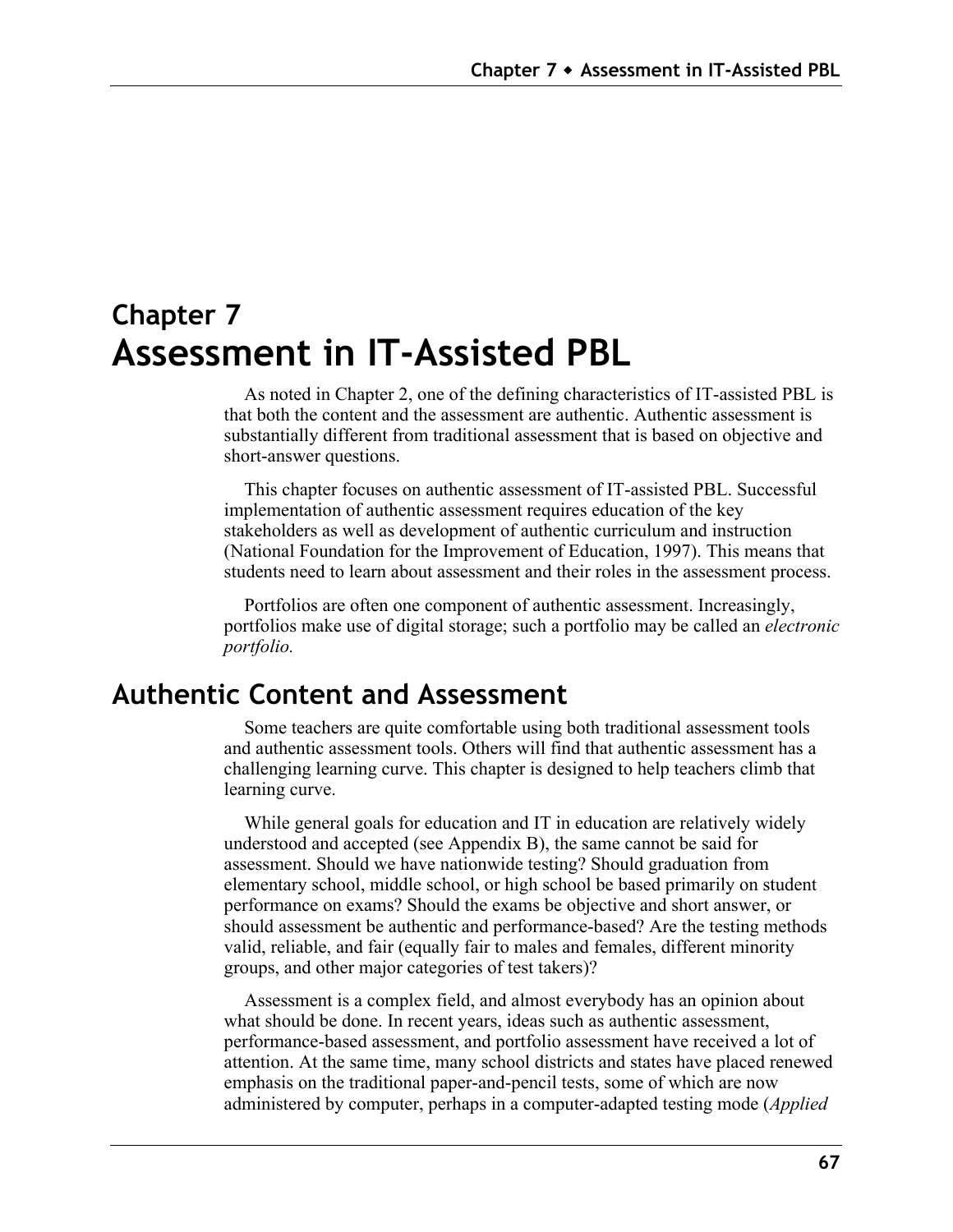# Chapter 7
# Assessment in IT-Assisted PBL

As noted in Chapter 2, one of the defining characteristics of IT-assisted PBL is that both the content and the assessment are authentic. Authentic assessment is substantially different from traditional assessment that is based on objective and short-answer questions.

This chapter focuses on authentic assessment of IT-assisted PBL. Successful implementation of authentic assessment requires education of the key stakeholders as well as development of authentic curriculum and instruction (National Foundation for the Improvement of Education, 1997). This means that students need to learn about assessment and their roles in the assessment process.

Portfolios are often one component of authentic assessment. Increasingly, portfolios make use of digital storage; such a portfolio may be called an *electronic portfolio.*

## Authentic Content and Assessment

Some teachers are quite comfortable using both traditional assessment tools and authentic assessment tools. Others will find that authentic assessment has a challenging learning curve. This chapter is designed to help teachers climb that learning curve.

While general goals for education and IT in education are relatively widely understood and accepted (see Appendix B), the same cannot be said for assessment. Should we have nationwide testing? Should graduation from elementary school, middle school, or high school be based primarily on student performance on exams? Should the exams be objective and short answer, or should assessment be authentic and performance-based? Are the testing methods valid, reliable, and fair (equally fair to males and females, different minority groups, and other major categories of test takers)?

Assessment is a complex field, and almost everybody has an opinion about what should be done. In recent years, ideas such as authentic assessment, performance-based assessment, and portfolio assessment have received a lot of attention. At the same time, many school districts and states have placed renewed emphasis on the traditional paper-and-pencil tests, some of which are now administered by computer, perhaps in a computer-adapted testing mode (*Applied*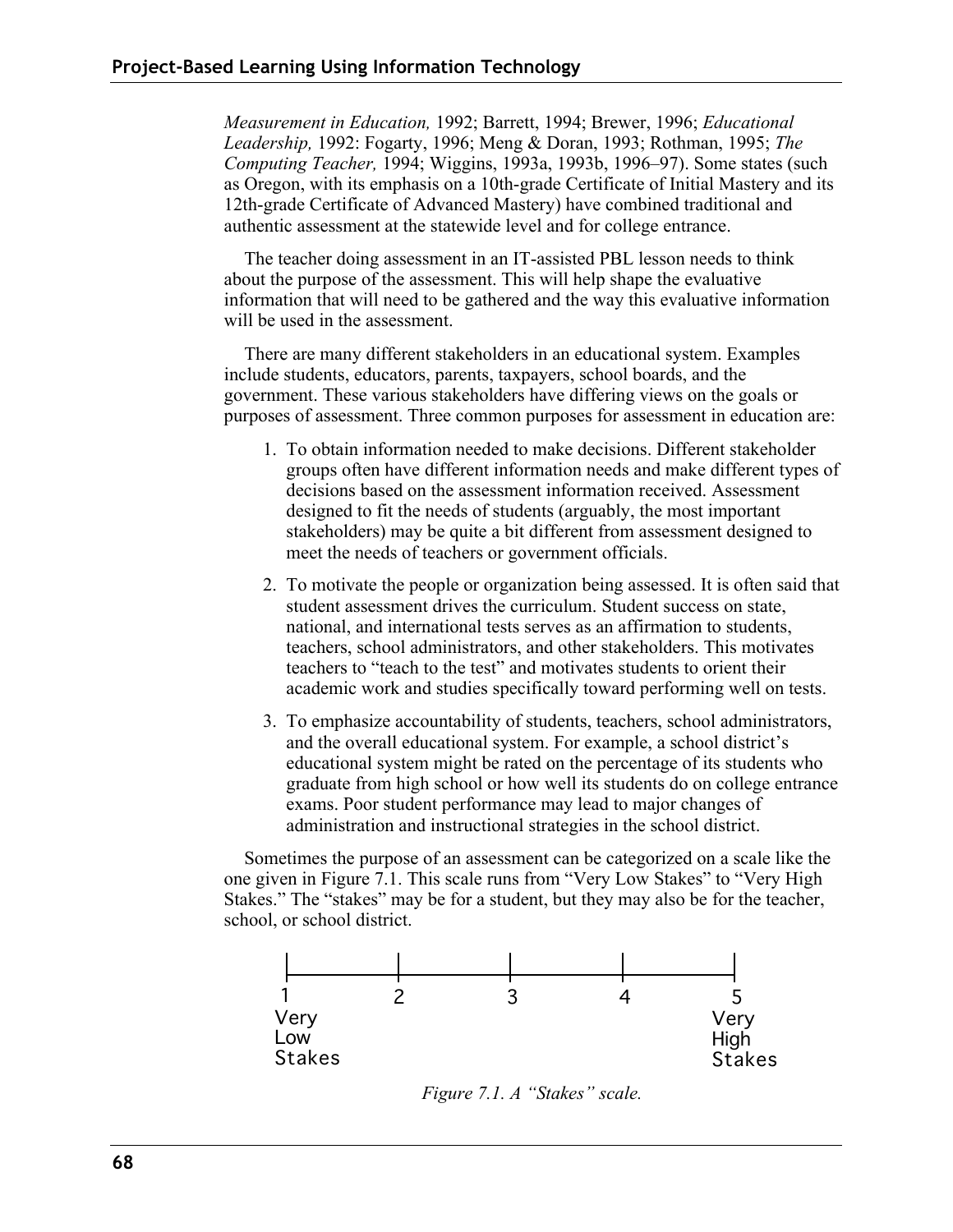*Measurement in Education,* 1992; Barrett, 1994; Brewer, 1996; *Educational Leadership,* 1992: Fogarty, 1996; Meng & Doran, 1993; Rothman, 1995; *The Computing Teacher,* 1994; Wiggins, 1993a, 1993b, 1996–97). Some states (such as Oregon, with its emphasis on a 10th-grade Certificate of Initial Mastery and its 12th-grade Certificate of Advanced Mastery) have combined traditional and authentic assessment at the statewide level and for college entrance.

The teacher doing assessment in an IT-assisted PBL lesson needs to think about the purpose of the assessment. This will help shape the evaluative information that will need to be gathered and the way this evaluative information will be used in the assessment.

There are many different stakeholders in an educational system. Examples include students, educators, parents, taxpayers, school boards, and the government. These various stakeholders have differing views on the goals or purposes of assessment. Three common purposes for assessment in education are:

1. To obtain information needed to make decisions. Different stakeholder groups often have different information needs and make different types of decisions based on the assessment information received. Assessment designed to fit the needs of students (arguably, the most important stakeholders) may be quite a bit different from assessment designed to meet the needs of teachers or government officials.
2. To motivate the people or organization being assessed. It is often said that student assessment drives the curriculum. Student success on state, national, and international tests serves as an affirmation to students, teachers, school administrators, and other stakeholders. This motivates teachers to "teach to the test" and motivates students to orient their academic work and studies specifically toward performing well on tests.
3. To emphasize accountability of students, teachers, school administrators, and the overall educational system. For example, a school district's educational system might be rated on the percentage of its students who graduate from high school or how well its students do on college entrance exams. Poor student performance may lead to major changes of administration and instructional strategies in the school district.

Sometimes the purpose of an assessment can be categorized on a scale like the one given in Figure 7.1. This scale runs from "Very Low Stakes" to "Very High Stakes." The "stakes" may be for a student, but they may also be for the teacher, school, or school district.

| 1 | 2 | 3 | 4 | 5 |
|---|---|---|---|---|
| Very Low Stakes | | | | Very High Stakes |

*Figure 7.1. A "Stakes" scale.*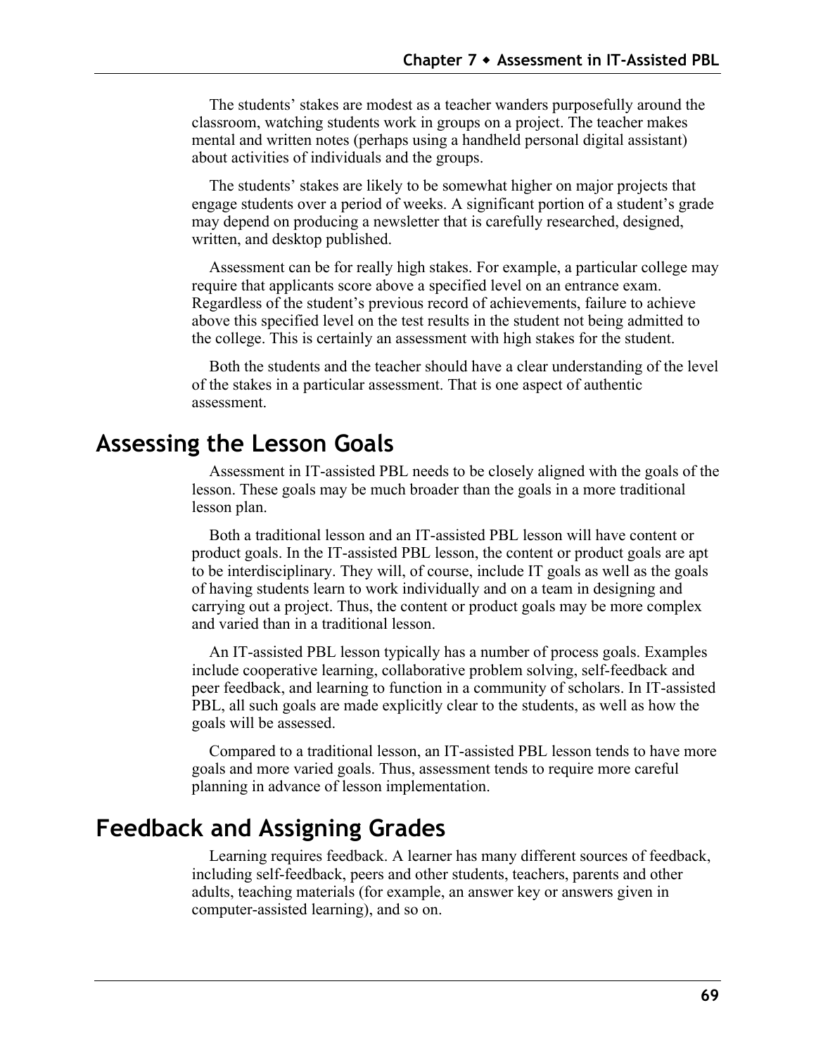The students' stakes are modest as a teacher wanders purposefully around the classroom, watching students work in groups on a project. The teacher makes mental and written notes (perhaps using a handheld personal digital assistant) about activities of individuals and the groups.

The students' stakes are likely to be somewhat higher on major projects that engage students over a period of weeks. A significant portion of a student's grade may depend on producing a newsletter that is carefully researched, designed, written, and desktop published.

Assessment can be for really high stakes. For example, a particular college may require that applicants score above a specified level on an entrance exam. Regardless of the student's previous record of achievements, failure to achieve above this specified level on the test results in the student not being admitted to the college. This is certainly an assessment with high stakes for the student.

Both the students and the teacher should have a clear understanding of the level of the stakes in a particular assessment. That is one aspect of authentic assessment.

## Assessing the Lesson Goals

Assessment in IT-assisted PBL needs to be closely aligned with the goals of the lesson. These goals may be much broader than the goals in a more traditional lesson plan.

Both a traditional lesson and an IT-assisted PBL lesson will have content or product goals. In the IT-assisted PBL lesson, the content or product goals are apt to be interdisciplinary. They will, of course, include IT goals as well as the goals of having students learn to work individually and on a team in designing and carrying out a project. Thus, the content or product goals may be more complex and varied than in a traditional lesson.

An IT-assisted PBL lesson typically has a number of process goals. Examples include cooperative learning, collaborative problem solving, self-feedback and peer feedback, and learning to function in a community of scholars. In IT-assisted PBL, all such goals are made explicitly clear to the students, as well as how the goals will be assessed.

Compared to a traditional lesson, an IT-assisted PBL lesson tends to have more goals and more varied goals. Thus, assessment tends to require more careful planning in advance of lesson implementation.

## Feedback and Assigning Grades

Learning requires feedback. A learner has many different sources of feedback, including self-feedback, peers and other students, teachers, parents and other adults, teaching materials (for example, an answer key or answers given in computer-assisted learning), and so on.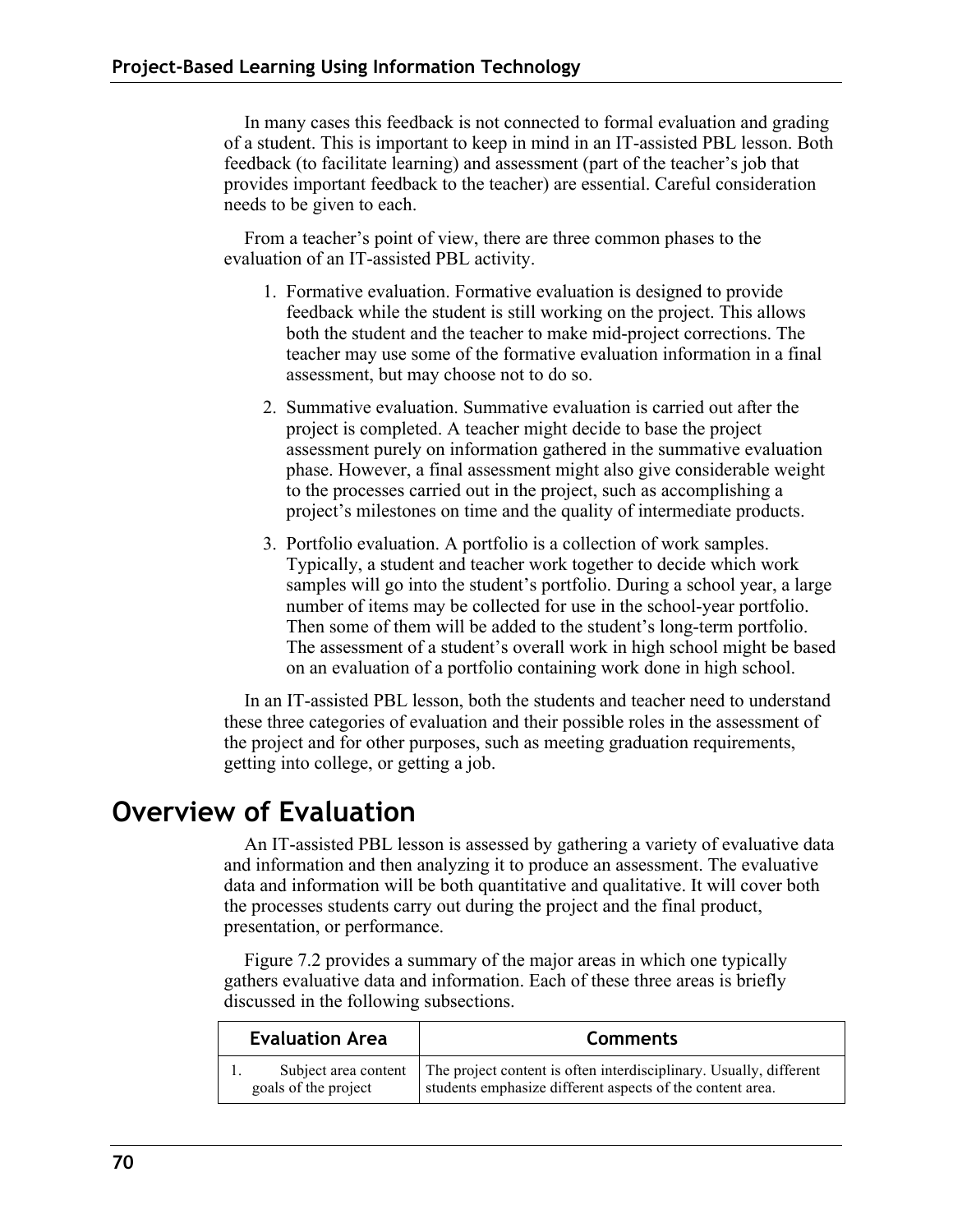In many cases this feedback is not connected to formal evaluation and grading of a student. This is important to keep in mind in an IT-assisted PBL lesson. Both feedback (to facilitate learning) and assessment (part of the teacher's job that provides important feedback to the teacher) are essential. Careful consideration needs to be given to each.

From a teacher's point of view, there are three common phases to the evaluation of an IT-assisted PBL activity.

1. Formative evaluation. Formative evaluation is designed to provide feedback while the student is still working on the project. This allows both the student and the teacher to make mid-project corrections. The teacher may use some of the formative evaluation information in a final assessment, but may choose not to do so.
2. Summative evaluation. Summative evaluation is carried out after the project is completed. A teacher might decide to base the project assessment purely on information gathered in the summative evaluation phase. However, a final assessment might also give considerable weight to the processes carried out in the project, such as accomplishing a project's milestones on time and the quality of intermediate products.
3. Portfolio evaluation. A portfolio is a collection of work samples. Typically, a student and teacher work together to decide which work samples will go into the student's portfolio. During a school year, a large number of items may be collected for use in the school-year portfolio. Then some of them will be added to the student's long-term portfolio. The assessment of a student's overall work in high school might be based on an evaluation of a portfolio containing work done in high school.

In an IT-assisted PBL lesson, both the students and teacher need to understand these three categories of evaluation and their possible roles in the assessment of the project and for other purposes, such as meeting graduation requirements, getting into college, or getting a job.

# Overview of Evaluation

An IT-assisted PBL lesson is assessed by gathering a variety of evaluative data and information and then analyzing it to produce an assessment. The evaluative data and information will be both quantitative and qualitative. It will cover both the processes students carry out during the project and the final product, presentation, or performance.

Figure 7.2 provides a summary of the major areas in which one typically gathers evaluative data and information. Each of these three areas is briefly discussed in the following subsections.

| Evaluation Area | Comments |
|---|---|
| 1. Subject area content goals of the project | The project content is often interdisciplinary. Usually, different students emphasize different aspects of the content area. |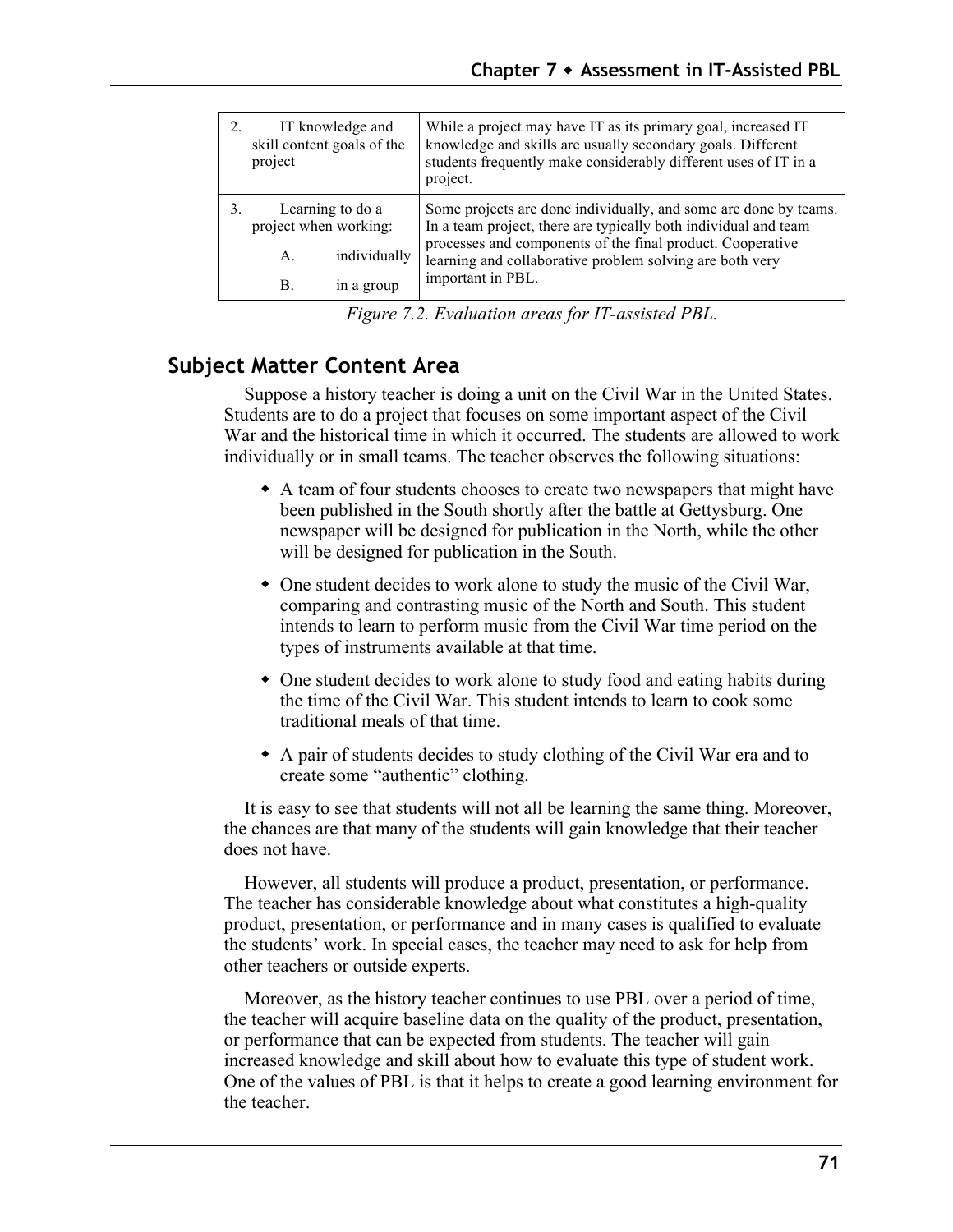| | |
|---|---|
| 2. IT knowledge and skill content goals of the project | While a project may have IT as its primary goal, increased IT knowledge and skills are usually secondary goals. Different students frequently make considerably different uses of IT in a project. |
| 3. Learning to do a project when working: A. individually B. in a group | Some projects are done individually, and some are done by teams. In a team project, there are typically both individual and team processes and components of the final product. Cooperative learning and collaborative problem solving are both very important in PBL. |

*Figure 7.2. Evaluation areas for IT-assisted PBL.*

## Subject Matter Content Area

Suppose a history teacher is doing a unit on the Civil War in the United States. Students are to do a project that focuses on some important aspect of the Civil War and the historical time in which it occurred. The students are allowed to work individually or in small teams. The teacher observes the following situations:

- A team of four students chooses to create two newspapers that might have been published in the South shortly after the battle at Gettysburg. One newspaper will be designed for publication in the North, while the other will be designed for publication in the South.
- One student decides to work alone to study the music of the Civil War, comparing and contrasting music of the North and South. This student intends to learn to perform music from the Civil War time period on the types of instruments available at that time.
- One student decides to work alone to study food and eating habits during the time of the Civil War. This student intends to learn to cook some traditional meals of that time.
- A pair of students decides to study clothing of the Civil War era and to create some "authentic" clothing.

It is easy to see that students will not all be learning the same thing. Moreover, the chances are that many of the students will gain knowledge that their teacher does not have.

However, all students will produce a product, presentation, or performance. The teacher has considerable knowledge about what constitutes a high-quality product, presentation, or performance and in many cases is qualified to evaluate the students' work. In special cases, the teacher may need to ask for help from other teachers or outside experts.

Moreover, as the history teacher continues to use PBL over a period of time, the teacher will acquire baseline data on the quality of the product, presentation, or performance that can be expected from students. The teacher will gain increased knowledge and skill about how to evaluate this type of student work. One of the values of PBL is that it helps to create a good learning environment for the teacher.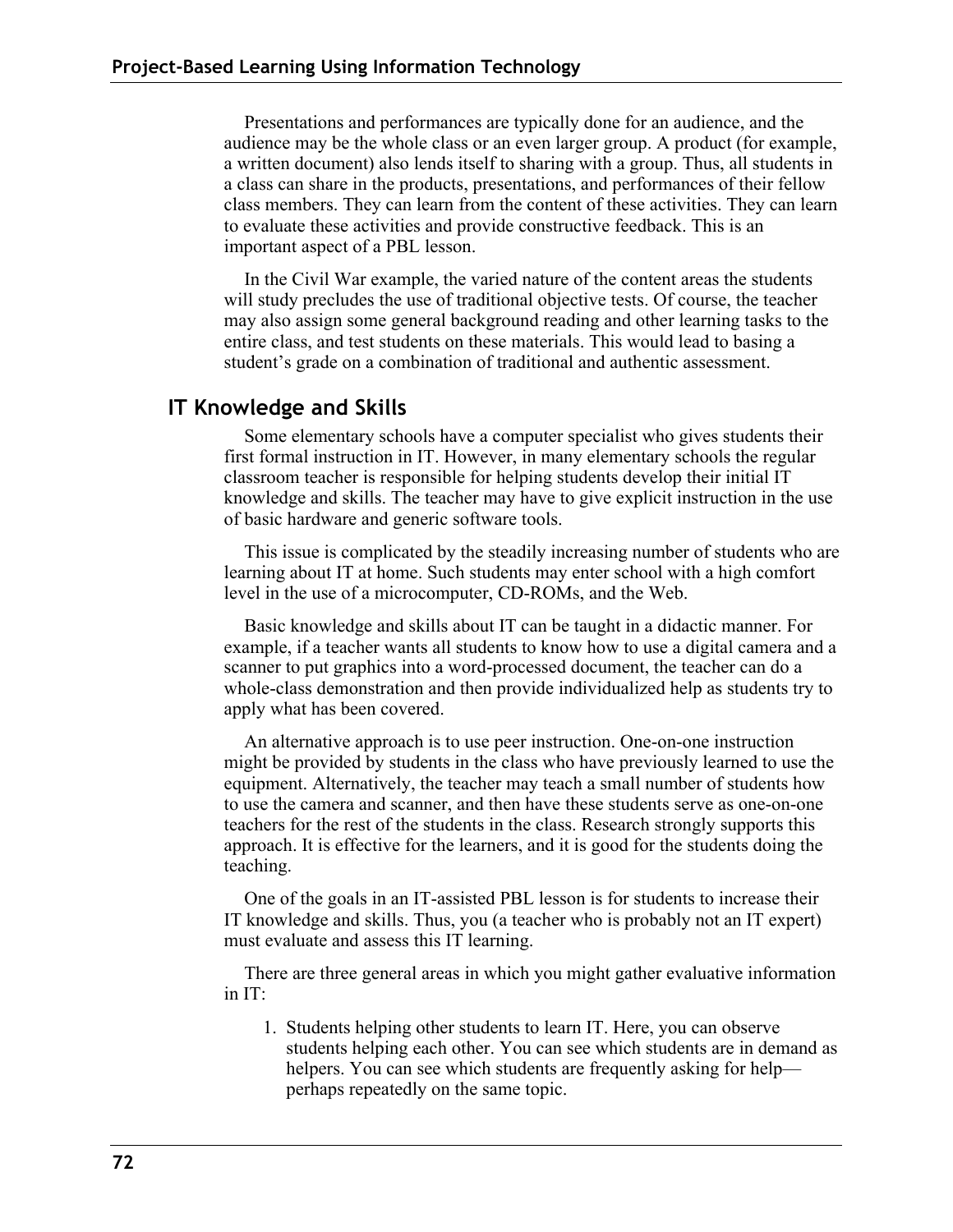Presentations and performances are typically done for an audience, and the audience may be the whole class or an even larger group. A product (for example, a written document) also lends itself to sharing with a group. Thus, all students in a class can share in the products, presentations, and performances of their fellow class members. They can learn from the content of these activities. They can learn to evaluate these activities and provide constructive feedback. This is an important aspect of a PBL lesson.

In the Civil War example, the varied nature of the content areas the students will study precludes the use of traditional objective tests. Of course, the teacher may also assign some general background reading and other learning tasks to the entire class, and test students on these materials. This would lead to basing a student's grade on a combination of traditional and authentic assessment.

## IT Knowledge and Skills

Some elementary schools have a computer specialist who gives students their first formal instruction in IT. However, in many elementary schools the regular classroom teacher is responsible for helping students develop their initial IT knowledge and skills. The teacher may have to give explicit instruction in the use of basic hardware and generic software tools.

This issue is complicated by the steadily increasing number of students who are learning about IT at home. Such students may enter school with a high comfort level in the use of a microcomputer, CD-ROMs, and the Web.

Basic knowledge and skills about IT can be taught in a didactic manner. For example, if a teacher wants all students to know how to use a digital camera and a scanner to put graphics into a word-processed document, the teacher can do a whole-class demonstration and then provide individualized help as students try to apply what has been covered.

An alternative approach is to use peer instruction. One-on-one instruction might be provided by students in the class who have previously learned to use the equipment. Alternatively, the teacher may teach a small number of students how to use the camera and scanner, and then have these students serve as one-on-one teachers for the rest of the students in the class. Research strongly supports this approach. It is effective for the learners, and it is good for the students doing the teaching.

One of the goals in an IT-assisted PBL lesson is for students to increase their IT knowledge and skills. Thus, you (a teacher who is probably not an IT expert) must evaluate and assess this IT learning.

There are three general areas in which you might gather evaluative information in IT:

1. Students helping other students to learn IT. Here, you can observe students helping each other. You can see which students are in demand as helpers. You can see which students are frequently asking for help—perhaps repeatedly on the same topic.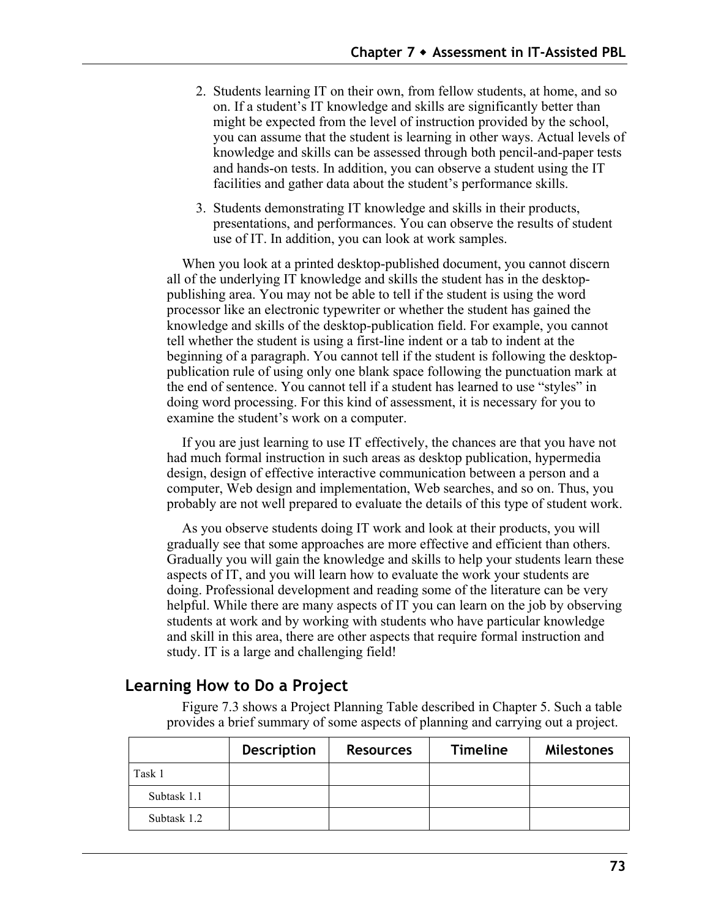2. Students learning IT on their own, from fellow students, at home, and so on. If a student's IT knowledge and skills are significantly better than might be expected from the level of instruction provided by the school, you can assume that the student is learning in other ways. Actual levels of knowledge and skills can be assessed through both pencil-and-paper tests and hands-on tests. In addition, you can observe a student using the IT facilities and gather data about the student's performance skills.

3. Students demonstrating IT knowledge and skills in their products, presentations, and performances. You can observe the results of student use of IT. In addition, you can look at work samples.

When you look at a printed desktop-published document, you cannot discern all of the underlying IT knowledge and skills the student has in the desktop-publishing area. You may not be able to tell if the student is using the word processor like an electronic typewriter or whether the student has gained the knowledge and skills of the desktop-publication field. For example, you cannot tell whether the student is using a first-line indent or a tab to indent at the beginning of a paragraph. You cannot tell if the student is following the desktop-publication rule of using only one blank space following the punctuation mark at the end of sentence. You cannot tell if a student has learned to use "styles" in doing word processing. For this kind of assessment, it is necessary for you to examine the student's work on a computer.

If you are just learning to use IT effectively, the chances are that you have not had much formal instruction in such areas as desktop publication, hypermedia design, design of effective interactive communication between a person and a computer, Web design and implementation, Web searches, and so on. Thus, you probably are not well prepared to evaluate the details of this type of student work.

As you observe students doing IT work and look at their products, you will gradually see that some approaches are more effective and efficient than others. Gradually you will gain the knowledge and skills to help your students learn these aspects of IT, and you will learn how to evaluate the work your students are doing. Professional development and reading some of the literature can be very helpful. While there are many aspects of IT you can learn on the job by observing students at work and by working with students who have particular knowledge and skill in this area, there are other aspects that require formal instruction and study. IT is a large and challenging field!

## Learning How to Do a Project

Figure 7.3 shows a Project Planning Table described in Chapter 5. Such a table provides a brief summary of some aspects of planning and carrying out a project.

| | Description | Resources | Timeline | Milestones |
|---|---|---|---|---|
| Task 1 | | | | |
| Subtask 1.1 | | | | |
| Subtask 1.2 | | | | |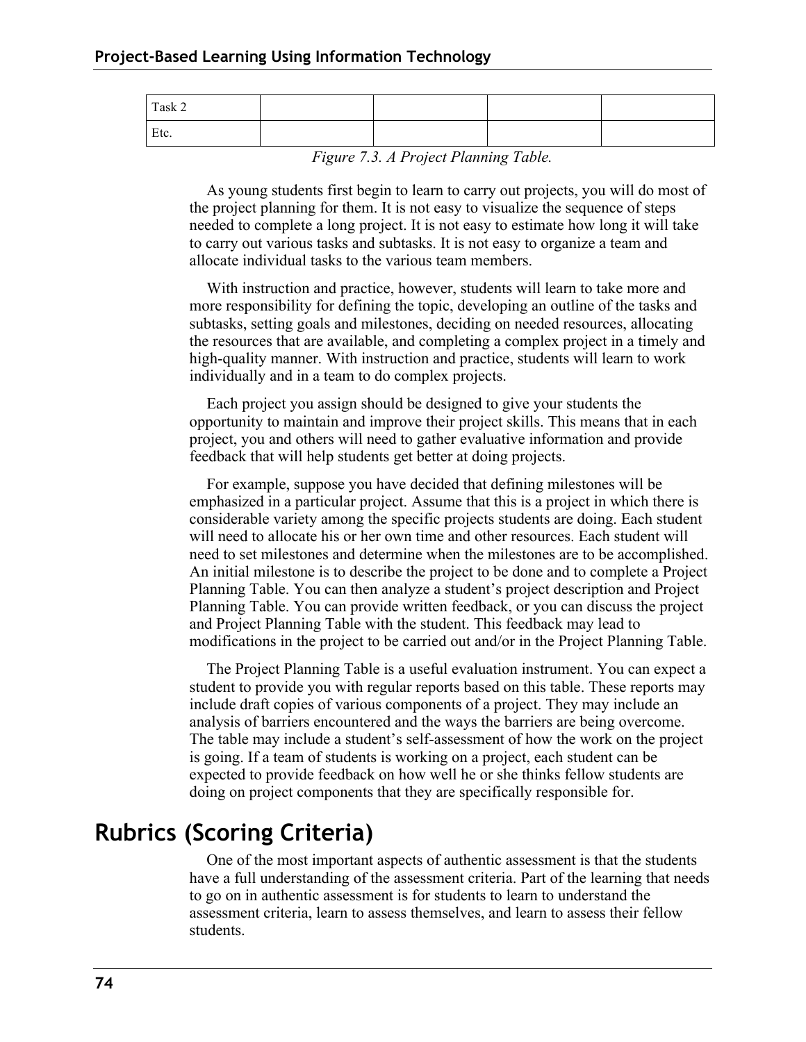| | | | | |
|---|---|---|---|---|
| Task 2 | | | | |
| Etc. | | | | |

*Figure 7.3. A Project Planning Table.*

As young students first begin to learn to carry out projects, you will do most of the project planning for them. It is not easy to visualize the sequence of steps needed to complete a long project. It is not easy to estimate how long it will take to carry out various tasks and subtasks. It is not easy to organize a team and allocate individual tasks to the various team members.

With instruction and practice, however, students will learn to take more and more responsibility for defining the topic, developing an outline of the tasks and subtasks, setting goals and milestones, deciding on needed resources, allocating the resources that are available, and completing a complex project in a timely and high-quality manner. With instruction and practice, students will learn to work individually and in a team to do complex projects.

Each project you assign should be designed to give your students the opportunity to maintain and improve their project skills. This means that in each project, you and others will need to gather evaluative information and provide feedback that will help students get better at doing projects.

For example, suppose you have decided that defining milestones will be emphasized in a particular project. Assume that this is a project in which there is considerable variety among the specific projects students are doing. Each student will need to allocate his or her own time and other resources. Each student will need to set milestones and determine when the milestones are to be accomplished. An initial milestone is to describe the project to be done and to complete a Project Planning Table. You can then analyze a student's project description and Project Planning Table. You can provide written feedback, or you can discuss the project and Project Planning Table with the student. This feedback may lead to modifications in the project to be carried out and/or in the Project Planning Table.

The Project Planning Table is a useful evaluation instrument. You can expect a student to provide you with regular reports based on this table. These reports may include draft copies of various components of a project. They may include an analysis of barriers encountered and the ways the barriers are being overcome. The table may include a student's self-assessment of how the work on the project is going. If a team of students is working on a project, each student can be expected to provide feedback on how well he or she thinks fellow students are doing on project components that they are specifically responsible for.

## Rubrics (Scoring Criteria)

One of the most important aspects of authentic assessment is that the students have a full understanding of the assessment criteria. Part of the learning that needs to go on in authentic assessment is for students to learn to understand the assessment criteria, learn to assess themselves, and learn to assess their fellow students.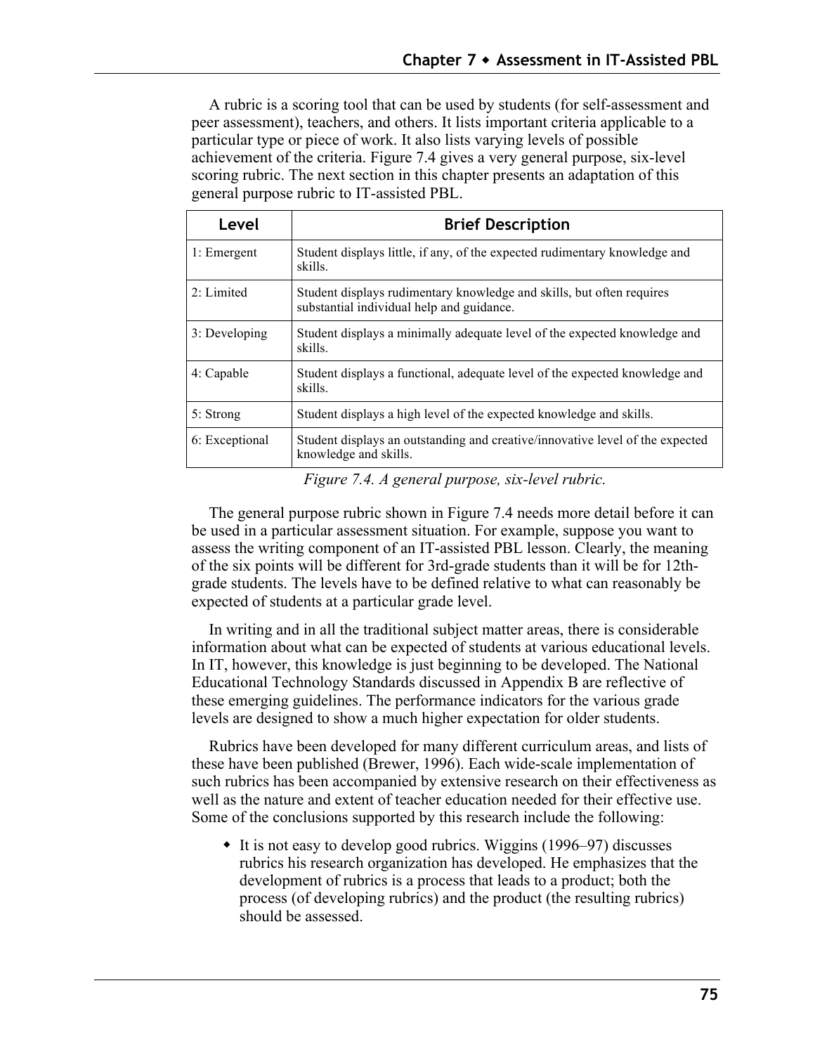A rubric is a scoring tool that can be used by students (for self-assessment and peer assessment), teachers, and others. It lists important criteria applicable to a particular type or piece of work. It also lists varying levels of possible achievement of the criteria. Figure 7.4 gives a very general purpose, six-level scoring rubric. The next section in this chapter presents an adaptation of this general purpose rubric to IT-assisted PBL.

| Level | Brief Description |
|---|---|
| 1: Emergent | Student displays little, if any, of the expected rudimentary knowledge and skills. |
| 2: Limited | Student displays rudimentary knowledge and skills, but often requires substantial individual help and guidance. |
| 3: Developing | Student displays a minimally adequate level of the expected knowledge and skills. |
| 4: Capable | Student displays a functional, adequate level of the expected knowledge and skills. |
| 5: Strong | Student displays a high level of the expected knowledge and skills. |
| 6: Exceptional | Student displays an outstanding and creative/innovative level of the expected knowledge and skills. |

*Figure 7.4. A general purpose, six-level rubric.*

The general purpose rubric shown in Figure 7.4 needs more detail before it can be used in a particular assessment situation. For example, suppose you want to assess the writing component of an IT-assisted PBL lesson. Clearly, the meaning of the six points will be different for 3rd-grade students than it will be for 12th-grade students. The levels have to be defined relative to what can reasonably be expected of students at a particular grade level.

In writing and in all the traditional subject matter areas, there is considerable information about what can be expected of students at various educational levels. In IT, however, this knowledge is just beginning to be developed. The National Educational Technology Standards discussed in Appendix B are reflective of these emerging guidelines. The performance indicators for the various grade levels are designed to show a much higher expectation for older students.

Rubrics have been developed for many different curriculum areas, and lists of these have been published (Brewer, 1996). Each wide-scale implementation of such rubrics has been accompanied by extensive research on their effectiveness as well as the nature and extent of teacher education needed for their effective use. Some of the conclusions supported by this research include the following:

- It is not easy to develop good rubrics. Wiggins (1996–97) discusses rubrics his research organization has developed. He emphasizes that the development of rubrics is a process that leads to a product; both the process (of developing rubrics) and the product (the resulting rubrics) should be assessed.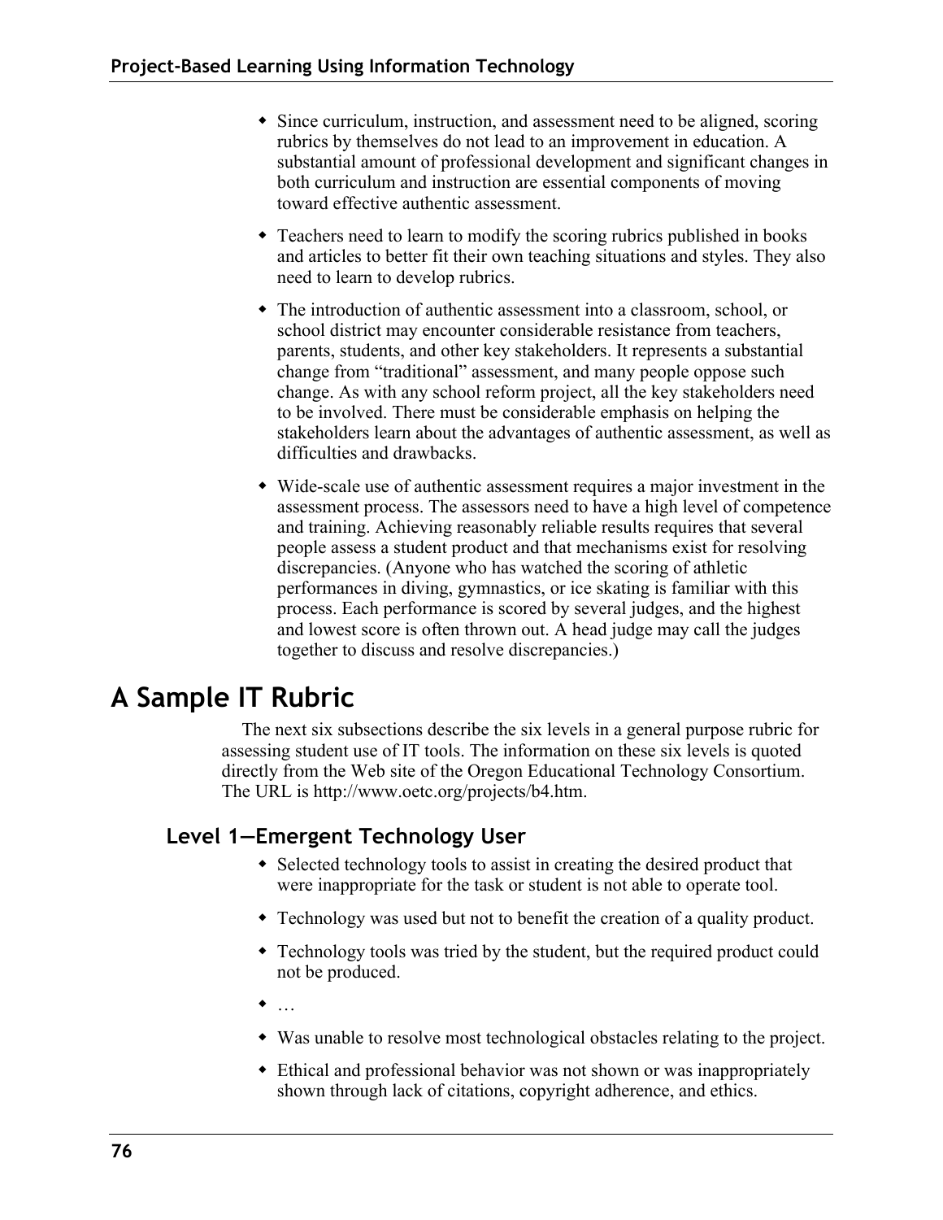- Since curriculum, instruction, and assessment need to be aligned, scoring rubrics by themselves do not lead to an improvement in education. A substantial amount of professional development and significant changes in both curriculum and instruction are essential components of moving toward effective authentic assessment.
- Teachers need to learn to modify the scoring rubrics published in books and articles to better fit their own teaching situations and styles. They also need to learn to develop rubrics.
- The introduction of authentic assessment into a classroom, school, or school district may encounter considerable resistance from teachers, parents, students, and other key stakeholders. It represents a substantial change from "traditional" assessment, and many people oppose such change. As with any school reform project, all the key stakeholders need to be involved. There must be considerable emphasis on helping the stakeholders learn about the advantages of authentic assessment, as well as difficulties and drawbacks.
- Wide-scale use of authentic assessment requires a major investment in the assessment process. The assessors need to have a high level of competence and training. Achieving reasonably reliable results requires that several people assess a student product and that mechanisms exist for resolving discrepancies. (Anyone who has watched the scoring of athletic performances in diving, gymnastics, or ice skating is familiar with this process. Each performance is scored by several judges, and the highest and lowest score is often thrown out. A head judge may call the judges together to discuss and resolve discrepancies.)

# A Sample IT Rubric

The next six subsections describe the six levels in a general purpose rubric for assessing student use of IT tools. The information on these six levels is quoted directly from the Web site of the Oregon Educational Technology Consortium. The URL is http://www.oetc.org/projects/b4.htm.

## Level 1—Emergent Technology User

- Selected technology tools to assist in creating the desired product that were inappropriate for the task or student is not able to operate tool.
- Technology was used but not to benefit the creation of a quality product.
- Technology tools was tried by the student, but the required product could not be produced.
- …
- Was unable to resolve most technological obstacles relating to the project.
- Ethical and professional behavior was not shown or was inappropriately shown through lack of citations, copyright adherence, and ethics.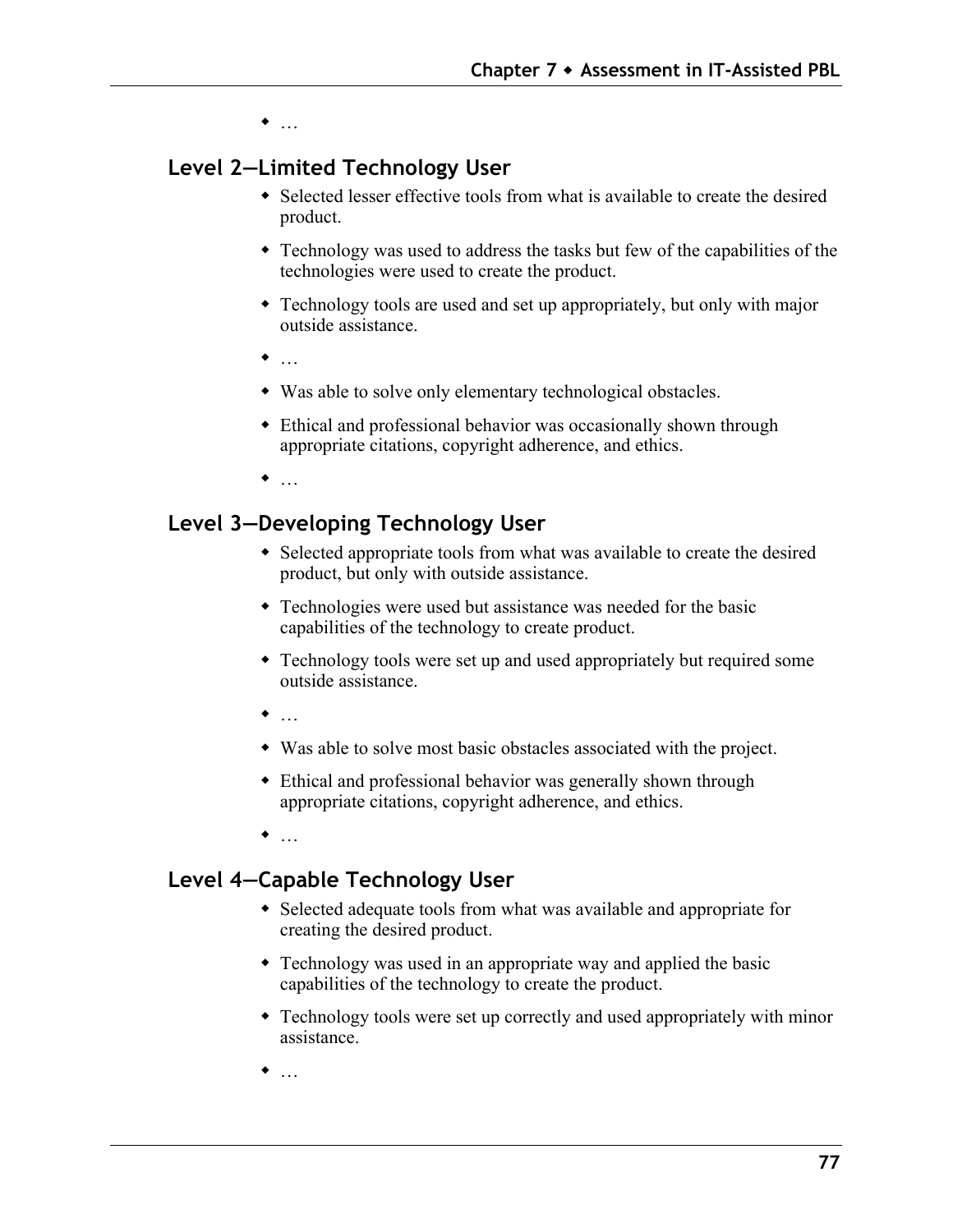- …

## Level 2—Limited Technology User

- Selected lesser effective tools from what is available to create the desired product.
- Technology was used to address the tasks but few of the capabilities of the technologies were used to create the product.
- Technology tools are used and set up appropriately, but only with major outside assistance.
- …
- Was able to solve only elementary technological obstacles.
- Ethical and professional behavior was occasionally shown through appropriate citations, copyright adherence, and ethics.
- …

## Level 3—Developing Technology User

- Selected appropriate tools from what was available to create the desired product, but only with outside assistance.
- Technologies were used but assistance was needed for the basic capabilities of the technology to create product.
- Technology tools were set up and used appropriately but required some outside assistance.
- …
- Was able to solve most basic obstacles associated with the project.
- Ethical and professional behavior was generally shown through appropriate citations, copyright adherence, and ethics.
- …

## Level 4—Capable Technology User

- Selected adequate tools from what was available and appropriate for creating the desired product.
- Technology was used in an appropriate way and applied the basic capabilities of the technology to create the product.
- Technology tools were set up correctly and used appropriately with minor assistance.
- …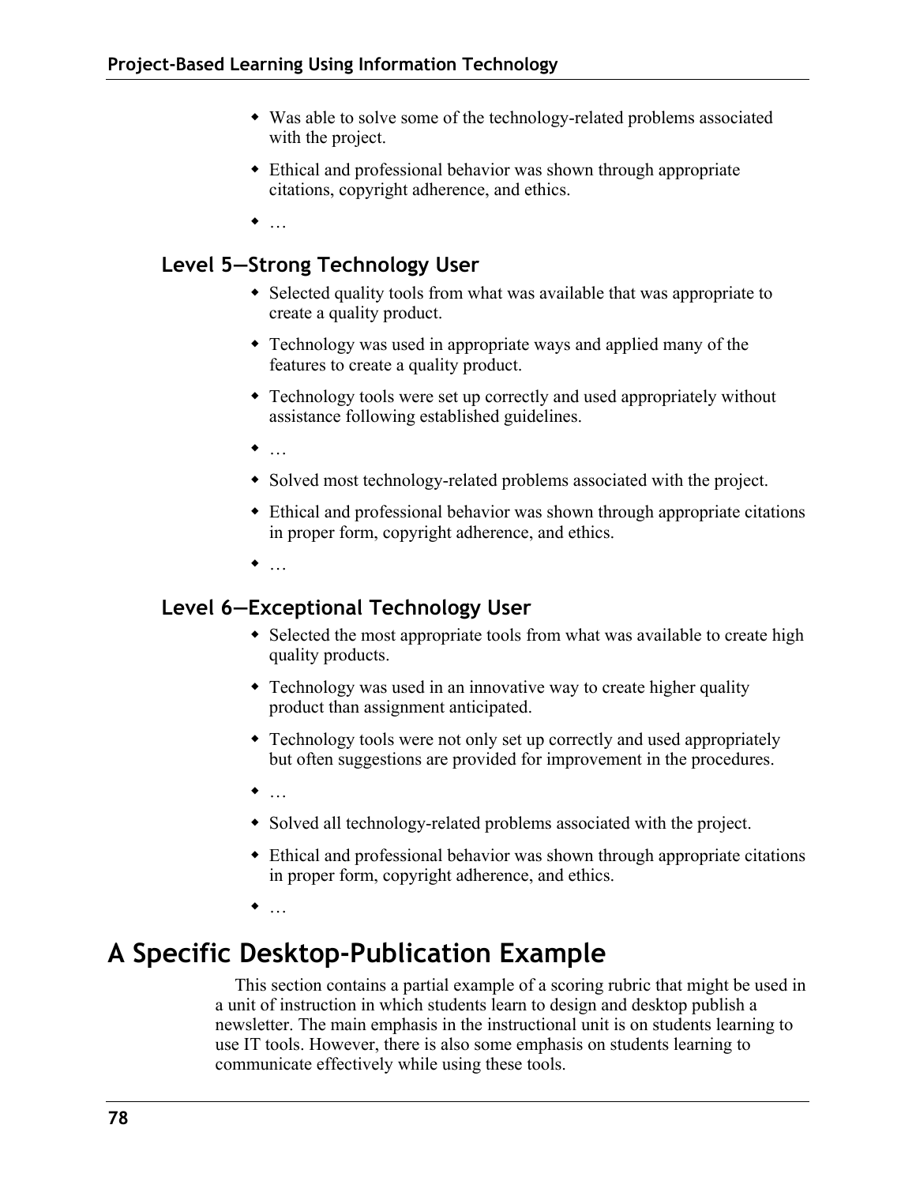- Was able to solve some of the technology-related problems associated with the project.
- Ethical and professional behavior was shown through appropriate citations, copyright adherence, and ethics.
- …

### Level 5—Strong Technology User

- Selected quality tools from what was available that was appropriate to create a quality product.
- Technology was used in appropriate ways and applied many of the features to create a quality product.
- Technology tools were set up correctly and used appropriately without assistance following established guidelines.
- …
- Solved most technology-related problems associated with the project.
- Ethical and professional behavior was shown through appropriate citations in proper form, copyright adherence, and ethics.
- …

### Level 6—Exceptional Technology User

- Selected the most appropriate tools from what was available to create high quality products.
- Technology was used in an innovative way to create higher quality product than assignment anticipated.
- Technology tools were not only set up correctly and used appropriately but often suggestions are provided for improvement in the procedures.
- …
- Solved all technology-related problems associated with the project.
- Ethical and professional behavior was shown through appropriate citations in proper form, copyright adherence, and ethics.
- …

## A Specific Desktop-Publication Example

This section contains a partial example of a scoring rubric that might be used in a unit of instruction in which students learn to design and desktop publish a newsletter. The main emphasis in the instructional unit is on students learning to use IT tools. However, there is also some emphasis on students learning to communicate effectively while using these tools.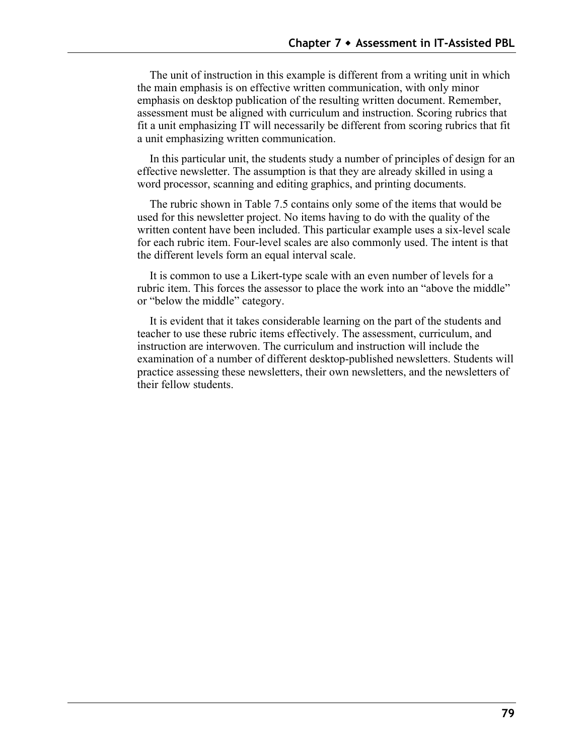The unit of instruction in this example is different from a writing unit in which the main emphasis is on effective written communication, with only minor emphasis on desktop publication of the resulting written document. Remember, assessment must be aligned with curriculum and instruction. Scoring rubrics that fit a unit emphasizing IT will necessarily be different from scoring rubrics that fit a unit emphasizing written communication.

In this particular unit, the students study a number of principles of design for an effective newsletter. The assumption is that they are already skilled in using a word processor, scanning and editing graphics, and printing documents.

The rubric shown in Table 7.5 contains only some of the items that would be used for this newsletter project. No items having to do with the quality of the written content have been included. This particular example uses a six-level scale for each rubric item. Four-level scales are also commonly used. The intent is that the different levels form an equal interval scale.

It is common to use a Likert-type scale with an even number of levels for a rubric item. This forces the assessor to place the work into an "above the middle" or "below the middle" category.

It is evident that it takes considerable learning on the part of the students and teacher to use these rubric items effectively. The assessment, curriculum, and instruction are interwoven. The curriculum and instruction will include the examination of a number of different desktop-published newsletters. Students will practice assessing these newsletters, their own newsletters, and the newsletters of their fellow students.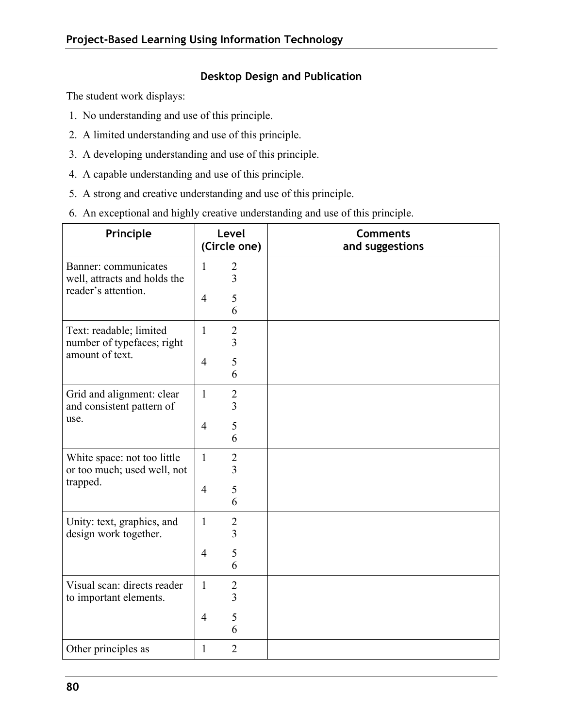### Desktop Design and Publication

The student work displays:

1. No understanding and use of this principle.
2. A limited understanding and use of this principle.
3. A developing understanding and use of this principle.
4. A capable understanding and use of this principle.
5. A strong and creative understanding and use of this principle.
6. An exceptional and highly creative understanding and use of this principle.

| Principle | Level (Circle one) | Comments and suggestions |
|---|---|---|
| Banner: communicates well, attracts and holds the reader's attention. | 1 2 3 4 5 6 | |
| Text: readable; limited number of typefaces; right amount of text. | 1 2 3 4 5 6 | |
| Grid and alignment: clear and consistent pattern of use. | 1 2 3 4 5 6 | |
| White space: not too little or too much; used well, not trapped. | 1 2 3 4 5 6 | |
| Unity: text, graphics, and design work together. | 1 2 3 4 5 6 | |
| Visual scan: directs reader to important elements. | 1 2 3 4 5 6 | |
| Other principles as | 1 2 | |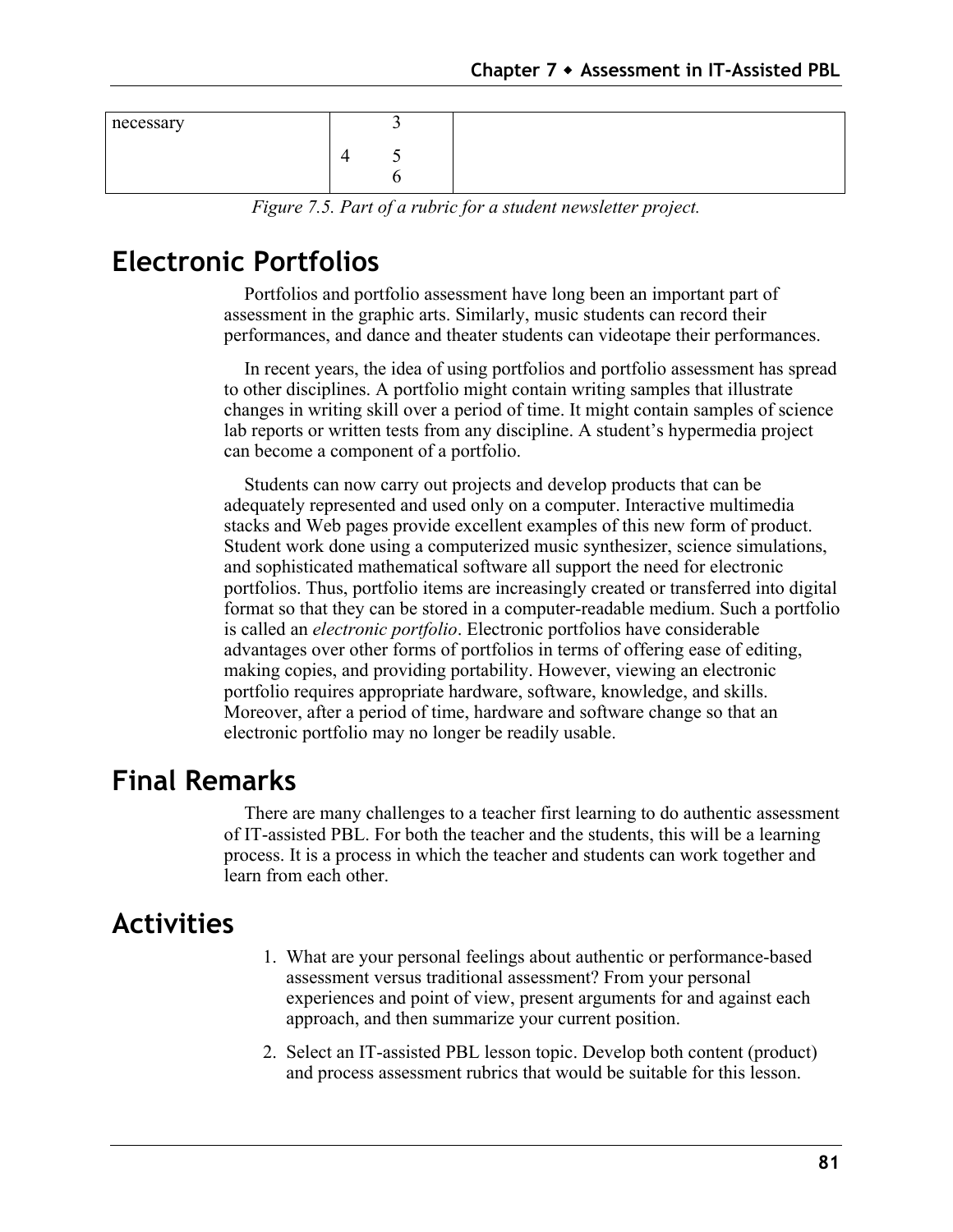| necessary | 3<br>4 5<br>6 | |
|---|---|---|

*Figure 7.5. Part of a rubric for a student newsletter project.*

## Electronic Portfolios

Portfolios and portfolio assessment have long been an important part of assessment in the graphic arts. Similarly, music students can record their performances, and dance and theater students can videotape their performances.

In recent years, the idea of using portfolios and portfolio assessment has spread to other disciplines. A portfolio might contain writing samples that illustrate changes in writing skill over a period of time. It might contain samples of science lab reports or written tests from any discipline. A student's hypermedia project can become a component of a portfolio.

Students can now carry out projects and develop products that can be adequately represented and used only on a computer. Interactive multimedia stacks and Web pages provide excellent examples of this new form of product. Student work done using a computerized music synthesizer, science simulations, and sophisticated mathematical software all support the need for electronic portfolios. Thus, portfolio items are increasingly created or transferred into digital format so that they can be stored in a computer-readable medium. Such a portfolio is called an *electronic portfolio*. Electronic portfolios have considerable advantages over other forms of portfolios in terms of offering ease of editing, making copies, and providing portability. However, viewing an electronic portfolio requires appropriate hardware, software, knowledge, and skills. Moreover, after a period of time, hardware and software change so that an electronic portfolio may no longer be readily usable.

## Final Remarks

There are many challenges to a teacher first learning to do authentic assessment of IT-assisted PBL. For both the teacher and the students, this will be a learning process. It is a process in which the teacher and students can work together and learn from each other.

## Activities

1. What are your personal feelings about authentic or performance-based assessment versus traditional assessment? From your personal experiences and point of view, present arguments for and against each approach, and then summarize your current position.
2. Select an IT-assisted PBL lesson topic. Develop both content (product) and process assessment rubrics that would be suitable for this lesson.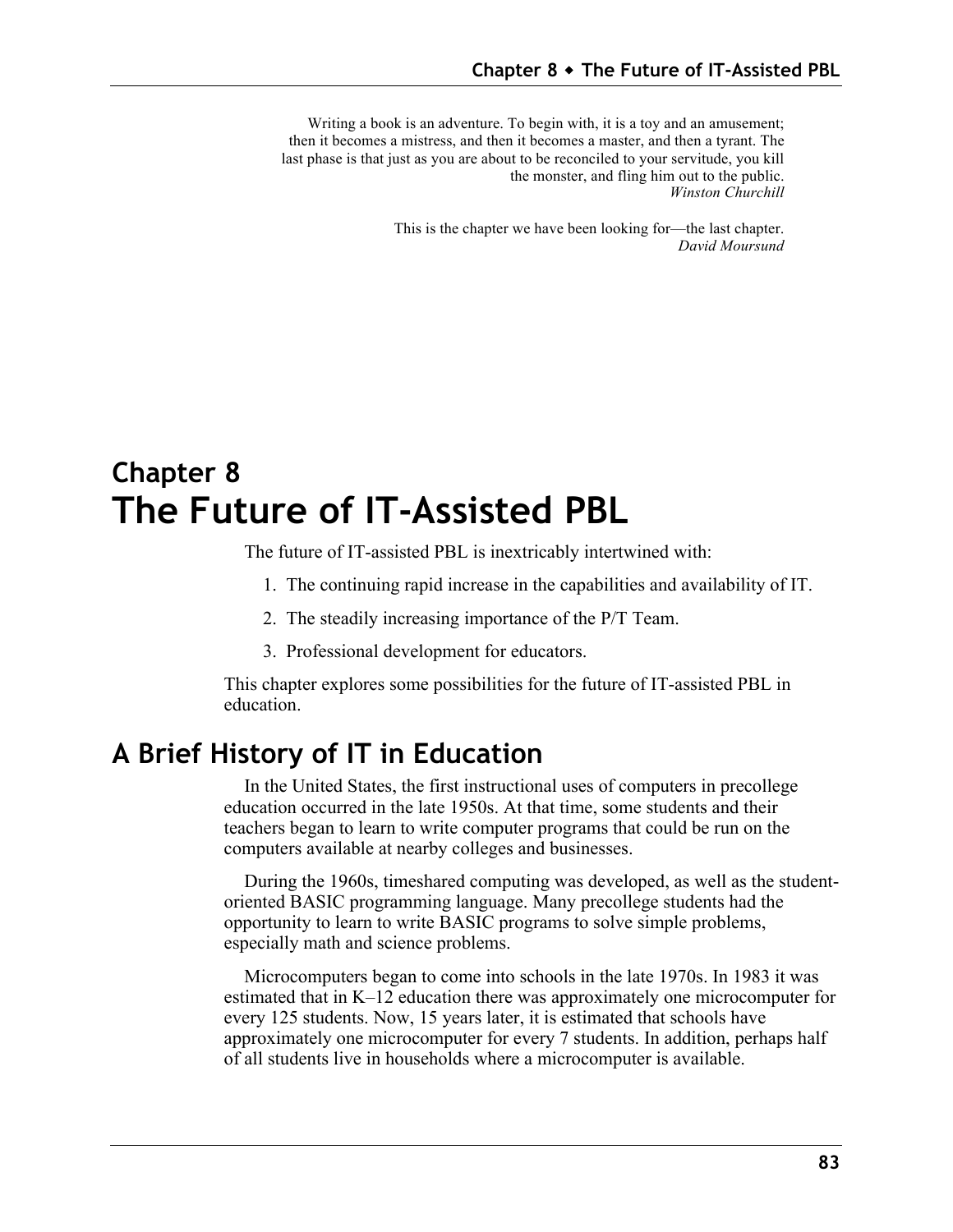Writing a book is an adventure. To begin with, it is a toy and an amusement; then it becomes a mistress, and then it becomes a master, and then a tyrant. The last phase is that just as you are about to be reconciled to your servitude, you kill the monster, and fling him out to the public.
*Winston Churchill*

This is the chapter we have been looking for—the last chapter.
*David Moursund*

# Chapter 8
# The Future of IT-Assisted PBL

The future of IT-assisted PBL is inextricably intertwined with:

1. The continuing rapid increase in the capabilities and availability of IT.
2. The steadily increasing importance of the P/T Team.
3. Professional development for educators.

This chapter explores some possibilities for the future of IT-assisted PBL in education.

## A Brief History of IT in Education

In the United States, the first instructional uses of computers in precollege education occurred in the late 1950s. At that time, some students and their teachers began to learn to write computer programs that could be run on the computers available at nearby colleges and businesses.

During the 1960s, timeshared computing was developed, as well as the student-oriented BASIC programming language. Many precollege students had the opportunity to learn to write BASIC programs to solve simple problems, especially math and science problems.

Microcomputers began to come into schools in the late 1970s. In 1983 it was estimated that in K–12 education there was approximately one microcomputer for every 125 students. Now, 15 years later, it is estimated that schools have approximately one microcomputer for every 7 students. In addition, perhaps half of all students live in households where a microcomputer is available.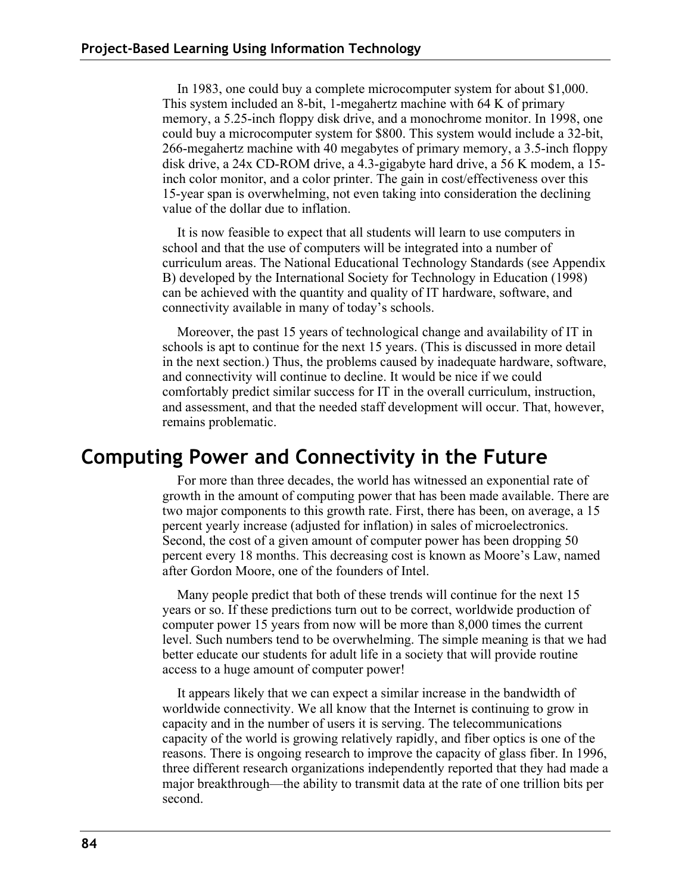In 1983, one could buy a complete microcomputer system for about $1,000. This system included an 8-bit, 1-megahertz machine with 64 K of primary memory, a 5.25-inch floppy disk drive, and a monochrome monitor. In 1998, one could buy a microcomputer system for $800. This system would include a 32-bit, 266-megahertz machine with 40 megabytes of primary memory, a 3.5-inch floppy disk drive, a 24x CD-ROM drive, a 4.3-gigabyte hard drive, a 56 K modem, a 15-inch color monitor, and a color printer. The gain in cost/effectiveness over this 15-year span is overwhelming, not even taking into consideration the declining value of the dollar due to inflation.

It is now feasible to expect that all students will learn to use computers in school and that the use of computers will be integrated into a number of curriculum areas. The National Educational Technology Standards (see Appendix B) developed by the International Society for Technology in Education (1998) can be achieved with the quantity and quality of IT hardware, software, and connectivity available in many of today's schools.

Moreover, the past 15 years of technological change and availability of IT in schools is apt to continue for the next 15 years. (This is discussed in more detail in the next section.) Thus, the problems caused by inadequate hardware, software, and connectivity will continue to decline. It would be nice if we could comfortably predict similar success for IT in the overall curriculum, instruction, and assessment, and that the needed staff development will occur. That, however, remains problematic.

## Computing Power and Connectivity in the Future

For more than three decades, the world has witnessed an exponential rate of growth in the amount of computing power that has been made available. There are two major components to this growth rate. First, there has been, on average, a 15 percent yearly increase (adjusted for inflation) in sales of microelectronics. Second, the cost of a given amount of computer power has been dropping 50 percent every 18 months. This decreasing cost is known as Moore's Law, named after Gordon Moore, one of the founders of Intel.

Many people predict that both of these trends will continue for the next 15 years or so. If these predictions turn out to be correct, worldwide production of computer power 15 years from now will be more than 8,000 times the current level. Such numbers tend to be overwhelming. The simple meaning is that we had better educate our students for adult life in a society that will provide routine access to a huge amount of computer power!

It appears likely that we can expect a similar increase in the bandwidth of worldwide connectivity. We all know that the Internet is continuing to grow in capacity and in the number of users it is serving. The telecommunications capacity of the world is growing relatively rapidly, and fiber optics is one of the reasons. There is ongoing research to improve the capacity of glass fiber. In 1996, three different research organizations independently reported that they had made a major breakthrough—the ability to transmit data at the rate of one trillion bits per second.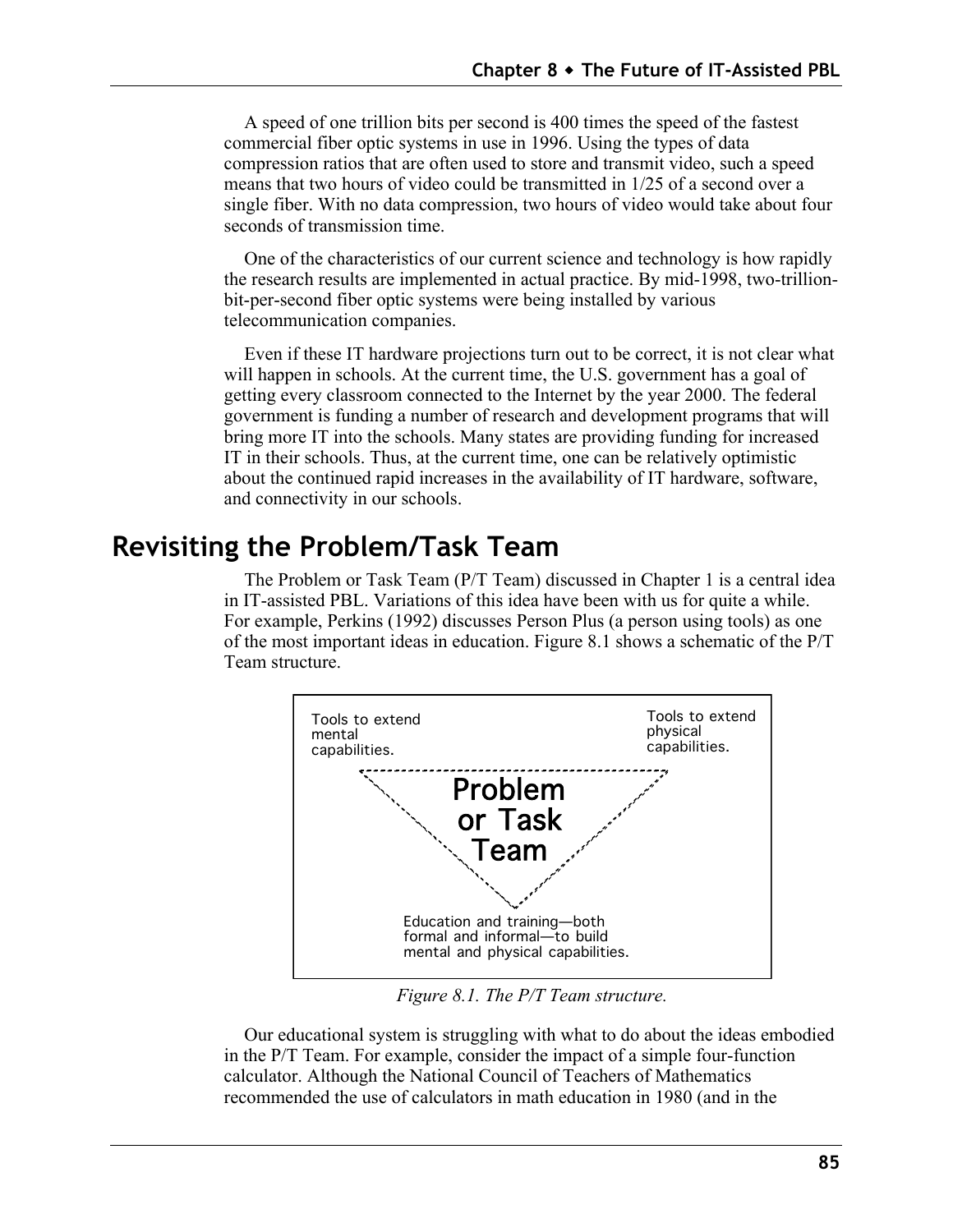A speed of one trillion bits per second is 400 times the speed of the fastest commercial fiber optic systems in use in 1996. Using the types of data compression ratios that are often used to store and transmit video, such a speed means that two hours of video could be transmitted in 1/25 of a second over a single fiber. With no data compression, two hours of video would take about four seconds of transmission time.

One of the characteristics of our current science and technology is how rapidly the research results are implemented in actual practice. By mid-1998, two-trillion-bit-per-second fiber optic systems were being installed by various telecommunication companies.

Even if these IT hardware projections turn out to be correct, it is not clear what will happen in schools. At the current time, the U.S. government has a goal of getting every classroom connected to the Internet by the year 2000. The federal government is funding a number of research and development programs that will bring more IT into the schools. Many states are providing funding for increased IT in their schools. Thus, at the current time, one can be relatively optimistic about the continued rapid increases in the availability of IT hardware, software, and connectivity in our schools.

## Revisiting the Problem/Task Team

The Problem or Task Team (P/T Team) discussed in Chapter 1 is a central idea in IT-assisted PBL. Variations of this idea have been with us for quite a while. For example, Perkins (1992) discusses Person Plus (a person using tools) as one of the most important ideas in education. Figure 8.1 shows a schematic of the P/T Team structure.

Tools to extend mental capabilities.

Tools to extend physical capabilities.

Problem or Task Team

Education and training—both formal and informal—to build mental and physical capabilities.

*Figure 8.1. The P/T Team structure.*

Our educational system is struggling with what to do about the ideas embodied in the P/T Team. For example, consider the impact of a simple four-function calculator. Although the National Council of Teachers of Mathematics recommended the use of calculators in math education in 1980 (and in the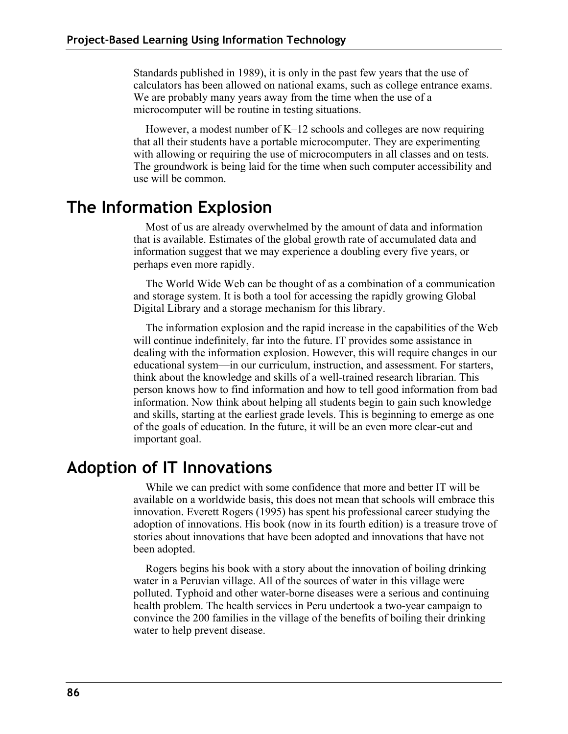Standards published in 1989), it is only in the past few years that the use of calculators has been allowed on national exams, such as college entrance exams. We are probably many years away from the time when the use of a microcomputer will be routine in testing situations.

However, a modest number of K–12 schools and colleges are now requiring that all their students have a portable microcomputer. They are experimenting with allowing or requiring the use of microcomputers in all classes and on tests. The groundwork is being laid for the time when such computer accessibility and use will be common.

## The Information Explosion

Most of us are already overwhelmed by the amount of data and information that is available. Estimates of the global growth rate of accumulated data and information suggest that we may experience a doubling every five years, or perhaps even more rapidly.

The World Wide Web can be thought of as a combination of a communication and storage system. It is both a tool for accessing the rapidly growing Global Digital Library and a storage mechanism for this library.

The information explosion and the rapid increase in the capabilities of the Web will continue indefinitely, far into the future. IT provides some assistance in dealing with the information explosion. However, this will require changes in our educational system—in our curriculum, instruction, and assessment. For starters, think about the knowledge and skills of a well-trained research librarian. This person knows how to find information and how to tell good information from bad information. Now think about helping all students begin to gain such knowledge and skills, starting at the earliest grade levels. This is beginning to emerge as one of the goals of education. In the future, it will be an even more clear-cut and important goal.

## Adoption of IT Innovations

While we can predict with some confidence that more and better IT will be available on a worldwide basis, this does not mean that schools will embrace this innovation. Everett Rogers (1995) has spent his professional career studying the adoption of innovations. His book (now in its fourth edition) is a treasure trove of stories about innovations that have been adopted and innovations that have not been adopted.

Rogers begins his book with a story about the innovation of boiling drinking water in a Peruvian village. All of the sources of water in this village were polluted. Typhoid and other water-borne diseases were a serious and continuing health problem. The health services in Peru undertook a two-year campaign to convince the 200 families in the village of the benefits of boiling their drinking water to help prevent disease.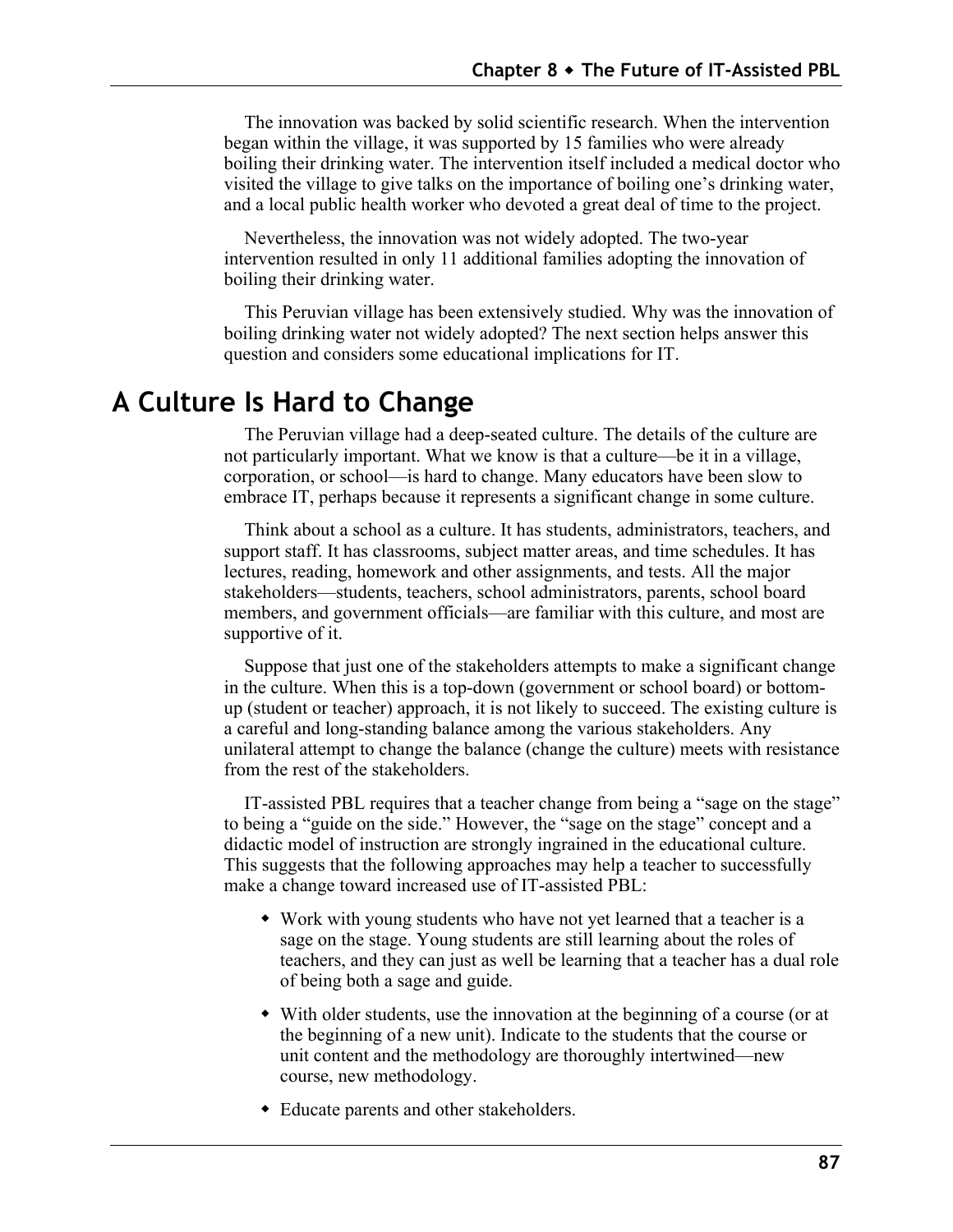The innovation was backed by solid scientific research. When the intervention began within the village, it was supported by 15 families who were already boiling their drinking water. The intervention itself included a medical doctor who visited the village to give talks on the importance of boiling one's drinking water, and a local public health worker who devoted a great deal of time to the project.

Nevertheless, the innovation was not widely adopted. The two-year intervention resulted in only 11 additional families adopting the innovation of boiling their drinking water.

This Peruvian village has been extensively studied. Why was the innovation of boiling drinking water not widely adopted? The next section helps answer this question and considers some educational implications for IT.

## A Culture Is Hard to Change

The Peruvian village had a deep-seated culture. The details of the culture are not particularly important. What we know is that a culture—be it in a village, corporation, or school—is hard to change. Many educators have been slow to embrace IT, perhaps because it represents a significant change in some culture.

Think about a school as a culture. It has students, administrators, teachers, and support staff. It has classrooms, subject matter areas, and time schedules. It has lectures, reading, homework and other assignments, and tests. All the major stakeholders—students, teachers, school administrators, parents, school board members, and government officials—are familiar with this culture, and most are supportive of it.

Suppose that just one of the stakeholders attempts to make a significant change in the culture. When this is a top-down (government or school board) or bottom-up (student or teacher) approach, it is not likely to succeed. The existing culture is a careful and long-standing balance among the various stakeholders. Any unilateral attempt to change the balance (change the culture) meets with resistance from the rest of the stakeholders.

IT-assisted PBL requires that a teacher change from being a "sage on the stage" to being a "guide on the side." However, the "sage on the stage" concept and a didactic model of instruction are strongly ingrained in the educational culture. This suggests that the following approaches may help a teacher to successfully make a change toward increased use of IT-assisted PBL:

- Work with young students who have not yet learned that a teacher is a sage on the stage. Young students are still learning about the roles of teachers, and they can just as well be learning that a teacher has a dual role of being both a sage and guide.
- With older students, use the innovation at the beginning of a course (or at the beginning of a new unit). Indicate to the students that the course or unit content and the methodology are thoroughly intertwined—new course, new methodology.
- Educate parents and other stakeholders.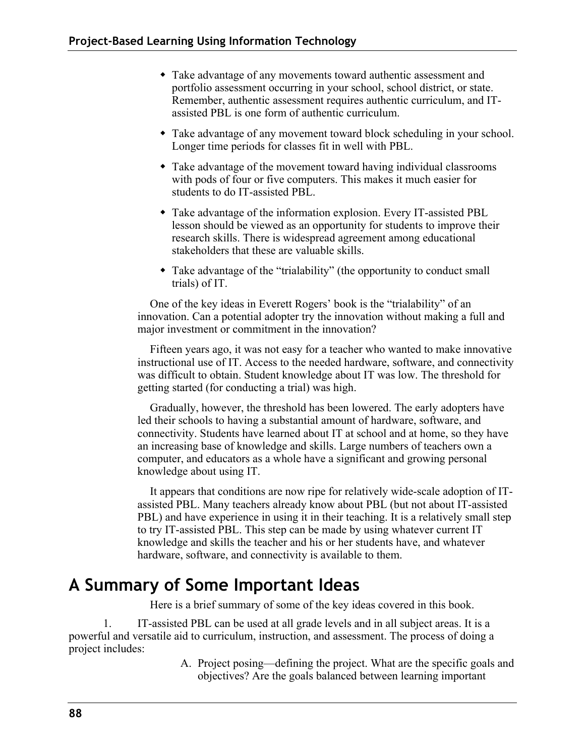- Take advantage of any movements toward authentic assessment and portfolio assessment occurring in your school, school district, or state. Remember, authentic assessment requires authentic curriculum, and IT-assisted PBL is one form of authentic curriculum.
- Take advantage of any movement toward block scheduling in your school. Longer time periods for classes fit in well with PBL.
- Take advantage of the movement toward having individual classrooms with pods of four or five computers. This makes it much easier for students to do IT-assisted PBL.
- Take advantage of the information explosion. Every IT-assisted PBL lesson should be viewed as an opportunity for students to improve their research skills. There is widespread agreement among educational stakeholders that these are valuable skills.
- Take advantage of the "trialability" (the opportunity to conduct small trials) of IT.

One of the key ideas in Everett Rogers' book is the "trialability" of an innovation. Can a potential adopter try the innovation without making a full and major investment or commitment in the innovation?

Fifteen years ago, it was not easy for a teacher who wanted to make innovative instructional use of IT. Access to the needed hardware, software, and connectivity was difficult to obtain. Student knowledge about IT was low. The threshold for getting started (for conducting a trial) was high.

Gradually, however, the threshold has been lowered. The early adopters have led their schools to having a substantial amount of hardware, software, and connectivity. Students have learned about IT at school and at home, so they have an increasing base of knowledge and skills. Large numbers of teachers own a computer, and educators as a whole have a significant and growing personal knowledge about using IT.

It appears that conditions are now ripe for relatively wide-scale adoption of IT-assisted PBL. Many teachers already know about PBL (but not about IT-assisted PBL) and have experience in using it in their teaching. It is a relatively small step to try IT-assisted PBL. This step can be made by using whatever current IT knowledge and skills the teacher and his or her students have, and whatever hardware, software, and connectivity is available to them.

## A Summary of Some Important Ideas

Here is a brief summary of some of the key ideas covered in this book.

1. IT-assisted PBL can be used at all grade levels and in all subject areas. It is a powerful and versatile aid to curriculum, instruction, and assessment. The process of doing a project includes:

   A. Project posing—defining the project. What are the specific goals and objectives? Are the goals balanced between learning important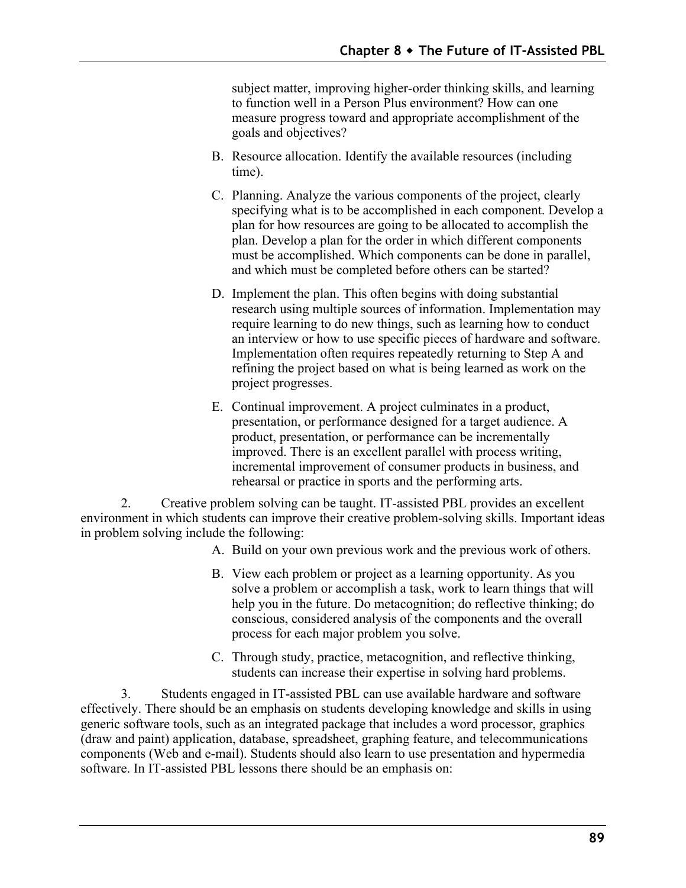subject matter, improving higher-order thinking skills, and learning to function well in a Person Plus environment? How can one measure progress toward and appropriate accomplishment of the goals and objectives?

B. Resource allocation. Identify the available resources (including time).

C. Planning. Analyze the various components of the project, clearly specifying what is to be accomplished in each component. Develop a plan for how resources are going to be allocated to accomplish the plan. Develop a plan for the order in which different components must be accomplished. Which components can be done in parallel, and which must be completed before others can be started?

D. Implement the plan. This often begins with doing substantial research using multiple sources of information. Implementation may require learning to do new things, such as learning how to conduct an interview or how to use specific pieces of hardware and software. Implementation often requires repeatedly returning to Step A and refining the project based on what is being learned as work on the project progresses.

E. Continual improvement. A project culminates in a product, presentation, or performance designed for a target audience. A product, presentation, or performance can be incrementally improved. There is an excellent parallel with process writing, incremental improvement of consumer products in business, and rehearsal or practice in sports and the performing arts.

2. Creative problem solving can be taught. IT-assisted PBL provides an excellent environment in which students can improve their creative problem-solving skills. Important ideas in problem solving include the following:

A. Build on your own previous work and the previous work of others.

B. View each problem or project as a learning opportunity. As you solve a problem or accomplish a task, work to learn things that will help you in the future. Do metacognition; do reflective thinking; do conscious, considered analysis of the components and the overall process for each major problem you solve.

C. Through study, practice, metacognition, and reflective thinking, students can increase their expertise in solving hard problems.

3. Students engaged in IT-assisted PBL can use available hardware and software effectively. There should be an emphasis on students developing knowledge and skills in using generic software tools, such as an integrated package that includes a word processor, graphics (draw and paint) application, database, spreadsheet, graphing feature, and telecommunications components (Web and e-mail). Students should also learn to use presentation and hypermedia software. In IT-assisted PBL lessons there should be an emphasis on: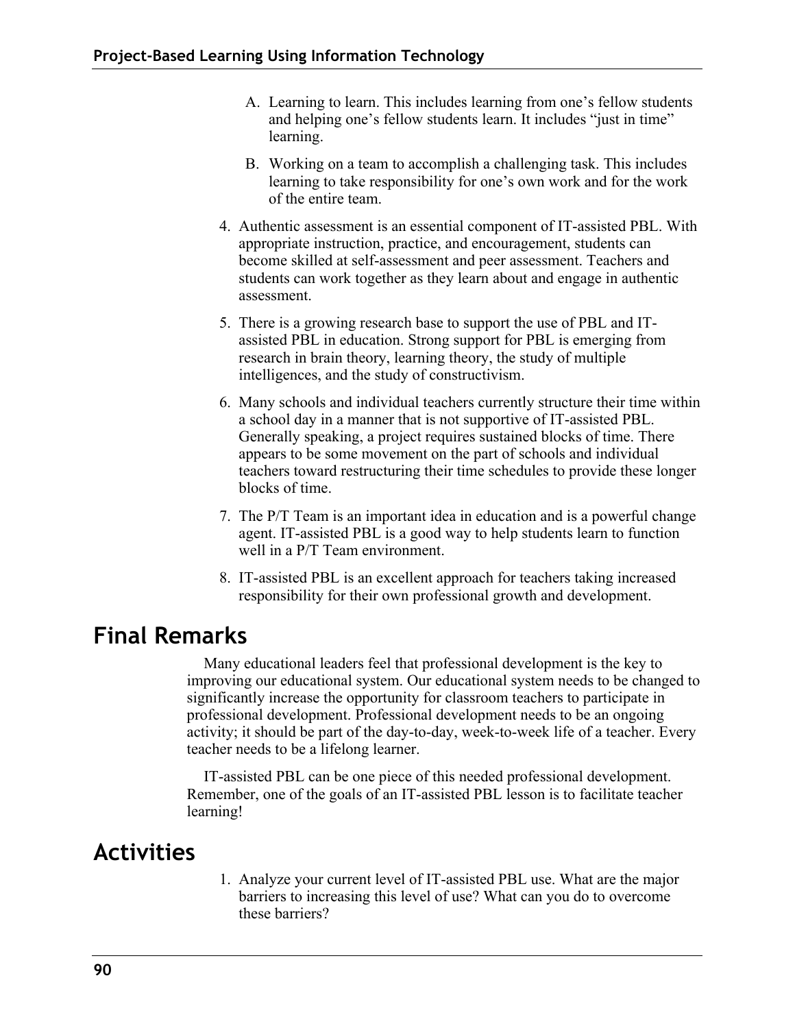A. Learning to learn. This includes learning from one's fellow students and helping one's fellow students learn. It includes "just in time" learning.

B. Working on a team to accomplish a challenging task. This includes learning to take responsibility for one's own work and for the work of the entire team.

4. Authentic assessment is an essential component of IT-assisted PBL. With appropriate instruction, practice, and encouragement, students can become skilled at self-assessment and peer assessment. Teachers and students can work together as they learn about and engage in authentic assessment.
5. There is a growing research base to support the use of PBL and IT-assisted PBL in education. Strong support for PBL is emerging from research in brain theory, learning theory, the study of multiple intelligences, and the study of constructivism.
6. Many schools and individual teachers currently structure their time within a school day in a manner that is not supportive of IT-assisted PBL. Generally speaking, a project requires sustained blocks of time. There appears to be some movement on the part of schools and individual teachers toward restructuring their time schedules to provide these longer blocks of time.
7. The P/T Team is an important idea in education and is a powerful change agent. IT-assisted PBL is a good way to help students learn to function well in a P/T Team environment.
8. IT-assisted PBL is an excellent approach for teachers taking increased responsibility for their own professional growth and development.

## Final Remarks

Many educational leaders feel that professional development is the key to improving our educational system. Our educational system needs to be changed to significantly increase the opportunity for classroom teachers to participate in professional development. Professional development needs to be an ongoing activity; it should be part of the day-to-day, week-to-week life of a teacher. Every teacher needs to be a lifelong learner.

IT-assisted PBL can be one piece of this needed professional development. Remember, one of the goals of an IT-assisted PBL lesson is to facilitate teacher learning!

## Activities

1. Analyze your current level of IT-assisted PBL use. What are the major barriers to increasing this level of use? What can you do to overcome these barriers?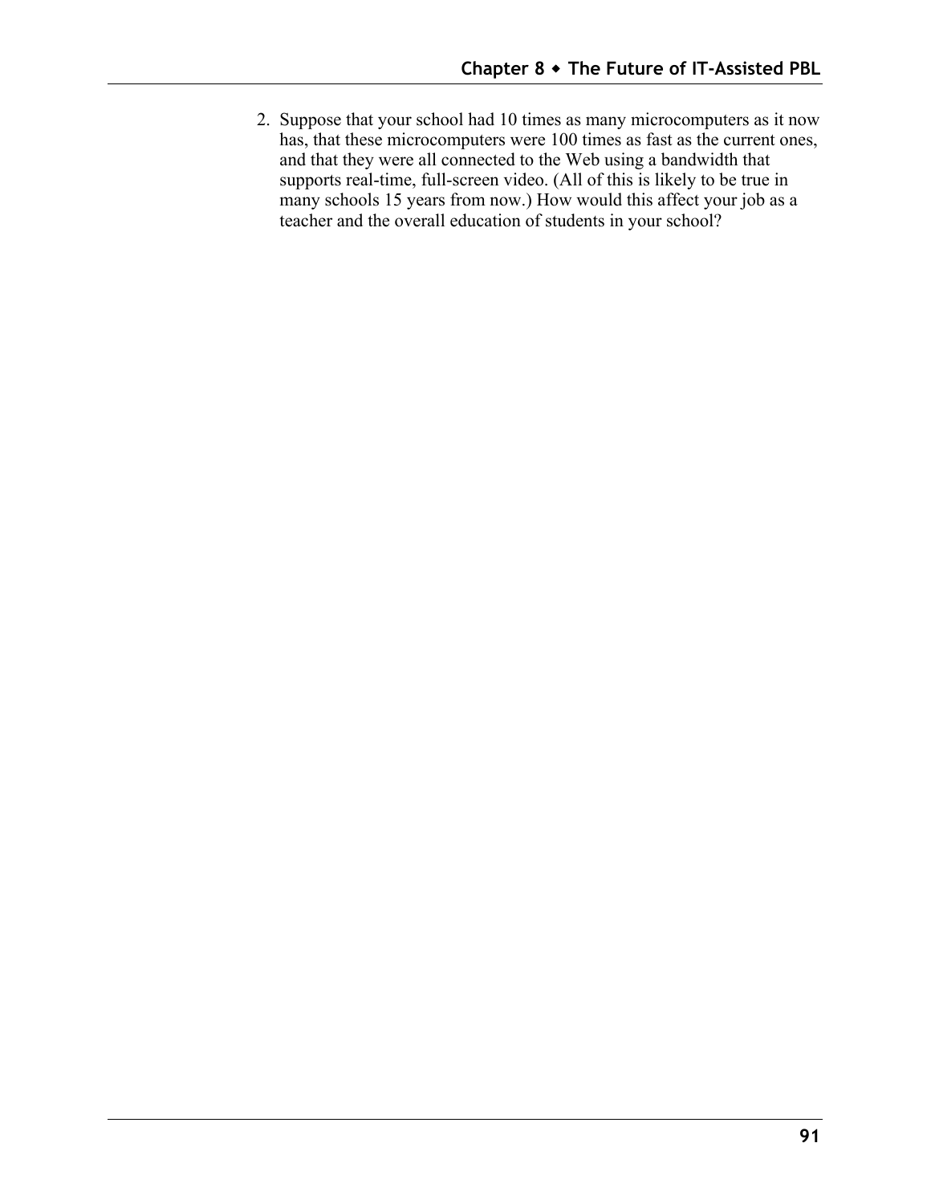2. Suppose that your school had 10 times as many microcomputers as it now has, that these microcomputers were 100 times as fast as the current ones, and that they were all connected to the Web using a bandwidth that supports real-time, full-screen video. (All of this is likely to be true in many schools 15 years from now.) How would this affect your job as a teacher and the overall education of students in your school?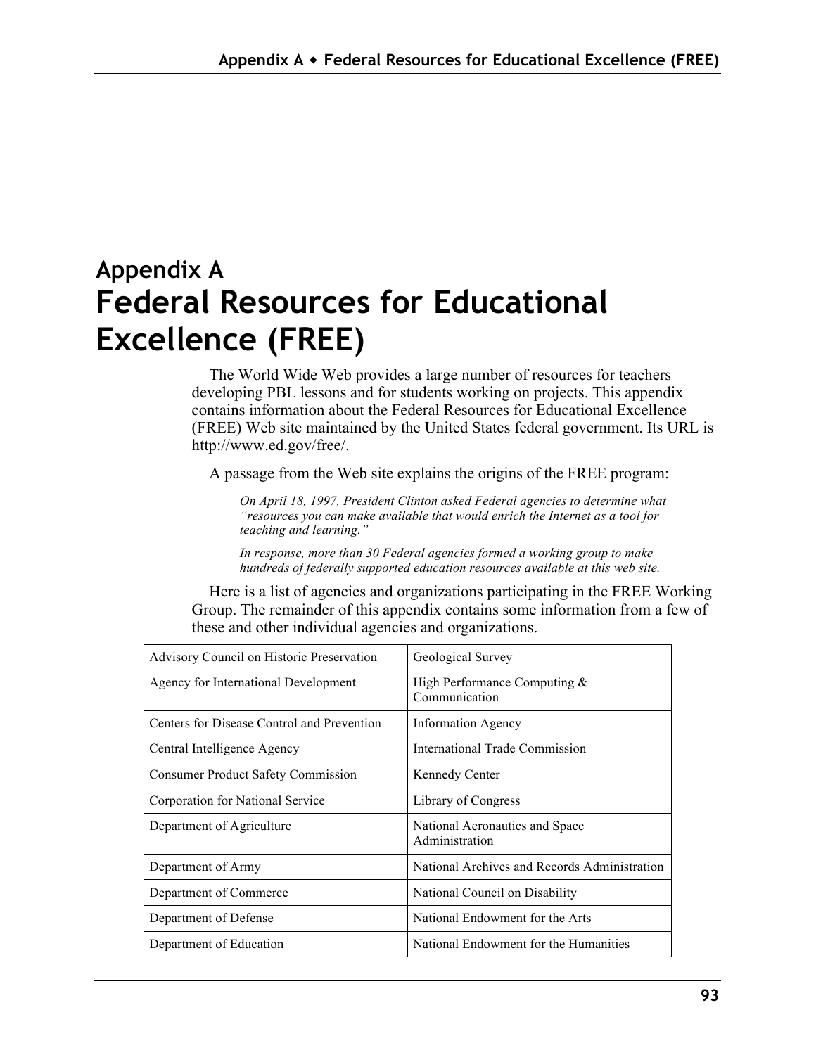# Appendix A
# Federal Resources for Educational Excellence (FREE)

The World Wide Web provides a large number of resources for teachers developing PBL lessons and for students working on projects. This appendix contains information about the Federal Resources for Educational Excellence (FREE) Web site maintained by the United States federal government. Its URL is http://www.ed.gov/free/.

A passage from the Web site explains the origins of the FREE program:

> *On April 18, 1997, President Clinton asked Federal agencies to determine what "resources you can make available that would enrich the Internet as a tool for teaching and learning."*
>
> *In response, more than 30 Federal agencies formed a working group to make hundreds of federally supported education resources available at this web site.*

Here is a list of agencies and organizations participating in the FREE Working Group. The remainder of this appendix contains some information from a few of these and other individual agencies and organizations.

| | |
|---|---|
| Advisory Council on Historic Preservation | Geological Survey |
| Agency for International Development | High Performance Computing & Communication |
| Centers for Disease Control and Prevention | Information Agency |
| Central Intelligence Agency | International Trade Commission |
| Consumer Product Safety Commission | Kennedy Center |
| Corporation for National Service | Library of Congress |
| Department of Agriculture | National Aeronautics and Space Administration |
| Department of Army | National Archives and Records Administration |
| Department of Commerce | National Council on Disability |
| Department of Defense | National Endowment for the Arts |
| Department of Education | National Endowment for the Humanities |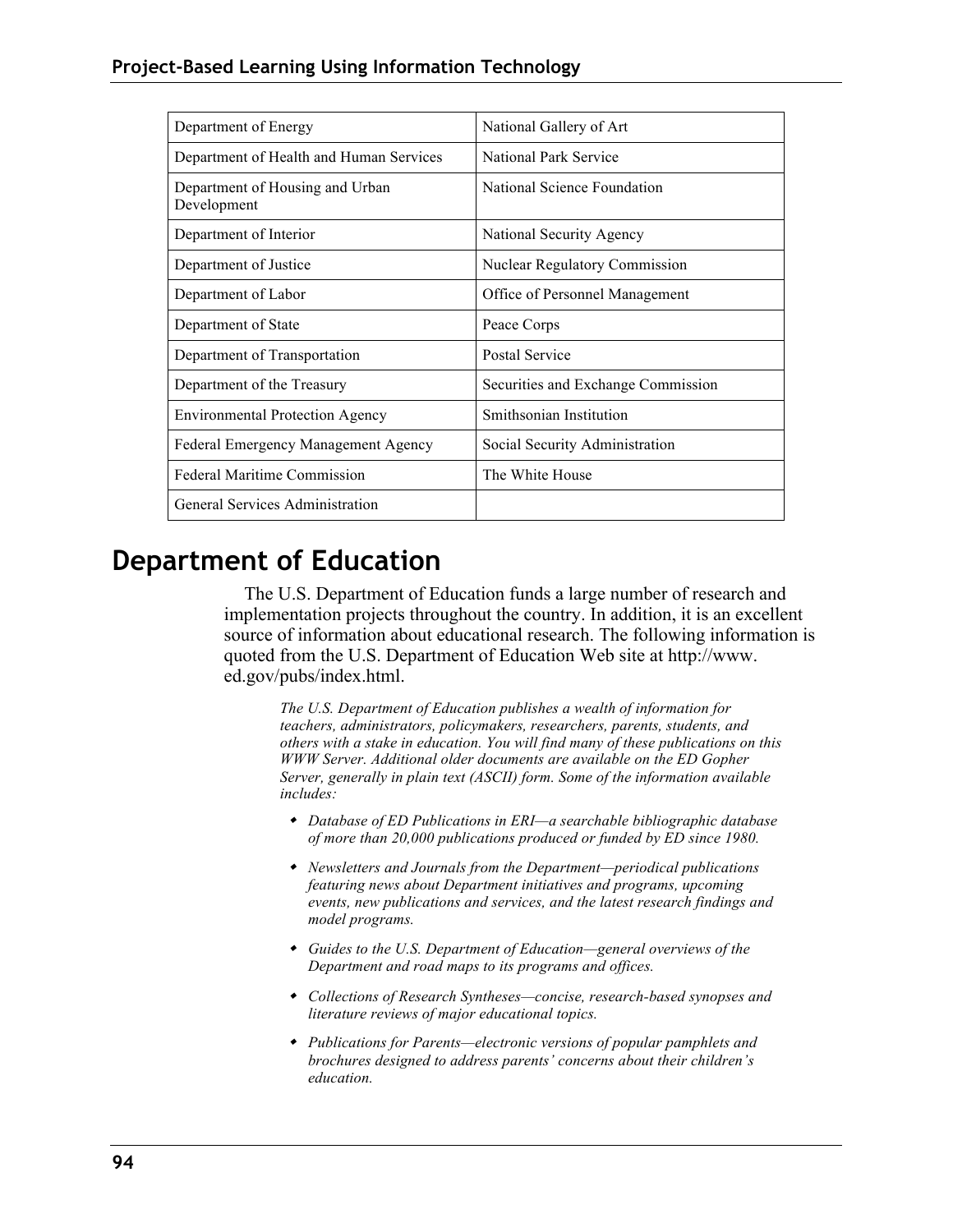| Department of Energy | National Gallery of Art |
|---|---|
| Department of Health and Human Services | National Park Service |
| Department of Housing and Urban Development | National Science Foundation |
| Department of Interior | National Security Agency |
| Department of Justice | Nuclear Regulatory Commission |
| Department of Labor | Office of Personnel Management |
| Department of State | Peace Corps |
| Department of Transportation | Postal Service |
| Department of the Treasury | Securities and Exchange Commission |
| Environmental Protection Agency | Smithsonian Institution |
| Federal Emergency Management Agency | Social Security Administration |
| Federal Maritime Commission | The White House |
| General Services Administration | |

## Department of Education

The U.S. Department of Education funds a large number of research and implementation projects throughout the country. In addition, it is an excellent source of information about educational research. The following information is quoted from the U.S. Department of Education Web site at http://www.ed.gov/pubs/index.html.

> *The U.S. Department of Education publishes a wealth of information for teachers, administrators, policymakers, researchers, parents, students, and others with a stake in education. You will find many of these publications on this WWW Server. Additional older documents are available on the ED Gopher Server, generally in plain text (ASCII) form. Some of the information available includes:*
>
> - *Database of ED Publications in ERI—a searchable bibliographic database of more than 20,000 publications produced or funded by ED since 1980.*
> - *Newsletters and Journals from the Department—periodical publications featuring news about Department initiatives and programs, upcoming events, new publications and services, and the latest research findings and model programs.*
> - *Guides to the U.S. Department of Education—general overviews of the Department and road maps to its programs and offices.*
> - *Collections of Research Syntheses—concise, research-based synopses and literature reviews of major educational topics.*
> - *Publications for Parents—electronic versions of popular pamphlets and brochures designed to address parents' concerns about their children's education.*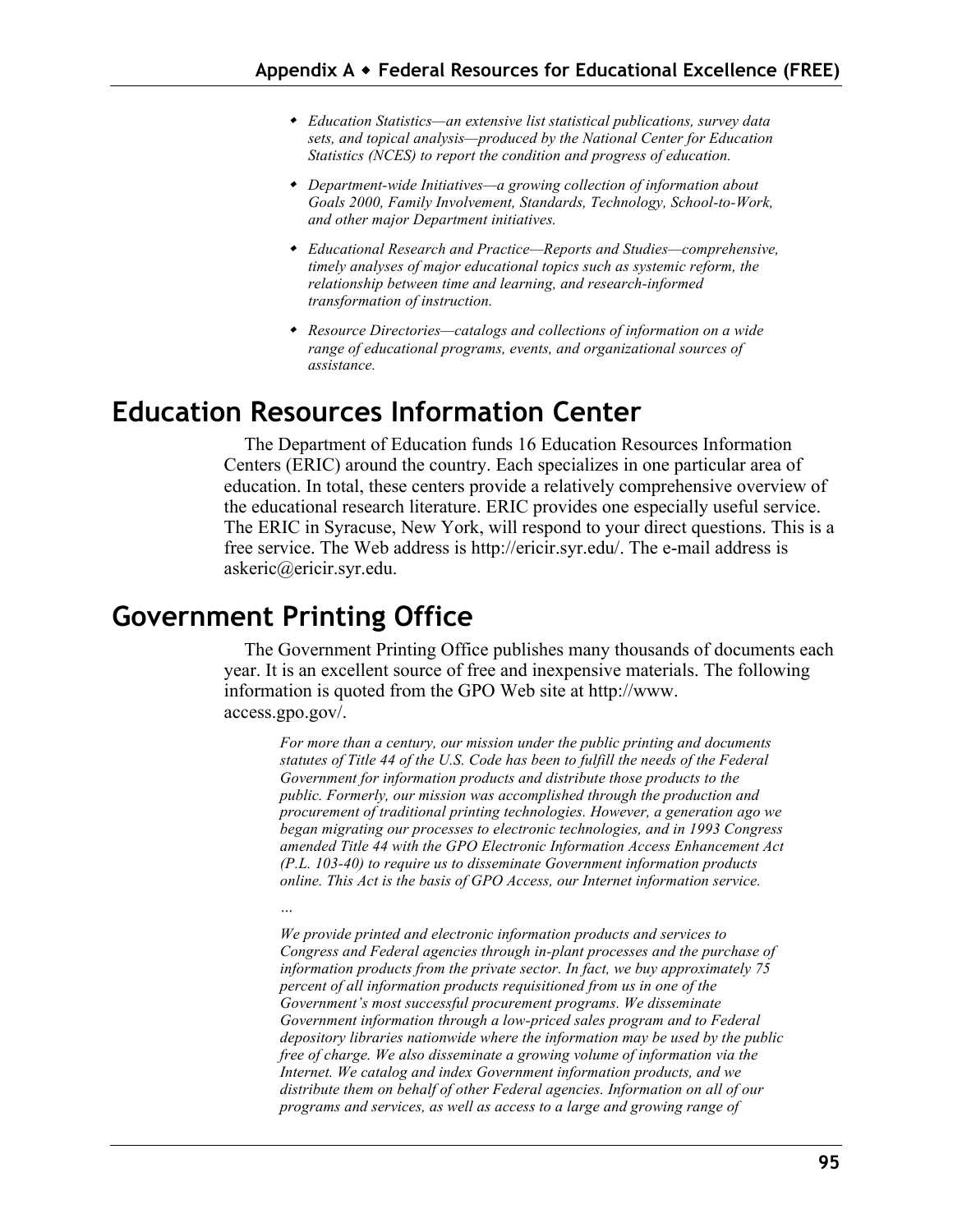- *Education Statistics—an extensive list statistical publications, survey data sets, and topical analysis—produced by the National Center for Education Statistics (NCES) to report the condition and progress of education.*
- *Department-wide Initiatives—a growing collection of information about Goals 2000, Family Involvement, Standards, Technology, School-to-Work, and other major Department initiatives.*
- *Educational Research and Practice—Reports and Studies—comprehensive, timely analyses of major educational topics such as systemic reform, the relationship between time and learning, and research-informed transformation of instruction.*
- *Resource Directories—catalogs and collections of information on a wide range of educational programs, events, and organizational sources of assistance.*

## Education Resources Information Center

The Department of Education funds 16 Education Resources Information Centers (ERIC) around the country. Each specializes in one particular area of education. In total, these centers provide a relatively comprehensive overview of the educational research literature. ERIC provides one especially useful service. The ERIC in Syracuse, New York, will respond to your direct questions. This is a free service. The Web address is http://ericir.syr.edu/. The e-mail address is askeric@ericir.syr.edu.

## Government Printing Office

The Government Printing Office publishes many thousands of documents each year. It is an excellent source of free and inexpensive materials. The following information is quoted from the GPO Web site at http://www.access.gpo.gov/.

> *For more than a century, our mission under the public printing and documents statutes of Title 44 of the U.S. Code has been to fulfill the needs of the Federal Government for information products and distribute those products to the public. Formerly, our mission was accomplished through the production and procurement of traditional printing technologies. However, a generation ago we began migrating our processes to electronic technologies, and in 1993 Congress amended Title 44 with the GPO Electronic Information Access Enhancement Act (P.L. 103-40) to require us to disseminate Government information products online. This Act is the basis of GPO Access, our Internet information service.*
>
> *…*
>
> *We provide printed and electronic information products and services to Congress and Federal agencies through in-plant processes and the purchase of information products from the private sector. In fact, we buy approximately 75 percent of all information products requisitioned from us in one of the Government's most successful procurement programs. We disseminate Government information through a low-priced sales program and to Federal depository libraries nationwide where the information may be used by the public free of charge. We also disseminate a growing volume of information via the Internet. We catalog and index Government information products, and we distribute them on behalf of other Federal agencies. Information on all of our programs and services, as well as access to a large and growing range of*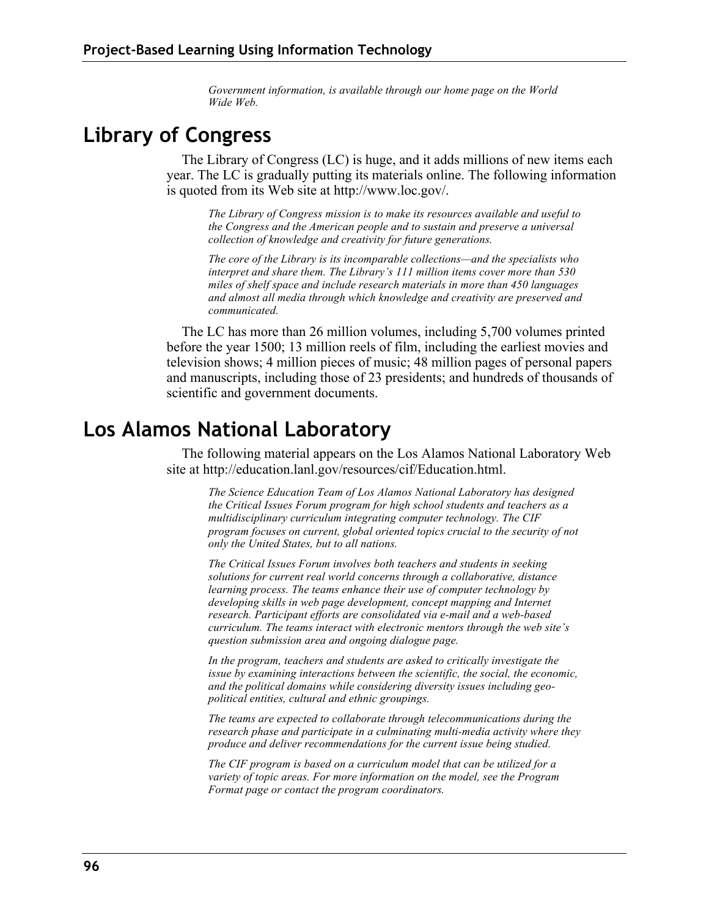*Government information, is available through our home page on the World Wide Web.*

## Library of Congress

The Library of Congress (LC) is huge, and it adds millions of new items each year. The LC is gradually putting its materials online. The following information is quoted from its Web site at http://www.loc.gov/.

> *The Library of Congress mission is to make its resources available and useful to the Congress and the American people and to sustain and preserve a universal collection of knowledge and creativity for future generations.*
>
> *The core of the Library is its incomparable collections—and the specialists who interpret and share them. The Library's 111 million items cover more than 530 miles of shelf space and include research materials in more than 450 languages and almost all media through which knowledge and creativity are preserved and communicated.*

The LC has more than 26 million volumes, including 5,700 volumes printed before the year 1500; 13 million reels of film, including the earliest movies and television shows; 4 million pieces of music; 48 million pages of personal papers and manuscripts, including those of 23 presidents; and hundreds of thousands of scientific and government documents.

## Los Alamos National Laboratory

The following material appears on the Los Alamos National Laboratory Web site at http://education.lanl.gov/resources/cif/Education.html.

> *The Science Education Team of Los Alamos National Laboratory has designed the Critical Issues Forum program for high school students and teachers as a multidisciplinary curriculum integrating computer technology. The CIF program focuses on current, global oriented topics crucial to the security of not only the United States, but to all nations.*
>
> *The Critical Issues Forum involves both teachers and students in seeking solutions for current real world concerns through a collaborative, distance learning process. The teams enhance their use of computer technology by developing skills in web page development, concept mapping and Internet research. Participant efforts are consolidated via e-mail and a web-based curriculum. The teams interact with electronic mentors through the web site's question submission area and ongoing dialogue page.*
>
> *In the program, teachers and students are asked to critically investigate the issue by examining interactions between the scientific, the social, the economic, and the political domains while considering diversity issues including geo-political entities, cultural and ethnic groupings.*
>
> *The teams are expected to collaborate through telecommunications during the research phase and participate in a culminating multi-media activity where they produce and deliver recommendations for the current issue being studied.*
>
> *The CIF program is based on a curriculum model that can be utilized for a variety of topic areas. For more information on the model, see the Program Format page or contact the program coordinators.*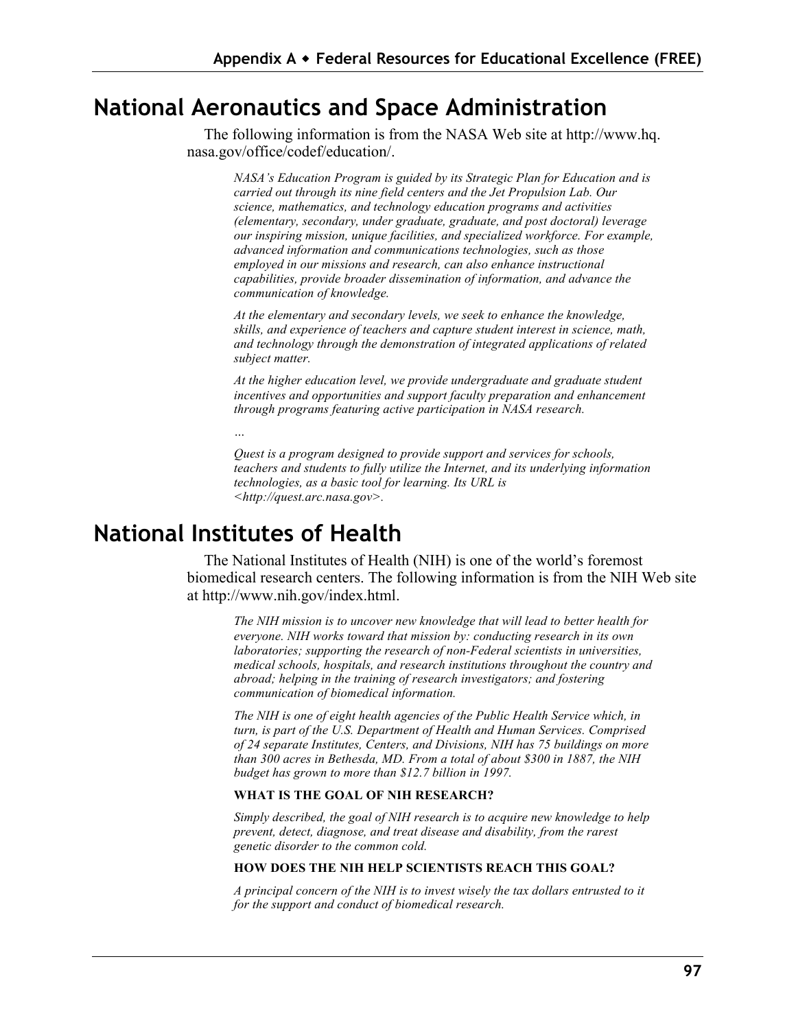## National Aeronautics and Space Administration

The following information is from the NASA Web site at http://www.hq.nasa.gov/office/codef/education/.

> *NASA's Education Program is guided by its Strategic Plan for Education and is carried out through its nine field centers and the Jet Propulsion Lab. Our science, mathematics, and technology education programs and activities (elementary, secondary, under graduate, graduate, and post doctoral) leverage our inspiring mission, unique facilities, and specialized workforce. For example, advanced information and communications technologies, such as those employed in our missions and research, can also enhance instructional capabilities, provide broader dissemination of information, and advance the communication of knowledge.*
>
> *At the elementary and secondary levels, we seek to enhance the knowledge, skills, and experience of teachers and capture student interest in science, math, and technology through the demonstration of integrated applications of related subject matter.*
>
> *At the higher education level, we provide undergraduate and graduate student incentives and opportunities and support faculty preparation and enhancement through programs featuring active participation in NASA research.*
>
> *…*
>
> *Quest is a program designed to provide support and services for schools, teachers and students to fully utilize the Internet, and its underlying information technologies, as a basic tool for learning. Its URL is <http://quest.arc.nasa.gov>.*

## National Institutes of Health

The National Institutes of Health (NIH) is one of the world's foremost biomedical research centers. The following information is from the NIH Web site at http://www.nih.gov/index.html.

> *The NIH mission is to uncover new knowledge that will lead to better health for everyone. NIH works toward that mission by: conducting research in its own laboratories; supporting the research of non-Federal scientists in universities, medical schools, hospitals, and research institutions throughout the country and abroad; helping in the training of research investigators; and fostering communication of biomedical information.*
>
> *The NIH is one of eight health agencies of the Public Health Service which, in turn, is part of the U.S. Department of Health and Human Services. Comprised of 24 separate Institutes, Centers, and Divisions, NIH has 75 buildings on more than 300 acres in Bethesda, MD. From a total of about $300 in 1887, the NIH budget has grown to more than $12.7 billion in 1997.*
>
> **WHAT IS THE GOAL OF NIH RESEARCH?**
>
> *Simply described, the goal of NIH research is to acquire new knowledge to help prevent, detect, diagnose, and treat disease and disability, from the rarest genetic disorder to the common cold.*
>
> **HOW DOES THE NIH HELP SCIENTISTS REACH THIS GOAL?**
>
> *A principal concern of the NIH is to invest wisely the tax dollars entrusted to it for the support and conduct of biomedical research.*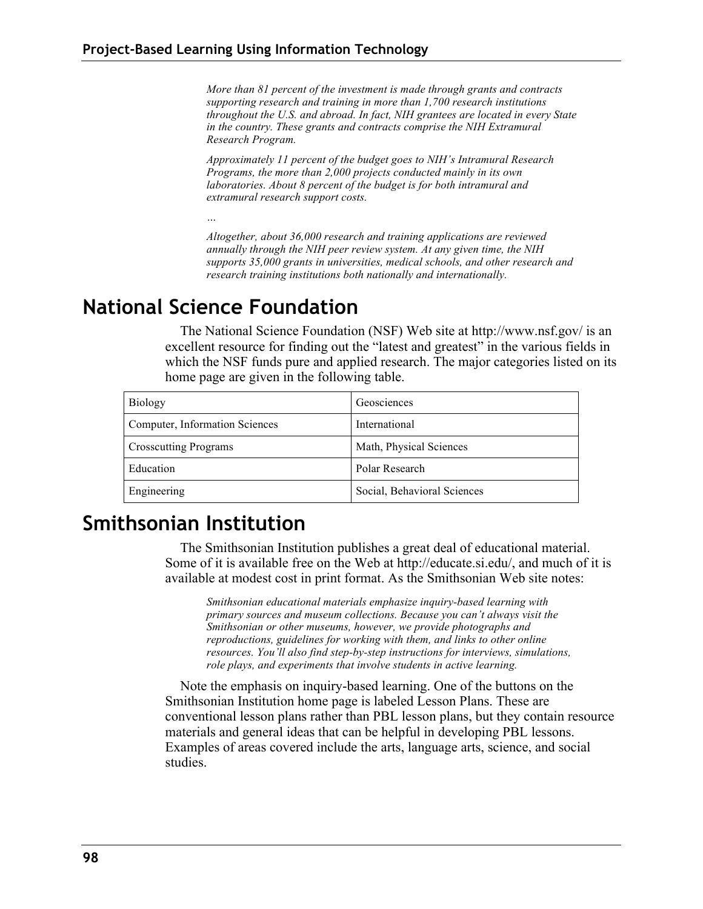*More than 81 percent of the investment is made through grants and contracts supporting research and training in more than 1,700 research institutions throughout the U.S. and abroad. In fact, NIH grantees are located in every State in the country. These grants and contracts comprise the NIH Extramural Research Program.*

*Approximately 11 percent of the budget goes to NIH's Intramural Research Programs, the more than 2,000 projects conducted mainly in its own laboratories. About 8 percent of the budget is for both intramural and extramural research support costs.*

*…*

*Altogether, about 36,000 research and training applications are reviewed annually through the NIH peer review system. At any given time, the NIH supports 35,000 grants in universities, medical schools, and other research and research training institutions both nationally and internationally.*

# National Science Foundation

The National Science Foundation (NSF) Web site at http://www.nsf.gov/ is an excellent resource for finding out the "latest and greatest" in the various fields in which the NSF funds pure and applied research. The major categories listed on its home page are given in the following table.

| | |
|---|---|
| Biology | Geosciences |
| Computer, Information Sciences | International |
| Crosscutting Programs | Math, Physical Sciences |
| Education | Polar Research |
| Engineering | Social, Behavioral Sciences |

# Smithsonian Institution

The Smithsonian Institution publishes a great deal of educational material. Some of it is available free on the Web at http://educate.si.edu/, and much of it is available at modest cost in print format. As the Smithsonian Web site notes:

*Smithsonian educational materials emphasize inquiry-based learning with primary sources and museum collections. Because you can't always visit the Smithsonian or other museums, however, we provide photographs and reproductions, guidelines for working with them, and links to other online resources. You'll also find step-by-step instructions for interviews, simulations, role plays, and experiments that involve students in active learning.*

Note the emphasis on inquiry-based learning. One of the buttons on the Smithsonian Institution home page is labeled Lesson Plans. These are conventional lesson plans rather than PBL lesson plans, but they contain resource materials and general ideas that can be helpful in developing PBL lessons. Examples of areas covered include the arts, language arts, science, and social studies.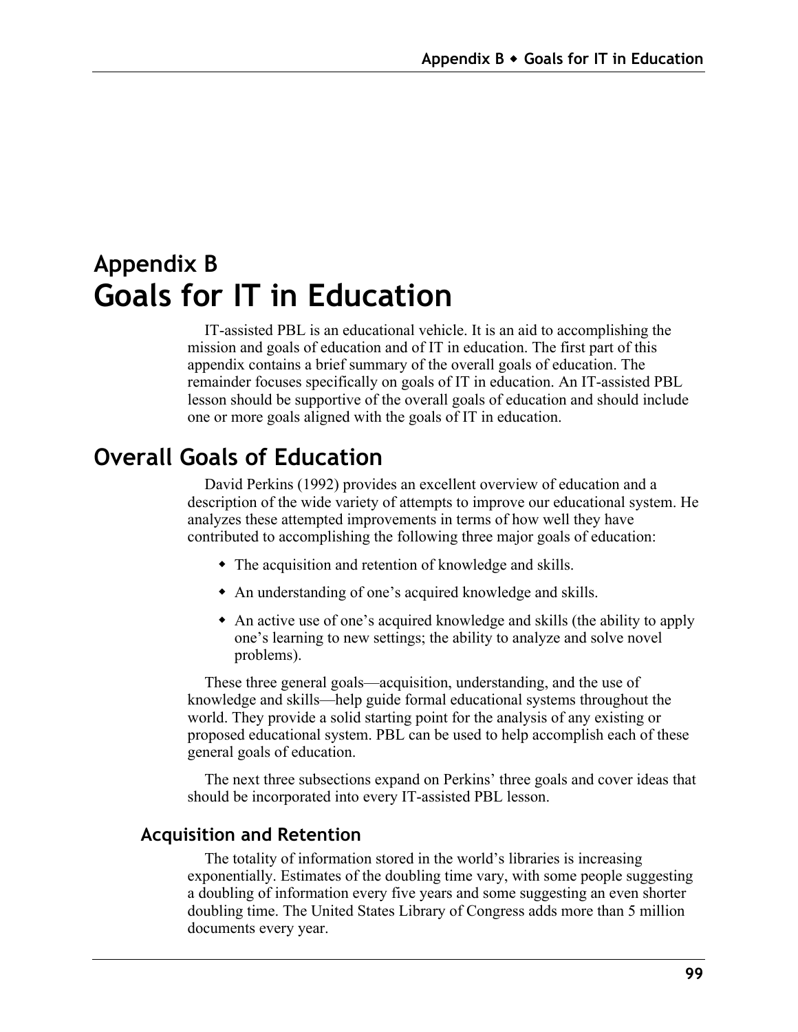# Appendix B
# Goals for IT in Education

IT-assisted PBL is an educational vehicle. It is an aid to accomplishing the mission and goals of education and of IT in education. The first part of this appendix contains a brief summary of the overall goals of education. The remainder focuses specifically on goals of IT in education. An IT-assisted PBL lesson should be supportive of the overall goals of education and should include one or more goals aligned with the goals of IT in education.

## Overall Goals of Education

David Perkins (1992) provides an excellent overview of education and a description of the wide variety of attempts to improve our educational system. He analyzes these attempted improvements in terms of how well they have contributed to accomplishing the following three major goals of education:

- The acquisition and retention of knowledge and skills.
- An understanding of one's acquired knowledge and skills.
- An active use of one's acquired knowledge and skills (the ability to apply one's learning to new settings; the ability to analyze and solve novel problems).

These three general goals—acquisition, understanding, and the use of knowledge and skills—help guide formal educational systems throughout the world. They provide a solid starting point for the analysis of any existing or proposed educational system. PBL can be used to help accomplish each of these general goals of education.

The next three subsections expand on Perkins' three goals and cover ideas that should be incorporated into every IT-assisted PBL lesson.

### Acquisition and Retention

The totality of information stored in the world's libraries is increasing exponentially. Estimates of the doubling time vary, with some people suggesting a doubling of information every five years and some suggesting an even shorter doubling time. The United States Library of Congress adds more than 5 million documents every year.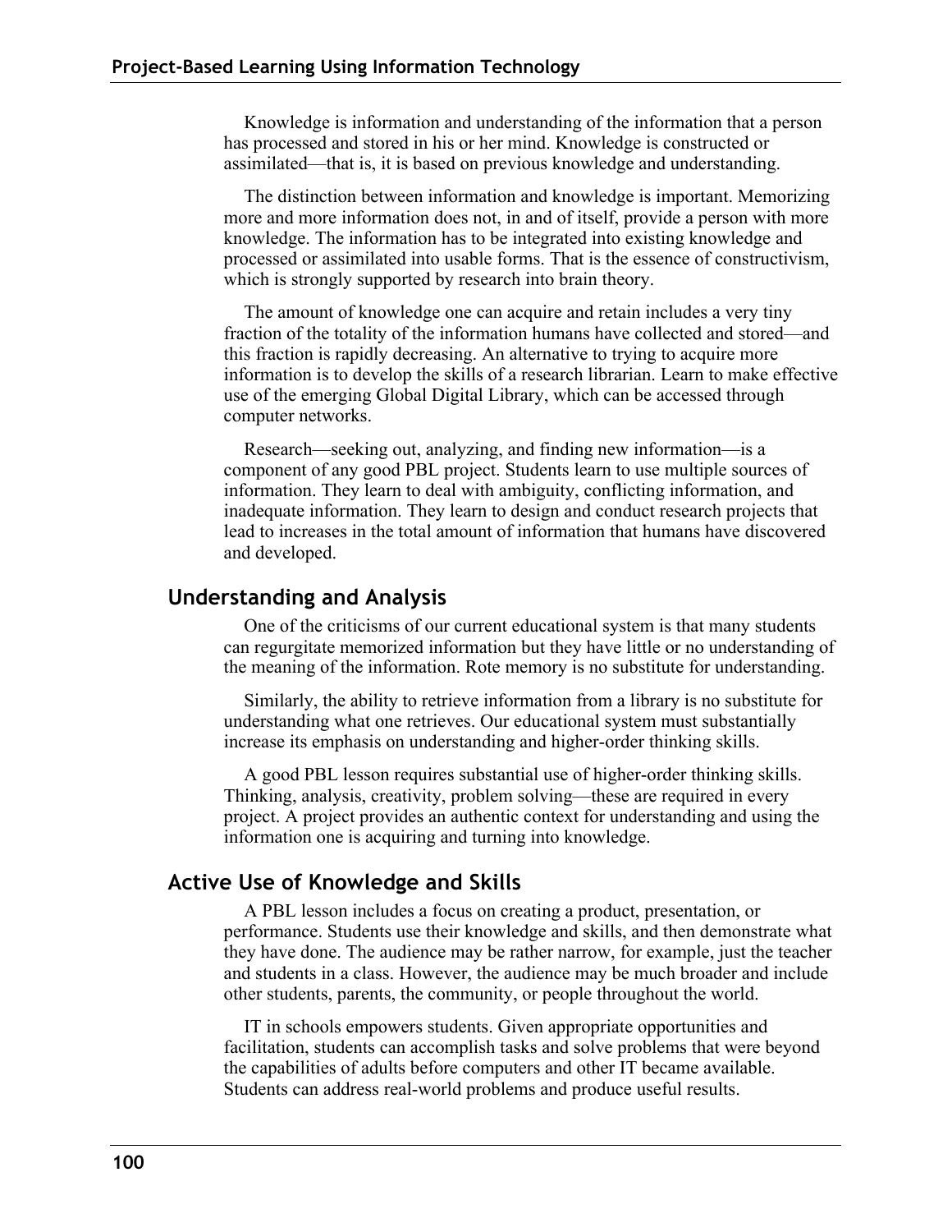Knowledge is information and understanding of the information that a person has processed and stored in his or her mind. Knowledge is constructed or assimilated—that is, it is based on previous knowledge and understanding.

The distinction between information and knowledge is important. Memorizing more and more information does not, in and of itself, provide a person with more knowledge. The information has to be integrated into existing knowledge and processed or assimilated into usable forms. That is the essence of constructivism, which is strongly supported by research into brain theory.

The amount of knowledge one can acquire and retain includes a very tiny fraction of the totality of the information humans have collected and stored—and this fraction is rapidly decreasing. An alternative to trying to acquire more information is to develop the skills of a research librarian. Learn to make effective use of the emerging Global Digital Library, which can be accessed through computer networks.

Research—seeking out, analyzing, and finding new information—is a component of any good PBL project. Students learn to use multiple sources of information. They learn to deal with ambiguity, conflicting information, and inadequate information. They learn to design and conduct research projects that lead to increases in the total amount of information that humans have discovered and developed.

## Understanding and Analysis

One of the criticisms of our current educational system is that many students can regurgitate memorized information but they have little or no understanding of the meaning of the information. Rote memory is no substitute for understanding.

Similarly, the ability to retrieve information from a library is no substitute for understanding what one retrieves. Our educational system must substantially increase its emphasis on understanding and higher-order thinking skills.

A good PBL lesson requires substantial use of higher-order thinking skills. Thinking, analysis, creativity, problem solving—these are required in every project. A project provides an authentic context for understanding and using the information one is acquiring and turning into knowledge.

## Active Use of Knowledge and Skills

A PBL lesson includes a focus on creating a product, presentation, or performance. Students use their knowledge and skills, and then demonstrate what they have done. The audience may be rather narrow, for example, just the teacher and students in a class. However, the audience may be much broader and include other students, parents, the community, or people throughout the world.

IT in schools empowers students. Given appropriate opportunities and facilitation, students can accomplish tasks and solve problems that were beyond the capabilities of adults before computers and other IT became available. Students can address real-world problems and produce useful results.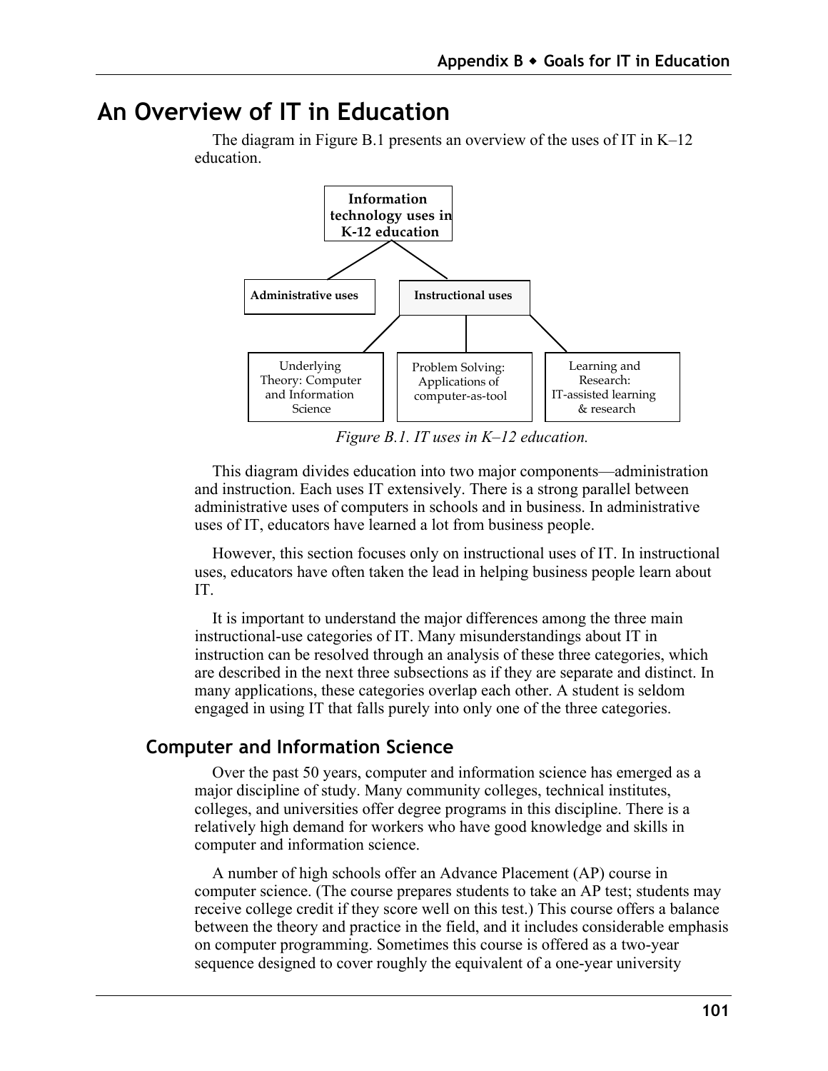# An Overview of IT in Education

The diagram in Figure B.1 presents an overview of the uses of IT in K–12 education.

Figure B.1. IT uses in K–12 education.

This diagram divides education into two major components—administration and instruction. Each uses IT extensively. There is a strong parallel between administrative uses of computers in schools and in business. In administrative uses of IT, educators have learned a lot from business people.

However, this section focuses only on instructional uses of IT. In instructional uses, educators have often taken the lead in helping business people learn about IT.

It is important to understand the major differences among the three main instructional-use categories of IT. Many misunderstandings about IT in instruction can be resolved through an analysis of these three categories, which are described in the next three subsections as if they are separate and distinct. In many applications, these categories overlap each other. A student is seldom engaged in using IT that falls purely into only one of the three categories.

## Computer and Information Science

Over the past 50 years, computer and information science has emerged as a major discipline of study. Many community colleges, technical institutes, colleges, and universities offer degree programs in this discipline. There is a relatively high demand for workers who have good knowledge and skills in computer and information science.

A number of high schools offer an Advance Placement (AP) course in computer science. (The course prepares students to take an AP test; students may receive college credit if they score well on this test.) This course offers a balance between the theory and practice in the field, and it includes considerable emphasis on computer programming. Sometimes this course is offered as a two-year sequence designed to cover roughly the equivalent of a one-year university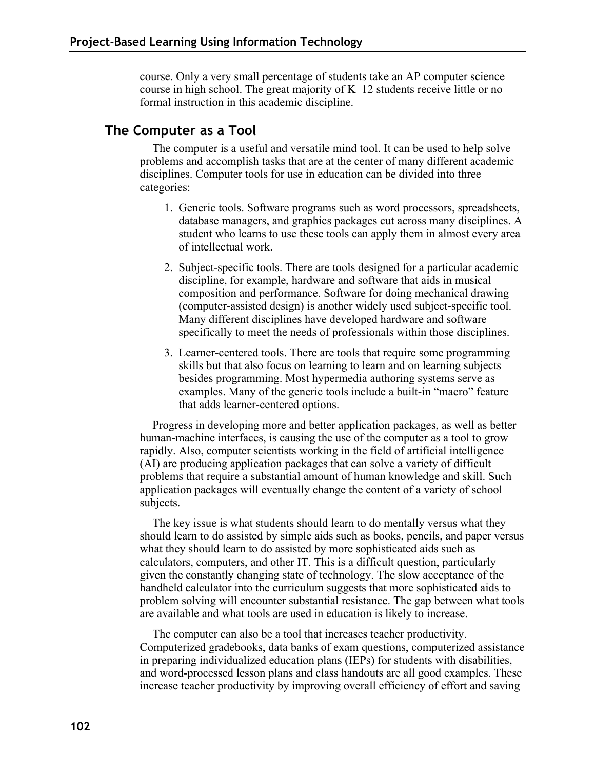course. Only a very small percentage of students take an AP computer science course in high school. The great majority of K–12 students receive little or no formal instruction in this academic discipline.

## The Computer as a Tool

The computer is a useful and versatile mind tool. It can be used to help solve problems and accomplish tasks that are at the center of many different academic disciplines. Computer tools for use in education can be divided into three categories:

1. Generic tools. Software programs such as word processors, spreadsheets, database managers, and graphics packages cut across many disciplines. A student who learns to use these tools can apply them in almost every area of intellectual work.

2. Subject-specific tools. There are tools designed for a particular academic discipline, for example, hardware and software that aids in musical composition and performance. Software for doing mechanical drawing (computer-assisted design) is another widely used subject-specific tool. Many different disciplines have developed hardware and software specifically to meet the needs of professionals within those disciplines.

3. Learner-centered tools. There are tools that require some programming skills but that also focus on learning to learn and on learning subjects besides programming. Most hypermedia authoring systems serve as examples. Many of the generic tools include a built-in "macro" feature that adds learner-centered options.

Progress in developing more and better application packages, as well as better human-machine interfaces, is causing the use of the computer as a tool to grow rapidly. Also, computer scientists working in the field of artificial intelligence (AI) are producing application packages that can solve a variety of difficult problems that require a substantial amount of human knowledge and skill. Such application packages will eventually change the content of a variety of school subjects.

The key issue is what students should learn to do mentally versus what they should learn to do assisted by simple aids such as books, pencils, and paper versus what they should learn to do assisted by more sophisticated aids such as calculators, computers, and other IT. This is a difficult question, particularly given the constantly changing state of technology. The slow acceptance of the handheld calculator into the curriculum suggests that more sophisticated aids to problem solving will encounter substantial resistance. The gap between what tools are available and what tools are used in education is likely to increase.

The computer can also be a tool that increases teacher productivity. Computerized gradebooks, data banks of exam questions, computerized assistance in preparing individualized education plans (IEPs) for students with disabilities, and word-processed lesson plans and class handouts are all good examples. These increase teacher productivity by improving overall efficiency of effort and saving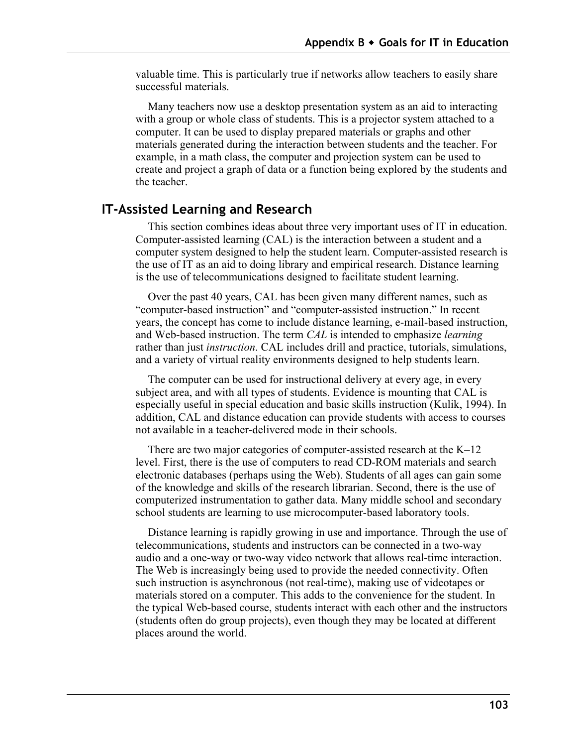valuable time. This is particularly true if networks allow teachers to easily share successful materials.

Many teachers now use a desktop presentation system as an aid to interacting with a group or whole class of students. This is a projector system attached to a computer. It can be used to display prepared materials or graphs and other materials generated during the interaction between students and the teacher. For example, in a math class, the computer and projection system can be used to create and project a graph of data or a function being explored by the students and the teacher.

## IT-Assisted Learning and Research

This section combines ideas about three very important uses of IT in education. Computer-assisted learning (CAL) is the interaction between a student and a computer system designed to help the student learn. Computer-assisted research is the use of IT as an aid to doing library and empirical research. Distance learning is the use of telecommunications designed to facilitate student learning.

Over the past 40 years, CAL has been given many different names, such as "computer-based instruction" and "computer-assisted instruction." In recent years, the concept has come to include distance learning, e-mail-based instruction, and Web-based instruction. The term *CAL* is intended to emphasize *learning* rather than just *instruction*. CAL includes drill and practice, tutorials, simulations, and a variety of virtual reality environments designed to help students learn.

The computer can be used for instructional delivery at every age, in every subject area, and with all types of students. Evidence is mounting that CAL is especially useful in special education and basic skills instruction (Kulik, 1994). In addition, CAL and distance education can provide students with access to courses not available in a teacher-delivered mode in their schools.

There are two major categories of computer-assisted research at the K–12 level. First, there is the use of computers to read CD-ROM materials and search electronic databases (perhaps using the Web). Students of all ages can gain some of the knowledge and skills of the research librarian. Second, there is the use of computerized instrumentation to gather data. Many middle school and secondary school students are learning to use microcomputer-based laboratory tools.

Distance learning is rapidly growing in use and importance. Through the use of telecommunications, students and instructors can be connected in a two-way audio and a one-way or two-way video network that allows real-time interaction. The Web is increasingly being used to provide the needed connectivity. Often such instruction is asynchronous (not real-time), making use of videotapes or materials stored on a computer. This adds to the convenience for the student. In the typical Web-based course, students interact with each other and the instructors (students often do group projects), even though they may be located at different places around the world.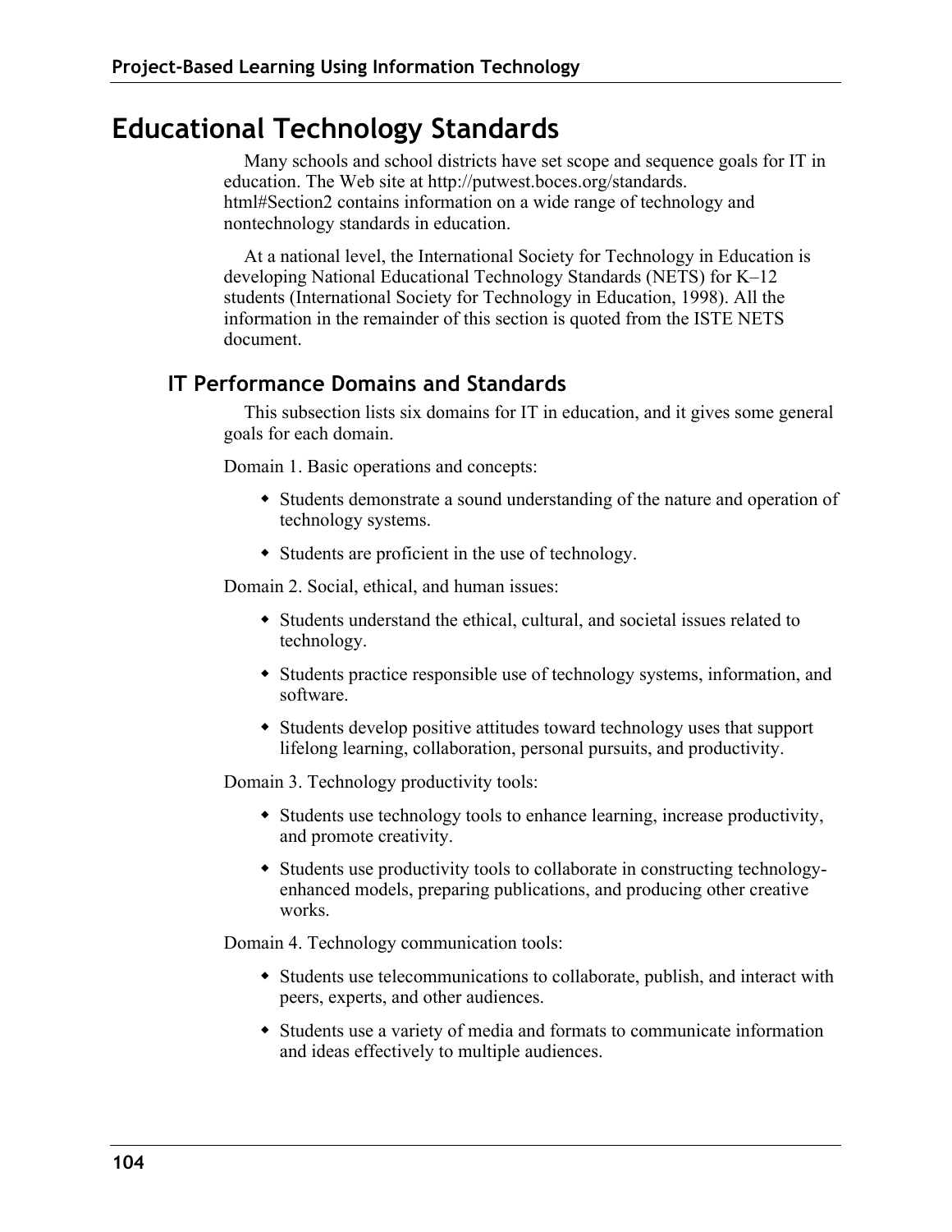# Educational Technology Standards

Many schools and school districts have set scope and sequence goals for IT in education. The Web site at http://putwest.boces.org/standards.html#Section2 contains information on a wide range of technology and nontechnology standards in education.

At a national level, the International Society for Technology in Education is developing National Educational Technology Standards (NETS) for K–12 students (International Society for Technology in Education, 1998). All the information in the remainder of this section is quoted from the ISTE NETS document.

## IT Performance Domains and Standards

This subsection lists six domains for IT in education, and it gives some general goals for each domain.

Domain 1. Basic operations and concepts:

- Students demonstrate a sound understanding of the nature and operation of technology systems.
- Students are proficient in the use of technology.

Domain 2. Social, ethical, and human issues:

- Students understand the ethical, cultural, and societal issues related to technology.
- Students practice responsible use of technology systems, information, and software.
- Students develop positive attitudes toward technology uses that support lifelong learning, collaboration, personal pursuits, and productivity.

Domain 3. Technology productivity tools:

- Students use technology tools to enhance learning, increase productivity, and promote creativity.
- Students use productivity tools to collaborate in constructing technology-enhanced models, preparing publications, and producing other creative works.

Domain 4. Technology communication tools:

- Students use telecommunications to collaborate, publish, and interact with peers, experts, and other audiences.
- Students use a variety of media and formats to communicate information and ideas effectively to multiple audiences.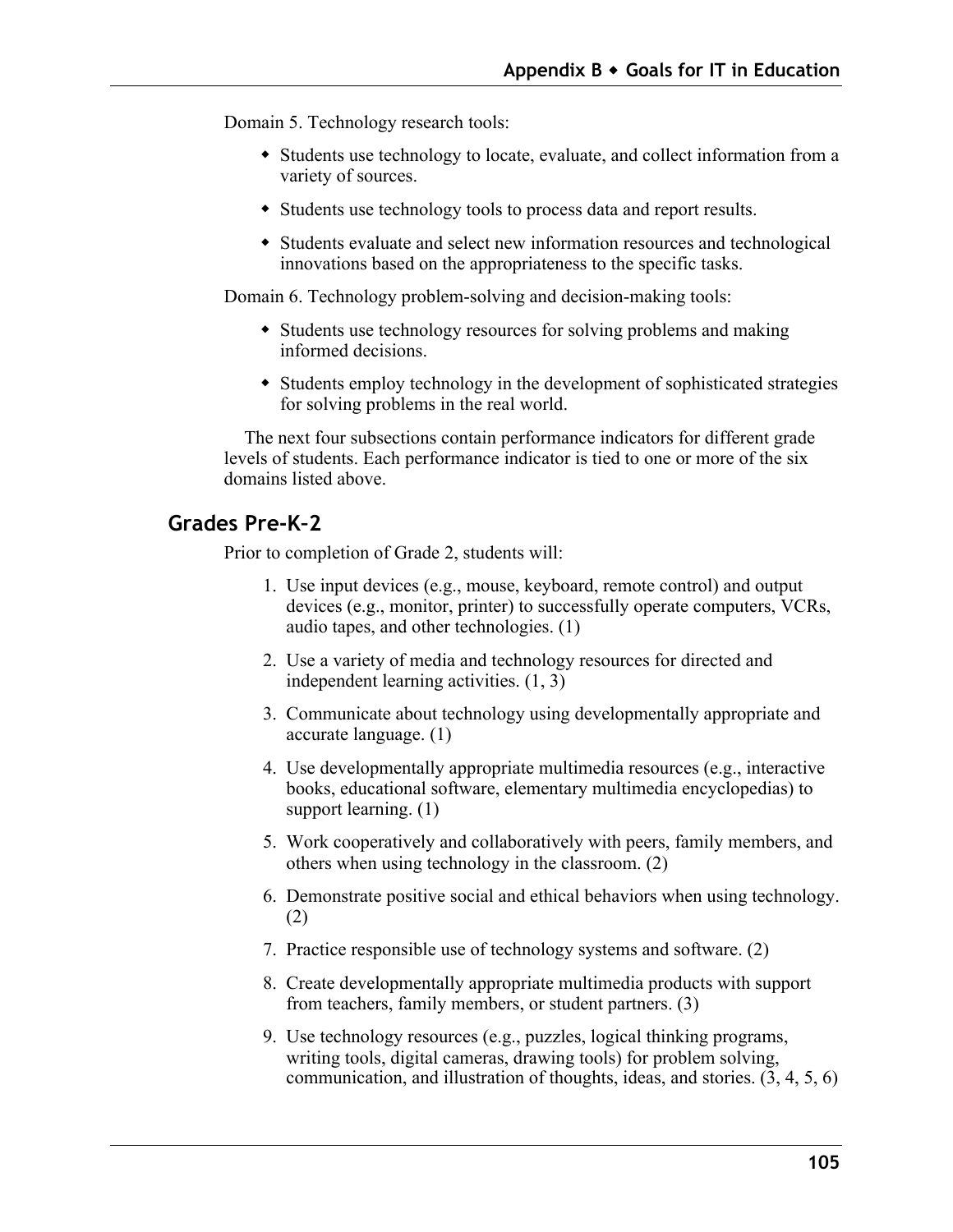Domain 5. Technology research tools:

- Students use technology to locate, evaluate, and collect information from a variety of sources.
- Students use technology tools to process data and report results.
- Students evaluate and select new information resources and technological innovations based on the appropriateness to the specific tasks.

Domain 6. Technology problem-solving and decision-making tools:

- Students use technology resources for solving problems and making informed decisions.
- Students employ technology in the development of sophisticated strategies for solving problems in the real world.

The next four subsections contain performance indicators for different grade levels of students. Each performance indicator is tied to one or more of the six domains listed above.

## Grades Pre-K–2

Prior to completion of Grade 2, students will:

1. Use input devices (e.g., mouse, keyboard, remote control) and output devices (e.g., monitor, printer) to successfully operate computers, VCRs, audio tapes, and other technologies. (1)
2. Use a variety of media and technology resources for directed and independent learning activities. (1, 3)
3. Communicate about technology using developmentally appropriate and accurate language. (1)
4. Use developmentally appropriate multimedia resources (e.g., interactive books, educational software, elementary multimedia encyclopedias) to support learning. (1)
5. Work cooperatively and collaboratively with peers, family members, and others when using technology in the classroom. (2)
6. Demonstrate positive social and ethical behaviors when using technology. (2)
7. Practice responsible use of technology systems and software. (2)
8. Create developmentally appropriate multimedia products with support from teachers, family members, or student partners. (3)
9. Use technology resources (e.g., puzzles, logical thinking programs, writing tools, digital cameras, drawing tools) for problem solving, communication, and illustration of thoughts, ideas, and stories. (3, 4, 5, 6)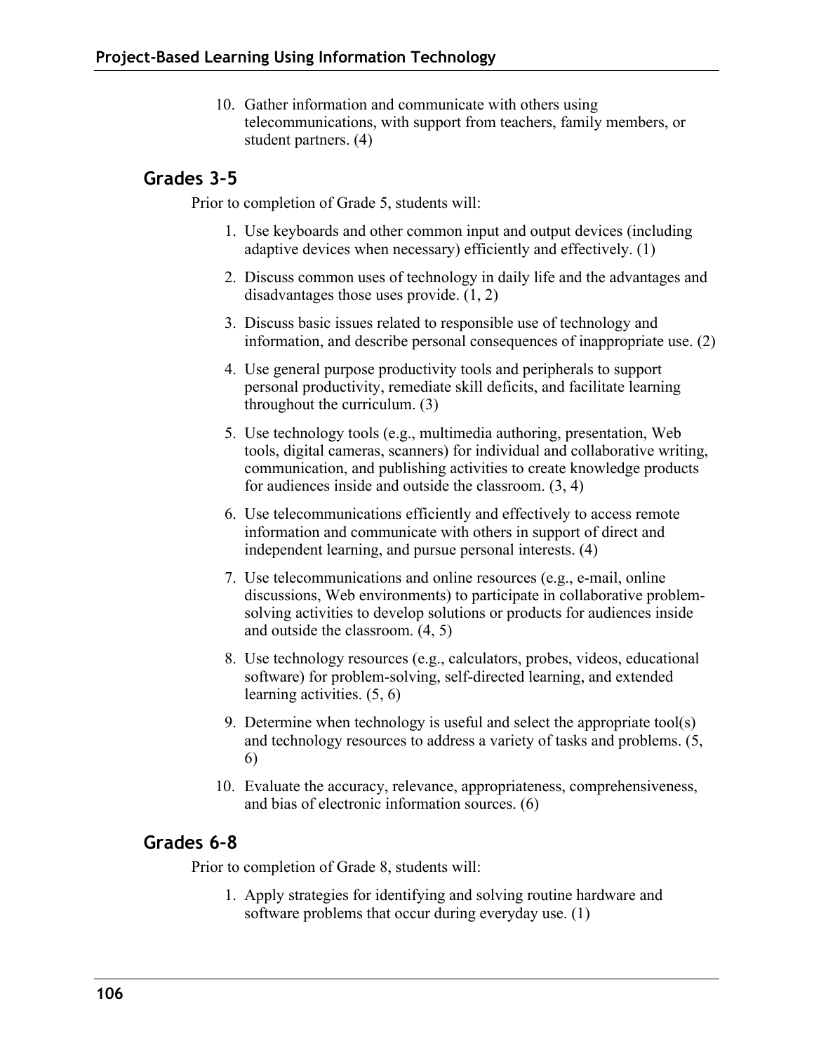10. Gather information and communicate with others using telecommunications, with support from teachers, family members, or student partners. (4)

## Grades 3–5

Prior to completion of Grade 5, students will:

1. Use keyboards and other common input and output devices (including adaptive devices when necessary) efficiently and effectively. (1)
2. Discuss common uses of technology in daily life and the advantages and disadvantages those uses provide. (1, 2)
3. Discuss basic issues related to responsible use of technology and information, and describe personal consequences of inappropriate use. (2)
4. Use general purpose productivity tools and peripherals to support personal productivity, remediate skill deficits, and facilitate learning throughout the curriculum. (3)
5. Use technology tools (e.g., multimedia authoring, presentation, Web tools, digital cameras, scanners) for individual and collaborative writing, communication, and publishing activities to create knowledge products for audiences inside and outside the classroom. (3, 4)
6. Use telecommunications efficiently and effectively to access remote information and communicate with others in support of direct and independent learning, and pursue personal interests. (4)
7. Use telecommunications and online resources (e.g., e-mail, online discussions, Web environments) to participate in collaborative problem-solving activities to develop solutions or products for audiences inside and outside the classroom. (4, 5)
8. Use technology resources (e.g., calculators, probes, videos, educational software) for problem-solving, self-directed learning, and extended learning activities. (5, 6)
9. Determine when technology is useful and select the appropriate tool(s) and technology resources to address a variety of tasks and problems. (5, 6)
10. Evaluate the accuracy, relevance, appropriateness, comprehensiveness, and bias of electronic information sources. (6)

## Grades 6–8

Prior to completion of Grade 8, students will:

1. Apply strategies for identifying and solving routine hardware and software problems that occur during everyday use. (1)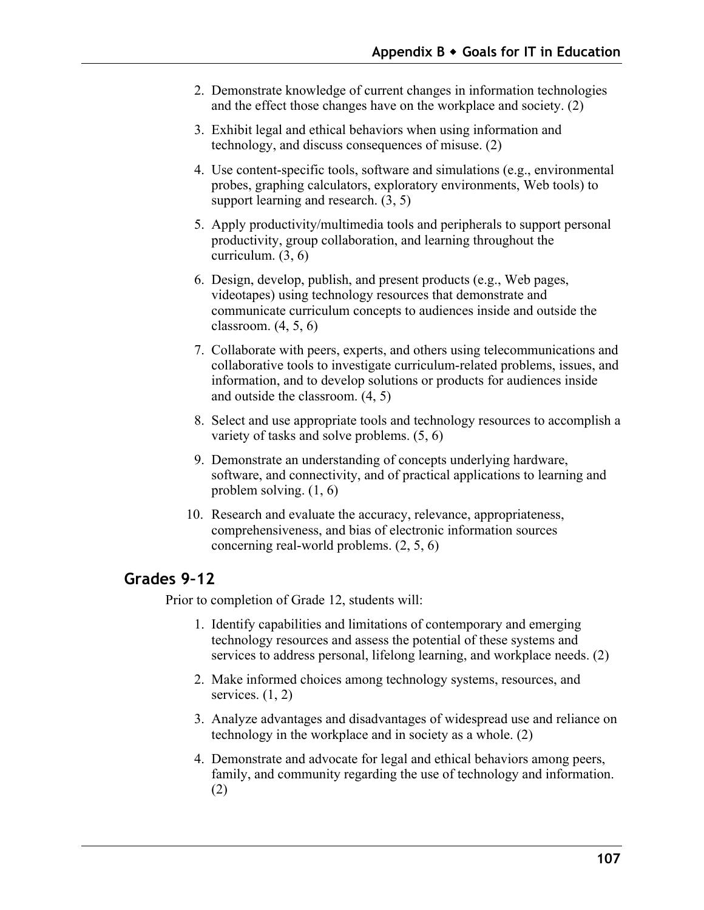2. Demonstrate knowledge of current changes in information technologies and the effect those changes have on the workplace and society. (2)
3. Exhibit legal and ethical behaviors when using information and technology, and discuss consequences of misuse. (2)
4. Use content-specific tools, software and simulations (e.g., environmental probes, graphing calculators, exploratory environments, Web tools) to support learning and research. (3, 5)
5. Apply productivity/multimedia tools and peripherals to support personal productivity, group collaboration, and learning throughout the curriculum. (3, 6)
6. Design, develop, publish, and present products (e.g., Web pages, videotapes) using technology resources that demonstrate and communicate curriculum concepts to audiences inside and outside the classroom. (4, 5, 6)
7. Collaborate with peers, experts, and others using telecommunications and collaborative tools to investigate curriculum-related problems, issues, and information, and to develop solutions or products for audiences inside and outside the classroom. (4, 5)
8. Select and use appropriate tools and technology resources to accomplish a variety of tasks and solve problems. (5, 6)
9. Demonstrate an understanding of concepts underlying hardware, software, and connectivity, and of practical applications to learning and problem solving. (1, 6)
10. Research and evaluate the accuracy, relevance, appropriateness, comprehensiveness, and bias of electronic information sources concerning real-world problems. (2, 5, 6)

## Grades 9–12

Prior to completion of Grade 12, students will:

1. Identify capabilities and limitations of contemporary and emerging technology resources and assess the potential of these systems and services to address personal, lifelong learning, and workplace needs. (2)
2. Make informed choices among technology systems, resources, and services. (1, 2)
3. Analyze advantages and disadvantages of widespread use and reliance on technology in the workplace and in society as a whole. (2)
4. Demonstrate and advocate for legal and ethical behaviors among peers, family, and community regarding the use of technology and information. (2)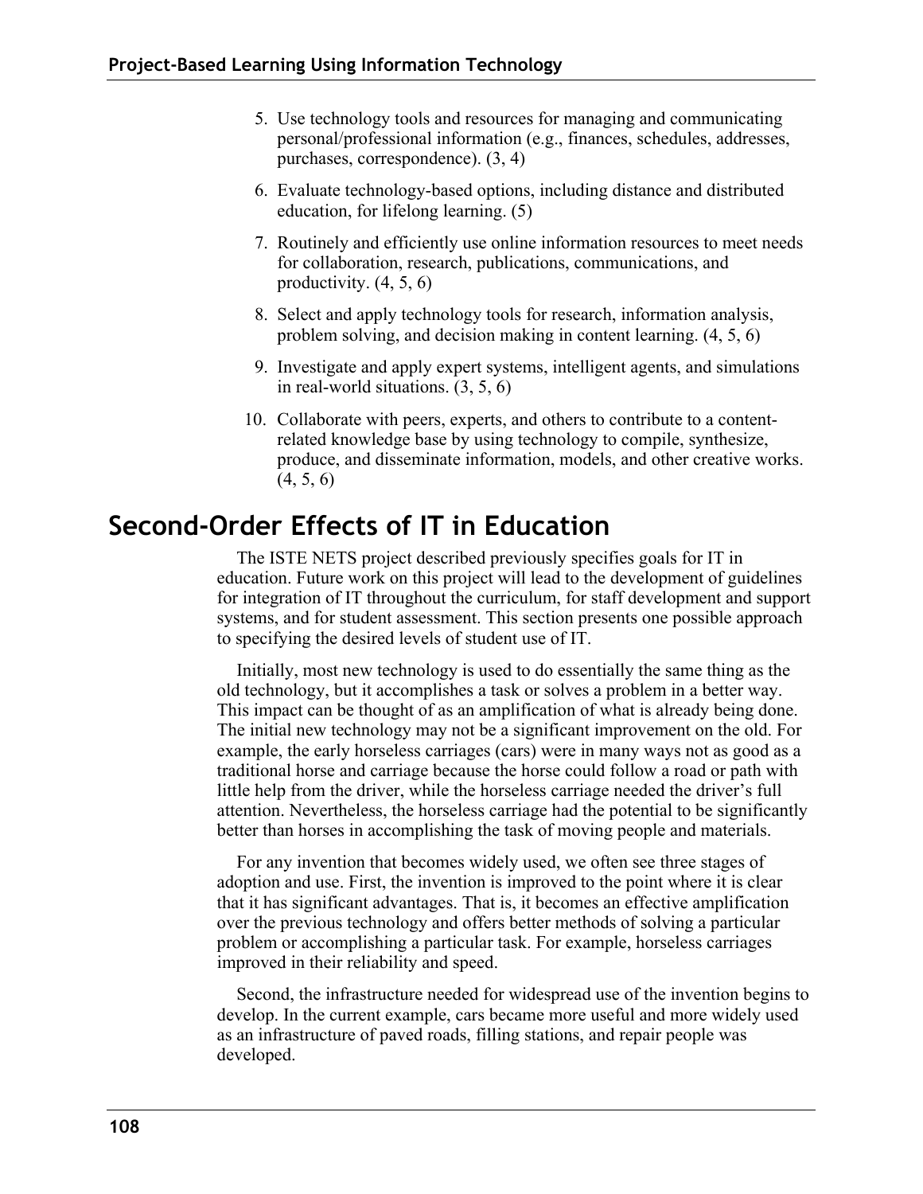5. Use technology tools and resources for managing and communicating personal/professional information (e.g., finances, schedules, addresses, purchases, correspondence). (3, 4)
6. Evaluate technology-based options, including distance and distributed education, for lifelong learning. (5)
7. Routinely and efficiently use online information resources to meet needs for collaboration, research, publications, communications, and productivity. (4, 5, 6)
8. Select and apply technology tools for research, information analysis, problem solving, and decision making in content learning. (4, 5, 6)
9. Investigate and apply expert systems, intelligent agents, and simulations in real-world situations. (3, 5, 6)
10. Collaborate with peers, experts, and others to contribute to a content-related knowledge base by using technology to compile, synthesize, produce, and disseminate information, models, and other creative works. (4, 5, 6)

# Second-Order Effects of IT in Education

The ISTE NETS project described previously specifies goals for IT in education. Future work on this project will lead to the development of guidelines for integration of IT throughout the curriculum, for staff development and support systems, and for student assessment. This section presents one possible approach to specifying the desired levels of student use of IT.

Initially, most new technology is used to do essentially the same thing as the old technology, but it accomplishes a task or solves a problem in a better way. This impact can be thought of as an amplification of what is already being done. The initial new technology may not be a significant improvement on the old. For example, the early horseless carriages (cars) were in many ways not as good as a traditional horse and carriage because the horse could follow a road or path with little help from the driver, while the horseless carriage needed the driver's full attention. Nevertheless, the horseless carriage had the potential to be significantly better than horses in accomplishing the task of moving people and materials.

For any invention that becomes widely used, we often see three stages of adoption and use. First, the invention is improved to the point where it is clear that it has significant advantages. That is, it becomes an effective amplification over the previous technology and offers better methods of solving a particular problem or accomplishing a particular task. For example, horseless carriages improved in their reliability and speed.

Second, the infrastructure needed for widespread use of the invention begins to develop. In the current example, cars became more useful and more widely used as an infrastructure of paved roads, filling stations, and repair people was developed.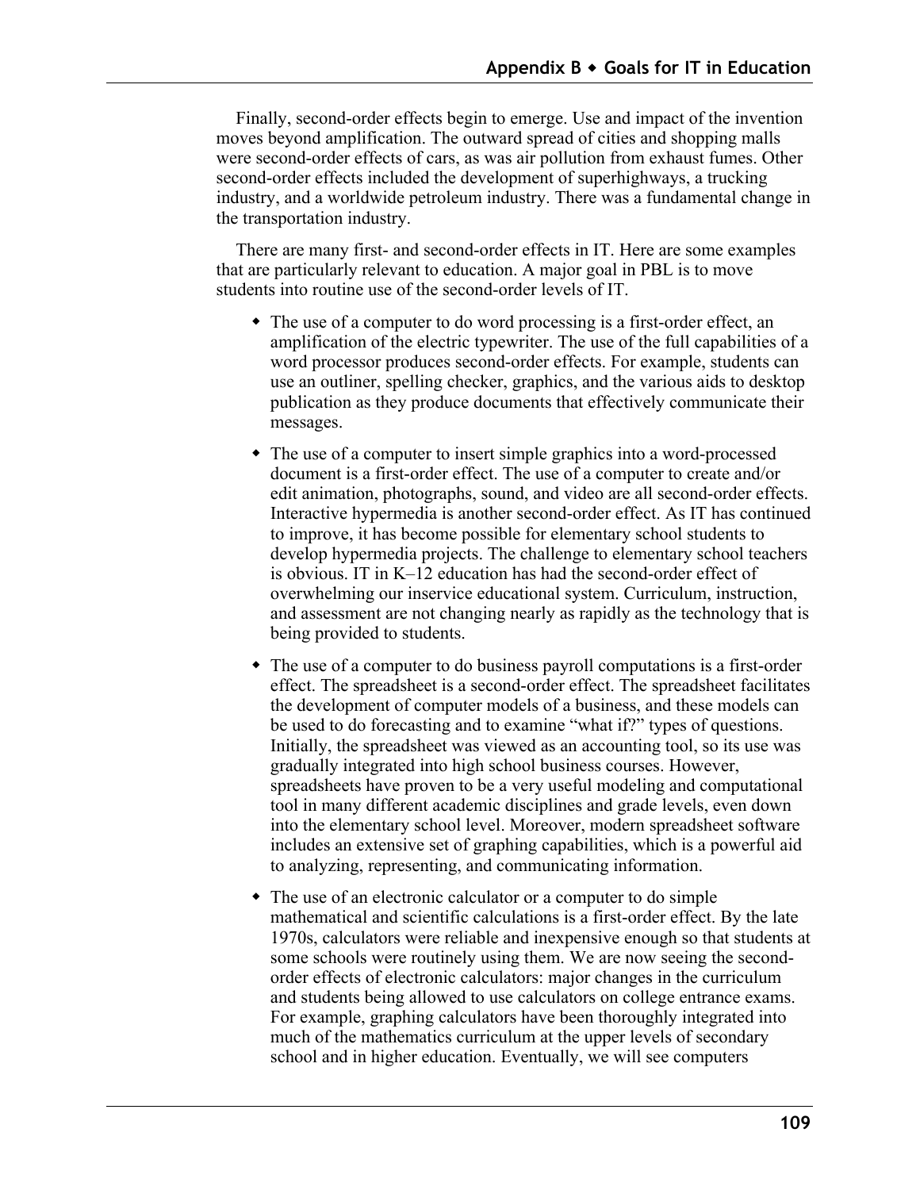Finally, second-order effects begin to emerge. Use and impact of the invention moves beyond amplification. The outward spread of cities and shopping malls were second-order effects of cars, as was air pollution from exhaust fumes. Other second-order effects included the development of superhighways, a trucking industry, and a worldwide petroleum industry. There was a fundamental change in the transportation industry.

There are many first- and second-order effects in IT. Here are some examples that are particularly relevant to education. A major goal in PBL is to move students into routine use of the second-order levels of IT.

- The use of a computer to do word processing is a first-order effect, an amplification of the electric typewriter. The use of the full capabilities of a word processor produces second-order effects. For example, students can use an outliner, spelling checker, graphics, and the various aids to desktop publication as they produce documents that effectively communicate their messages.
- The use of a computer to insert simple graphics into a word-processed document is a first-order effect. The use of a computer to create and/or edit animation, photographs, sound, and video are all second-order effects. Interactive hypermedia is another second-order effect. As IT has continued to improve, it has become possible for elementary school students to develop hypermedia projects. The challenge to elementary school teachers is obvious. IT in K–12 education has had the second-order effect of overwhelming our inservice educational system. Curriculum, instruction, and assessment are not changing nearly as rapidly as the technology that is being provided to students.
- The use of a computer to do business payroll computations is a first-order effect. The spreadsheet is a second-order effect. The spreadsheet facilitates the development of computer models of a business, and these models can be used to do forecasting and to examine "what if?" types of questions. Initially, the spreadsheet was viewed as an accounting tool, so its use was gradually integrated into high school business courses. However, spreadsheets have proven to be a very useful modeling and computational tool in many different academic disciplines and grade levels, even down into the elementary school level. Moreover, modern spreadsheet software includes an extensive set of graphing capabilities, which is a powerful aid to analyzing, representing, and communicating information.
- The use of an electronic calculator or a computer to do simple mathematical and scientific calculations is a first-order effect. By the late 1970s, calculators were reliable and inexpensive enough so that students at some schools were routinely using them. We are now seeing the second-order effects of electronic calculators: major changes in the curriculum and students being allowed to use calculators on college entrance exams. For example, graphing calculators have been thoroughly integrated into much of the mathematics curriculum at the upper levels of secondary school and in higher education. Eventually, we will see computers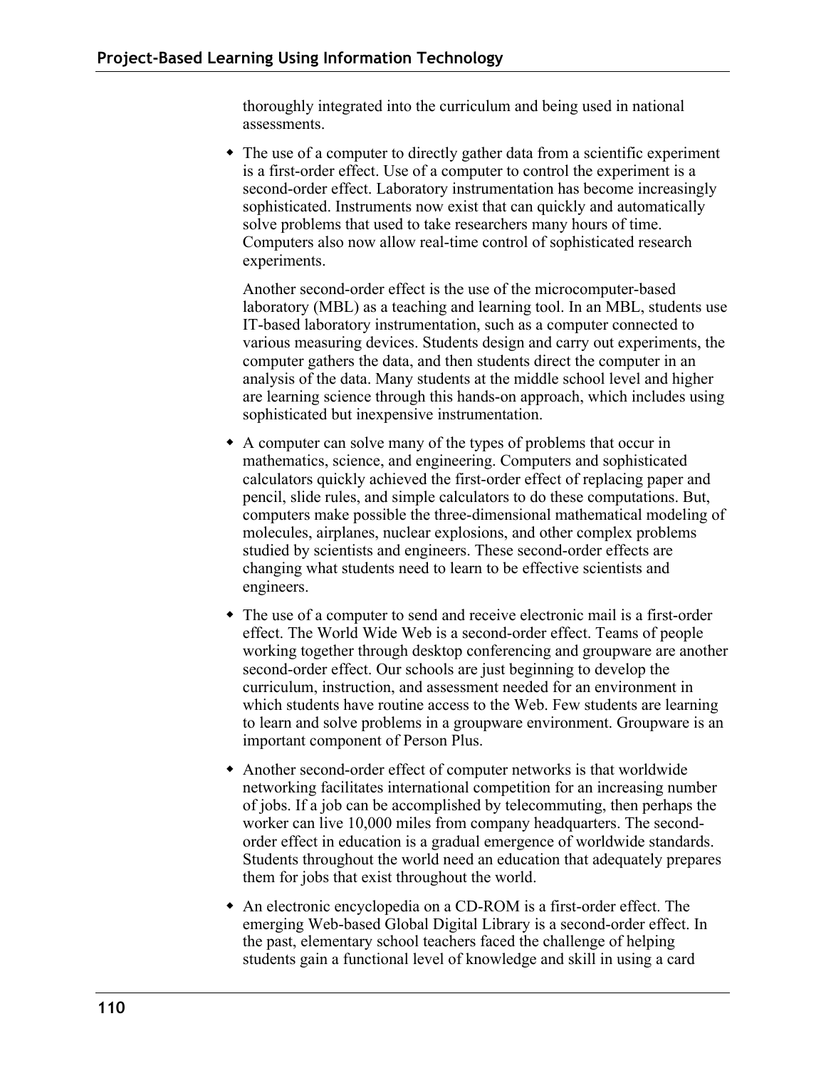thoroughly integrated into the curriculum and being used in national assessments.

- The use of a computer to directly gather data from a scientific experiment is a first-order effect. Use of a computer to control the experiment is a second-order effect. Laboratory instrumentation has become increasingly sophisticated. Instruments now exist that can quickly and automatically solve problems that used to take researchers many hours of time. Computers also now allow real-time control of sophisticated research experiments.

  Another second-order effect is the use of the microcomputer-based laboratory (MBL) as a teaching and learning tool. In an MBL, students use IT-based laboratory instrumentation, such as a computer connected to various measuring devices. Students design and carry out experiments, the computer gathers the data, and then students direct the computer in an analysis of the data. Many students at the middle school level and higher are learning science through this hands-on approach, which includes using sophisticated but inexpensive instrumentation.

- A computer can solve many of the types of problems that occur in mathematics, science, and engineering. Computers and sophisticated calculators quickly achieved the first-order effect of replacing paper and pencil, slide rules, and simple calculators to do these computations. But, computers make possible the three-dimensional mathematical modeling of molecules, airplanes, nuclear explosions, and other complex problems studied by scientists and engineers. These second-order effects are changing what students need to learn to be effective scientists and engineers.

- The use of a computer to send and receive electronic mail is a first-order effect. The World Wide Web is a second-order effect. Teams of people working together through desktop conferencing and groupware are another second-order effect. Our schools are just beginning to develop the curriculum, instruction, and assessment needed for an environment in which students have routine access to the Web. Few students are learning to learn and solve problems in a groupware environment. Groupware is an important component of Person Plus.

- Another second-order effect of computer networks is that worldwide networking facilitates international competition for an increasing number of jobs. If a job can be accomplished by telecommuting, then perhaps the worker can live 10,000 miles from company headquarters. The second-order effect in education is a gradual emergence of worldwide standards. Students throughout the world need an education that adequately prepares them for jobs that exist throughout the world.

- An electronic encyclopedia on a CD-ROM is a first-order effect. The emerging Web-based Global Digital Library is a second-order effect. In the past, elementary school teachers faced the challenge of helping students gain a functional level of knowledge and skill in using a card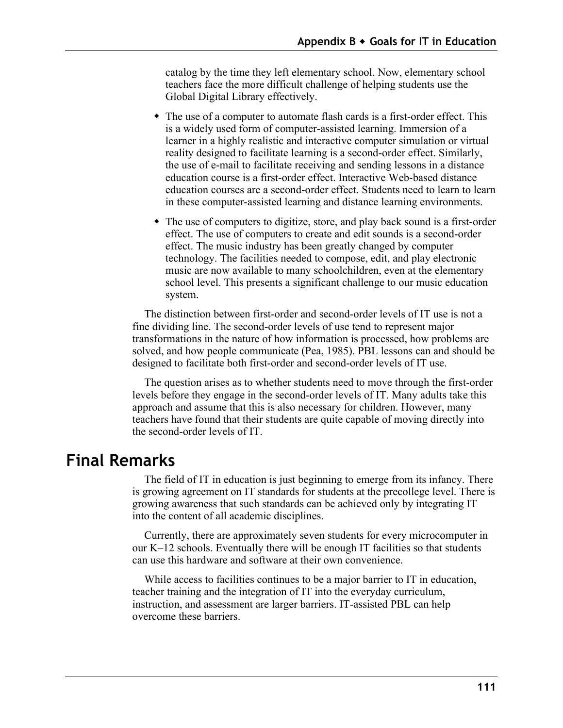catalog by the time they left elementary school. Now, elementary school teachers face the more difficult challenge of helping students use the Global Digital Library effectively.

- The use of a computer to automate flash cards is a first-order effect. This is a widely used form of computer-assisted learning. Immersion of a learner in a highly realistic and interactive computer simulation or virtual reality designed to facilitate learning is a second-order effect. Similarly, the use of e-mail to facilitate receiving and sending lessons in a distance education course is a first-order effect. Interactive Web-based distance education courses are a second-order effect. Students need to learn to learn in these computer-assisted learning and distance learning environments.

- The use of computers to digitize, store, and play back sound is a first-order effect. The use of computers to create and edit sounds is a second-order effect. The music industry has been greatly changed by computer technology. The facilities needed to compose, edit, and play electronic music are now available to many schoolchildren, even at the elementary school level. This presents a significant challenge to our music education system.

The distinction between first-order and second-order levels of IT use is not a fine dividing line. The second-order levels of use tend to represent major transformations in the nature of how information is processed, how problems are solved, and how people communicate (Pea, 1985). PBL lessons can and should be designed to facilitate both first-order and second-order levels of IT use.

The question arises as to whether students need to move through the first-order levels before they engage in the second-order levels of IT. Many adults take this approach and assume that this is also necessary for children. However, many teachers have found that their students are quite capable of moving directly into the second-order levels of IT.

# Final Remarks

The field of IT in education is just beginning to emerge from its infancy. There is growing agreement on IT standards for students at the precollege level. There is growing awareness that such standards can be achieved only by integrating IT into the content of all academic disciplines.

Currently, there are approximately seven students for every microcomputer in our K–12 schools. Eventually there will be enough IT facilities so that students can use this hardware and software at their own convenience.

While access to facilities continues to be a major barrier to IT in education, teacher training and the integration of IT into the everyday curriculum, instruction, and assessment are larger barriers. IT-assisted PBL can help overcome these barriers.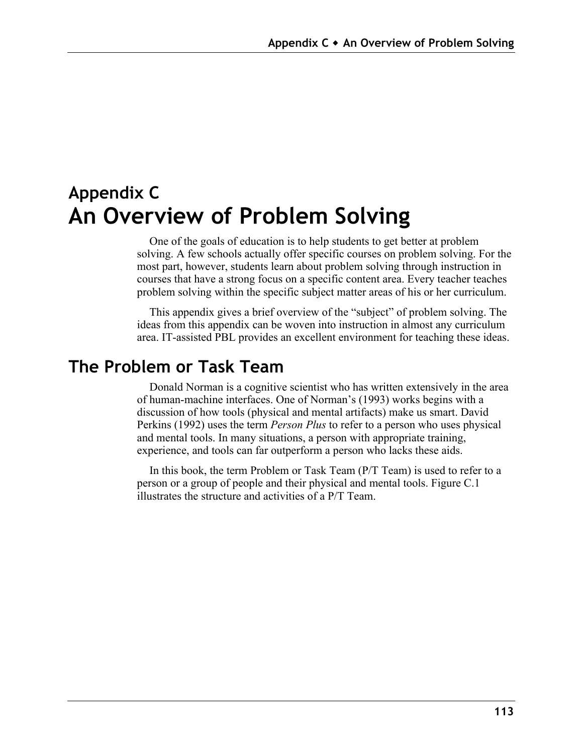# Appendix C
# An Overview of Problem Solving

One of the goals of education is to help students to get better at problem solving. A few schools actually offer specific courses on problem solving. For the most part, however, students learn about problem solving through instruction in courses that have a strong focus on a specific content area. Every teacher teaches problem solving within the specific subject matter areas of his or her curriculum.

This appendix gives a brief overview of the "subject" of problem solving. The ideas from this appendix can be woven into instruction in almost any curriculum area. IT-assisted PBL provides an excellent environment for teaching these ideas.

## The Problem or Task Team

Donald Norman is a cognitive scientist who has written extensively in the area of human-machine interfaces. One of Norman's (1993) works begins with a discussion of how tools (physical and mental artifacts) make us smart. David Perkins (1992) uses the term *Person Plus* to refer to a person who uses physical and mental tools. In many situations, a person with appropriate training, experience, and tools can far outperform a person who lacks these aids.

In this book, the term Problem or Task Team (P/T Team) is used to refer to a person or a group of people and their physical and mental tools. Figure C.1 illustrates the structure and activities of a P/T Team.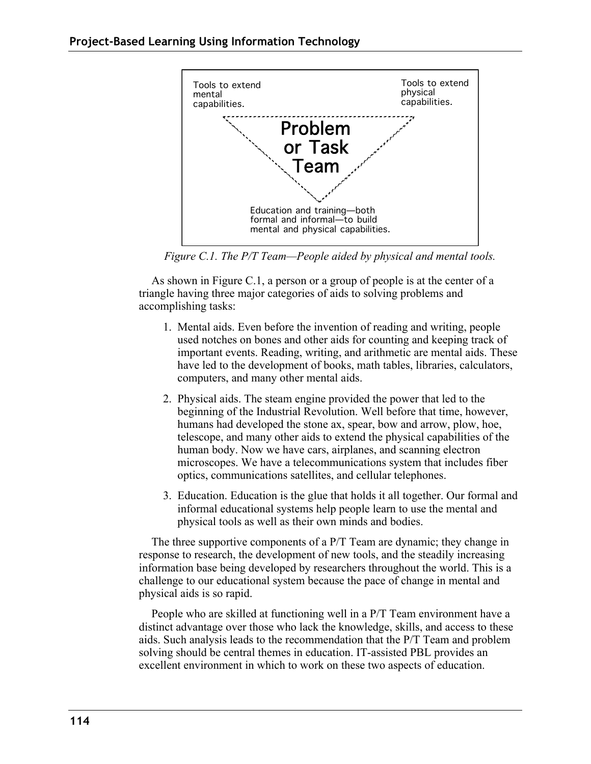Tools to extend mental capabilities.

Tools to extend physical capabilities.

Problem or Task Team

Education and training—both formal and informal—to build mental and physical capabilities.

*Figure C.1. The P/T Team—People aided by physical and mental tools.*

As shown in Figure C.1, a person or a group of people is at the center of a triangle having three major categories of aids to solving problems and accomplishing tasks:

1. Mental aids. Even before the invention of reading and writing, people used notches on bones and other aids for counting and keeping track of important events. Reading, writing, and arithmetic are mental aids. These have led to the development of books, math tables, libraries, calculators, computers, and many other mental aids.

2. Physical aids. The steam engine provided the power that led to the beginning of the Industrial Revolution. Well before that time, however, humans had developed the stone ax, spear, bow and arrow, plow, hoe, telescope, and many other aids to extend the physical capabilities of the human body. Now we have cars, airplanes, and scanning electron microscopes. We have a telecommunications system that includes fiber optics, communications satellites, and cellular telephones.

3. Education. Education is the glue that holds it all together. Our formal and informal educational systems help people learn to use the mental and physical tools as well as their own minds and bodies.

The three supportive components of a P/T Team are dynamic; they change in response to research, the development of new tools, and the steadily increasing information base being developed by researchers throughout the world. This is a challenge to our educational system because the pace of change in mental and physical aids is so rapid.

People who are skilled at functioning well in a P/T Team environment have a distinct advantage over those who lack the knowledge, skills, and access to these aids. Such analysis leads to the recommendation that the P/T Team and problem solving should be central themes in education. IT-assisted PBL provides an excellent environment in which to work on these two aspects of education.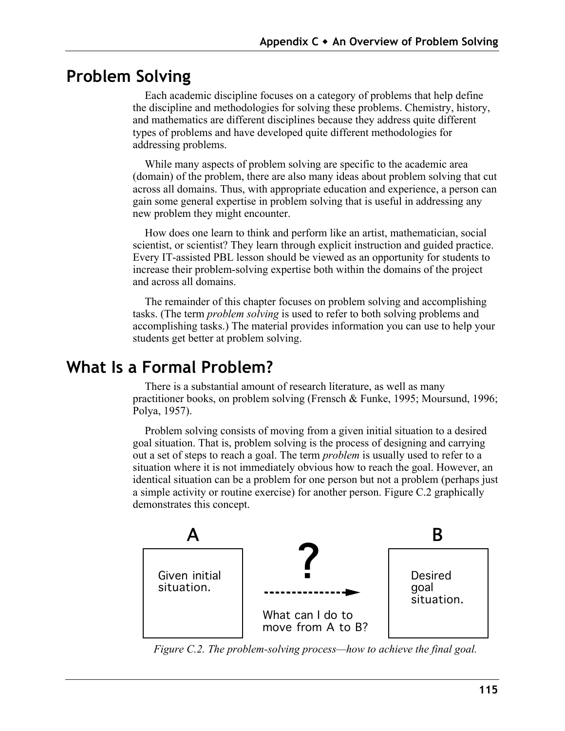## Problem Solving

Each academic discipline focuses on a category of problems that help define the discipline and methodologies for solving these problems. Chemistry, history, and mathematics are different disciplines because they address quite different types of problems and have developed quite different methodologies for addressing problems.

While many aspects of problem solving are specific to the academic area (domain) of the problem, there are also many ideas about problem solving that cut across all domains. Thus, with appropriate education and experience, a person can gain some general expertise in problem solving that is useful in addressing any new problem they might encounter.

How does one learn to think and perform like an artist, mathematician, social scientist, or scientist? They learn through explicit instruction and guided practice. Every IT-assisted PBL lesson should be viewed as an opportunity for students to increase their problem-solving expertise both within the domains of the project and across all domains.

The remainder of this chapter focuses on problem solving and accomplishing tasks. (The term *problem solving* is used to refer to both solving problems and accomplishing tasks.) The material provides information you can use to help your students get better at problem solving.

## What Is a Formal Problem?

There is a substantial amount of research literature, as well as many practitioner books, on problem solving (Frensch & Funke, 1995; Moursund, 1996; Polya, 1957).

Problem solving consists of moving from a given initial situation to a desired goal situation. That is, problem solving is the process of designing and carrying out a set of steps to reach a goal. The term *problem* is usually used to refer to a situation where it is not immediately obvious how to reach the goal. However, an identical situation can be a problem for one person but not a problem (perhaps just a simple activity or routine exercise) for another person. Figure C.2 graphically demonstrates this concept.

A: Given initial situation.

? What can I do to move from A to B?

B: Desired goal situation.

*Figure C.2. The problem-solving process—how to achieve the final goal.*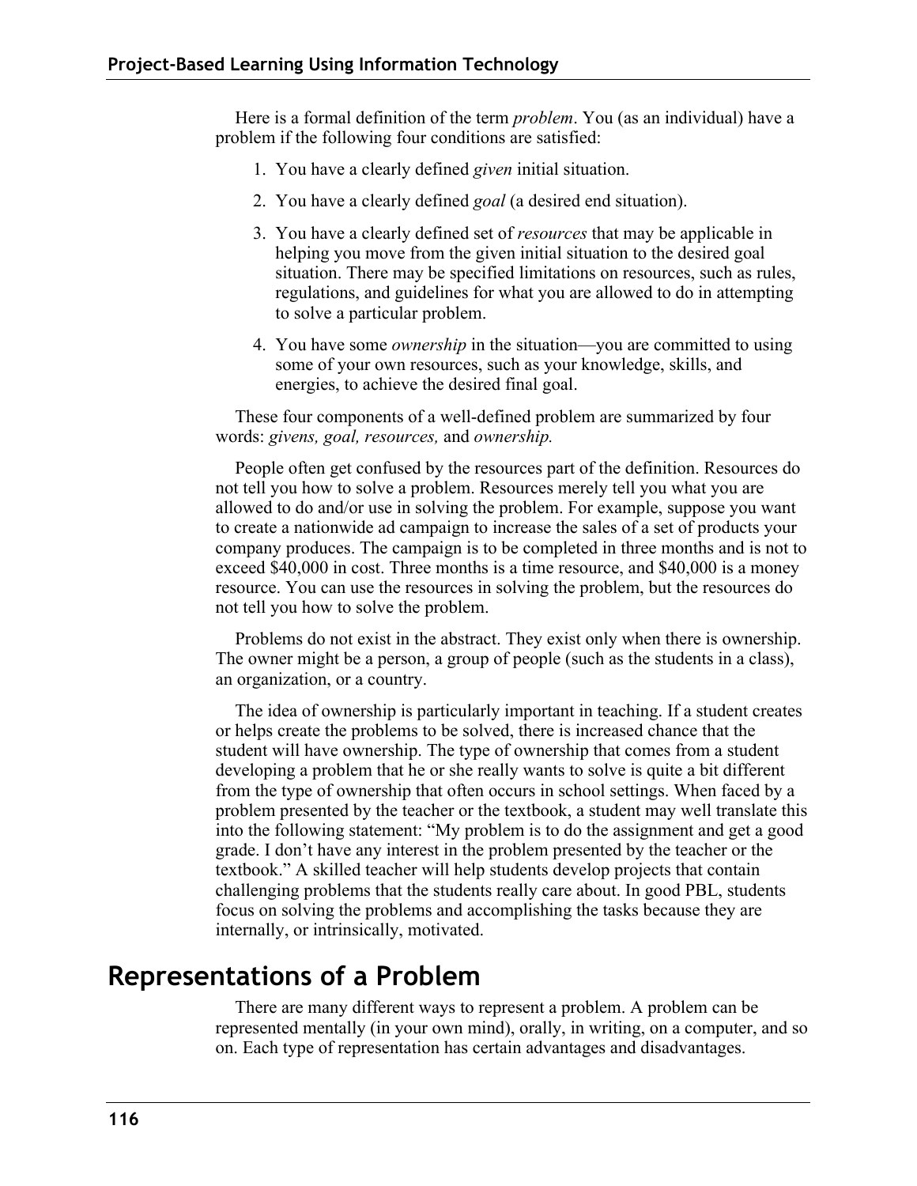Here is a formal definition of the term *problem*. You (as an individual) have a problem if the following four conditions are satisfied:

1. You have a clearly defined *given* initial situation.
2. You have a clearly defined *goal* (a desired end situation).
3. You have a clearly defined set of *resources* that may be applicable in helping you move from the given initial situation to the desired goal situation. There may be specified limitations on resources, such as rules, regulations, and guidelines for what you are allowed to do in attempting to solve a particular problem.
4. You have some *ownership* in the situation—you are committed to using some of your own resources, such as your knowledge, skills, and energies, to achieve the desired final goal.

These four components of a well-defined problem are summarized by four words: *givens, goal, resources,* and *ownership.*

People often get confused by the resources part of the definition. Resources do not tell you how to solve a problem. Resources merely tell you what you are allowed to do and/or use in solving the problem. For example, suppose you want to create a nationwide ad campaign to increase the sales of a set of products your company produces. The campaign is to be completed in three months and is not to exceed $40,000 in cost. Three months is a time resource, and $40,000 is a money resource. You can use the resources in solving the problem, but the resources do not tell you how to solve the problem.

Problems do not exist in the abstract. They exist only when there is ownership. The owner might be a person, a group of people (such as the students in a class), an organization, or a country.

The idea of ownership is particularly important in teaching. If a student creates or helps create the problems to be solved, there is increased chance that the student will have ownership. The type of ownership that comes from a student developing a problem that he or she really wants to solve is quite a bit different from the type of ownership that often occurs in school settings. When faced by a problem presented by the teacher or the textbook, a student may well translate this into the following statement: "My problem is to do the assignment and get a good grade. I don't have any interest in the problem presented by the teacher or the textbook." A skilled teacher will help students develop projects that contain challenging problems that the students really care about. In good PBL, students focus on solving the problems and accomplishing the tasks because they are internally, or intrinsically, motivated.

## Representations of a Problem

There are many different ways to represent a problem. A problem can be represented mentally (in your own mind), orally, in writing, on a computer, and so on. Each type of representation has certain advantages and disadvantages.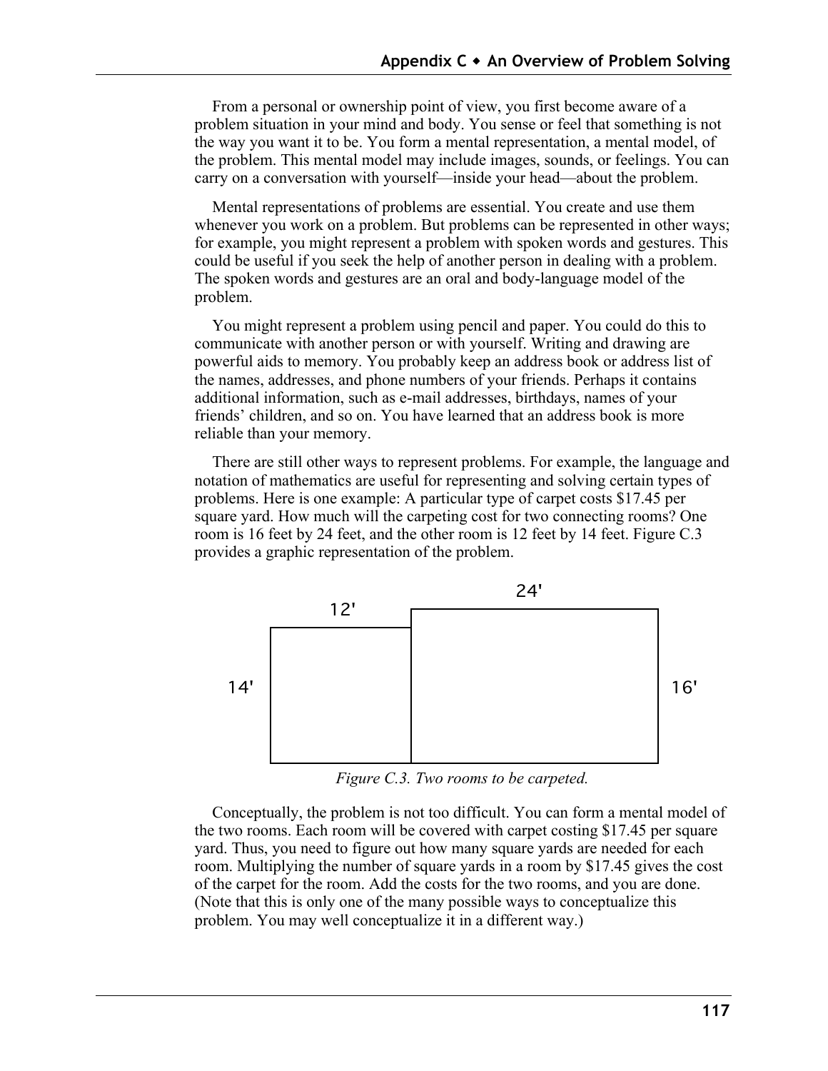From a personal or ownership point of view, you first become aware of a problem situation in your mind and body. You sense or feel that something is not the way you want it to be. You form a mental representation, a mental model, of the problem. This mental model may include images, sounds, or feelings. You can carry on a conversation with yourself—inside your head—about the problem.

Mental representations of problems are essential. You create and use them whenever you work on a problem. But problems can be represented in other ways; for example, you might represent a problem with spoken words and gestures. This could be useful if you seek the help of another person in dealing with a problem. The spoken words and gestures are an oral and body-language model of the problem.

You might represent a problem using pencil and paper. You could do this to communicate with another person or with yourself. Writing and drawing are powerful aids to memory. You probably keep an address book or address list of the names, addresses, and phone numbers of your friends. Perhaps it contains additional information, such as e-mail addresses, birthdays, names of your friends' children, and so on. You have learned that an address book is more reliable than your memory.

There are still other ways to represent problems. For example, the language and notation of mathematics are useful for representing and solving certain types of problems. Here is one example: A particular type of carpet costs $17.45 per square yard. How much will the carpeting cost for two connecting rooms? One room is 16 feet by 24 feet, and the other room is 12 feet by 14 feet. Figure C.3 provides a graphic representation of the problem.

*Figure C.3. Two rooms to be carpeted.*

Conceptually, the problem is not too difficult. You can form a mental model of the two rooms. Each room will be covered with carpet costing $17.45 per square yard. Thus, you need to figure out how many square yards are needed for each room. Multiplying the number of square yards in a room by $17.45 gives the cost of the carpet for the room. Add the costs for the two rooms, and you are done. (Note that this is only one of the many possible ways to conceptualize this problem. You may well conceptualize it in a different way.)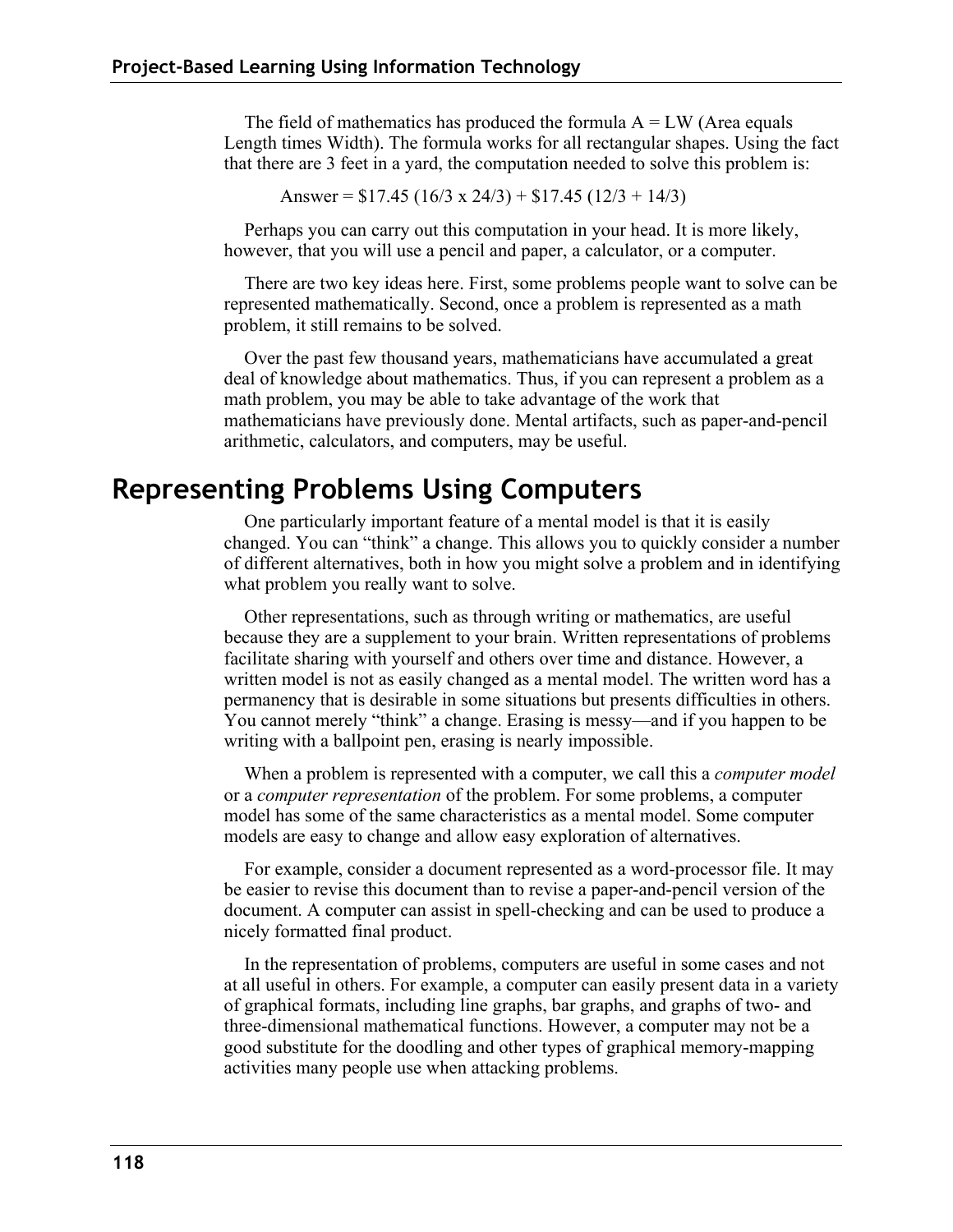The field of mathematics has produced the formula $A = LW$ (Area equals Length times Width). The formula works for all rectangular shapes. Using the fact that there are 3 feet in a yard, the computation needed to solve this problem is:

$$\text{Answer} = \$17.45\,(16/3 \times 24/3) + \$17.45\,(12/3 + 14/3)$$

Perhaps you can carry out this computation in your head. It is more likely, however, that you will use a pencil and paper, a calculator, or a computer.

There are two key ideas here. First, some problems people want to solve can be represented mathematically. Second, once a problem is represented as a math problem, it still remains to be solved.

Over the past few thousand years, mathematicians have accumulated a great deal of knowledge about mathematics. Thus, if you can represent a problem as a math problem, you may be able to take advantage of the work that mathematicians have previously done. Mental artifacts, such as paper-and-pencil arithmetic, calculators, and computers, may be useful.

## Representing Problems Using Computers

One particularly important feature of a mental model is that it is easily changed. You can "think" a change. This allows you to quickly consider a number of different alternatives, both in how you might solve a problem and in identifying what problem you really want to solve.

Other representations, such as through writing or mathematics, are useful because they are a supplement to your brain. Written representations of problems facilitate sharing with yourself and others over time and distance. However, a written model is not as easily changed as a mental model. The written word has a permanency that is desirable in some situations but presents difficulties in others. You cannot merely "think" a change. Erasing is messy—and if you happen to be writing with a ballpoint pen, erasing is nearly impossible.

When a problem is represented with a computer, we call this a *computer model* or a *computer representation* of the problem. For some problems, a computer model has some of the same characteristics as a mental model. Some computer models are easy to change and allow easy exploration of alternatives.

For example, consider a document represented as a word-processor file. It may be easier to revise this document than to revise a paper-and-pencil version of the document. A computer can assist in spell-checking and can be used to produce a nicely formatted final product.

In the representation of problems, computers are useful in some cases and not at all useful in others. For example, a computer can easily present data in a variety of graphical formats, including line graphs, bar graphs, and graphs of two- and three-dimensional mathematical functions. However, a computer may not be a good substitute for the doodling and other types of graphical memory-mapping activities many people use when attacking problems.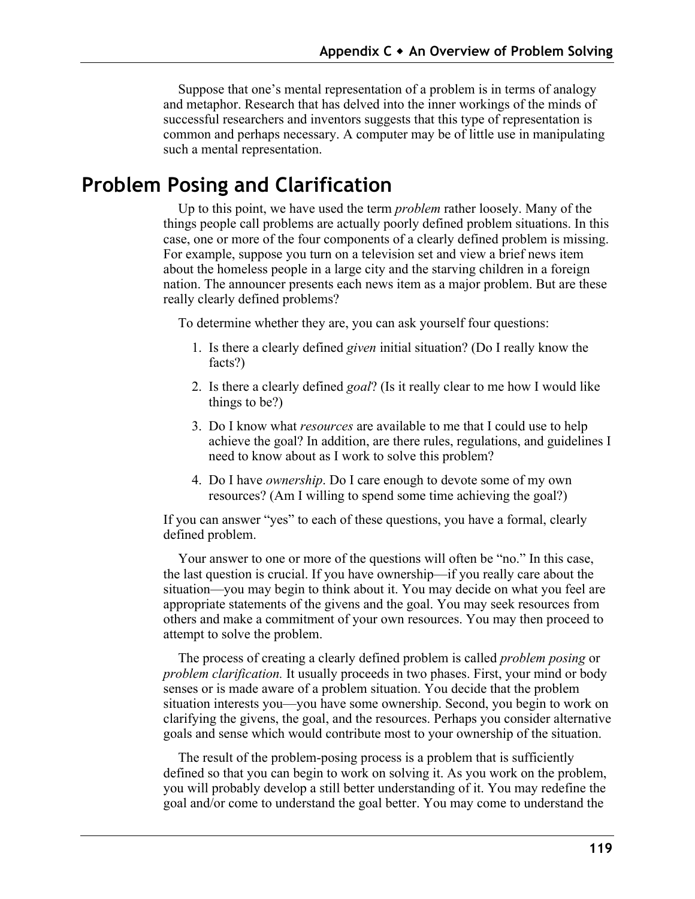Suppose that one's mental representation of a problem is in terms of analogy and metaphor. Research that has delved into the inner workings of the minds of successful researchers and inventors suggests that this type of representation is common and perhaps necessary. A computer may be of little use in manipulating such a mental representation.

## Problem Posing and Clarification

Up to this point, we have used the term *problem* rather loosely. Many of the things people call problems are actually poorly defined problem situations. In this case, one or more of the four components of a clearly defined problem is missing. For example, suppose you turn on a television set and view a brief news item about the homeless people in a large city and the starving children in a foreign nation. The announcer presents each news item as a major problem. But are these really clearly defined problems?

To determine whether they are, you can ask yourself four questions:

1. Is there a clearly defined *given* initial situation? (Do I really know the facts?)
2. Is there a clearly defined *goal*? (Is it really clear to me how I would like things to be?)
3. Do I know what *resources* are available to me that I could use to help achieve the goal? In addition, are there rules, regulations, and guidelines I need to know about as I work to solve this problem?
4. Do I have *ownership*. Do I care enough to devote some of my own resources? (Am I willing to spend some time achieving the goal?)

If you can answer "yes" to each of these questions, you have a formal, clearly defined problem.

Your answer to one or more of the questions will often be "no." In this case, the last question is crucial. If you have ownership—if you really care about the situation—you may begin to think about it. You may decide on what you feel are appropriate statements of the givens and the goal. You may seek resources from others and make a commitment of your own resources. You may then proceed to attempt to solve the problem.

The process of creating a clearly defined problem is called *problem posing* or *problem clarification.* It usually proceeds in two phases. First, your mind or body senses or is made aware of a problem situation. You decide that the problem situation interests you—you have some ownership. Second, you begin to work on clarifying the givens, the goal, and the resources. Perhaps you consider alternative goals and sense which would contribute most to your ownership of the situation.

The result of the problem-posing process is a problem that is sufficiently defined so that you can begin to work on solving it. As you work on the problem, you will probably develop a still better understanding of it. You may redefine the goal and/or come to understand the goal better. You may come to understand the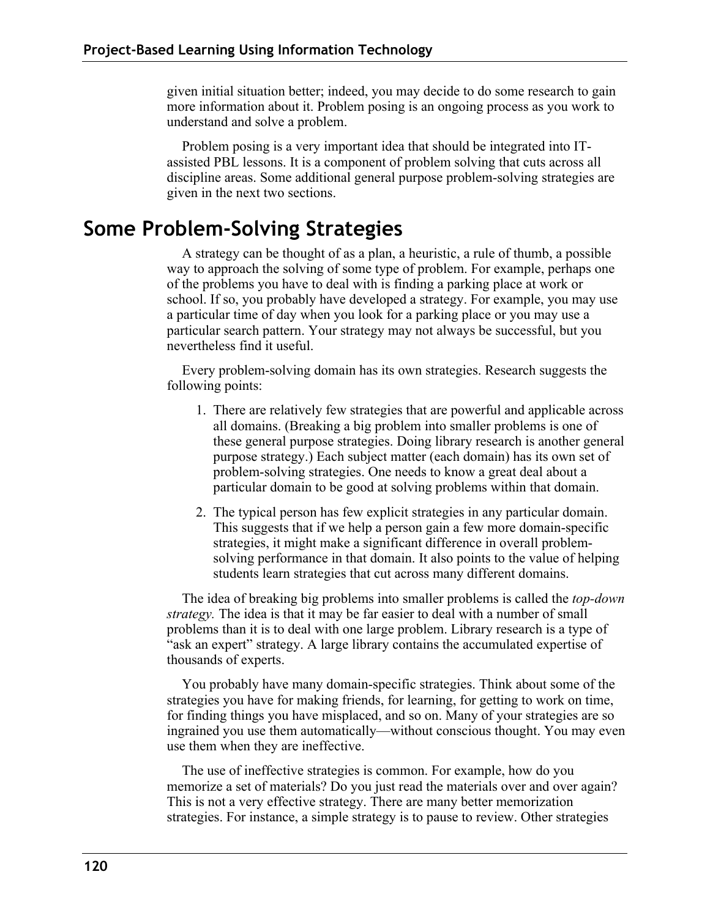given initial situation better; indeed, you may decide to do some research to gain more information about it. Problem posing is an ongoing process as you work to understand and solve a problem.

Problem posing is a very important idea that should be integrated into IT-assisted PBL lessons. It is a component of problem solving that cuts across all discipline areas. Some additional general purpose problem-solving strategies are given in the next two sections.

## Some Problem-Solving Strategies

A strategy can be thought of as a plan, a heuristic, a rule of thumb, a possible way to approach the solving of some type of problem. For example, perhaps one of the problems you have to deal with is finding a parking place at work or school. If so, you probably have developed a strategy. For example, you may use a particular time of day when you look for a parking place or you may use a particular search pattern. Your strategy may not always be successful, but you nevertheless find it useful.

Every problem-solving domain has its own strategies. Research suggests the following points:

1. There are relatively few strategies that are powerful and applicable across all domains. (Breaking a big problem into smaller problems is one of these general purpose strategies. Doing library research is another general purpose strategy.) Each subject matter (each domain) has its own set of problem-solving strategies. One needs to know a great deal about a particular domain to be good at solving problems within that domain.
2. The typical person has few explicit strategies in any particular domain. This suggests that if we help a person gain a few more domain-specific strategies, it might make a significant difference in overall problem-solving performance in that domain. It also points to the value of helping students learn strategies that cut across many different domains.

The idea of breaking big problems into smaller problems is called the *top-down strategy.* The idea is that it may be far easier to deal with a number of small problems than it is to deal with one large problem. Library research is a type of "ask an expert" strategy. A large library contains the accumulated expertise of thousands of experts.

You probably have many domain-specific strategies. Think about some of the strategies you have for making friends, for learning, for getting to work on time, for finding things you have misplaced, and so on. Many of your strategies are so ingrained you use them automatically—without conscious thought. You may even use them when they are ineffective.

The use of ineffective strategies is common. For example, how do you memorize a set of materials? Do you just read the materials over and over again? This is not a very effective strategy. There are many better memorization strategies. For instance, a simple strategy is to pause to review. Other strategies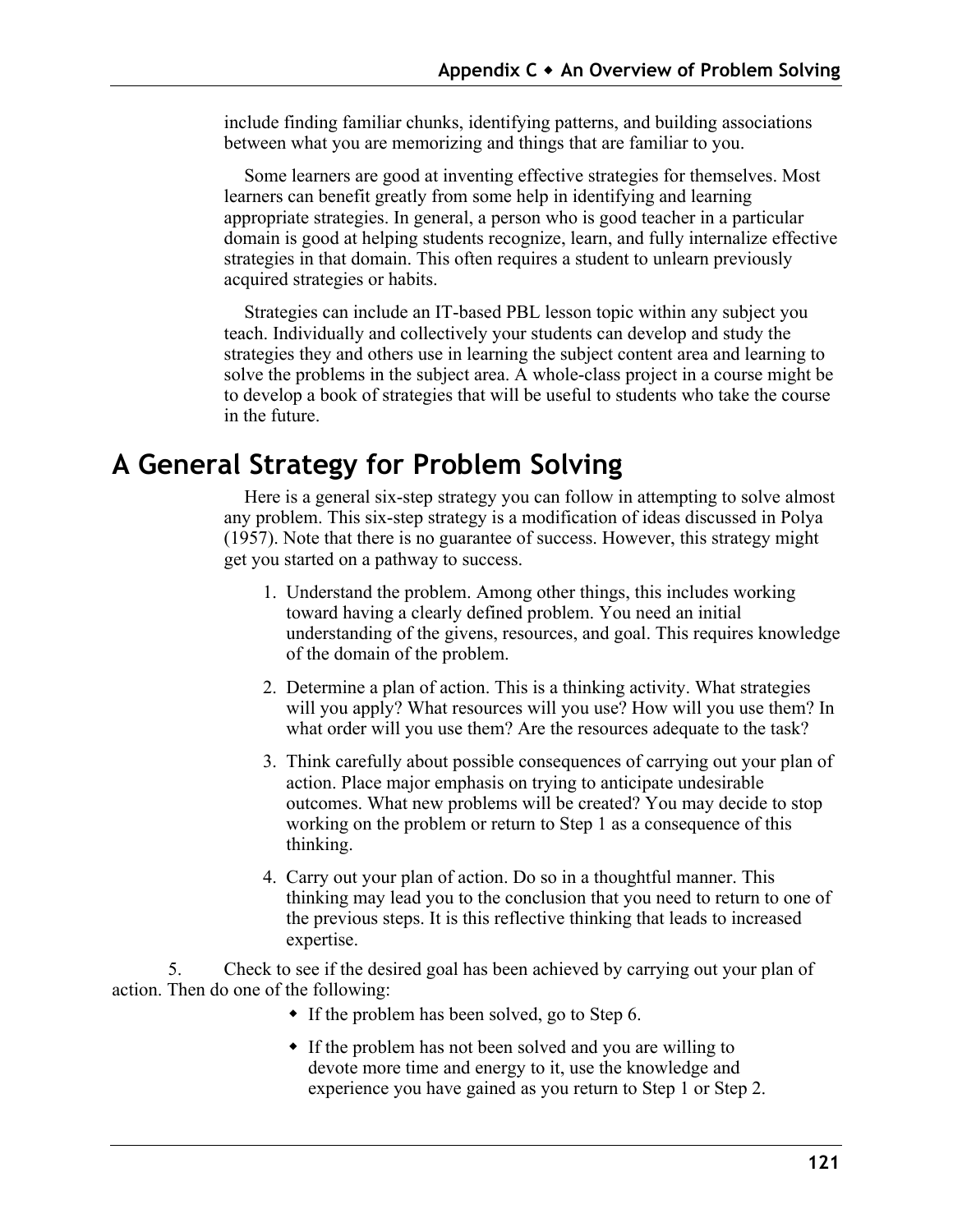include finding familiar chunks, identifying patterns, and building associations between what you are memorizing and things that are familiar to you.

Some learners are good at inventing effective strategies for themselves. Most learners can benefit greatly from some help in identifying and learning appropriate strategies. In general, a person who is good teacher in a particular domain is good at helping students recognize, learn, and fully internalize effective strategies in that domain. This often requires a student to unlearn previously acquired strategies or habits.

Strategies can include an IT-based PBL lesson topic within any subject you teach. Individually and collectively your students can develop and study the strategies they and others use in learning the subject content area and learning to solve the problems in the subject area. A whole-class project in a course might be to develop a book of strategies that will be useful to students who take the course in the future.

## A General Strategy for Problem Solving

Here is a general six-step strategy you can follow in attempting to solve almost any problem. This six-step strategy is a modification of ideas discussed in Polya (1957). Note that there is no guarantee of success. However, this strategy might get you started on a pathway to success.

1. Understand the problem. Among other things, this includes working toward having a clearly defined problem. You need an initial understanding of the givens, resources, and goal. This requires knowledge of the domain of the problem.
2. Determine a plan of action. This is a thinking activity. What strategies will you apply? What resources will you use? How will you use them? In what order will you use them? Are the resources adequate to the task?
3. Think carefully about possible consequences of carrying out your plan of action. Place major emphasis on trying to anticipate undesirable outcomes. What new problems will be created? You may decide to stop working on the problem or return to Step 1 as a consequence of this thinking.
4. Carry out your plan of action. Do so in a thoughtful manner. This thinking may lead you to the conclusion that you need to return to one of the previous steps. It is this reflective thinking that leads to increased expertise.
5. Check to see if the desired goal has been achieved by carrying out your plan of action. Then do one of the following:
   - If the problem has been solved, go to Step 6.
   - If the problem has not been solved and you are willing to devote more time and energy to it, use the knowledge and experience you have gained as you return to Step 1 or Step 2.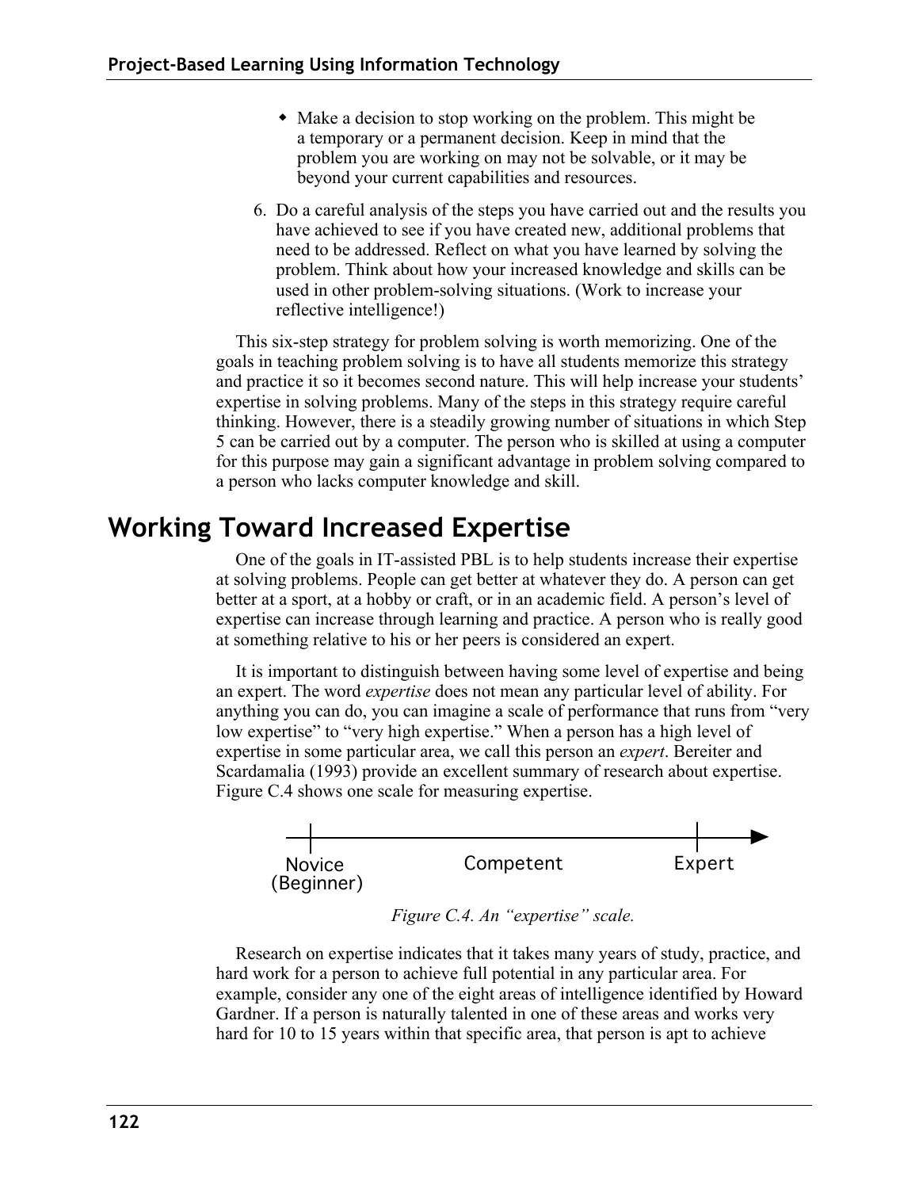- Make a decision to stop working on the problem. This might be a temporary or a permanent decision. Keep in mind that the problem you are working on may not be solvable, or it may be beyond your current capabilities and resources.

6. Do a careful analysis of the steps you have carried out and the results you have achieved to see if you have created new, additional problems that need to be addressed. Reflect on what you have learned by solving the problem. Think about how your increased knowledge and skills can be used in other problem-solving situations. (Work to increase your reflective intelligence!)

This six-step strategy for problem solving is worth memorizing. One of the goals in teaching problem solving is to have all students memorize this strategy and practice it so it becomes second nature. This will help increase your students' expertise in solving problems. Many of the steps in this strategy require careful thinking. However, there is a steadily growing number of situations in which Step 5 can be carried out by a computer. The person who is skilled at using a computer for this purpose may gain a significant advantage in problem solving compared to a person who lacks computer knowledge and skill.

## Working Toward Increased Expertise

One of the goals in IT-assisted PBL is to help students increase their expertise at solving problems. People can get better at whatever they do. A person can get better at a sport, at a hobby or craft, or in an academic field. A person's level of expertise can increase through learning and practice. A person who is really good at something relative to his or her peers is considered an expert.

It is important to distinguish between having some level of expertise and being an expert. The word *expertise* does not mean any particular level of ability. For anything you can do, you can imagine a scale of performance that runs from "very low expertise" to "very high expertise." When a person has a high level of expertise in some particular area, we call this person an *expert*. Bereiter and Scardamalia (1993) provide an excellent summary of research about expertise. Figure C.4 shows one scale for measuring expertise.

Novice (Beginner) — Competent — Expert

*Figure C.4. An "expertise" scale.*

Research on expertise indicates that it takes many years of study, practice, and hard work for a person to achieve full potential in any particular area. For example, consider any one of the eight areas of intelligence identified by Howard Gardner. If a person is naturally talented in one of these areas and works very hard for 10 to 15 years within that specific area, that person is apt to achieve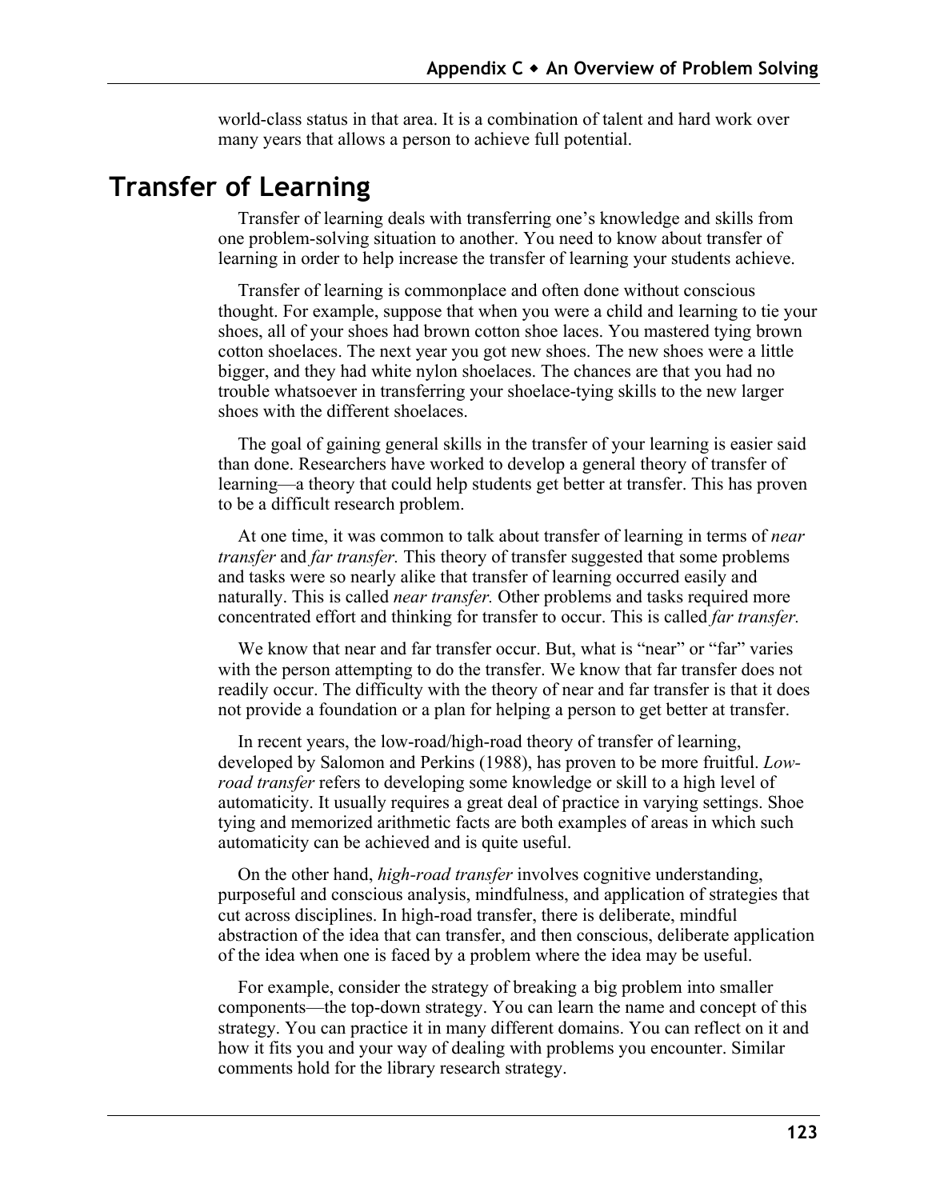world-class status in that area. It is a combination of talent and hard work over many years that allows a person to achieve full potential.

## Transfer of Learning

Transfer of learning deals with transferring one's knowledge and skills from one problem-solving situation to another. You need to know about transfer of learning in order to help increase the transfer of learning your students achieve.

Transfer of learning is commonplace and often done without conscious thought. For example, suppose that when you were a child and learning to tie your shoes, all of your shoes had brown cotton shoe laces. You mastered tying brown cotton shoelaces. The next year you got new shoes. The new shoes were a little bigger, and they had white nylon shoelaces. The chances are that you had no trouble whatsoever in transferring your shoelace-tying skills to the new larger shoes with the different shoelaces.

The goal of gaining general skills in the transfer of your learning is easier said than done. Researchers have worked to develop a general theory of transfer of learning—a theory that could help students get better at transfer. This has proven to be a difficult research problem.

At one time, it was common to talk about transfer of learning in terms of *near transfer* and *far transfer.* This theory of transfer suggested that some problems and tasks were so nearly alike that transfer of learning occurred easily and naturally. This is called *near transfer.* Other problems and tasks required more concentrated effort and thinking for transfer to occur. This is called *far transfer.*

We know that near and far transfer occur. But, what is "near" or "far" varies with the person attempting to do the transfer. We know that far transfer does not readily occur. The difficulty with the theory of near and far transfer is that it does not provide a foundation or a plan for helping a person to get better at transfer.

In recent years, the low-road/high-road theory of transfer of learning, developed by Salomon and Perkins (1988), has proven to be more fruitful. *Low-road transfer* refers to developing some knowledge or skill to a high level of automaticity. It usually requires a great deal of practice in varying settings. Shoe tying and memorized arithmetic facts are both examples of areas in which such automaticity can be achieved and is quite useful.

On the other hand, *high-road transfer* involves cognitive understanding, purposeful and conscious analysis, mindfulness, and application of strategies that cut across disciplines. In high-road transfer, there is deliberate, mindful abstraction of the idea that can transfer, and then conscious, deliberate application of the idea when one is faced by a problem where the idea may be useful.

For example, consider the strategy of breaking a big problem into smaller components—the top-down strategy. You can learn the name and concept of this strategy. You can practice it in many different domains. You can reflect on it and how it fits you and your way of dealing with problems you encounter. Similar comments hold for the library research strategy.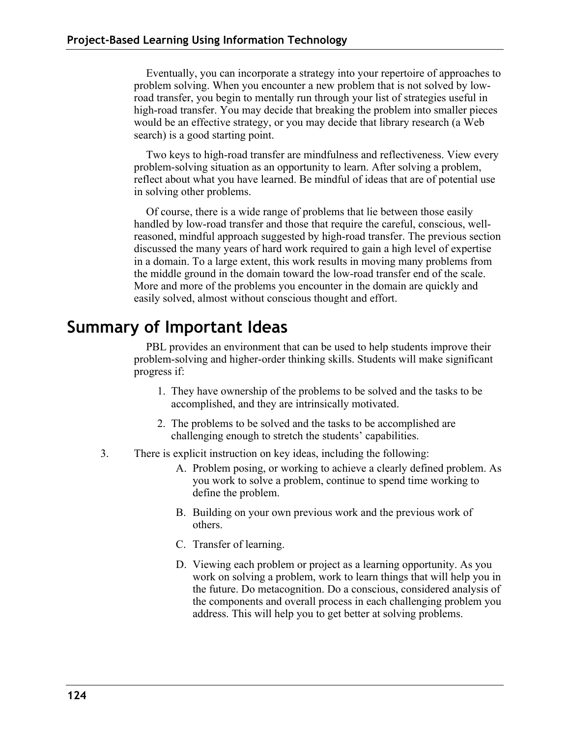Eventually, you can incorporate a strategy into your repertoire of approaches to problem solving. When you encounter a new problem that is not solved by low-road transfer, you begin to mentally run through your list of strategies useful in high-road transfer. You may decide that breaking the problem into smaller pieces would be an effective strategy, or you may decide that library research (a Web search) is a good starting point.

Two keys to high-road transfer are mindfulness and reflectiveness. View every problem-solving situation as an opportunity to learn. After solving a problem, reflect about what you have learned. Be mindful of ideas that are of potential use in solving other problems.

Of course, there is a wide range of problems that lie between those easily handled by low-road transfer and those that require the careful, conscious, well-reasoned, mindful approach suggested by high-road transfer. The previous section discussed the many years of hard work required to gain a high level of expertise in a domain. To a large extent, this work results in moving many problems from the middle ground in the domain toward the low-road transfer end of the scale. More and more of the problems you encounter in the domain are quickly and easily solved, almost without conscious thought and effort.

## Summary of Important Ideas

PBL provides an environment that can be used to help students improve their problem-solving and higher-order thinking skills. Students will make significant progress if:

1. They have ownership of the problems to be solved and the tasks to be accomplished, and they are intrinsically motivated.
2. The problems to be solved and the tasks to be accomplished are challenging enough to stretch the students' capabilities.
3. There is explicit instruction on key ideas, including the following:
   - A. Problem posing, or working to achieve a clearly defined problem. As you work to solve a problem, continue to spend time working to define the problem.
   - B. Building on your own previous work and the previous work of others.
   - C. Transfer of learning.
   - D. Viewing each problem or project as a learning opportunity. As you work on solving a problem, work to learn things that will help you in the future. Do metacognition. Do a conscious, considered analysis of the components and overall process in each challenging problem you address. This will help you to get better at solving problems.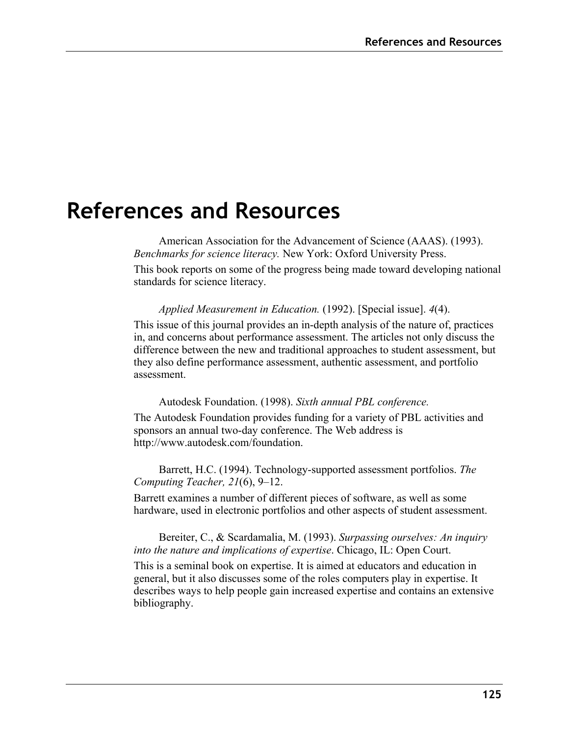# References and Resources

American Association for the Advancement of Science (AAAS). (1993). *Benchmarks for science literacy.* New York: Oxford University Press.

This book reports on some of the progress being made toward developing national standards for science literacy.

*Applied Measurement in Education.* (1992). [Special issue]. *4*(4).

This issue of this journal provides an in-depth analysis of the nature of, practices in, and concerns about performance assessment. The articles not only discuss the difference between the new and traditional approaches to student assessment, but they also define performance assessment, authentic assessment, and portfolio assessment.

Autodesk Foundation. (1998). *Sixth annual PBL conference.*

The Autodesk Foundation provides funding for a variety of PBL activities and sponsors an annual two-day conference. The Web address is http://www.autodesk.com/foundation.

Barrett, H.C. (1994). Technology-supported assessment portfolios. *The Computing Teacher, 21*(6), 9–12.

Barrett examines a number of different pieces of software, as well as some hardware, used in electronic portfolios and other aspects of student assessment.

Bereiter, C., & Scardamalia, M. (1993). *Surpassing ourselves: An inquiry into the nature and implications of expertise*. Chicago, IL: Open Court.

This is a seminal book on expertise. It is aimed at educators and education in general, but it also discusses some of the roles computers play in expertise. It describes ways to help people gain increased expertise and contains an extensive bibliography.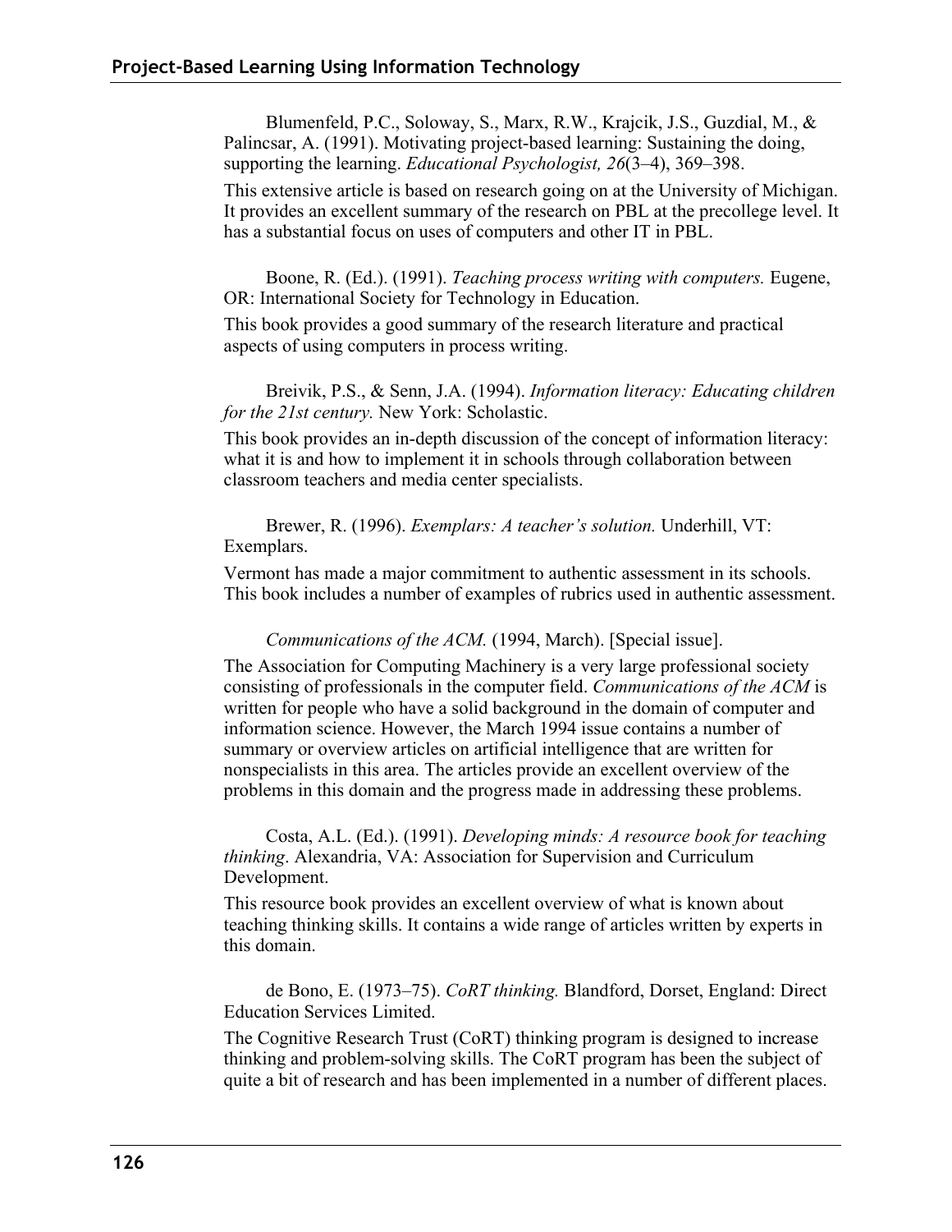Blumenfeld, P.C., Soloway, S., Marx, R.W., Krajcik, J.S., Guzdial, M., & Palincsar, A. (1991). Motivating project-based learning: Sustaining the doing, supporting the learning. *Educational Psychologist, 26*(3–4), 369–398.

This extensive article is based on research going on at the University of Michigan. It provides an excellent summary of the research on PBL at the precollege level. It has a substantial focus on uses of computers and other IT in PBL.

Boone, R. (Ed.). (1991). *Teaching process writing with computers.* Eugene, OR: International Society for Technology in Education.

This book provides a good summary of the research literature and practical aspects of using computers in process writing.

Breivik, P.S., & Senn, J.A. (1994). *Information literacy: Educating children for the 21st century.* New York: Scholastic.

This book provides an in-depth discussion of the concept of information literacy: what it is and how to implement it in schools through collaboration between classroom teachers and media center specialists.

Brewer, R. (1996). *Exemplars: A teacher's solution.* Underhill, VT: Exemplars.

Vermont has made a major commitment to authentic assessment in its schools. This book includes a number of examples of rubrics used in authentic assessment.

*Communications of the ACM.* (1994, March). [Special issue].

The Association for Computing Machinery is a very large professional society consisting of professionals in the computer field. *Communications of the ACM* is written for people who have a solid background in the domain of computer and information science. However, the March 1994 issue contains a number of summary or overview articles on artificial intelligence that are written for nonspecialists in this area. The articles provide an excellent overview of the problems in this domain and the progress made in addressing these problems.

Costa, A.L. (Ed.). (1991). *Developing minds: A resource book for teaching thinking*. Alexandria, VA: Association for Supervision and Curriculum Development.

This resource book provides an excellent overview of what is known about teaching thinking skills. It contains a wide range of articles written by experts in this domain.

de Bono, E. (1973–75). *CoRT thinking.* Blandford, Dorset, England: Direct Education Services Limited.

The Cognitive Research Trust (CoRT) thinking program is designed to increase thinking and problem-solving skills. The CoRT program has been the subject of quite a bit of research and has been implemented in a number of different places.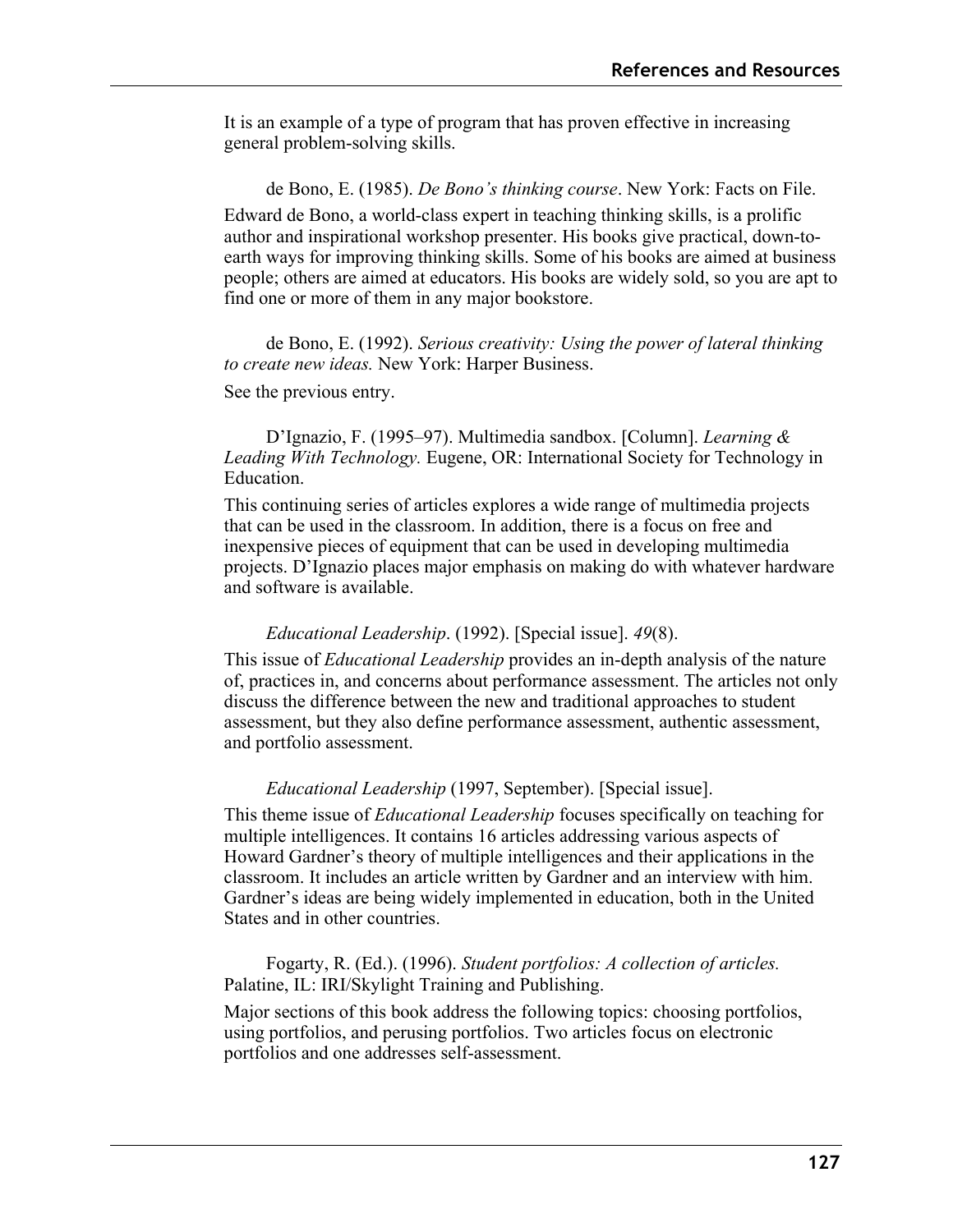It is an example of a type of program that has proven effective in increasing general problem-solving skills.

de Bono, E. (1985). *De Bono's thinking course*. New York: Facts on File.

Edward de Bono, a world-class expert in teaching thinking skills, is a prolific author and inspirational workshop presenter. His books give practical, down-to-earth ways for improving thinking skills. Some of his books are aimed at business people; others are aimed at educators. His books are widely sold, so you are apt to find one or more of them in any major bookstore.

de Bono, E. (1992). *Serious creativity: Using the power of lateral thinking to create new ideas.* New York: Harper Business.

See the previous entry.

D'Ignazio, F. (1995–97). Multimedia sandbox. [Column]. *Learning & Leading With Technology.* Eugene, OR: International Society for Technology in Education.

This continuing series of articles explores a wide range of multimedia projects that can be used in the classroom. In addition, there is a focus on free and inexpensive pieces of equipment that can be used in developing multimedia projects. D'Ignazio places major emphasis on making do with whatever hardware and software is available.

*Educational Leadership*. (1992). [Special issue]. *49*(8).

This issue of *Educational Leadership* provides an in-depth analysis of the nature of, practices in, and concerns about performance assessment. The articles not only discuss the difference between the new and traditional approaches to student assessment, but they also define performance assessment, authentic assessment, and portfolio assessment.

*Educational Leadership* (1997, September). [Special issue].

This theme issue of *Educational Leadership* focuses specifically on teaching for multiple intelligences. It contains 16 articles addressing various aspects of Howard Gardner's theory of multiple intelligences and their applications in the classroom. It includes an article written by Gardner and an interview with him. Gardner's ideas are being widely implemented in education, both in the United States and in other countries.

Fogarty, R. (Ed.). (1996). *Student portfolios: A collection of articles.* Palatine, IL: IRI/Skylight Training and Publishing.

Major sections of this book address the following topics: choosing portfolios, using portfolios, and perusing portfolios. Two articles focus on electronic portfolios and one addresses self-assessment.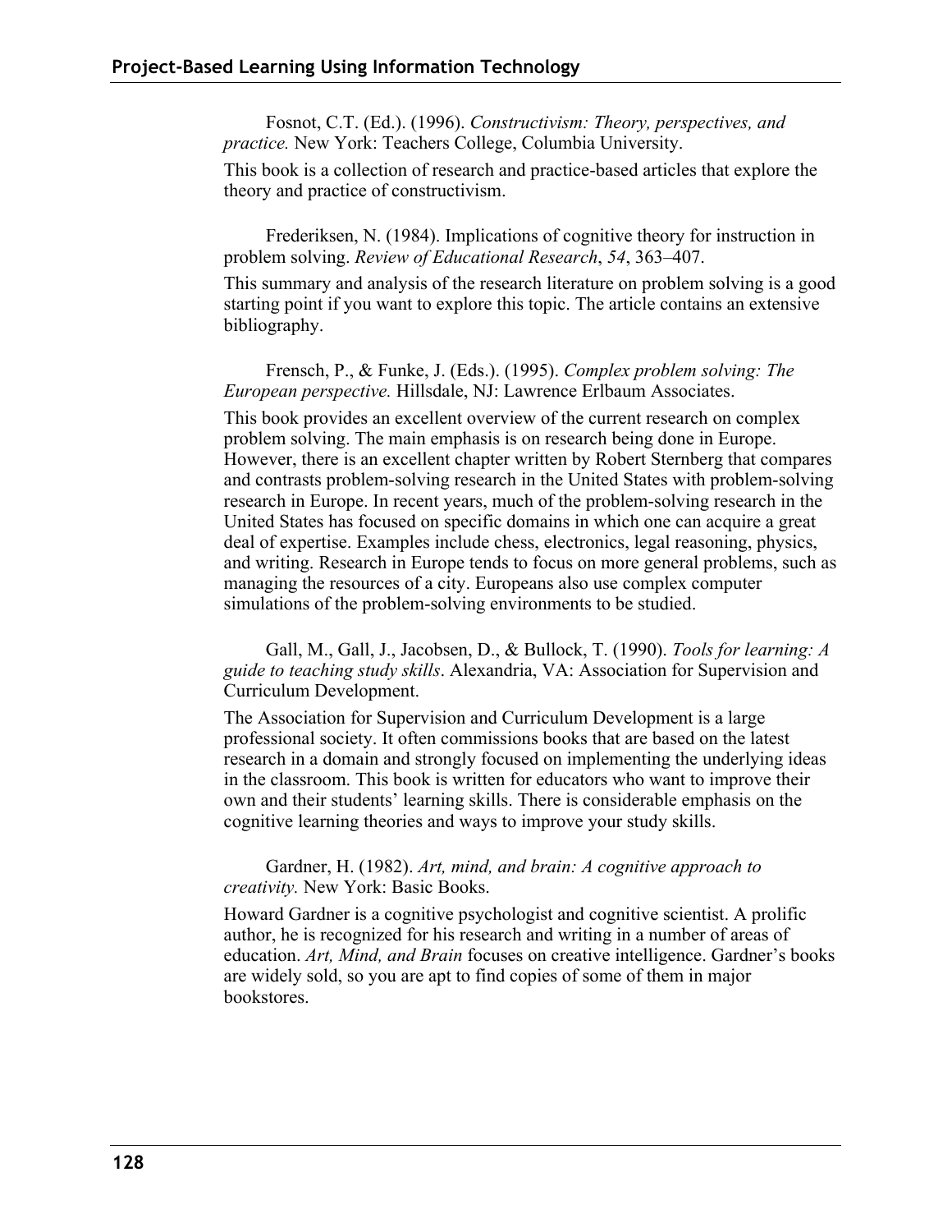Fosnot, C.T. (Ed.). (1996). *Constructivism: Theory, perspectives, and practice.* New York: Teachers College, Columbia University.

This book is a collection of research and practice-based articles that explore the theory and practice of constructivism.

Frederiksen, N. (1984). Implications of cognitive theory for instruction in problem solving. *Review of Educational Research*, *54*, 363–407.

This summary and analysis of the research literature on problem solving is a good starting point if you want to explore this topic. The article contains an extensive bibliography.

Frensch, P., & Funke, J. (Eds.). (1995). *Complex problem solving: The European perspective.* Hillsdale, NJ: Lawrence Erlbaum Associates.

This book provides an excellent overview of the current research on complex problem solving. The main emphasis is on research being done in Europe. However, there is an excellent chapter written by Robert Sternberg that compares and contrasts problem-solving research in the United States with problem-solving research in Europe. In recent years, much of the problem-solving research in the United States has focused on specific domains in which one can acquire a great deal of expertise. Examples include chess, electronics, legal reasoning, physics, and writing. Research in Europe tends to focus on more general problems, such as managing the resources of a city. Europeans also use complex computer simulations of the problem-solving environments to be studied.

Gall, M., Gall, J., Jacobsen, D., & Bullock, T. (1990). *Tools for learning: A guide to teaching study skills*. Alexandria, VA: Association for Supervision and Curriculum Development.

The Association for Supervision and Curriculum Development is a large professional society. It often commissions books that are based on the latest research in a domain and strongly focused on implementing the underlying ideas in the classroom. This book is written for educators who want to improve their own and their students' learning skills. There is considerable emphasis on the cognitive learning theories and ways to improve your study skills.

Gardner, H. (1982). *Art, mind, and brain: A cognitive approach to creativity.* New York: Basic Books.

Howard Gardner is a cognitive psychologist and cognitive scientist. A prolific author, he is recognized for his research and writing in a number of areas of education. *Art, Mind, and Brain* focuses on creative intelligence. Gardner's books are widely sold, so you are apt to find copies of some of them in major bookstores.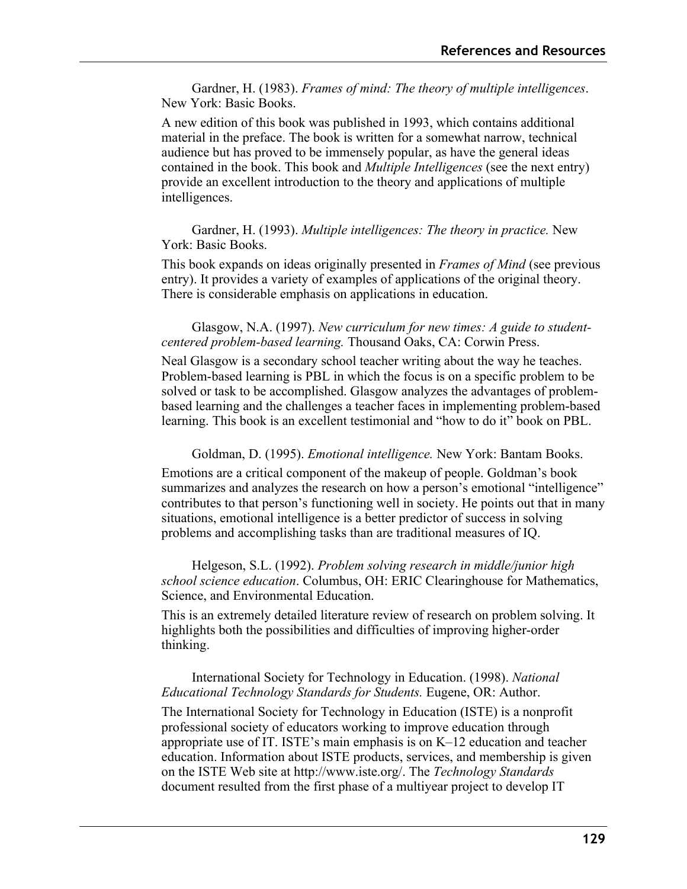Gardner, H. (1983). *Frames of mind: The theory of multiple intelligences*. New York: Basic Books.

A new edition of this book was published in 1993, which contains additional material in the preface. The book is written for a somewhat narrow, technical audience but has proved to be immensely popular, as have the general ideas contained in the book. This book and *Multiple Intelligences* (see the next entry) provide an excellent introduction to the theory and applications of multiple intelligences.

Gardner, H. (1993). *Multiple intelligences: The theory in practice.* New York: Basic Books.

This book expands on ideas originally presented in *Frames of Mind* (see previous entry). It provides a variety of examples of applications of the original theory. There is considerable emphasis on applications in education.

Glasgow, N.A. (1997). *New curriculum for new times: A guide to student-centered problem-based learning.* Thousand Oaks, CA: Corwin Press.

Neal Glasgow is a secondary school teacher writing about the way he teaches. Problem-based learning is PBL in which the focus is on a specific problem to be solved or task to be accomplished. Glasgow analyzes the advantages of problem-based learning and the challenges a teacher faces in implementing problem-based learning. This book is an excellent testimonial and "how to do it" book on PBL.

Goldman, D. (1995). *Emotional intelligence.* New York: Bantam Books.

Emotions are a critical component of the makeup of people. Goldman's book summarizes and analyzes the research on how a person's emotional "intelligence" contributes to that person's functioning well in society. He points out that in many situations, emotional intelligence is a better predictor of success in solving problems and accomplishing tasks than are traditional measures of IQ.

Helgeson, S.L. (1992). *Problem solving research in middle/junior high school science education*. Columbus, OH: ERIC Clearinghouse for Mathematics, Science, and Environmental Education.

This is an extremely detailed literature review of research on problem solving. It highlights both the possibilities and difficulties of improving higher-order thinking.

International Society for Technology in Education. (1998). *National Educational Technology Standards for Students.* Eugene, OR: Author.

The International Society for Technology in Education (ISTE) is a nonprofit professional society of educators working to improve education through appropriate use of IT. ISTE's main emphasis is on K–12 education and teacher education. Information about ISTE products, services, and membership is given on the ISTE Web site at http://www.iste.org/. The *Technology Standards* document resulted from the first phase of a multiyear project to develop IT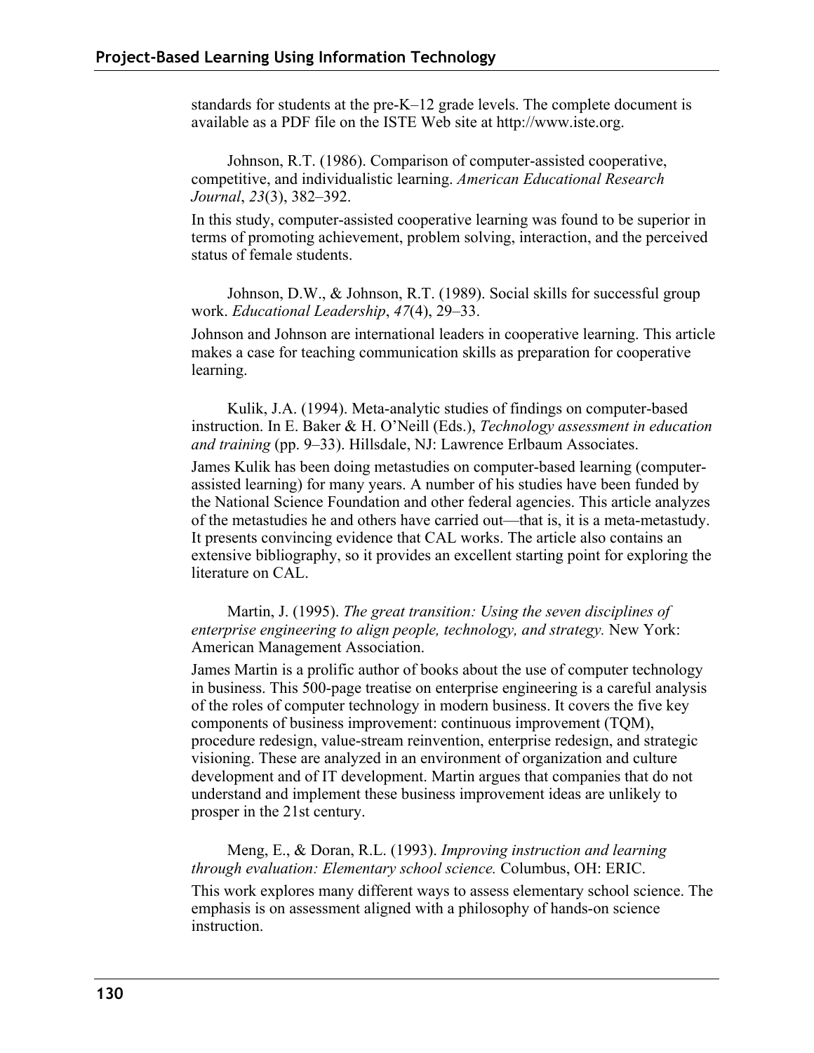standards for students at the pre-K–12 grade levels. The complete document is available as a PDF file on the ISTE Web site at http://www.iste.org.

Johnson, R.T. (1986). Comparison of computer-assisted cooperative, competitive, and individualistic learning. *American Educational Research Journal*, *23*(3), 382–392.

In this study, computer-assisted cooperative learning was found to be superior in terms of promoting achievement, problem solving, interaction, and the perceived status of female students.

Johnson, D.W., & Johnson, R.T. (1989). Social skills for successful group work. *Educational Leadership*, *47*(4), 29–33.

Johnson and Johnson are international leaders in cooperative learning. This article makes a case for teaching communication skills as preparation for cooperative learning.

Kulik, J.A. (1994). Meta-analytic studies of findings on computer-based instruction. In E. Baker & H. O'Neill (Eds.), *Technology assessment in education and training* (pp. 9–33). Hillsdale, NJ: Lawrence Erlbaum Associates.

James Kulik has been doing metastudies on computer-based learning (computer-assisted learning) for many years. A number of his studies have been funded by the National Science Foundation and other federal agencies. This article analyzes of the metastudies he and others have carried out—that is, it is a meta-metastudy. It presents convincing evidence that CAL works. The article also contains an extensive bibliography, so it provides an excellent starting point for exploring the literature on CAL.

Martin, J. (1995). *The great transition: Using the seven disciplines of enterprise engineering to align people, technology, and strategy.* New York: American Management Association.

James Martin is a prolific author of books about the use of computer technology in business. This 500-page treatise on enterprise engineering is a careful analysis of the roles of computer technology in modern business. It covers the five key components of business improvement: continuous improvement (TQM), procedure redesign, value-stream reinvention, enterprise redesign, and strategic visioning. These are analyzed in an environment of organization and culture development and of IT development. Martin argues that companies that do not understand and implement these business improvement ideas are unlikely to prosper in the 21st century.

Meng, E., & Doran, R.L. (1993). *Improving instruction and learning through evaluation: Elementary school science.* Columbus, OH: ERIC.

This work explores many different ways to assess elementary school science. The emphasis is on assessment aligned with a philosophy of hands-on science instruction.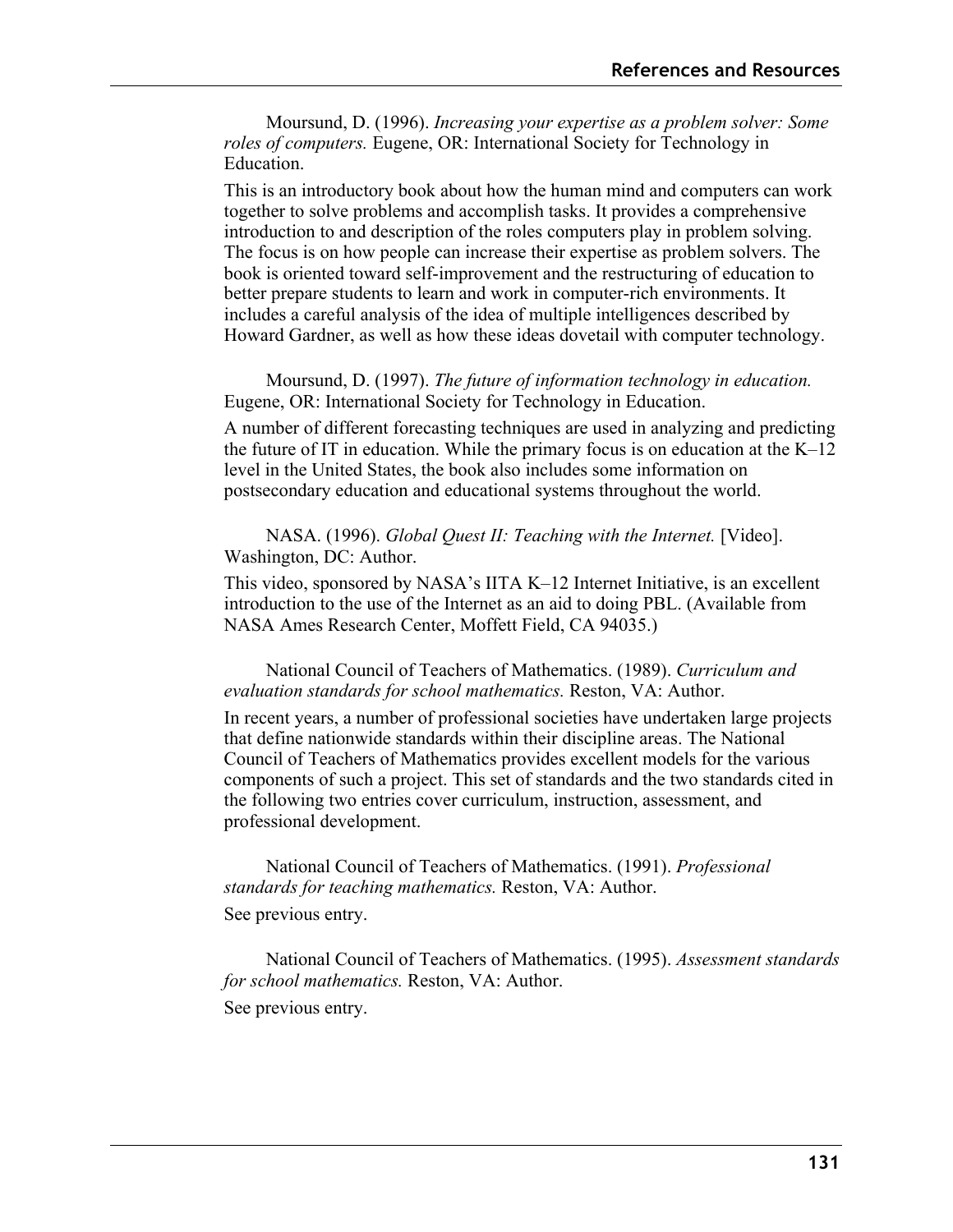Moursund, D. (1996). *Increasing your expertise as a problem solver: Some roles of computers.* Eugene, OR: International Society for Technology in Education.

This is an introductory book about how the human mind and computers can work together to solve problems and accomplish tasks. It provides a comprehensive introduction to and description of the roles computers play in problem solving. The focus is on how people can increase their expertise as problem solvers. The book is oriented toward self-improvement and the restructuring of education to better prepare students to learn and work in computer-rich environments. It includes a careful analysis of the idea of multiple intelligences described by Howard Gardner, as well as how these ideas dovetail with computer technology.

Moursund, D. (1997). *The future of information technology in education.* Eugene, OR: International Society for Technology in Education.

A number of different forecasting techniques are used in analyzing and predicting the future of IT in education. While the primary focus is on education at the K–12 level in the United States, the book also includes some information on postsecondary education and educational systems throughout the world.

NASA. (1996). *Global Quest II: Teaching with the Internet.* [Video]. Washington, DC: Author.

This video, sponsored by NASA's IITA K–12 Internet Initiative, is an excellent introduction to the use of the Internet as an aid to doing PBL. (Available from NASA Ames Research Center, Moffett Field, CA 94035.)

National Council of Teachers of Mathematics. (1989). *Curriculum and evaluation standards for school mathematics.* Reston, VA: Author.

In recent years, a number of professional societies have undertaken large projects that define nationwide standards within their discipline areas. The National Council of Teachers of Mathematics provides excellent models for the various components of such a project. This set of standards and the two standards cited in the following two entries cover curriculum, instruction, assessment, and professional development.

National Council of Teachers of Mathematics. (1991). *Professional standards for teaching mathematics.* Reston, VA: Author.

See previous entry.

National Council of Teachers of Mathematics. (1995). *Assessment standards for school mathematics.* Reston, VA: Author.

See previous entry.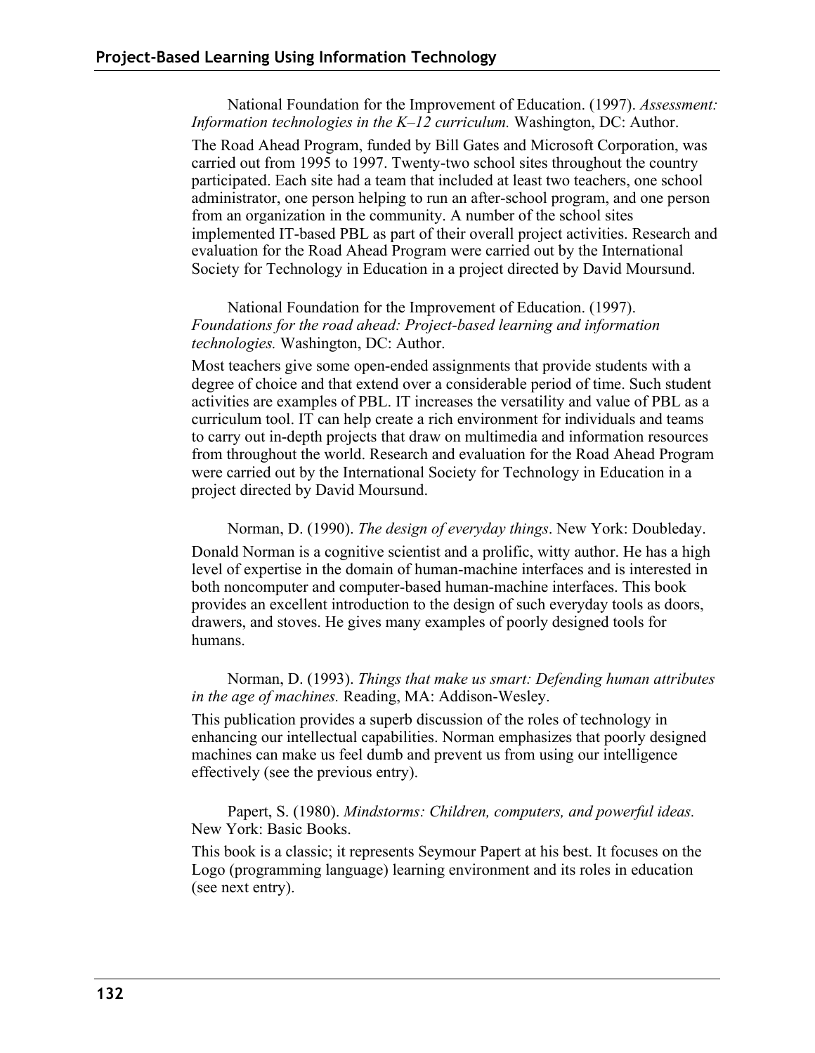National Foundation for the Improvement of Education. (1997). *Assessment: Information technologies in the K–12 curriculum.* Washington, DC: Author.

The Road Ahead Program, funded by Bill Gates and Microsoft Corporation, was carried out from 1995 to 1997. Twenty-two school sites throughout the country participated. Each site had a team that included at least two teachers, one school administrator, one person helping to run an after-school program, and one person from an organization in the community. A number of the school sites implemented IT-based PBL as part of their overall project activities. Research and evaluation for the Road Ahead Program were carried out by the International Society for Technology in Education in a project directed by David Moursund.

National Foundation for the Improvement of Education. (1997). *Foundations for the road ahead: Project-based learning and information technologies.* Washington, DC: Author.

Most teachers give some open-ended assignments that provide students with a degree of choice and that extend over a considerable period of time. Such student activities are examples of PBL. IT increases the versatility and value of PBL as a curriculum tool. IT can help create a rich environment for individuals and teams to carry out in-depth projects that draw on multimedia and information resources from throughout the world. Research and evaluation for the Road Ahead Program were carried out by the International Society for Technology in Education in a project directed by David Moursund.

Norman, D. (1990). *The design of everyday things*. New York: Doubleday.

Donald Norman is a cognitive scientist and a prolific, witty author. He has a high level of expertise in the domain of human-machine interfaces and is interested in both noncomputer and computer-based human-machine interfaces. This book provides an excellent introduction to the design of such everyday tools as doors, drawers, and stoves. He gives many examples of poorly designed tools for humans.

Norman, D. (1993). *Things that make us smart: Defending human attributes in the age of machines.* Reading, MA: Addison-Wesley.

This publication provides a superb discussion of the roles of technology in enhancing our intellectual capabilities. Norman emphasizes that poorly designed machines can make us feel dumb and prevent us from using our intelligence effectively (see the previous entry).

Papert, S. (1980). *Mindstorms: Children, computers, and powerful ideas.* New York: Basic Books.

This book is a classic; it represents Seymour Papert at his best. It focuses on the Logo (programming language) learning environment and its roles in education (see next entry).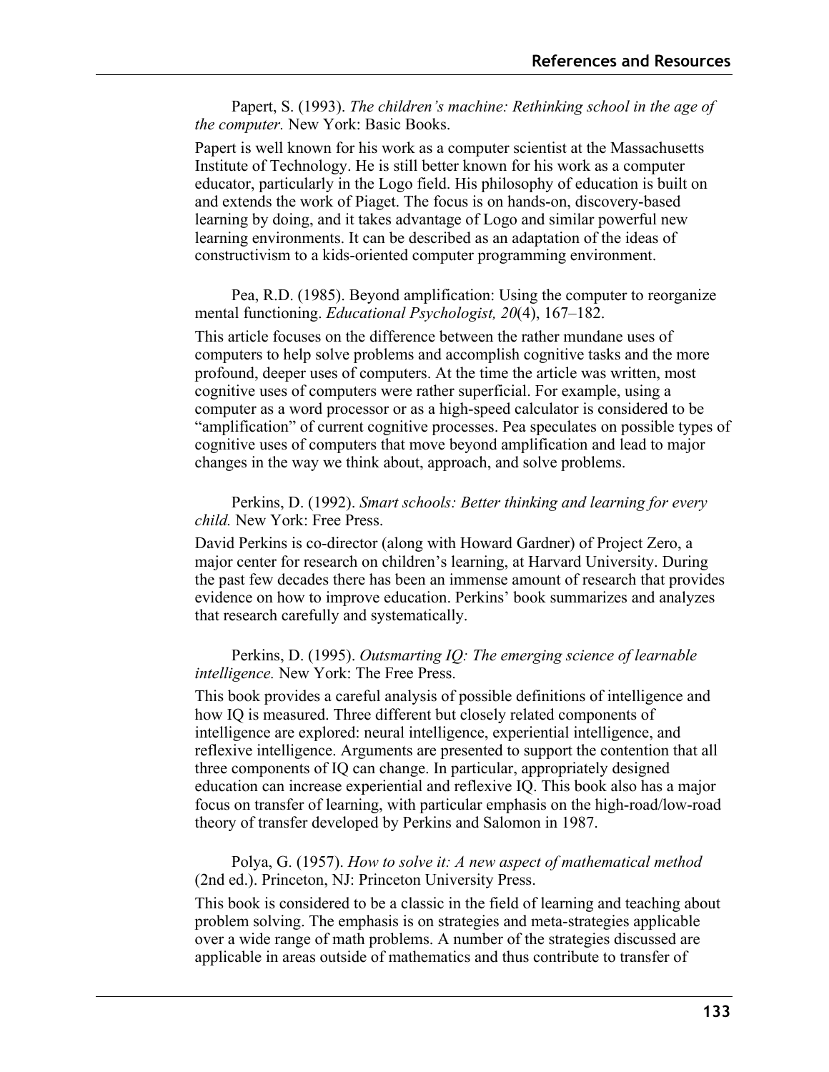Papert, S. (1993). *The children's machine: Rethinking school in the age of the computer.* New York: Basic Books.

Papert is well known for his work as a computer scientist at the Massachusetts Institute of Technology. He is still better known for his work as a computer educator, particularly in the Logo field. His philosophy of education is built on and extends the work of Piaget. The focus is on hands-on, discovery-based learning by doing, and it takes advantage of Logo and similar powerful new learning environments. It can be described as an adaptation of the ideas of constructivism to a kids-oriented computer programming environment.

Pea, R.D. (1985). Beyond amplification: Using the computer to reorganize mental functioning. *Educational Psychologist, 20*(4), 167–182.

This article focuses on the difference between the rather mundane uses of computers to help solve problems and accomplish cognitive tasks and the more profound, deeper uses of computers. At the time the article was written, most cognitive uses of computers were rather superficial. For example, using a computer as a word processor or as a high-speed calculator is considered to be "amplification" of current cognitive processes. Pea speculates on possible types of cognitive uses of computers that move beyond amplification and lead to major changes in the way we think about, approach, and solve problems.

Perkins, D. (1992). *Smart schools: Better thinking and learning for every child.* New York: Free Press.

David Perkins is co-director (along with Howard Gardner) of Project Zero, a major center for research on children's learning, at Harvard University. During the past few decades there has been an immense amount of research that provides evidence on how to improve education. Perkins' book summarizes and analyzes that research carefully and systematically.

Perkins, D. (1995). *Outsmarting IQ: The emerging science of learnable intelligence.* New York: The Free Press.

This book provides a careful analysis of possible definitions of intelligence and how IQ is measured. Three different but closely related components of intelligence are explored: neural intelligence, experiential intelligence, and reflexive intelligence. Arguments are presented to support the contention that all three components of IQ can change. In particular, appropriately designed education can increase experiential and reflexive IQ. This book also has a major focus on transfer of learning, with particular emphasis on the high-road/low-road theory of transfer developed by Perkins and Salomon in 1987.

Polya, G. (1957). *How to solve it: A new aspect of mathematical method* (2nd ed.). Princeton, NJ: Princeton University Press.

This book is considered to be a classic in the field of learning and teaching about problem solving. The emphasis is on strategies and meta-strategies applicable over a wide range of math problems. A number of the strategies discussed are applicable in areas outside of mathematics and thus contribute to transfer of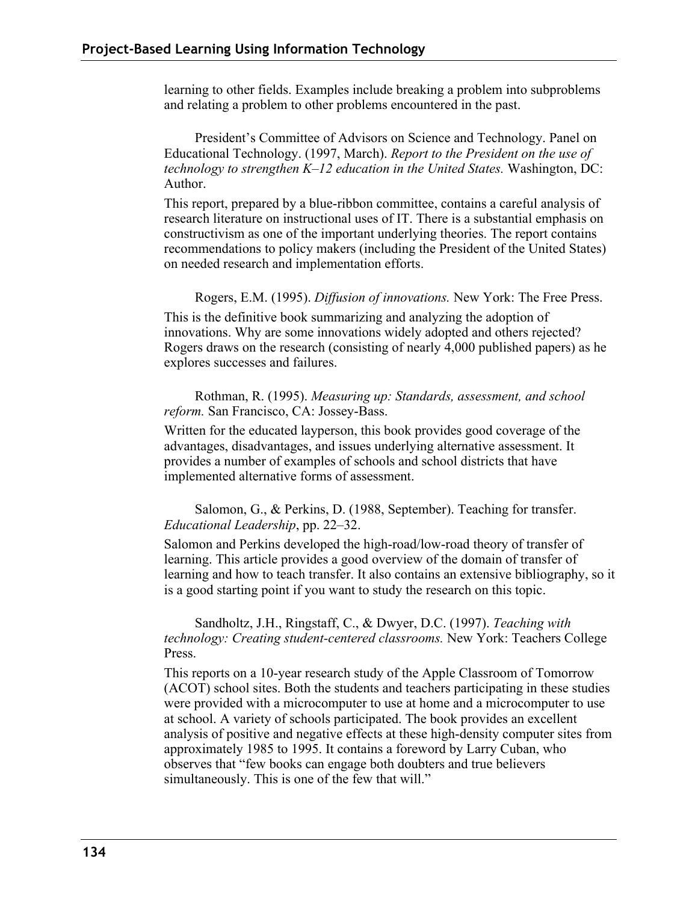learning to other fields. Examples include breaking a problem into subproblems and relating a problem to other problems encountered in the past.

President's Committee of Advisors on Science and Technology. Panel on Educational Technology. (1997, March). *Report to the President on the use of technology to strengthen K–12 education in the United States.* Washington, DC: Author.

This report, prepared by a blue-ribbon committee, contains a careful analysis of research literature on instructional uses of IT. There is a substantial emphasis on constructivism as one of the important underlying theories. The report contains recommendations to policy makers (including the President of the United States) on needed research and implementation efforts.

Rogers, E.M. (1995). *Diffusion of innovations.* New York: The Free Press.

This is the definitive book summarizing and analyzing the adoption of innovations. Why are some innovations widely adopted and others rejected? Rogers draws on the research (consisting of nearly 4,000 published papers) as he explores successes and failures.

Rothman, R. (1995). *Measuring up: Standards, assessment, and school reform.* San Francisco, CA: Jossey-Bass.

Written for the educated layperson, this book provides good coverage of the advantages, disadvantages, and issues underlying alternative assessment. It provides a number of examples of schools and school districts that have implemented alternative forms of assessment.

Salomon, G., & Perkins, D. (1988, September). Teaching for transfer. *Educational Leadership*, pp. 22–32.

Salomon and Perkins developed the high-road/low-road theory of transfer of learning. This article provides a good overview of the domain of transfer of learning and how to teach transfer. It also contains an extensive bibliography, so it is a good starting point if you want to study the research on this topic.

Sandholtz, J.H., Ringstaff, C., & Dwyer, D.C. (1997). *Teaching with technology: Creating student-centered classrooms.* New York: Teachers College Press.

This reports on a 10-year research study of the Apple Classroom of Tomorrow (ACOT) school sites. Both the students and teachers participating in these studies were provided with a microcomputer to use at home and a microcomputer to use at school. A variety of schools participated. The book provides an excellent analysis of positive and negative effects at these high-density computer sites from approximately 1985 to 1995. It contains a foreword by Larry Cuban, who observes that "few books can engage both doubters and true believers simultaneously. This is one of the few that will."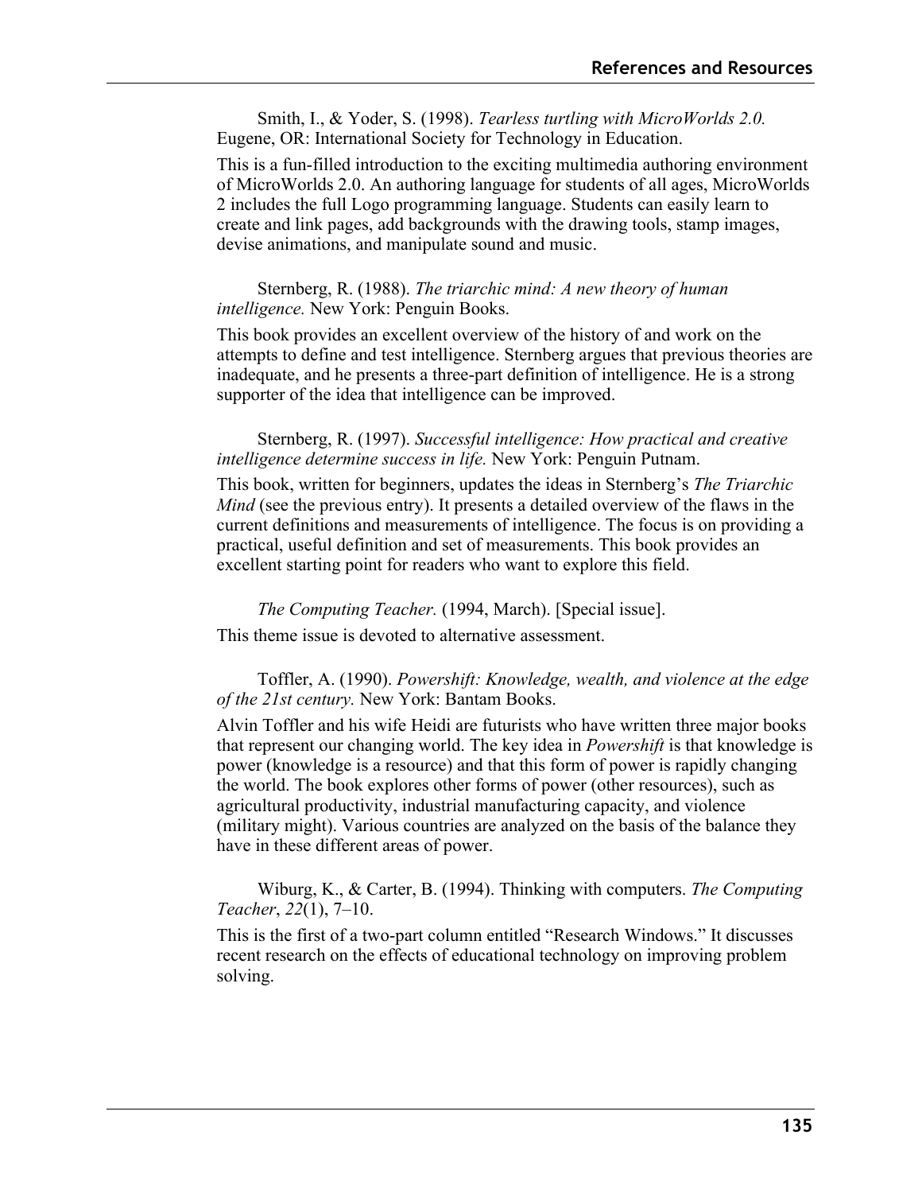Smith, I., & Yoder, S. (1998). *Tearless turtling with MicroWorlds 2.0.* Eugene, OR: International Society for Technology in Education.

This is a fun-filled introduction to the exciting multimedia authoring environment of MicroWorlds 2.0. An authoring language for students of all ages, MicroWorlds 2 includes the full Logo programming language. Students can easily learn to create and link pages, add backgrounds with the drawing tools, stamp images, devise animations, and manipulate sound and music.

Sternberg, R. (1988). *The triarchic mind: A new theory of human intelligence.* New York: Penguin Books.

This book provides an excellent overview of the history of and work on the attempts to define and test intelligence. Sternberg argues that previous theories are inadequate, and he presents a three-part definition of intelligence. He is a strong supporter of the idea that intelligence can be improved.

Sternberg, R. (1997). *Successful intelligence: How practical and creative intelligence determine success in life.* New York: Penguin Putnam.

This book, written for beginners, updates the ideas in Sternberg's *The Triarchic Mind* (see the previous entry). It presents a detailed overview of the flaws in the current definitions and measurements of intelligence. The focus is on providing a practical, useful definition and set of measurements. This book provides an excellent starting point for readers who want to explore this field.

*The Computing Teacher.* (1994, March). [Special issue].

This theme issue is devoted to alternative assessment.

Toffler, A. (1990). *Powershift: Knowledge, wealth, and violence at the edge of the 21st century.* New York: Bantam Books.

Alvin Toffler and his wife Heidi are futurists who have written three major books that represent our changing world. The key idea in *Powershift* is that knowledge is power (knowledge is a resource) and that this form of power is rapidly changing the world. The book explores other forms of power (other resources), such as agricultural productivity, industrial manufacturing capacity, and violence (military might). Various countries are analyzed on the basis of the balance they have in these different areas of power.

Wiburg, K., & Carter, B. (1994). Thinking with computers. *The Computing Teacher*, *22*(1), 7–10.

This is the first of a two-part column entitled "Research Windows." It discusses recent research on the effects of educational technology on improving problem solving.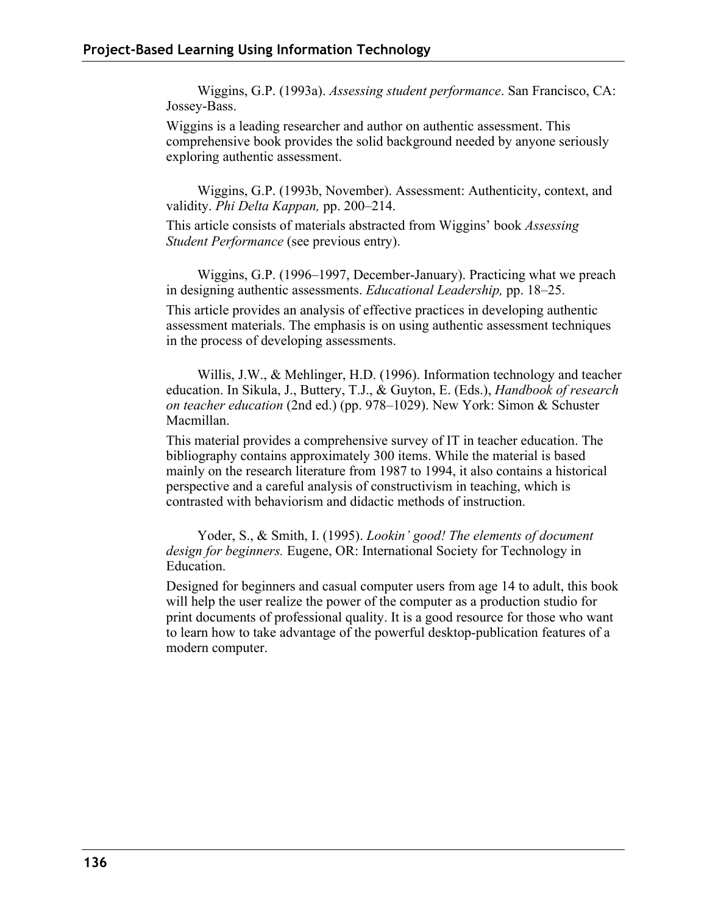Wiggins, G.P. (1993a). *Assessing student performance*. San Francisco, CA: Jossey-Bass.

Wiggins is a leading researcher and author on authentic assessment. This comprehensive book provides the solid background needed by anyone seriously exploring authentic assessment.

Wiggins, G.P. (1993b, November). Assessment: Authenticity, context, and validity. *Phi Delta Kappan,* pp. 200–214.

This article consists of materials abstracted from Wiggins' book *Assessing Student Performance* (see previous entry).

Wiggins, G.P. (1996–1997, December-January). Practicing what we preach in designing authentic assessments. *Educational Leadership,* pp. 18–25.

This article provides an analysis of effective practices in developing authentic assessment materials. The emphasis is on using authentic assessment techniques in the process of developing assessments.

Willis, J.W., & Mehlinger, H.D. (1996). Information technology and teacher education. In Sikula, J., Buttery, T.J., & Guyton, E. (Eds.), *Handbook of research on teacher education* (2nd ed.) (pp. 978–1029). New York: Simon & Schuster Macmillan.

This material provides a comprehensive survey of IT in teacher education. The bibliography contains approximately 300 items. While the material is based mainly on the research literature from 1987 to 1994, it also contains a historical perspective and a careful analysis of constructivism in teaching, which is contrasted with behaviorism and didactic methods of instruction.

Yoder, S., & Smith, I. (1995). *Lookin' good! The elements of document design for beginners.* Eugene, OR: International Society for Technology in Education.

Designed for beginners and casual computer users from age 14 to adult, this book will help the user realize the power of the computer as a production studio for print documents of professional quality. It is a good resource for those who want to learn how to take advantage of the powerful desktop-publication features of a modern computer.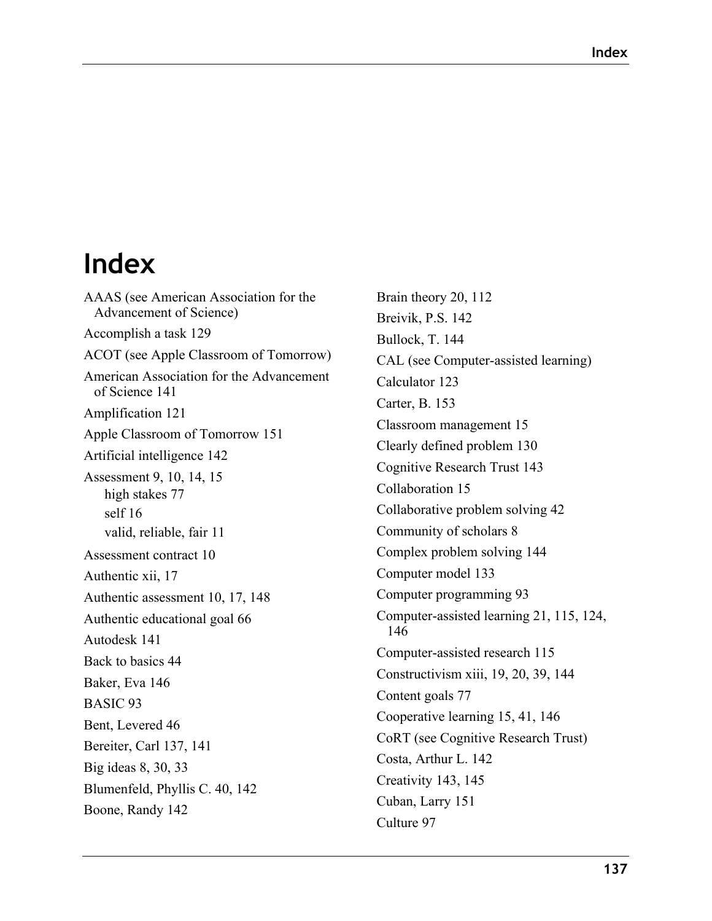# Index

AAAS (see American Association for the Advancement of Science)

Accomplish a task 129

ACOT (see Apple Classroom of Tomorrow)

American Association for the Advancement of Science 141

Amplification 121

Apple Classroom of Tomorrow 151

Artificial intelligence 142

Assessment 9, 10, 14, 15
- high stakes 77
- self 16
- valid, reliable, fair 11

Assessment contract 10

Authentic xii, 17

Authentic assessment 10, 17, 148

Authentic educational goal 66

Autodesk 141

Back to basics 44

Baker, Eva 146

BASIC 93

Bent, Levered 46

Bereiter, Carl 137, 141

Big ideas 8, 30, 33

Blumenfeld, Phyllis C. 40, 142

Boone, Randy 142

Brain theory 20, 112

Breivik, P.S. 142

Bullock, T. 144

CAL (see Computer-assisted learning)

Calculator 123

Carter, B. 153

Classroom management 15

Clearly defined problem 130

Cognitive Research Trust 143

Collaboration 15

Collaborative problem solving 42

Community of scholars 8

Complex problem solving 144

Computer model 133

Computer programming 93

Computer-assisted learning 21, 115, 124, 146

Computer-assisted research 115

Constructivism xiii, 19, 20, 39, 144

Content goals 77

Cooperative learning 15, 41, 146

CoRT (see Cognitive Research Trust)

Costa, Arthur L. 142

Creativity 143, 145

Cuban, Larry 151

Culture 97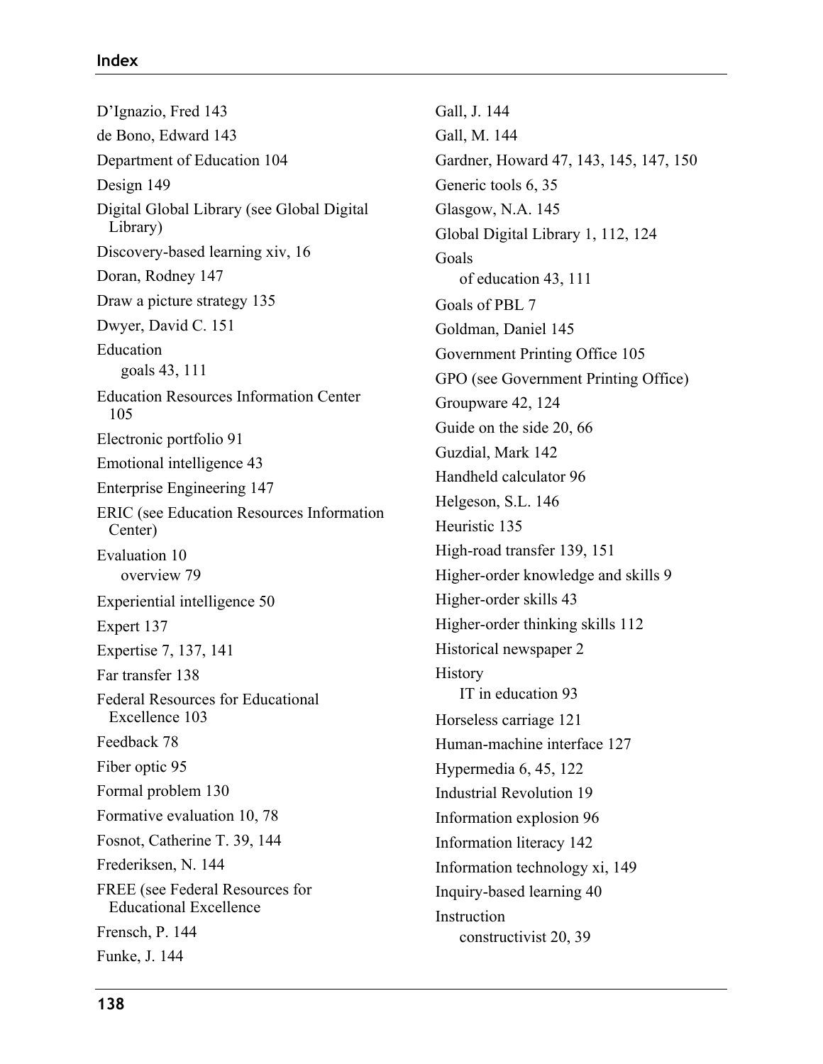D'Ignazio, Fred 143

de Bono, Edward 143

Department of Education 104

Design 149

Digital Global Library (see Global Digital Library)

Discovery-based learning xiv, 16

Doran, Rodney 147

Draw a picture strategy 135

Dwyer, David C. 151

Education
- goals 43, 111

Education Resources Information Center 105

Electronic portfolio 91

Emotional intelligence 43

Enterprise Engineering 147

ERIC (see Education Resources Information Center)

Evaluation 10
- overview 79

Experiential intelligence 50

Expert 137

Expertise 7, 137, 141

Far transfer 138

Federal Resources for Educational Excellence 103

Feedback 78

Fiber optic 95

Formal problem 130

Formative evaluation 10, 78

Fosnot, Catherine T. 39, 144

Frederiksen, N. 144

FREE (see Federal Resources for Educational Excellence

Frensch, P. 144

Funke, J. 144

Gall, J. 144

Gall, M. 144

Gardner, Howard 47, 143, 145, 147, 150

Generic tools 6, 35

Glasgow, N.A. 145

Global Digital Library 1, 112, 124

Goals
- of education 43, 111

Goals of PBL 7

Goldman, Daniel 145

Government Printing Office 105

GPO (see Government Printing Office)

Groupware 42, 124

Guide on the side 20, 66

Guzdial, Mark 142

Handheld calculator 96

Helgeson, S.L. 146

Heuristic 135

High-road transfer 139, 151

Higher-order knowledge and skills 9

Higher-order skills 43

Higher-order thinking skills 112

Historical newspaper 2

History
- IT in education 93

Horseless carriage 121

Human-machine interface 127

Hypermedia 6, 45, 122

Industrial Revolution 19

Information explosion 96

Information literacy 142

Information technology xi, 149

Inquiry-based learning 40

Instruction
- constructivist 20, 39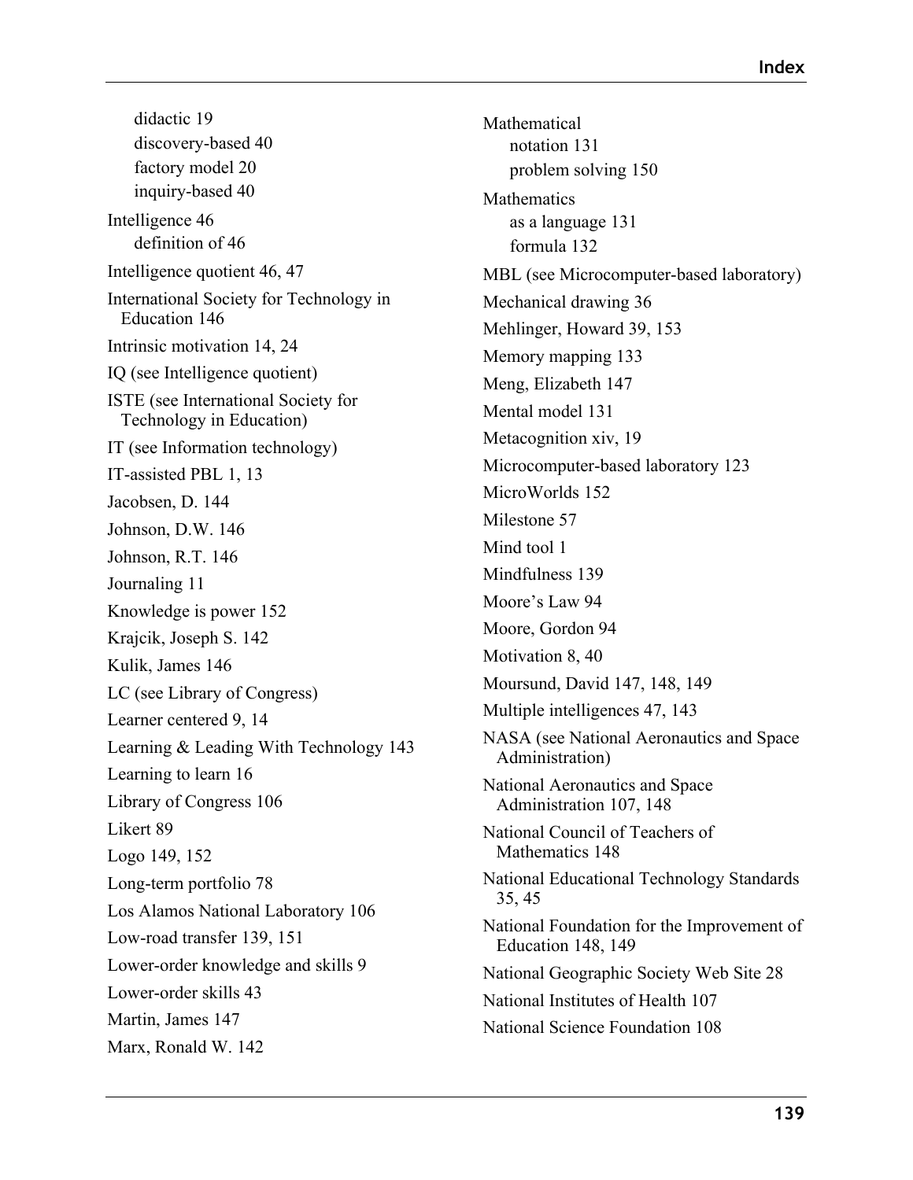- didactic 19
- discovery-based 40
- factory model 20
- inquiry-based 40

Intelligence 46
- definition of 46

Intelligence quotient 46, 47

International Society for Technology in Education 146

Intrinsic motivation 14, 24

IQ (see Intelligence quotient)

ISTE (see International Society for Technology in Education)

IT (see Information technology)

IT-assisted PBL 1, 13

Jacobsen, D. 144

Johnson, D.W. 146

Johnson, R.T. 146

Journaling 11

Knowledge is power 152

Krajcik, Joseph S. 142

Kulik, James 146

LC (see Library of Congress)

Learner centered 9, 14

Learning & Leading With Technology 143

Learning to learn 16

Library of Congress 106

Likert 89

Logo 149, 152

Long-term portfolio 78

Los Alamos National Laboratory 106

Low-road transfer 139, 151

Lower-order knowledge and skills 9

Lower-order skills 43

Martin, James 147

Marx, Ronald W. 142

Mathematical
- notation 131
- problem solving 150

Mathematics
- as a language 131
- formula 132

MBL (see Microcomputer-based laboratory)

Mechanical drawing 36

Mehlinger, Howard 39, 153

Memory mapping 133

Meng, Elizabeth 147

Mental model 131

Metacognition xiv, 19

Microcomputer-based laboratory 123

MicroWorlds 152

Milestone 57

Mind tool 1

Mindfulness 139

Moore's Law 94

Moore, Gordon 94

Motivation 8, 40

Moursund, David 147, 148, 149

Multiple intelligences 47, 143

NASA (see National Aeronautics and Space Administration)

National Aeronautics and Space Administration 107, 148

National Council of Teachers of Mathematics 148

National Educational Technology Standards 35, 45

National Foundation for the Improvement of Education 148, 149

National Geographic Society Web Site 28

National Institutes of Health 107

National Science Foundation 108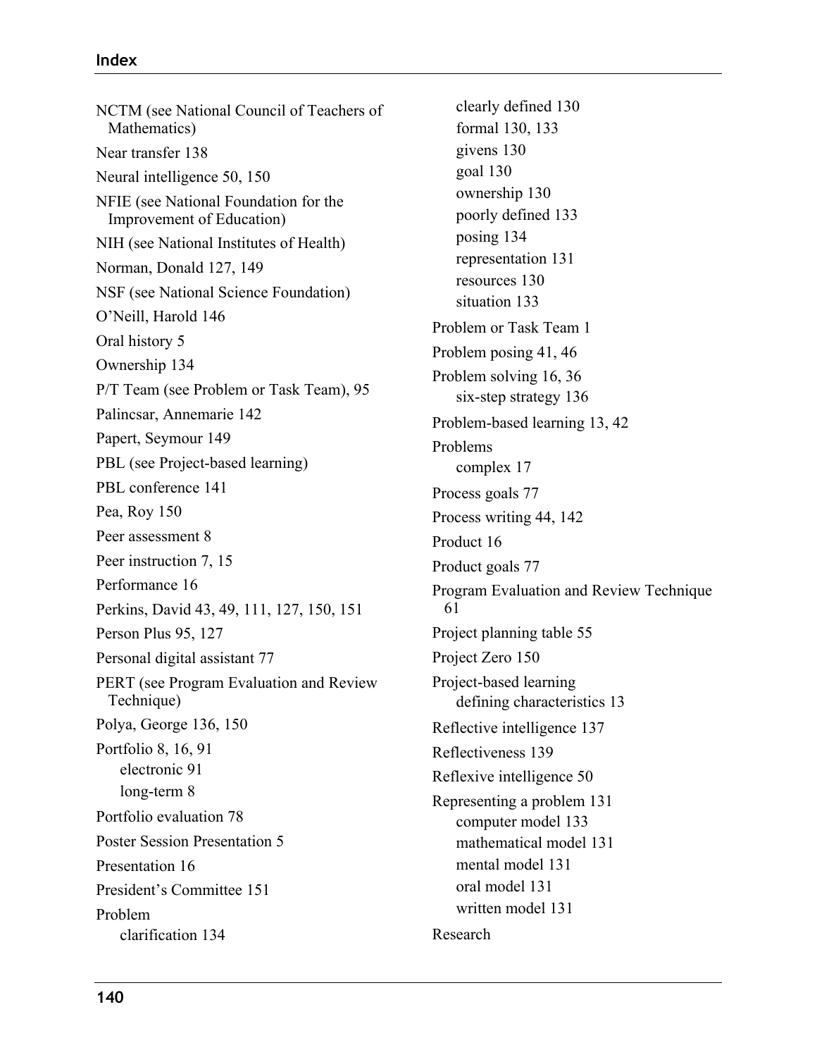NCTM (see National Council of Teachers of Mathematics)

Near transfer 138

Neural intelligence 50, 150

NFIE (see National Foundation for the Improvement of Education)

NIH (see National Institutes of Health)

Norman, Donald 127, 149

NSF (see National Science Foundation)

O'Neill, Harold 146

Oral history 5

Ownership 134

P/T Team (see Problem or Task Team), 95

Palincsar, Annemarie 142

Papert, Seymour 149

PBL (see Project-based learning)

PBL conference 141

Pea, Roy 150

Peer assessment 8

Peer instruction 7, 15

Performance 16

Perkins, David 43, 49, 111, 127, 150, 151

Person Plus 95, 127

Personal digital assistant 77

PERT (see Program Evaluation and Review Technique)

Polya, George 136, 150

Portfolio 8, 16, 91
- electronic 91
- long-term 8

Portfolio evaluation 78

Poster Session Presentation 5

Presentation 16

President's Committee 151

Problem
- clarification 134
- clearly defined 130
- formal 130, 133
- givens 130
- goal 130
- ownership 130
- poorly defined 133
- posing 134
- representation 131
- resources 130
- situation 133

Problem or Task Team 1

Problem posing 41, 46

Problem solving 16, 36
- six-step strategy 136

Problem-based learning 13, 42

Problems
- complex 17

Process goals 77

Process writing 44, 142

Product 16

Product goals 77

Program Evaluation and Review Technique 61

Project planning table 55

Project Zero 150

Project-based learning
- defining characteristics 13

Reflective intelligence 137

Reflectiveness 139

Reflexive intelligence 50

Representing a problem 131
- computer model 133
- mathematical model 131
- mental model 131
- oral model 131
- written model 131

Research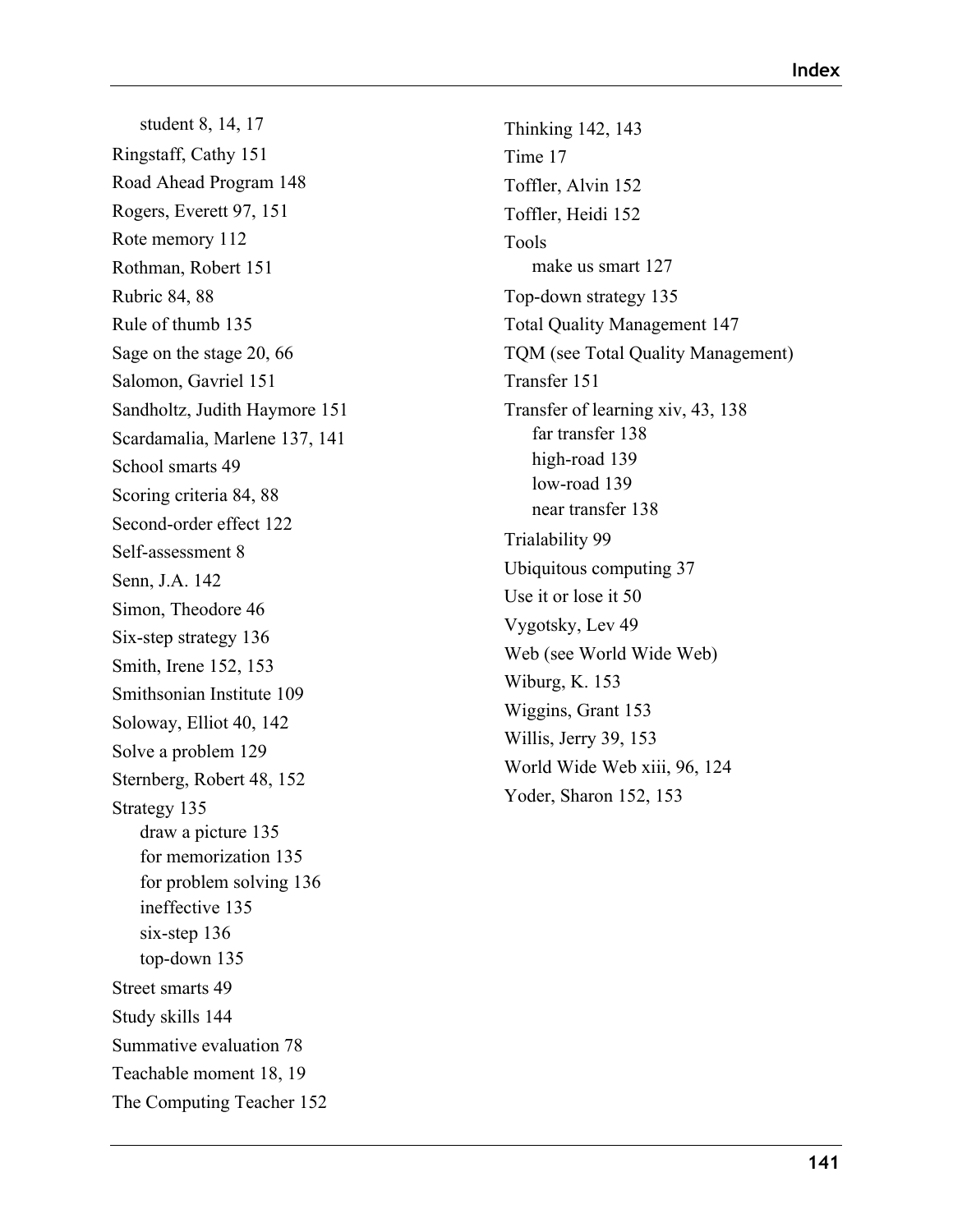student 8, 14, 17

Ringstaff, Cathy 151

Road Ahead Program 148

Rogers, Everett 97, 151

Rote memory 112

Rothman, Robert 151

Rubric 84, 88

Rule of thumb 135

Sage on the stage 20, 66

Salomon, Gavriel 151

Sandholtz, Judith Haymore 151

Scardamalia, Marlene 137, 141

School smarts 49

Scoring criteria 84, 88

Second-order effect 122

Self-assessment 8

Senn, J.A. 142

Simon, Theodore 46

Six-step strategy 136

Smith, Irene 152, 153

Smithsonian Institute 109

Soloway, Elliot 40, 142

Solve a problem 129

Sternberg, Robert 48, 152

Strategy 135
- draw a picture 135
- for memorization 135
- for problem solving 136
- ineffective 135
- six-step 136
- top-down 135

Street smarts 49

Study skills 144

Summative evaluation 78

Teachable moment 18, 19

The Computing Teacher 152

Thinking 142, 143

Time 17

Toffler, Alvin 152

Toffler, Heidi 152

Tools
- make us smart 127

Top-down strategy 135

Total Quality Management 147

TQM (see Total Quality Management)

Transfer 151

Transfer of learning xiv, 43, 138
- far transfer 138
- high-road 139
- low-road 139
- near transfer 138

Trialability 99

Ubiquitous computing 37

Use it or lose it 50

Vygotsky, Lev 49

Web (see World Wide Web)

Wiburg, K. 153

Wiggins, Grant 153

Willis, Jerry 39, 153

World Wide Web xiii, 96, 124

Yoder, Sharon 152, 153